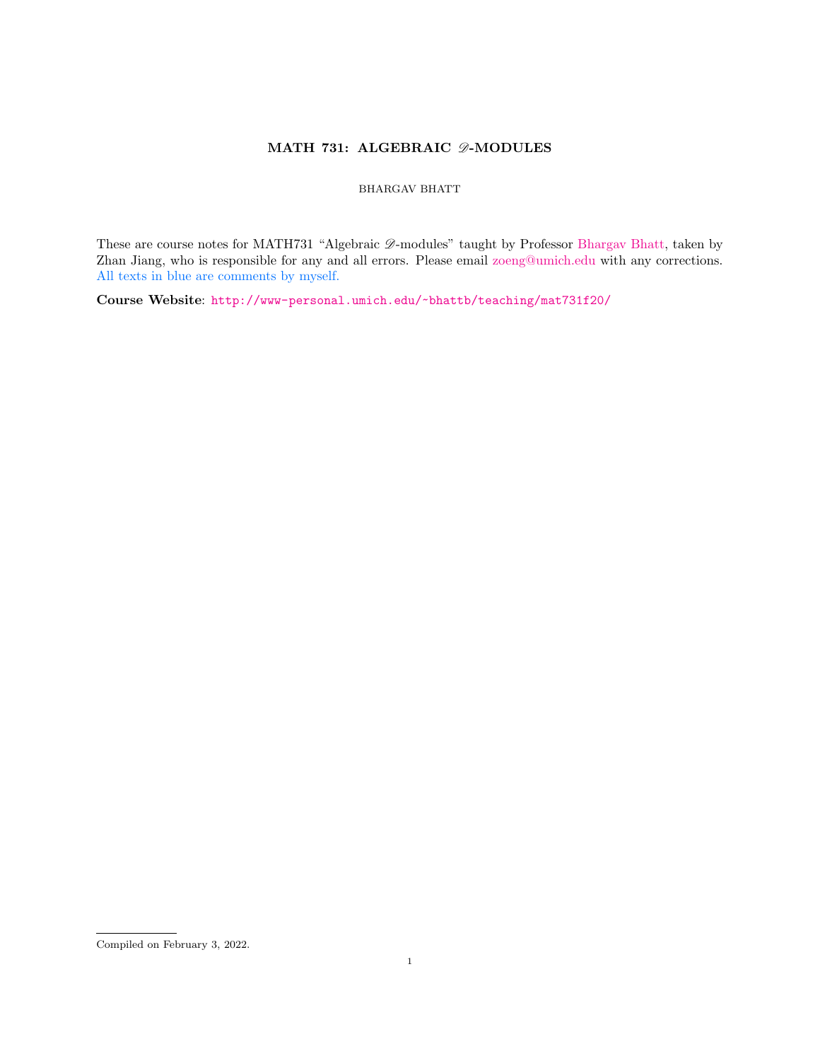# MATH 731: ALGEBRAIC $\mathscr{D}$-MODULES

BHARGAV BHATT

These are course notes for MATH731 "Algebraic $\mathscr{D}$-modules" taught by Professor Bhargav Bhatt, taken by Zhan Jiang, who is responsible for any and all errors. Please email zoeng@umich.edu with any corrections. All texts in blue are comments by myself.

**Course Website**: http://www-personal.umich.edu/~bhattb/teaching/mat731f20/

Compiled on February 3, 2022.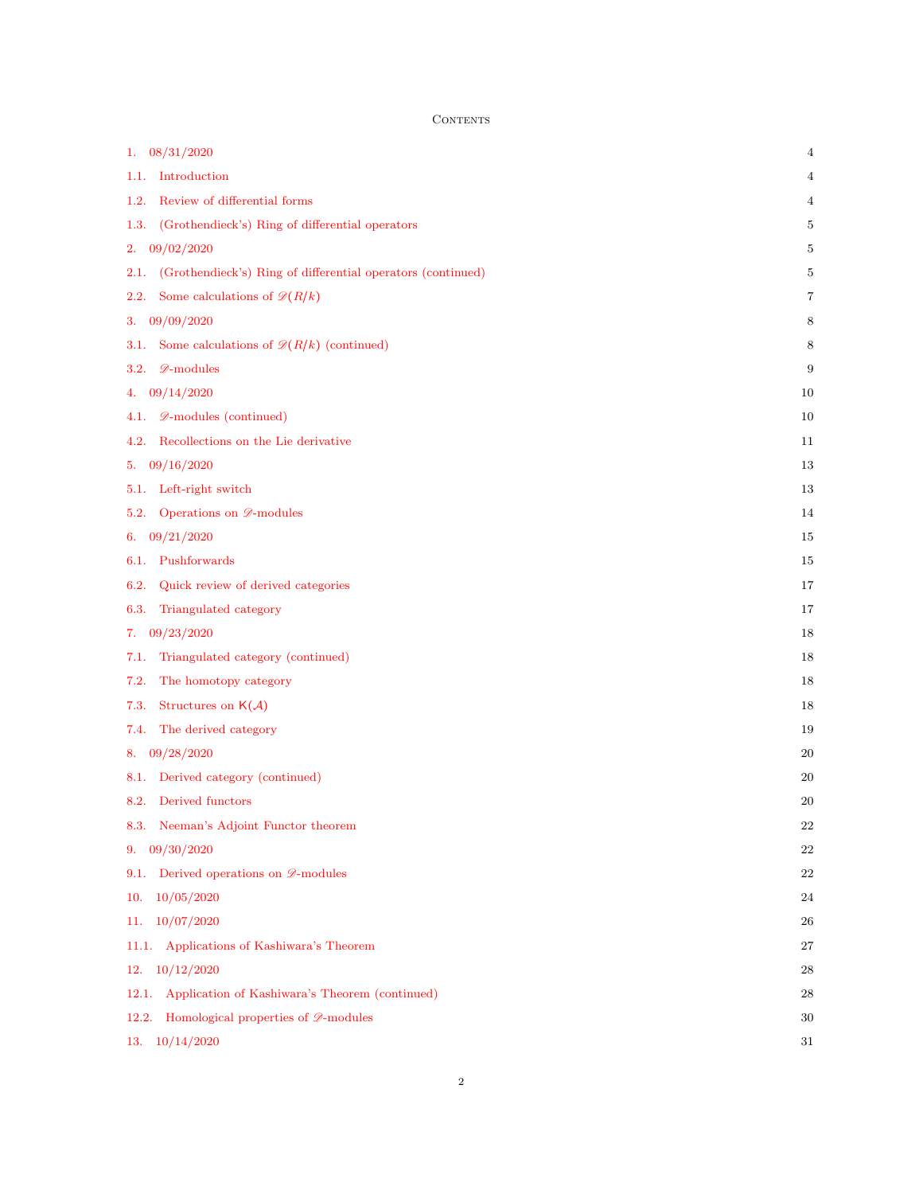# Contents

| | |
|---|---|
| 1. 08/31/2020 | 4 |
| 1.1. Introduction | 4 |
| 1.2. Review of differential forms | 4 |
| 1.3. (Grothendieck's) Ring of differential operators | 5 |
| 2. 09/02/2020 | 5 |
| 2.1. (Grothendieck's) Ring of differential operators (continued) | 5 |
| 2.2. Some calculations of $\mathscr{D}(R/k)$ | 7 |
| 3. 09/09/2020 | 8 |
| 3.1. Some calculations of $\mathscr{D}(R/k)$ (continued) | 8 |
| 3.2. $\mathscr{D}$-modules | 9 |
| 4. 09/14/2020 | 10 |
| 4.1. $\mathscr{D}$-modules (continued) | 10 |
| 4.2. Recollections on the Lie derivative | 11 |
| 5. 09/16/2020 | 13 |
| 5.1. Left-right switch | 13 |
| 5.2. Operations on $\mathscr{D}$-modules | 14 |
| 6. 09/21/2020 | 15 |
| 6.1. Pushforwards | 15 |
| 6.2. Quick review of derived categories | 17 |
| 6.3. Triangulated category | 17 |
| 7. 09/23/2020 | 18 |
| 7.1. Triangulated category (continued) | 18 |
| 7.2. The homotopy category | 18 |
| 7.3. Structures on $\mathsf{K}(\mathcal{A})$ | 18 |
| 7.4. The derived category | 19 |
| 8. 09/28/2020 | 20 |
| 8.1. Derived category (continued) | 20 |
| 8.2. Derived functors | 20 |
| 8.3. Neeman's Adjoint Functor theorem | 22 |
| 9. 09/30/2020 | 22 |
| 9.1. Derived operations on $\mathscr{D}$-modules | 22 |
| 10. 10/05/2020 | 24 |
| 11. 10/07/2020 | 26 |
| 11.1. Applications of Kashiwara's Theorem | 27 |
| 12. 10/12/2020 | 28 |
| 12.1. Application of Kashiwara's Theorem (continued) | 28 |
| 12.2. Homological properties of $\mathscr{D}$-modules | 30 |
| 13. 10/14/2020 | 31 |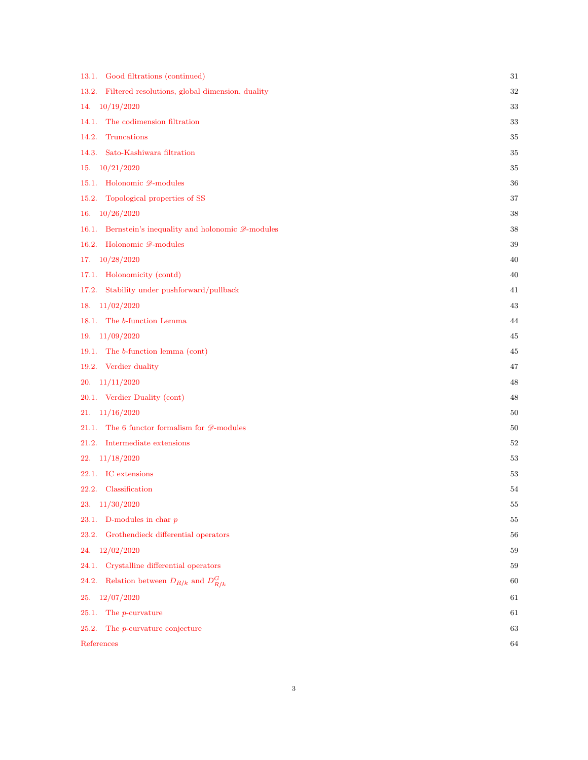13.1. Good filtrations (continued) 31

13.2. Filtered resolutions, global dimension, duality 32

14. 10/19/2020 33

14.1. The codimension filtration 33

14.2. Truncations 35

14.3. Sato-Kashiwara filtration 35

15. 10/21/2020 35

15.1. Holonomic $\mathscr{D}$-modules 36

15.2. Topological properties of SS 37

16. 10/26/2020 38

16.1. Bernstein's inequality and holonomic $\mathscr{D}$-modules 38

16.2. Holonomic $\mathscr{D}$-modules 39

17. 10/28/2020 40

17.1. Holonomicity (contd) 40

17.2. Stability under pushforward/pullback 41

18. 11/02/2020 43

18.1. The $b$-function Lemma 44

19. 11/09/2020 45

19.1. The $b$-function lemma (cont) 45

19.2. Verdier duality 47

20. 11/11/2020 48

20.1. Verdier Duality (cont) 48

21. 11/16/2020 50

21.1. The 6 functor formalism for $\mathscr{D}$-modules 50

21.2. Intermediate extensions 52

22. 11/18/2020 53

22.1. IC extensions 53

22.2. Classification 54

23. 11/30/2020 55

23.1. D-modules in char $p$ 55

23.2. Grothendieck differential operators 56

24. 12/02/2020 59

24.1. Crystalline differential operators 59

24.2. Relation between $D_{R/k}$ and $D^G_{R/k}$ 60

25. 12/07/2020 61

25.1. The $p$-curvature 61

25.2. The $p$-curvature conjecture 63

References 64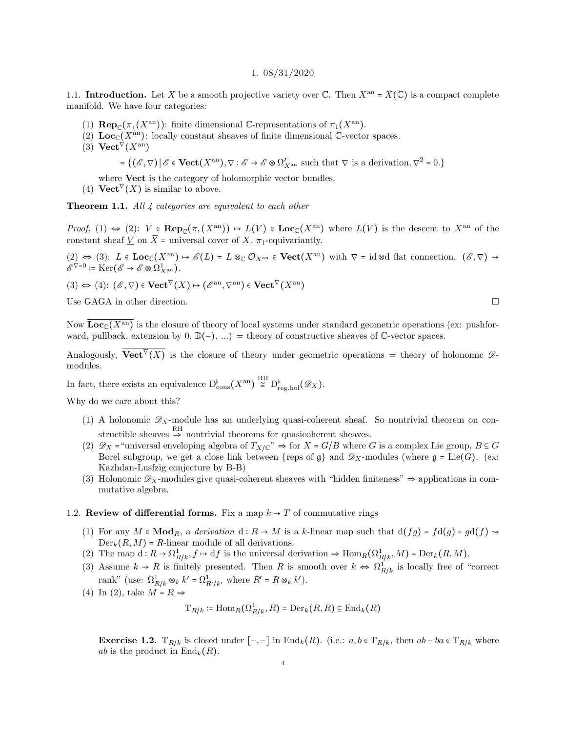# 1. 08/31/2020

**1.1. Introduction.** Let $X$ be a smooth projective variety over $\mathbb{C}$. Then $X^{\text{an}} = X(\mathbb{C})$ is a compact complete manifold. We have four categories:

1. $\mathbf{Rep}_{\mathbb{C}}(\pi, (X^{\text{an}}))$: finite dimensional $\mathbb{C}$-representations of $\pi_1(X^{\text{an}})$.
2. $\mathbf{Loc}_{\mathbb{C}}(X^{\text{an}})$: locally constant sheaves of finite dimensional $\mathbb{C}$-vector spaces.
3. $\mathbf{Vect}^{\nabla}(X^{\text{an}})$
$$= \{(\mathscr{E}, \nabla) \mid \mathscr{E} \in \mathbf{Vect}(X^{\text{an}}), \nabla : \mathscr{E} \to \mathscr{E} \otimes \Omega'_{X^{\text{an}}} \text{ such that } \nabla \text{ is a derivation}, \nabla^2 = 0.\}$$
where **Vect** is the category of holomorphic vector bundles.
4. $\mathbf{Vect}^{\nabla}(X)$ is similar to above.

**Theorem 1.1.** *All 4 categories are equivalent to each other*

*Proof.* (1) $\Leftrightarrow$ (2): $V \in \mathbf{Rep}_{\mathbb{C}}(\pi, (X^{\text{an}})) \mapsto L(V) \in \mathbf{Loc}_{\mathbb{C}}(X^{\text{an}})$ where $L(V)$ is the descent to $X^{\text{an}}$ of the constant sheaf $\underline{V}$ on $\widetilde{X}$ = universal cover of $X$, $\pi_1$-equivariantly.

(2) $\Leftrightarrow$ (3): $L \in \mathbf{Loc}_{\mathbb{C}}(X^{\text{an}}) \mapsto \mathscr{E}(L) = L \otimes_{\mathbb{C}} \mathcal{O}_{X^{\text{an}}} \in \mathbf{Vect}(X^{\text{an}})$ with $\nabla = \text{id} \otimes \text{d}$ flat connection. $(\mathscr{E}, \nabla) \mapsto \mathscr{E}^{\nabla = 0} := \text{Ker}(\mathscr{E} \to \mathscr{E} \otimes \Omega^1_{X^{\text{an}}})$.

(3) $\Leftrightarrow$ (4): $(\mathscr{E}, \nabla) \in \mathbf{Vect}^{\nabla}(X) \mapsto (\mathscr{E}^{\text{an}}, \nabla^{\text{an}}) \in \mathbf{Vect}^{\nabla}(X^{\text{an}})$

Use GAGA in other direction. □

Now $\overline{\mathbf{Loc}_{\mathbb{C}}(X^{\text{an}})}$ is the closure of theory of local systems under standard geometric operations (ex: pushforward, pullback, extension by 0, $\mathbb{D}(-)$, ...) = theory of constructive sheaves of $\mathbb{C}$-vector spaces.

Analogously, $\overline{\mathbf{Vect}^{\nabla}(X)}$ is the closure of theory under geometric operations = theory of holonomic $\mathscr{D}$-modules.

In fact, there exists an equivalence $\text{D}^{\flat}_{\text{cons}}(X^{\text{an}}) \overset{\text{RH}}{\cong} \text{D}^{\flat}_{\text{reg.hol}}(\mathscr{D}_X)$.

Why do we care about this?

1. A holonomic $\mathscr{D}_X$-module has an underlying quasi-coherent sheaf. So nontrivial theorem on constructible sheaves $\overset{\text{RH}}{\Rightarrow}$ nontrivial theorems for quasicoherent sheaves.
2. $\mathscr{D}_X$ = "universal enveloping algebra of $T_{X/\mathbb{C}}$" $\Rightarrow$ for $X = G/B$ where $G$ is a complex Lie group, $B \subseteq G$ Borel subgroup, we get a close link between {reps of $\mathfrak{g}$} and $\mathscr{D}_X$-modules (where $\mathfrak{g} = \text{Lie}(G)$. (ex: Kazhdan-Lusfzig conjecture by B-B)
3. Holonomic $\mathscr{D}_X$-modules give quasi-coherent sheaves with "hidden finiteness" $\Rightarrow$ applications in commutative algebra.

**1.2. Review of differential forms.** Fix a map $k \to T$ of commutative rings

1. For any $M \in \mathbf{Mod}_R$, a *derivation* $\text{d} : R \to M$ is a $k$-linear map such that $\text{d}(fg) = f\text{d}(g) + g\text{d}(f) \rightsquigarrow \text{Der}_k(R, M)$ = $R$-linear module of all derivations.
2. The map $\text{d} : R \to \Omega^1_{R/k}, f \mapsto \text{d}f$ is the universal derivation $\Rightarrow \text{Hom}_R(\Omega^1_{R/k}, M) = \text{Der}_k(R, M)$.
3. Assume $k \to R$ is finitely presented. Then $R$ is smooth over $k \Leftrightarrow \Omega^1_{R/k}$ is locally free of "correct rank" (use: $\Omega^1_{R/k} \otimes_k k' = \Omega^1_{R'/k'}$ where $R' = R \otimes_k k'$).
4. In (2), take $M = R \Rightarrow$
$$\text{T}_{R/k} := \text{Hom}_R(\Omega^1_{R/k}, R) = \text{Der}_k(R, R) \subseteq \text{End}_k(R)$$

**Exercise 1.2.** $\text{T}_{R/k}$ is closed under $[-,-]$ in $\text{End}_k(R)$. (i.e.: $a, b \in \text{T}_{R/k}$, then $ab - ba \in \text{T}_{R/k}$ where $ab$ is the product in $\text{End}_k(R)$.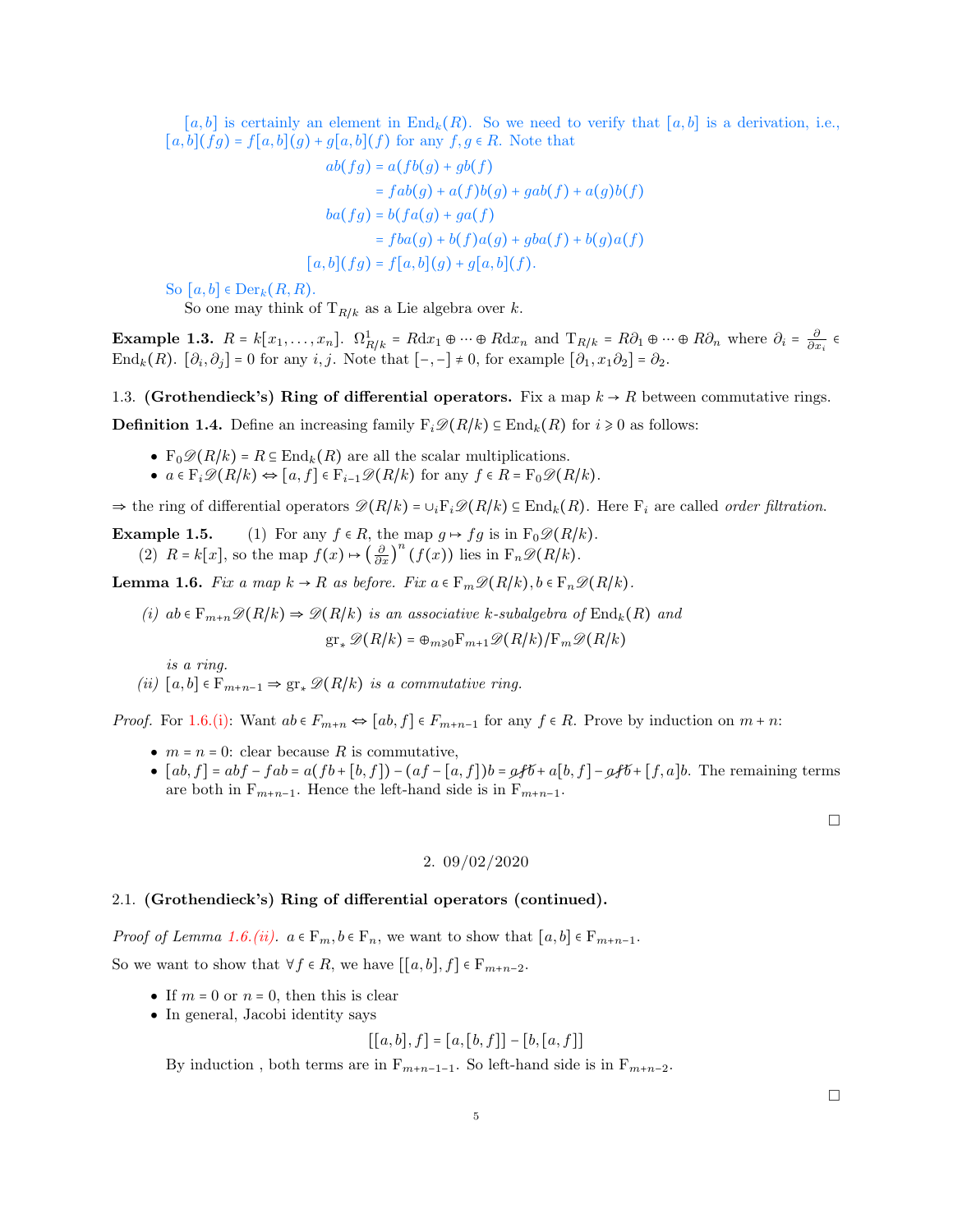$[a,b]$ is certainly an element in $\mathrm{End}_k(R)$. So we need to verify that $[a,b]$ is a derivation, i.e., $[a,b](fg) = f[a,b](g) + g[a,b](f)$ for any $f,g \in R$. Note that

$$
\begin{aligned}
ab(fg) &= a(fb(g) + gb(f)) \\
&= fab(g) + a(f)b(g) + gab(f) + a(g)b(f) \\
ba(fg) &= b(fa(g) + ga(f)) \\
&= fba(g) + b(f)a(g) + gba(f) + b(g)a(f) \\
[a,b](fg) &= f[a,b](g) + g[a,b](f).
\end{aligned}
$$

So $[a,b] \in \mathrm{Der}_k(R,R)$.

So one may think of $\mathrm{T}_{R/k}$ as a Lie algebra over $k$.

**Example 1.3.** $R = k[x_1,\dots,x_n]$. $\Omega^1_{R/k} = R\mathrm{d}x_1 \oplus \cdots \oplus R\mathrm{d}x_n$ and $\mathrm{T}_{R/k} = R\partial_1 \oplus \cdots \oplus R\partial_n$ where $\partial_i = \frac{\partial}{\partial x_i} \in \mathrm{End}_k(R)$. $[\partial_i, \partial_j] = 0$ for any $i,j$. Note that $[-,-] \neq 0$, for example $[\partial_1, x_1\partial_2] = \partial_2$.

### 1.3. (Grothendieck's) Ring of differential operators.

Fix a map $k \to R$ between commutative rings.

**Definition 1.4.** Define an increasing family $\mathrm{F}_i\mathscr{D}(R/k) \subseteq \mathrm{End}_k(R)$ for $i \geqslant 0$ as follows:

- $\mathrm{F}_0\mathscr{D}(R/k) = R \subseteq \mathrm{End}_k(R)$ are all the scalar multiplications.
- $a \in \mathrm{F}_i\mathscr{D}(R/k) \Leftrightarrow [a,f] \in \mathrm{F}_{i-1}\mathscr{D}(R/k)$ for any $f \in R = \mathrm{F}_0\mathscr{D}(R/k)$.

$\Rightarrow$ the ring of differential operators $\mathscr{D}(R/k) = \cup_i \mathrm{F}_i\mathscr{D}(R/k) \subseteq \mathrm{End}_k(R)$. Here $\mathrm{F}_i$ are called *order filtration*.

**Example 1.5.**
(1) For any $f \in R$, the map $g \mapsto fg$ is in $\mathrm{F}_0\mathscr{D}(R/k)$.
(2) $R = k[x]$, so the map $f(x) \mapsto \left(\frac{\partial}{\partial x}\right)^n(f(x))$ lies in $\mathrm{F}_n\mathscr{D}(R/k)$.

**Lemma 1.6.** *Fix a map $k \to R$ as before. Fix $a \in \mathrm{F}_m\mathscr{D}(R/k), b \in \mathrm{F}_n\mathscr{D}(R/k)$.*

*(i) $ab \in \mathrm{F}_{m+n}\mathscr{D}(R/k) \Rightarrow \mathscr{D}(R/k)$ is an associative $k$-subalgebra of $\mathrm{End}_k(R)$ and*

$$\mathrm{gr}_*\,\mathscr{D}(R/k) = \oplus_{m \geqslant 0}\mathrm{F}_{m+1}\mathscr{D}(R/k)/\mathrm{F}_m\mathscr{D}(R/k)$$

*is a ring.*

*(ii) $[a,b] \in \mathrm{F}_{m+n-1} \Rightarrow \mathrm{gr}_*\,\mathscr{D}(R/k)$ is a commutative ring.*

*Proof.* For 1.6.(i): Want $ab \in F_{m+n} \Leftrightarrow [ab,f] \in F_{m+n-1}$ for any $f \in R$. Prove by induction on $m+n$:

- $m = n = 0$: clear because $R$ is commutative,
- $[ab,f] = abf - fab = a(fb + [b,f]) - (af - [a,f])b = \cancel{afb} + a[b,f] - \cancel{afb} + [f,a]b$. The remaining terms are both in $\mathrm{F}_{m+n-1}$. Hence the left-hand side is in $\mathrm{F}_{m+n-1}$.

∎

## 2. 09/02/2020

### 2.1. (Grothendieck's) Ring of differential operators (continued).

*Proof of Lemma 1.6.(ii).* $a \in \mathrm{F}_m, b \in \mathrm{F}_n$, we want to show that $[a,b] \in \mathrm{F}_{m+n-1}$.

So we want to show that $\forall f \in R$, we have $[[a,b],f] \in \mathrm{F}_{m+n-2}$.

- If $m = 0$ or $n = 0$, then this is clear
- In general, Jacobi identity says

$$[[a,b],f] = [a,[b,f]] - [b,[a,f]]$$

By induction , both terms are in $\mathrm{F}_{m+n-1-1}$. So left-hand side is in $\mathrm{F}_{m+n-2}$.

∎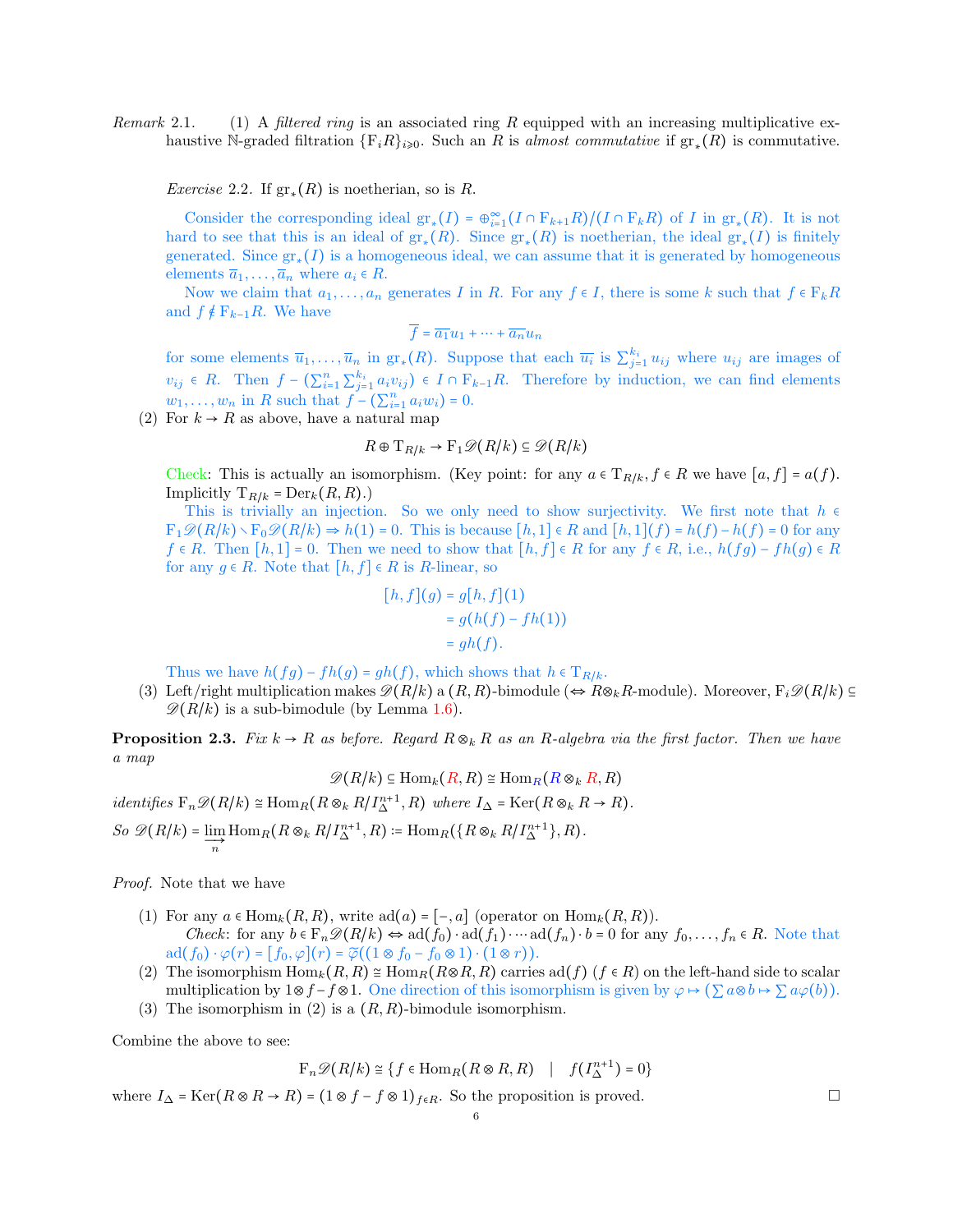*Remark* 2.1. (1) A *filtered ring* is an associated ring $R$ equipped with an increasing multiplicative exhaustive $\mathbb{N}$-graded filtration $\{\mathrm{F}_i R\}_{i\geqslant 0}$. Such an $R$ is *almost commutative* if $\mathrm{gr}_*(R)$ is commutative.

*Exercise* 2.2. If $\mathrm{gr}_*(R)$ is noetherian, so is $R$.

Consider the corresponding ideal $\mathrm{gr}_*(I) = \oplus_{i=1}^{\infty}(I \cap \mathrm{F}_{k+1}R)/(I \cap \mathrm{F}_k R)$ of $I$ in $\mathrm{gr}_*(R)$. It is not hard to see that this is an ideal of $\mathrm{gr}_*(R)$. Since $\mathrm{gr}_*(R)$ is noetherian, the ideal $\mathrm{gr}_*(I)$ is finitely generated. Since $\mathrm{gr}_*(I)$ is a homogeneous ideal, we can assume that it is generated by homogeneous elements $\overline{a}_1, \ldots, \overline{a}_n$ where $a_i \in R$.

Now we claim that $a_1, \ldots, a_n$ generates $I$ in $R$. For any $f \in I$, there is some $k$ such that $f \in \mathrm{F}_k R$ and $f \notin \mathrm{F}_{k-1}R$. We have

$$\overline{f} = \overline{a_1}u_1 + \cdots + \overline{a_n}u_n$$

for some elements $\overline{u}_1, \ldots, \overline{u}_n$ in $\mathrm{gr}_*(R)$. Suppose that each $\overline{u_i}$ is $\sum_{j=1}^{k_i} u_{ij}$ where $u_{ij}$ are images of $v_{ij} \in R$. Then $f - (\sum_{i=1}^{n}\sum_{j=1}^{k_i} a_i v_{ij}) \in I \cap \mathrm{F}_{k-1}R$. Therefore by induction, we can find elements $w_1, \ldots, w_n$ in $R$ such that $f - (\sum_{i=1}^{n} a_i w_i) = 0$.

(2) For $k \to R$ as above, have a natural map

$$R \oplus \mathrm{T}_{R/k} \to \mathrm{F}_1\mathscr{D}(R/k) \subseteq \mathscr{D}(R/k)$$

Check: This is actually an isomorphism. (Key point: for any $a \in \mathrm{T}_{R/k}, f \in R$ we have $[a,f] = a(f)$. Implicitly $\mathrm{T}_{R/k} = \mathrm{Der}_k(R,R)$.)

This is trivially an injection. So we only need to show surjectivity. We first note that $h \in \mathrm{F}_1\mathscr{D}(R/k) \setminus \mathrm{F}_0\mathscr{D}(R/k) \Rightarrow h(1) = 0$. This is because $[h,1] \in R$ and $[h,1](f) = h(f) - h(f) = 0$ for any $f \in R$. Then $[h,1] = 0$. Then we need to show that $[h,f] \in R$ for any $f \in R$, i.e., $h(fg) - fh(g) \in R$ for any $g \in R$. Note that $[h,f] \in R$ is $R$-linear, so

$$\begin{aligned}[h,f](g) &= g[h,f](1) \\ &= g(h(f) - fh(1)) \\ &= gh(f).\end{aligned}$$

Thus we have $h(fg) - fh(g) = gh(f)$, which shows that $h \in \mathrm{T}_{R/k}$.

(3) Left/right multiplication makes $\mathscr{D}(R/k)$ a $(R,R)$-bimodule ($\Leftrightarrow R\otimes_k R$-module). Moreover, $\mathrm{F}_i\mathscr{D}(R/k) \subseteq \mathscr{D}(R/k)$ is a sub-bimodule (by Lemma 1.6).

**Proposition 2.3.** *Fix $k \to R$ as before. Regard $R \otimes_k R$ as an $R$-algebra via the first factor. Then we have a map*

$$\mathscr{D}(R/k) \subseteq \mathrm{Hom}_k(R,R) \cong \mathrm{Hom}_R(R \otimes_k R, R)$$

*identifies $\mathrm{F}_n\mathscr{D}(R/k) \cong \mathrm{Hom}_R(R \otimes_k R/I_\Delta^{n+1}, R)$ where $I_\Delta = \mathrm{Ker}(R \otimes_k R \to R)$.*

*So $\mathscr{D}(R/k) = \varinjlim_n \mathrm{Hom}_R(R \otimes_k R/I_\Delta^{n+1}, R) := \mathrm{Hom}_R(\{R \otimes_k R/I_\Delta^{n+1}\}, R)$.*

*Proof.* Note that we have

(1) For any $a \in \mathrm{Hom}_k(R,R)$, write $\mathrm{ad}(a) = [-,a]$ (operator on $\mathrm{Hom}_k(R,R)$).

*Check*: for any $b \in \mathrm{F}_n\mathscr{D}(R/k) \Leftrightarrow \mathrm{ad}(f_0)\cdot\mathrm{ad}(f_1)\cdots\mathrm{ad}(f_n)\cdot b = 0$ for any $f_0, \ldots, f_n \in R$. Note that $\mathrm{ad}(f_0)\cdot\varphi(r) = [f_0,\varphi](r) = \widetilde{\varphi}((1\otimes f_0 - f_0 \otimes 1)\cdot(1\otimes r))$.

(2) The isomorphism $\mathrm{Hom}_k(R,R) \cong \mathrm{Hom}_R(R\otimes R, R)$ carries $\mathrm{ad}(f)$ $(f \in R)$ on the left-hand side to scalar multiplication by $1\otimes f - f\otimes 1$. One direction of this isomorphism is given by $\varphi \mapsto (\sum a\otimes b \mapsto \sum a\varphi(b))$.

(3) The isomorphism in (2) is a $(R,R)$-bimodule isomorphism.

Combine the above to see:

$$\mathrm{F}_n\mathscr{D}(R/k) \cong \{f \in \mathrm{Hom}_R(R\otimes R, R) \quad | \quad f(I_\Delta^{n+1}) = 0\}$$

where $I_\Delta = \mathrm{Ker}(R\otimes R \to R) = (1\otimes f - f\otimes 1)_{f\in R}$. So the proposition is proved. □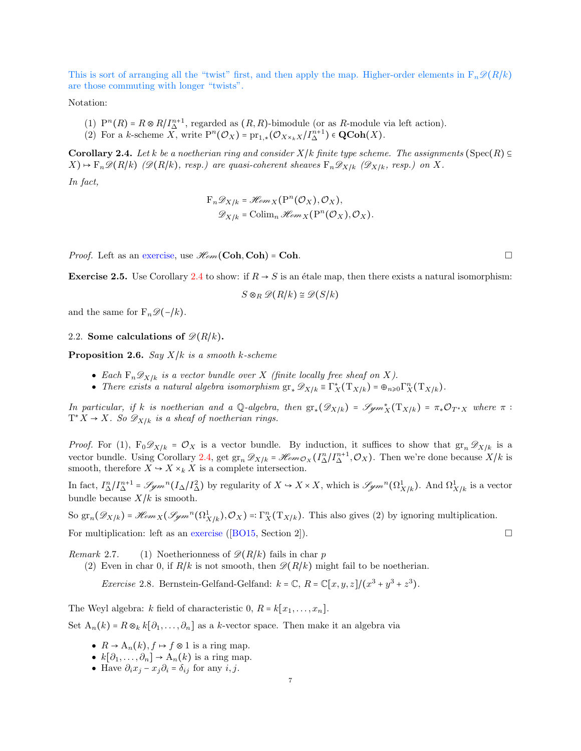This is sort of arranging all the "twist" first, and then apply the map. Higher-order elements in $\mathrm{F}_n\mathscr{D}(R/k)$ are those commuting with longer "twists".

Notation:

1. $\mathrm{P}^n(R) = R \otimes R/I_\Delta^{n+1}$, regarded as $(R,R)$-bimodule (or as $R$-module via left action).
2. For a $k$-scheme $X$, write $\mathrm{P}^n(\mathcal{O}_X) = \mathrm{pr}_{1,*}(\mathcal{O}_{X\times_k X}/I_\Delta^{n+1}) \in \mathbf{QCoh}(X)$.

**Corollary 2.4.** *Let $k$ be a noetherian ring and consider $X/k$ finite type scheme. The assignments $(\mathrm{Spec}(R) \subseteq X) \mapsto \mathrm{F}_n\mathscr{D}(R/k)$ ($\mathscr{D}(R/k)$, resp.) are quasi-coherent sheaves $\mathrm{F}_n\mathscr{D}_{X/k}$ ($\mathscr{D}_{X/k}$, resp.) on $X$.*

*In fact,*

$$\mathrm{F}_n\mathscr{D}_{X/k} = \mathscr{H}\!om_X(\mathrm{P}^n(\mathcal{O}_X), \mathcal{O}_X),$$
$$\mathscr{D}_{X/k} = \mathrm{Colim}_n\, \mathscr{H}\!om_X(\mathrm{P}^n(\mathcal{O}_X), \mathcal{O}_X).$$

*Proof.* Left as an exercise, use $\mathscr{H}\!om(\mathbf{Coh}, \mathbf{Coh}) = \mathbf{Coh}$. ∎

**Exercise 2.5.** Use Corollary 2.4 to show: if $R \to S$ is an étale map, then there exists a natural isomorphism:

$$S \otimes_R \mathscr{D}(R/k) \cong \mathscr{D}(S/k)$$

and the same for $\mathrm{F}_n\mathscr{D}(-/k)$.

### 2.2. Some calculations of $\mathscr{D}(R/k)$.

**Proposition 2.6.** *Say $X/k$ is a smooth $k$-scheme*

- *Each $\mathrm{F}_n\mathscr{D}_{X/k}$ is a vector bundle over $X$ (finite locally free sheaf on $X$).*
- *There exists a natural algebra isomorphism $\mathrm{gr}_*\mathscr{D}_{X/k} \equiv \Gamma_X^*(\mathrm{T}_{X/k}) = \oplus_{n\geqslant 0}\Gamma_X^n(\mathrm{T}_{X/k})$.*

*In particular, if $k$ is noetherian and a $\mathbb{Q}$-algebra, then $\mathrm{gr}_*(\mathscr{D}_{X/k}) = \mathscr{S}\!ym_X^*(\mathrm{T}_{X/k}) = \pi_*\mathcal{O}_{T^*X}$ where $\pi : \mathrm{T}^*X \to X$. So $\mathscr{D}_{X/k}$ is a sheaf of noetherian rings.*

*Proof.* For (1), $\mathrm{F}_0\mathscr{D}_{X/k} = \mathcal{O}_X$ is a vector bundle. By induction, it suffices to show that $\mathrm{gr}_n\mathscr{D}_{X/k}$ is a vector bundle. Using Corollary 2.4, get $\mathrm{gr}_n\mathscr{D}_{X/k} = \mathscr{H}\!om_{\mathcal{O}_X}(I_\Delta^n/I_\Delta^{n+1}, \mathcal{O}_X)$. Then we're done because $X/k$ is smooth, therefore $X \hookrightarrow X\times_k X$ is a complete intersection.

In fact, $I_\Delta^n/I_\Delta^{n+1} = \mathscr{S}\!ym^n(I_\Delta/I_\Delta^2)$ by regularity of $X \hookrightarrow X\times X$, which is $\mathscr{S}\!ym^n(\Omega^1_{X/k})$. And $\Omega^1_{X/k}$ is a vector bundle because $X/k$ is smooth.

So $\mathrm{gr}_n(\mathscr{D}_{X/k}) = \mathscr{H}\!om_X(\mathscr{S}\!ym^n(\Omega^1_{X/k}), \mathcal{O}_X) =: \Gamma_X^n(\mathrm{T}_{X/k})$. This also gives (2) by ignoring multiplication.

For multiplication: left as an exercise ([BO15, Section 2]). ∎

*Remark* 2.7.
1. Noetherionness of $\mathscr{D}(R/k)$ fails in char $p$
2. Even in char 0, if $R/k$ is not smooth, then $\mathscr{D}(R/k)$ might fail to be noetherian.

   *Exercise* 2.8. Bernstein-Gelfand-Gelfand: $k = \mathbb{C}$, $R = \mathbb{C}[x,y,z]/(x^3+y^3+z^3)$.

The Weyl algebra: $k$ field of characteristic 0, $R = k[x_1, \ldots, x_n]$.

Set $\mathrm{A}_n(k) = R \otimes_k k[\partial_1, \ldots, \partial_n]$ as a $k$-vector space. Then make it an algebra via

- $R \to \mathrm{A}_n(k), f \mapsto f\otimes 1$ is a ring map.
- $k[\partial_1, \ldots, \partial_n] \to \mathrm{A}_n(k)$ is a ring map.
- Have $\partial_i x_j - x_j\partial_i = \delta_{ij}$ for any $i, j$.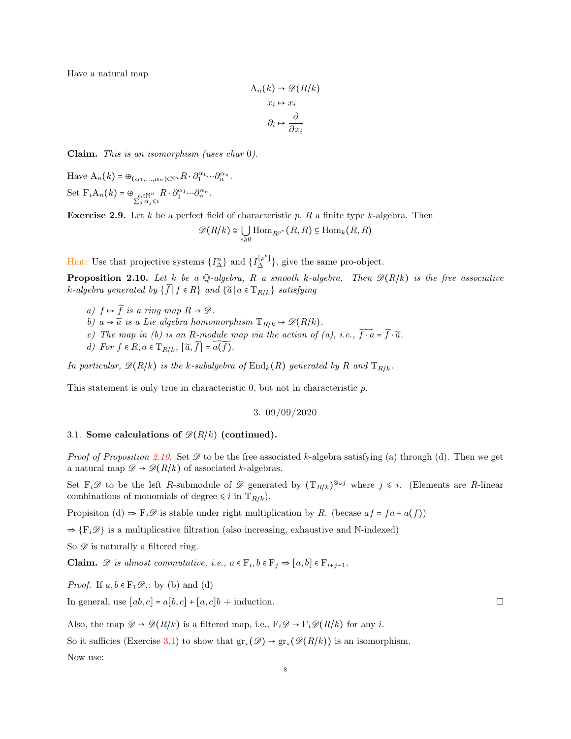Have a natural map

$$\mathrm{A}_n(k) \to \mathscr{D}(R/k)$$
$$x_i \mapsto x_i$$
$$\partial_i \mapsto \frac{\partial}{\partial x_i}$$

**Claim.** *This is an isomorphism (uses char 0).*

Have $\mathrm{A}_n(k) = \oplus_{(\alpha_1,\ldots,\alpha_n)\in\mathbb{N}^n} R\cdot\partial_1^{\alpha_1}\cdots\partial_n^{\alpha_n}$.

Set $\mathrm{F}_i\mathrm{A}_n(k) = \oplus_{\substack{\alpha\in\mathbb{N}^n \\ \sum_j\alpha_j\leqslant i}} R\cdot\partial_1^{\alpha_1}\cdots\partial_n^{\alpha_n}$.

**Exercise 2.9.** Let $k$ be a perfect field of characteristic $p$, $R$ a finite type $k$-algebra. Then

$$\mathscr{D}(R/k) \cong \bigcup_{e\geqslant 0}\mathrm{Hom}_{R^{p^e}}(R,R) \subseteq \mathrm{Hom}_k(R,R)$$

Hint: Use that projective systems $\{I_\Delta^n\}$ and $\{I_\Delta^{[p^e]}\}$, give the same pro-object.

**Proposition 2.10.** *Let $k$ be a $\mathbb{Q}$-algebra, $R$ a smooth $k$-algebra. Then $\mathscr{D}(R/k)$ is the free associative $k$-algebra generated by $\{\widetilde{f}\,|\,f\in R\}$ and $\{\widetilde{a}\,|\,a\in\mathrm{T}_{R/k}\}$ satisfying*

*a) $f\mapsto\widetilde{f}$ is a ring map $R\to\mathscr{D}$.*
*b) $a\mapsto\widetilde{a}$ is a Lie algebra homomorphism $\mathrm{T}_{R/k}\to\mathscr{D}(R/k)$.*
*c) The map in (b) is an $R$-module map via the action of (a), i.e., $\widetilde{f\cdot a} = \widetilde{f}\cdot\widetilde{a}$.*
*d) For $f\in R, a\in\mathrm{T}_{R/k}$, $[\widetilde{a},\widetilde{f}] = \widetilde{a(f)}$.*

*In particular, $\mathscr{D}(R/k)$ is the $k$-subalgebra of $\mathrm{End}_k(R)$ generated by $R$ and $\mathrm{T}_{R/k}$.*

This statement is only true in characteristic 0, but not in characteristic $p$.

## 3. 09/09/2020

### 3.1. Some calculations of $\mathscr{D}(R/k)$ (continued).

*Proof of Proposition 2.10.* Set $\mathscr{D}$ to be the free associated $k$-algebra satisfying (a) through (d). Then we get a natural map $\mathscr{D}\to\mathscr{D}(R/k)$ of associated $k$-algebras.

Set $\mathrm{F}_i\mathscr{D}$ to be the left $R$-submodule of $\mathscr{D}$ generated by $(\mathrm{T}_{R/k})^{\otimes_k j}$ where $j\leqslant i$. (Elements are $R$-linear combinations of monomials of degree $\leqslant i$ in $\mathrm{T}_{R/k}$).

Propisiton (d) $\Rightarrow$ $\mathrm{F}_i\mathscr{D}$ is stable under right multiplication by $R$. (becase $af = fa + a(f)$)

$\Rightarrow$ $\{\mathrm{F}_i\mathscr{D}\}$ is a multiplicative filtration (also increasing, exhaustive and $\mathbb{N}$-indexed)

So $\mathscr{D}$ is naturally a filtered ring.

**Claim.** *$\mathscr{D}$ is almost commutative, i.e., $a\in\mathrm{F}_i, b\in\mathrm{F}_j \Rightarrow [a,b]\in\mathrm{F}_{i+j-1}$.*

*Proof.* If $a,b\in\mathrm{F}_1\mathscr{D}$,: by (b) and (d)

In general, use $[ab,c] = a[b,c] + [a,c]b$ + induction. □

Also, the map $\mathscr{D}\to\mathscr{D}(R/k)$ is a filtered map, i.e., $\mathrm{F}_i\mathscr{D}\to\mathrm{F}_i\mathscr{D}(R/k)$ for any $i$.

So it sufficies (Exercise 3.1) to show that $\mathrm{gr}_*(\mathscr{D})\to\mathrm{gr}_*(\mathscr{D}(R/k))$ is an isomorphism.

Now use: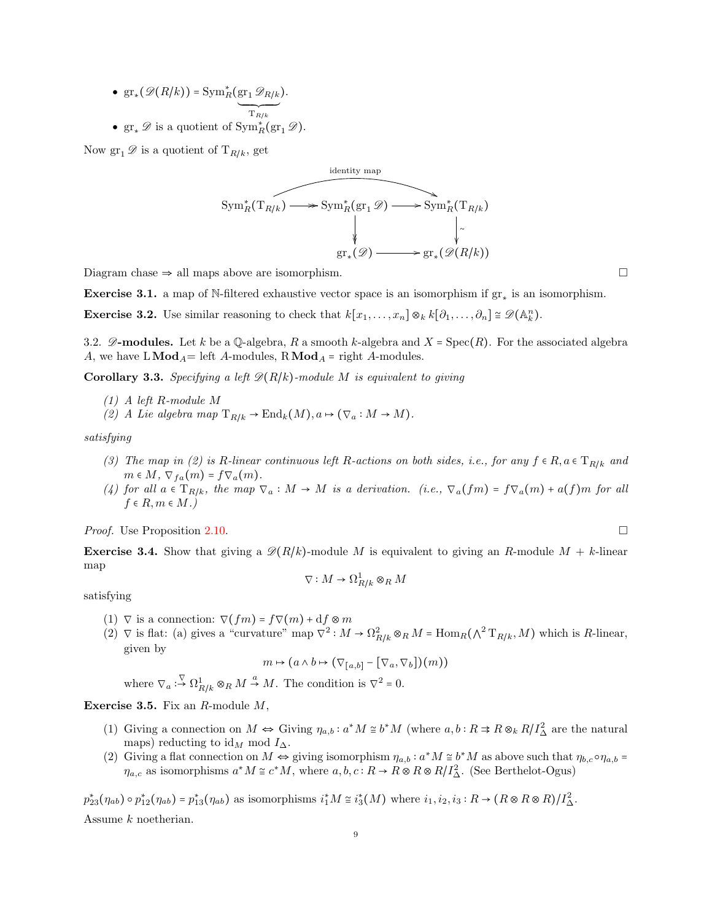- $\mathrm{gr}_*(\mathscr{D}(R/k)) = \mathrm{Sym}^*_R(\underbrace{\mathrm{gr}_1 \mathscr{D}_{R/k}}_{\mathrm{T}_{R/k}})$.
- $\mathrm{gr}_* \mathscr{D}$ is a quotient of $\mathrm{Sym}^*_R(\mathrm{gr}_1 \mathscr{D})$.

Now $\mathrm{gr}_1 \mathscr{D}$ is a quotient of $\mathrm{T}_{R/k}$, get

$$\begin{array}{ccccc}
 & & \text{identity map} & & \\
\mathrm{Sym}^*_R(\mathrm{T}_{R/k}) & \twoheadrightarrow & \mathrm{Sym}^*_R(\mathrm{gr}_1 \mathscr{D}) & \longrightarrow & \mathrm{Sym}^*_R(\mathrm{T}_{R/k}) \\
 & & \downarrow & & \downarrow \wr \\
 & & \mathrm{gr}_*(\mathscr{D}) & \longrightarrow & \mathrm{gr}_*(\mathscr{D}(R/k))
\end{array}$$

Diagram chase $\Rightarrow$ all maps above are isomorphism. $\square$

**Exercise 3.1.** a map of $\mathbb{N}$-filtered exhaustive vector space is an isomorphism if $\mathrm{gr}_*$ is an isomorphism.

**Exercise 3.2.** Use similar reasoning to check that $k[x_1, \ldots, x_n] \otimes_k k[\partial_1, \ldots, \partial_n] \cong \mathscr{D}(\mathbb{A}^n_k)$.

3.2. **$\mathscr{D}$-modules.** Let $k$ be a $\mathbb{Q}$-algebra, $R$ a smooth $k$-algebra and $X = \mathrm{Spec}(R)$. For the associated algebra $A$, we have $\mathrm{L}\,\mathbf{Mod}_A$= left $A$-modules, $\mathrm{R}\,\mathbf{Mod}_A$ = right $A$-modules.

**Corollary 3.3.** *Specifying a left $\mathscr{D}(R/k)$-module $M$ is equivalent to giving*

*(1) A left $R$-module $M$*
*(2) A Lie algebra map $\mathrm{T}_{R/k} \to \mathrm{End}_k(M), a \mapsto (\nabla_a : M \to M)$.*

*satisfying*

*(3) The map in (2) is $R$-linear continuous left $R$-actions on both sides, i.e., for any $f \in R, a \in \mathrm{T}_{R/k}$ and $m \in M$, $\nabla_{fa}(m) = f\nabla_a(m)$.*
*(4) for all $a \in \mathrm{T}_{R/k}$, the map $\nabla_a : M \to M$ is a derivation. (i.e., $\nabla_a(fm) = f\nabla_a(m) + a(f)m$ for all $f \in R, m \in M$.)*

*Proof.* Use Proposition 2.10. $\square$

**Exercise 3.4.** Show that giving a $\mathscr{D}(R/k)$-module $M$ is equivalent to giving an $R$-module $M$ + $k$-linear map

$$\nabla : M \to \Omega^1_{R/k} \otimes_R M$$

satisfying

(1) $\nabla$ is a connection: $\nabla(fm) = f\nabla(m) + \mathrm{d}f \otimes m$
(2) $\nabla$ is flat: (a) gives a "curvature" map $\nabla^2 : M \to \Omega^2_{R/k} \otimes_R M = \mathrm{Hom}_R(\bigwedge^2 \mathrm{T}_{R/k}, M)$ which is $R$-linear, given by

$$m \mapsto (a \wedge b \mapsto (\nabla_{[a,b]} - [\nabla_a, \nabla_b])(m))$$

where $\nabla_a \overset{\nabla}{:\to} \Omega^1_{R/k} \otimes_R M \overset{a}{\to} M$. The condition is $\nabla^2 = 0$.

**Exercise 3.5.** Fix an $R$-module $M$,

(1) Giving a connection on $M \Leftrightarrow$ Giving $\eta_{a,b} : a^*M \cong b^*M$ (where $a, b : R \rightrightarrows R \otimes_k R/I^2_\Delta$ are the natural maps) reducting to $\mathrm{id}_M$ mod $I_\Delta$.
(2) Giving a flat connection on $M \Leftrightarrow$ giving isomorphism $\eta_{a,b} : a^*M \cong b^*M$ as above such that $\eta_{b,c} \circ \eta_{a,b} = \eta_{a,c}$ as isomorphisms $a^*M \cong c^*M$, where $a, b, c : R \to R \otimes R \otimes R/I^2_\Delta$. (See Berthelot-Ogus)

$p^*_{23}(\eta_{ab}) \circ p^*_{12}(\eta_{ab}) = p^*_{13}(\eta_{ab})$ as isomorphisms $i^*_1 M \cong i^*_3(M)$ where $i_1, i_2, i_3 : R \to (R \otimes R \otimes R)/I^2_\Delta$.

Assume $k$ noetherian.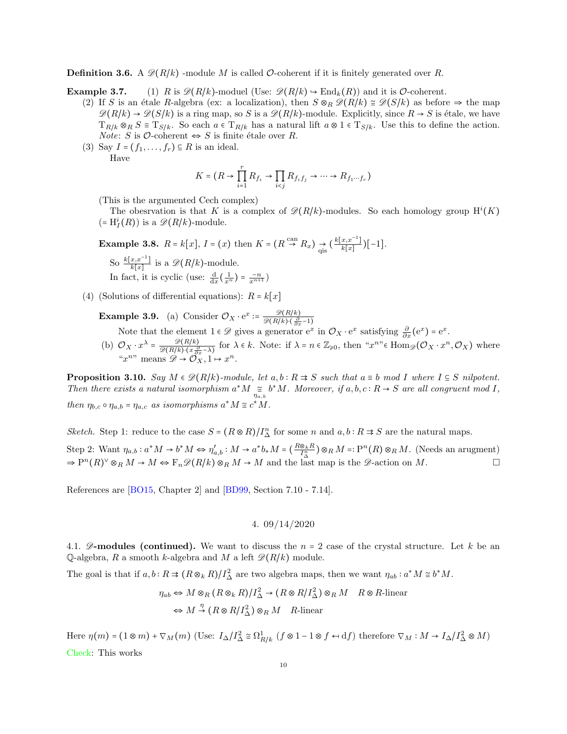**Definition 3.6.** A $\mathscr{D}(R/k)$ -module $M$ is called $\mathcal{O}$-coherent if it is finitely generated over $R$.

**Example 3.7.** (1) $R$ is $\mathscr{D}(R/k)$-moduel (Use: $\mathscr{D}(R/k) \hookrightarrow \mathrm{End}_k(R)$) and it is $\mathcal{O}$-coherent.

(2) If $S$ is an étale $R$-algebra (ex: a localization), then $S \otimes_R \mathscr{D}(R/k) \cong \mathscr{D}(S/k)$ as before $\Rightarrow$ the map $\mathscr{D}(R/k) \to \mathscr{D}(S/k)$ is a ring map, so $S$ is a $\mathscr{D}(R/k)$-module. Explicitly, since $R \to S$ is étale, we have $\mathrm{T}_{R/k} \otimes_R S \equiv \mathrm{T}_{S/k}$. So each $a \in \mathrm{T}_{R/k}$ has a natural lift $a \otimes 1 \in \mathrm{T}_{S/k}$. Use this to define the action. *Note*: $S$ is $\mathcal{O}$-coherent $\Leftrightarrow$ $S$ is finite étale over $R$.

(3) Say $I = (f_1, \dots, f_r) \subseteq R$ is an ideal.

Have

$$K = (R \to \prod_{i=1}^{r} R_{f_i} \to \prod_{i<j} R_{f_i f_j} \to \cdots \to R_{f_1 \cdots f_r})$$

(This is the argumented Cech complex)

The obesrvation is that $K$ is a complex of $\mathscr{D}(R/k)$-modules. So each homology group $\mathrm{H}^i(K)$ $(= \mathrm{H}^i_I(R))$ is a $\mathscr{D}(R/k)$-module.

**Example 3.8.** $R = k[x]$, $I = (x)$ then $K = (R \overset{\text{can}}{\to} R_x) \underset{\text{qis}}{\to} (\frac{k[x,x^{-1}]}{k[x]})[-1]$.

So $\frac{k[x,x^{-1}]}{k[x]}$ is a $\mathscr{D}(R/k)$-module.

In fact, it is cyclic (use: $\frac{\mathrm{d}}{\mathrm{d}x}(\frac{1}{x^n}) = \frac{-n}{x^{n+1}}$)

(4) (Solutions of differential equations): $R = k[x]$

**Example 3.9.** (a) Consider $\mathcal{O}_X \cdot \mathrm{e}^x := \frac{\mathscr{D}(R/k)}{\mathscr{D}(R/k)\cdot(\frac{\partial}{\partial x} - 1)}$

Note that the element $1 \in \mathscr{D}$ gives a generator $\mathrm{e}^x$ in $\mathcal{O}_X \cdot \mathrm{e}^x$ satisfying $\frac{\partial}{\partial x}(\mathrm{e}^x) = \mathrm{e}^x$.

(b) $\mathcal{O}_X \cdot x^\lambda = \frac{\mathscr{D}(R/k)}{\mathscr{D}(R/k)\cdot(x\frac{\partial}{\partial x} - \lambda)}$ for $\lambda \in k$. Note: if $\lambda = n \in \mathbb{Z}_{\geqslant 0}$, then "$x^n$"$\in \mathrm{Hom}_{\mathscr{D}}(\mathcal{O}_X \cdot x^n, \mathcal{O}_X)$ where "$x^n$" means $\mathscr{D} \to \mathcal{O}_X, 1 \mapsto x^n$.

**Proposition 3.10.** *Say $M \in \mathscr{D}(R/k)$-module, let $a, b : R \rightrightarrows S$ such that $a \equiv b$ mod $I$ where $I \subseteq S$ nilpotent. Then there exists a natural isomorphism $a^* M \underset{\eta_{a,b}}{\cong} b^* M$. Moreover, if $a, b, c : R \to S$ are all congruent mod $I$, then $\eta_{b,c} \circ \eta_{a,b} = \eta_{a,c}$ as isomorphisms $a^* M \cong c^* M$.*

*Sketch.* Step 1: reduce to the case $S = (R \otimes R)/I_\Delta^n$ for some $n$ and $a, b : R \rightrightarrows S$ are the natural maps.

Step 2: Want $\eta_{a,b} : a^* M \to b^* M \Leftrightarrow \eta'_{a,b} : M \to a^* b_* M = (\frac{R \otimes_k R}{I_\Delta^n}) \otimes_R M =: \mathrm{P}^n(R) \otimes_R M$. (Needs an arugment) $\Rightarrow \mathrm{P}^n(R)^\vee \otimes_R M \to M \Leftrightarrow \mathrm{F}_n \mathscr{D}(R/k) \otimes_R M \to M$ and the last map is the $\mathscr{D}$-action on $M$. □

References are [BO15, Chapter 2] and [BD99, Section 7.10 - 7.14].

## 4. 09/14/2020

**4.1. $\mathscr{D}$-modules (continued).** We want to discuss the $n = 2$ case of the crystal structure. Let $k$ be an $\mathbb{Q}$-algebra, $R$ a smooth $k$-algebra and $M$ a left $\mathscr{D}(R/k)$ module.

The goal is that if $a, b : R \rightrightarrows (R \otimes_k R)/I_\Delta^2$ are two algebra maps, then we want $\eta_{ab} : a^* M \cong b^* M$.

$$\eta_{ab} \Leftrightarrow M \otimes_R (R \otimes_k R)/I_\Delta^2 \to (R \otimes R/I_\Delta^2) \otimes_R M \quad R \otimes R\text{-linear}$$
$$\Leftrightarrow M \overset{\eta}{\to} (R \otimes R/I_\Delta^2) \otimes_R M \quad R\text{-linear}$$

Here $\eta(m) = (1 \otimes m) + \nabla_M(m)$ (Use: $I_\Delta/I_\Delta^2 \cong \Omega^1_{R/k}$ $(f \otimes 1 - 1 \otimes f \leftarrow \mathrm{d}f)$ therefore $\nabla_M : M \to I_\Delta/I_\Delta^2 \otimes M$)

Check: This works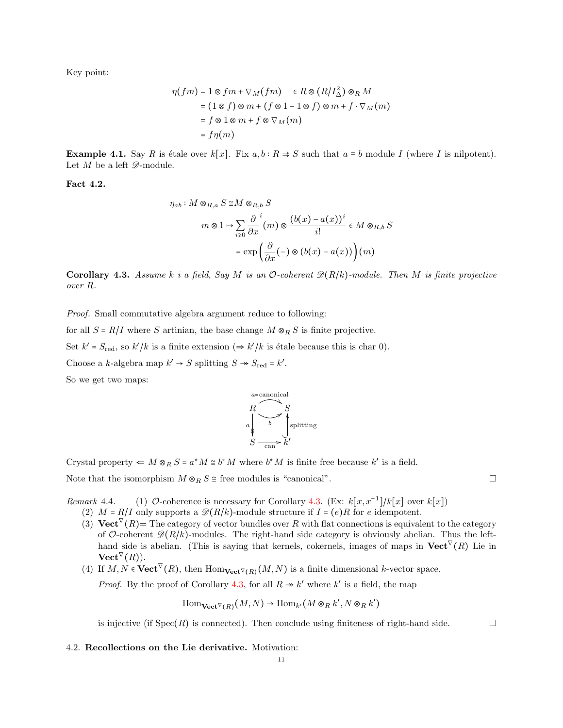Key point:

$$
\begin{aligned}
\eta(fm) &= 1 \otimes fm + \nabla_M(fm) \quad \in R \otimes (R/I_\Delta^2) \otimes_R M \\
&= (1 \otimes f) \otimes m + (f \otimes 1 - 1 \otimes f) \otimes m + f \cdot \nabla_M(m) \\
&= f \otimes 1 \otimes m + f \otimes \nabla_M(m) \\
&= f\eta(m)
\end{aligned}
$$

**Example 4.1.** Say $R$ is étale over $k[x]$. Fix $a, b : R \rightrightarrows S$ such that $a \equiv b$ module $I$ (where $I$ is nilpotent). Let $M$ be a left $\mathscr{D}$-module.

**Fact 4.2.**

$$
\begin{aligned}
\eta_{ab} : M \otimes_{R,a} S &\cong M \otimes_{R,b} S \\
m \otimes 1 &\mapsto \sum_{i \geqslant 0} \frac{\partial}{\partial x}^{i}(m) \otimes \frac{(b(x) - a(x))^i}{i!} \in M \otimes_{R,b} S \\
&= \exp\left(\frac{\partial}{\partial x}(-) \otimes (b(x) - a(x))\right)(m)
\end{aligned}
$$

**Corollary 4.3.** *Assume $k$ i a field, Say $M$ is an $\mathcal{O}$-coherent $\mathscr{D}(R/k)$-module. Then $M$ is finite projective over $R$.*

*Proof.* Small commutative algebra argument reduce to following:

for all $S = R/I$ where $S$ artinian, the base change $M \otimes_R S$ is finite projective.

Set $k' = S_{\text{red}}$, so $k'/k$ is a finite extension ($\Rightarrow k'/k$ is étale because this is char 0).

Choose a $k$-algebra map $k' \to S$ splitting $S \twoheadrightarrow S_{\text{red}} = k'$.

So we get two maps:

$$
\begin{array}{ccc}
R & \overset{a=\text{canonical}}{\underset{b}{\rightrightarrows}} & S \\
{\scriptstyle a}\downarrow & & \uparrow{\scriptstyle \text{splitting}} \\
S & \xrightarrow{\text{can}} & k'
\end{array}
$$

Crystal property $\Leftarrow M \otimes_R S = a^* M \cong b^* M$ where $b^* M$ is finite free because $k'$ is a field.

Note that the isomorphism $M \otimes_R S \cong$ free modules is "canonical". $\square$

*Remark* 4.4.

1. $\mathcal{O}$-coherence is necessary for Corollary 4.3. (Ex: $k[x, x^{-1}]/k[x]$ over $k[x]$)
2. $M = R/I$ only supports a $\mathscr{D}(R/k)$-module structure if $I = (e)R$ for $e$ idempotent.
3. $\mathbf{Vect}^\nabla(R)$= The category of vector bundles over $R$ with flat connections is equivalent to the category of $\mathcal{O}$-coherent $\mathscr{D}(R/k)$-modules. The right-hand side category is obviously abelian. Thus the left-hand side is abelian. (This is saying that kernels, cokernels, images of maps in $\mathbf{Vect}^\nabla(R)$ Lie in $\mathbf{Vect}^\nabla(R)$).
4. If $M, N \in \mathbf{Vect}^\nabla(R)$, then $\operatorname{Hom}_{\mathbf{Vect}^\nabla(R)}(M, N)$ is a finite dimensional $k$-vector space.

   *Proof.* By the proof of Corollary 4.3, for all $R \twoheadrightarrow k'$ where $k'$ is a field, the map

   $$\operatorname{Hom}_{\mathbf{Vect}^\nabla(R)}(M, N) \to \operatorname{Hom}_{k'}(M \otimes_R k', N \otimes_R k')$$

   is injective (if $\operatorname{Spec}(R)$ is connected). Then conclude using finiteness of right-hand side. $\square$

### 4.2. Recollections on the Lie derivative.

Motivation: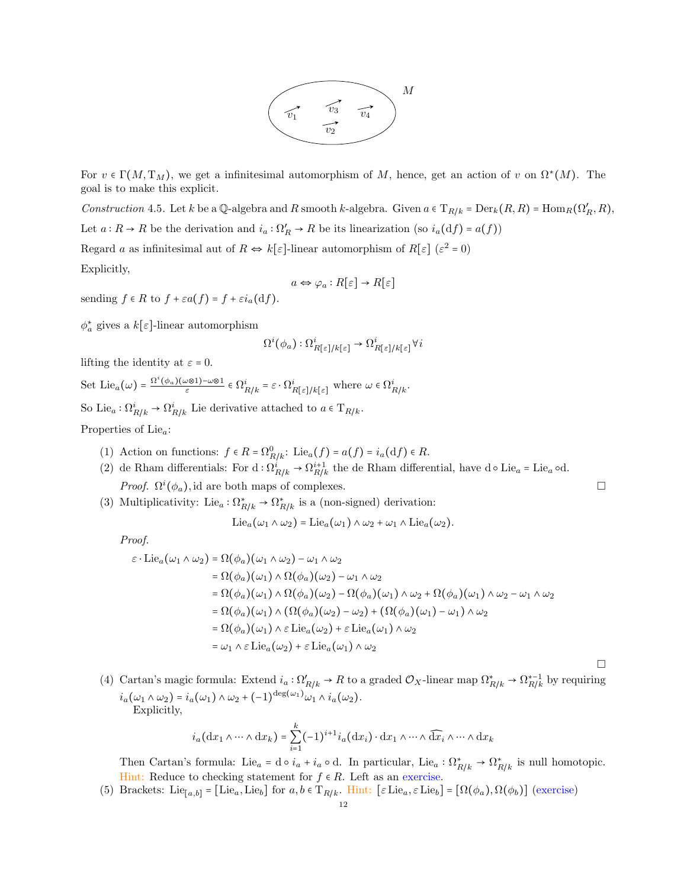For $v \in \Gamma(M, \mathrm{T}_M)$, we get a infinitesimal automorphism of $M$, hence, get an action of $v$ on $\Omega^*(M)$. The goal is to make this explicit.

*Construction* 4.5. Let $k$ be a $\mathbb{Q}$-algebra and $R$ smooth $k$-algebra. Given $a \in \mathrm{T}_{R/k} = \mathrm{Der}_k(R, R) = \mathrm{Hom}_R(\Omega'_R, R)$,

Let $a : R \to R$ be the derivation and $i_a : \Omega'_R \to R$ be its linearization (so $i_a(\mathrm{d}f) = a(f)$)

Regard $a$ as infinitesimal aut of $R \Leftrightarrow k[\varepsilon]$-linear automorphism of $R[\varepsilon]$ ($\varepsilon^2 = 0$)

Explicitly,

$$a \Leftrightarrow \varphi_a : R[\varepsilon] \to R[\varepsilon]$$

sending $f \in R$ to $f + \varepsilon a(f) = f + \varepsilon i_a(\mathrm{d}f)$.

$\phi_a^*$ gives a $k[\varepsilon]$-linear automorphism

$$\Omega^i(\phi_a) : \Omega^i_{R[\varepsilon]/k[\varepsilon]} \to \Omega^i_{R[\varepsilon]/k[\varepsilon]} \forall i$$

lifting the identity at $\varepsilon = 0$.

Set $\mathrm{Lie}_a(\omega) = \frac{\Omega^i(\phi_a)(\omega \otimes 1) - \omega \otimes 1}{\varepsilon} \in \Omega^i_{R/k} = \varepsilon \cdot \Omega^i_{R[\varepsilon]/k[\varepsilon]}$ where $\omega \in \Omega^i_{R/k}$.

So $\mathrm{Lie}_a : \Omega^i_{R/k} \to \Omega^i_{R/k}$ Lie derivative attached to $a \in \mathrm{T}_{R/k}$.

Properties of $\mathrm{Lie}_a$:

(1) Action on functions: $f \in R = \Omega^0_{R/k}$: $\mathrm{Lie}_a(f) = a(f) = i_a(\mathrm{d}f) \in R$.

(2) de Rham differentials: For $\mathrm{d} : \Omega^i_{R/k} \to \Omega^{i+1}_{R/k}$ the de Rham differential, have $\mathrm{d} \circ \mathrm{Lie}_a = \mathrm{Lie}_a \circ \mathrm{d}$.

*Proof.* $\Omega^i(\phi_a), \mathrm{id}$ are both maps of complexes. □

(3) Multiplicativity: $\mathrm{Lie}_a : \Omega^*_{R/k} \to \Omega^*_{R/k}$ is a (non-signed) derivation:

$$\mathrm{Lie}_a(\omega_1 \wedge \omega_2) = \mathrm{Lie}_a(\omega_1) \wedge \omega_2 + \omega_1 \wedge \mathrm{Lie}_a(\omega_2).$$

*Proof.*

$$\begin{aligned}
\varepsilon \cdot \mathrm{Lie}_a(\omega_1 \wedge \omega_2) &= \Omega(\phi_a)(\omega_1 \wedge \omega_2) - \omega_1 \wedge \omega_2 \\
&= \Omega(\phi_a)(\omega_1) \wedge \Omega(\phi_a)(\omega_2) - \omega_1 \wedge \omega_2 \\
&= \Omega(\phi_a)(\omega_1) \wedge \Omega(\phi_a)(\omega_2) - \Omega(\phi_a)(\omega_1) \wedge \omega_2 + \Omega(\phi_a)(\omega_1) \wedge \omega_2 - \omega_1 \wedge \omega_2 \\
&= \Omega(\phi_a)(\omega_1) \wedge (\Omega(\phi_a)(\omega_2) - \omega_2) + (\Omega(\phi_a)(\omega_1) - \omega_1) \wedge \omega_2 \\
&= \Omega(\phi_a)(\omega_1) \wedge \varepsilon \,\mathrm{Lie}_a(\omega_2) + \varepsilon \,\mathrm{Lie}_a(\omega_1) \wedge \omega_2 \\
&= \omega_1 \wedge \varepsilon \,\mathrm{Lie}_a(\omega_2) + \varepsilon \,\mathrm{Lie}_a(\omega_1) \wedge \omega_2
\end{aligned}$$

□

(4) Cartan's magic formula: Extend $i_a : \Omega'_{R/k} \to R$ to a graded $\mathcal{O}_X$-linear map $\Omega^*_{R/k} \to \Omega^{*-1}_{R/k}$ by requiring $i_a(\omega_1 \wedge \omega_2) = i_a(\omega_1) \wedge \omega_2 + (-1)^{\deg(\omega_1)} \omega_1 \wedge i_a(\omega_2)$.

Explicitly,

$$i_a(\mathrm{d}x_1 \wedge \cdots \wedge \mathrm{d}x_k) = \sum_{i=1}^{k} (-1)^{i+1} i_a(\mathrm{d}x_i) \cdot \mathrm{d}x_1 \wedge \cdots \wedge \widehat{\mathrm{d}x_i} \wedge \cdots \wedge \mathrm{d}x_k$$

Then Cartan's formula: $\mathrm{Lie}_a = \mathrm{d} \circ i_a + i_a \circ \mathrm{d}$. In particular, $\mathrm{Lie}_a : \Omega^*_{R/k} \to \Omega^*_{R/k}$ is null homotopic. Hint: Reduce to checking statement for $f \in R$. Left as an exercise.

(5) Brackets: $\mathrm{Lie}_{[a,b]} = [\mathrm{Lie}_a, \mathrm{Lie}_b]$ for $a, b \in \mathrm{T}_{R/k}$. Hint: $[\varepsilon \,\mathrm{Lie}_a, \varepsilon \,\mathrm{Lie}_b] = [\Omega(\phi_a), \Omega(\phi_b)]$ (exercise)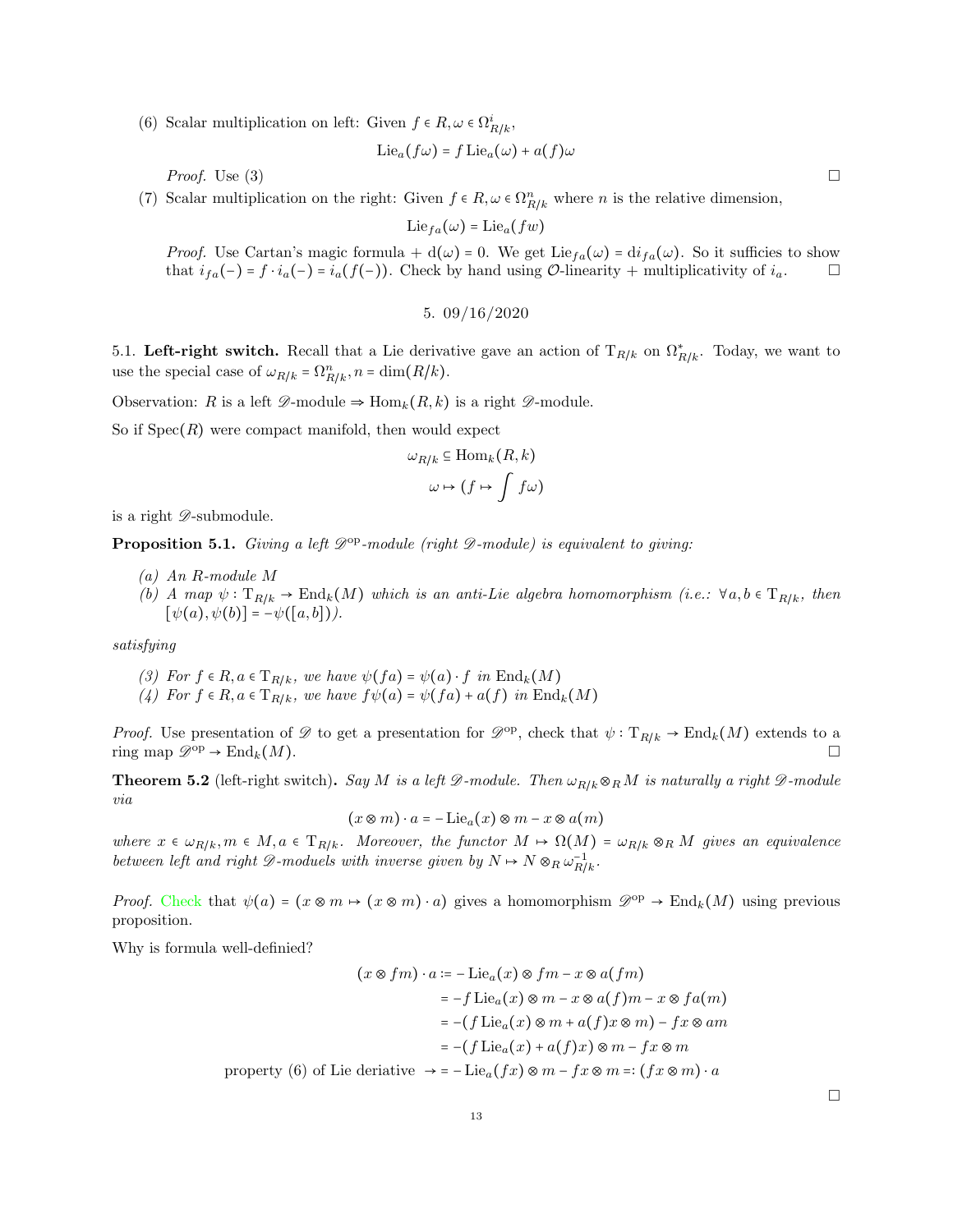(6) Scalar multiplication on left: Given $f \in R, \omega \in \Omega^i_{R/k}$,

$$\mathrm{Lie}_a(f\omega) = f\,\mathrm{Lie}_a(\omega) + a(f)\omega$$

*Proof.* Use (3) □

(7) Scalar multiplication on the right: Given $f \in R, \omega \in \Omega^n_{R/k}$ where $n$ is the relative dimension,

$$\mathrm{Lie}_{fa}(\omega) = \mathrm{Lie}_a(fw)$$

*Proof.* Use Cartan's magic formula + $\mathrm{d}(\omega) = 0$. We get $\mathrm{Lie}_{fa}(\omega) = \mathrm{d}i_{fa}(\omega)$. So it sufficies to show that $i_{fa}(-) = f \cdot i_a(-) = i_a(f(-))$. Check by hand using $\mathcal{O}$-linearity + multiplicativity of $i_a$. □

## 5. 09/16/2020

**5.1. Left-right switch.** Recall that a Lie derivative gave an action of $\mathrm{T}_{R/k}$ on $\Omega^*_{R/k}$. Today, we want to use the special case of $\omega_{R/k} = \Omega^n_{R/k}, n = \dim(R/k)$.

Observation: $R$ is a left $\mathscr{D}$-module $\Rightarrow \mathrm{Hom}_k(R,k)$ is a right $\mathscr{D}$-module.

So if $\mathrm{Spec}(R)$ were compact manifold, then would expect

$$\omega_{R/k} \subseteq \mathrm{Hom}_k(R,k)$$
$$\omega \mapsto (f \mapsto \int f\omega)$$

is a right $\mathscr{D}$-submodule.

**Proposition 5.1.** *Giving a left $\mathscr{D}^{\mathrm{op}}$-module (right $\mathscr{D}$-module) is equivalent to giving:*

*(a) An $R$-module $M$*
*(b) A map $\psi : \mathrm{T}_{R/k} \to \mathrm{End}_k(M)$ which is an anti-Lie algebra homomorphism (i.e.: $\forall a, b \in \mathrm{T}_{R/k}$, then $[\psi(a), \psi(b)] = -\psi([a,b])$).*

*satisfying*

*(3) For $f \in R, a \in \mathrm{T}_{R/k}$, we have $\psi(fa) = \psi(a) \cdot f$ in $\mathrm{End}_k(M)$*
*(4) For $f \in R, a \in \mathrm{T}_{R/k}$, we have $f\psi(a) = \psi(fa) + a(f)$ in $\mathrm{End}_k(M)$*

*Proof.* Use presentation of $\mathscr{D}$ to get a presentation for $\mathscr{D}^{\mathrm{op}}$, check that $\psi : \mathrm{T}_{R/k} \to \mathrm{End}_k(M)$ extends to a ring map $\mathscr{D}^{\mathrm{op}} \to \mathrm{End}_k(M)$. □

**Theorem 5.2** (left-right switch)**.** *Say $M$ is a left $\mathscr{D}$-module. Then $\omega_{R/k} \otimes_R M$ is naturally a right $\mathscr{D}$-module via*

$$(x \otimes m) \cdot a = -\mathrm{Lie}_a(x) \otimes m - x \otimes a(m)$$

*where $x \in \omega_{R/k}, m \in M, a \in \mathrm{T}_{R/k}$. Moreover, the functor $M \mapsto \Omega(M) = \omega_{R/k} \otimes_R M$ gives an equivalence between left and right $\mathscr{D}$-moduels with inverse given by $N \mapsto N \otimes_R \omega^{-1}_{R/k}$.*

*Proof.* Check that $\psi(a) = (x \otimes m \mapsto (x \otimes m) \cdot a)$ gives a homomorphism $\mathscr{D}^{\mathrm{op}} \to \mathrm{End}_k(M)$ using previous proposition.

Why is formula well-definied?

$$\begin{aligned}
(x \otimes fm) \cdot a &:= -\mathrm{Lie}_a(x) \otimes fm - x \otimes a(fm) \\
&= -f\,\mathrm{Lie}_a(x) \otimes m - x \otimes a(f)m - x \otimes fa(m) \\
&= -(f\,\mathrm{Lie}_a(x) \otimes m + a(f)x \otimes m) - fx \otimes am \\
&= -(f\,\mathrm{Lie}_a(x) + a(f)x) \otimes m - fx \otimes m \\
\text{property (6) of Lie deriative } \to &= -\mathrm{Lie}_a(fx) \otimes m - fx \otimes m =: (fx \otimes m) \cdot a
\end{aligned}$$

□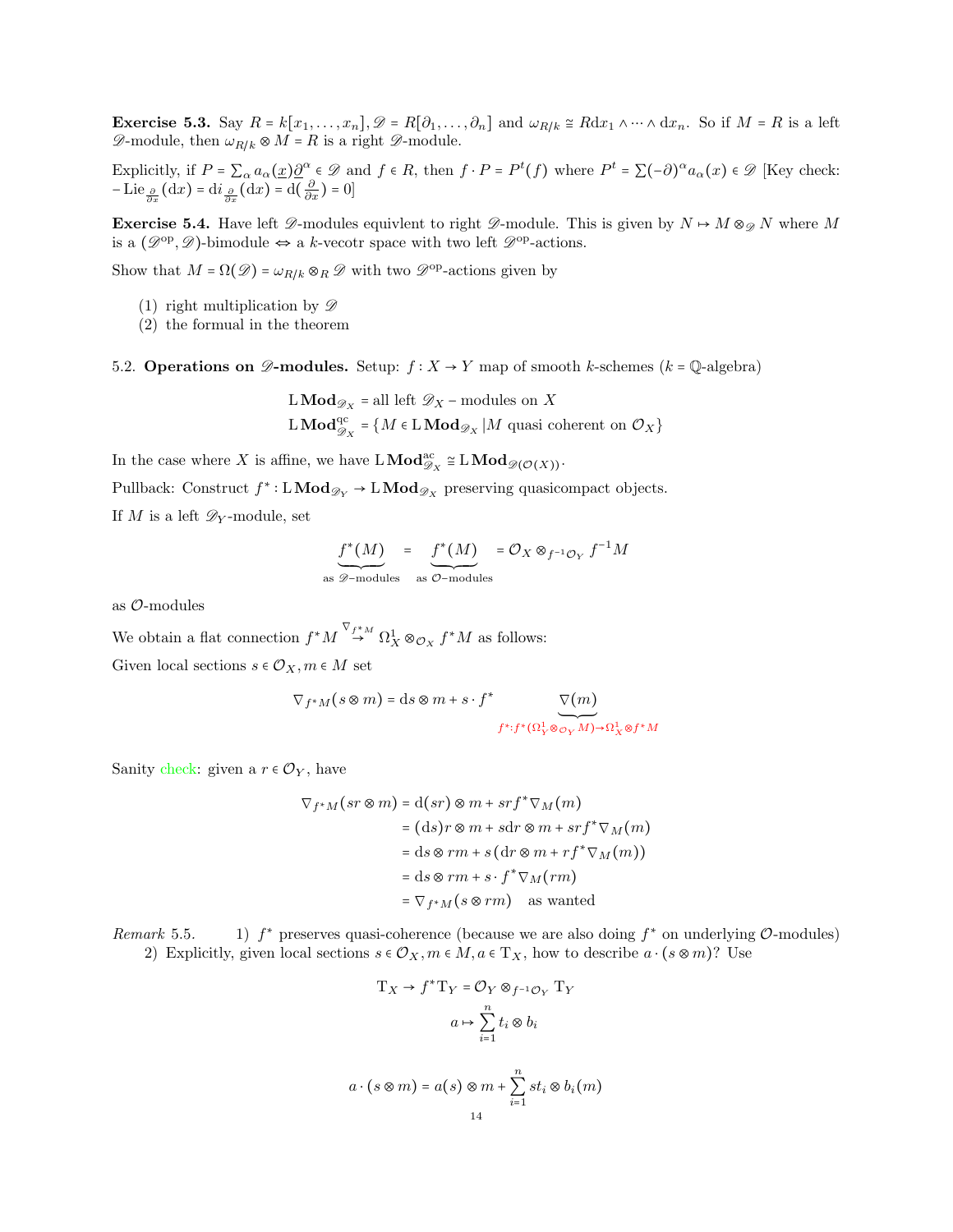**Exercise 5.3.** Say $R = k[x_1, \dots, x_n], \mathscr{D} = R[\partial_1, \dots, \partial_n]$ and $\omega_{R/k} \cong R\mathrm{d}x_1 \wedge \cdots \wedge \mathrm{d}x_n$. So if $M = R$ is a left $\mathscr{D}$-module, then $\omega_{R/k} \otimes M = R$ is a right $\mathscr{D}$-module.

Explicitly, if $P = \sum_\alpha a_\alpha(\underline{x})\partial^\alpha \in \mathscr{D}$ and $f \in R$, then $f \cdot P = P^t(f)$ where $P^t = \sum(-\partial)^\alpha a_\alpha(x) \in \mathscr{D}$ [Key check: $-\mathrm{Lie}_{\frac{\partial}{\partial x}}(\mathrm{d}x) = \mathrm{d}i_{\frac{\partial}{\partial x}}(\mathrm{d}x) = \mathrm{d}(\frac{\partial}{\partial x}) = 0$]

**Exercise 5.4.** Have left $\mathscr{D}$-modules equivlent to right $\mathscr{D}$-module. This is given by $N \mapsto M \otimes_{\mathscr{D}} N$ where $M$ is a $(\mathscr{D}^{\mathrm{op}}, \mathscr{D})$-bimodule $\Leftrightarrow$ a $k$-vecotr space with two left $\mathscr{D}^{\mathrm{op}}$-actions.

Show that $M = \Omega(\mathscr{D}) = \omega_{R/k} \otimes_R \mathscr{D}$ with two $\mathscr{D}^{\mathrm{op}}$-actions given by

1. right multiplication by $\mathscr{D}$
2. the formual in the theorem

5.2. **Operations on $\mathscr{D}$-modules.** Setup: $f : X \to Y$ map of smooth $k$-schemes ($k = \mathbb{Q}$-algebra)

$$\mathrm{L}\,\mathbf{Mod}_{\mathscr{D}_X} = \text{all left } \mathscr{D}_X-\text{modules on } X$$
$$\mathrm{L}\,\mathbf{Mod}^{\mathrm{qc}}_{\mathscr{D}_X} = \{M \in \mathrm{L}\,\mathbf{Mod}_{\mathscr{D}_X} | M \text{ quasi coherent on } \mathcal{O}_X\}$$

In the case where $X$ is affine, we have $\mathrm{L}\,\mathbf{Mod}^{\mathrm{ac}}_{\mathscr{D}_X} \cong \mathrm{L}\,\mathbf{Mod}_{\mathscr{D}(\mathcal{O}(X))}$.

Pullback: Construct $f^* : \mathrm{L}\,\mathbf{Mod}_{\mathscr{D}_Y} \to \mathrm{L}\,\mathbf{Mod}_{\mathscr{D}_X}$ preserving quasicompact objects.

If $M$ is a left $\mathscr{D}_Y$-module, set

$$\underbrace{f^*(M)}_{\text{as } \mathscr{D}-\text{modules}} = \underbrace{f^*(M)}_{\text{as } \mathcal{O}-\text{modules}} = \mathcal{O}_X \otimes_{f^{-1}\mathcal{O}_Y} f^{-1}M$$

as $\mathcal{O}$-modules

We obtain a flat connection $f^*M \overset{\nabla_{f^*M}}{\to} \Omega^1_X \otimes_{\mathcal{O}_X} f^*M$ as follows:

Given local sections $s \in \mathcal{O}_X, m \in M$ set

$$\nabla_{f^*M}(s \otimes m) = \mathrm{d}s \otimes m + s \cdot f^* \underbrace{\nabla(m)}_{f^* : f^*(\Omega^1_Y \otimes_{\mathcal{O}_Y} M) \to \Omega^1_X \otimes f^*M}$$

Sanity check: given a $r \in \mathcal{O}_Y$, have

$$\begin{aligned}
\nabla_{f^*M}(sr \otimes m) &= \mathrm{d}(sr) \otimes m + srf^*\nabla_M(m) \\
&= (\mathrm{d}s)r \otimes m + s\mathrm{d}r \otimes m + srf^*\nabla_M(m) \\
&= \mathrm{d}s \otimes rm + s(\mathrm{d}r \otimes m + rf^*\nabla_M(m)) \\
&= \mathrm{d}s \otimes rm + s \cdot f^*\nabla_M(rm) \\
&= \nabla_{f^*M}(s \otimes rm) \quad \text{as wanted}
\end{aligned}$$

*Remark* 5.5.

1) $f^*$ preserves quasi-coherence (because we are also doing $f^*$ on underlying $\mathcal{O}$-modules)
2) Explicitly, given local sections $s \in \mathcal{O}_X, m \in M, a \in \mathrm{T}_X$, how to describe $a \cdot (s \otimes m)$? Use

$$\mathrm{T}_X \to f^*\mathrm{T}_Y = \mathcal{O}_Y \otimes_{f^{-1}\mathcal{O}_Y} \mathrm{T}_Y$$
$$a \mapsto \sum_{i=1}^n t_i \otimes b_i$$

$$a \cdot (s \otimes m) = a(s) \otimes m + \sum_{i=1}^n st_i \otimes b_i(m)$$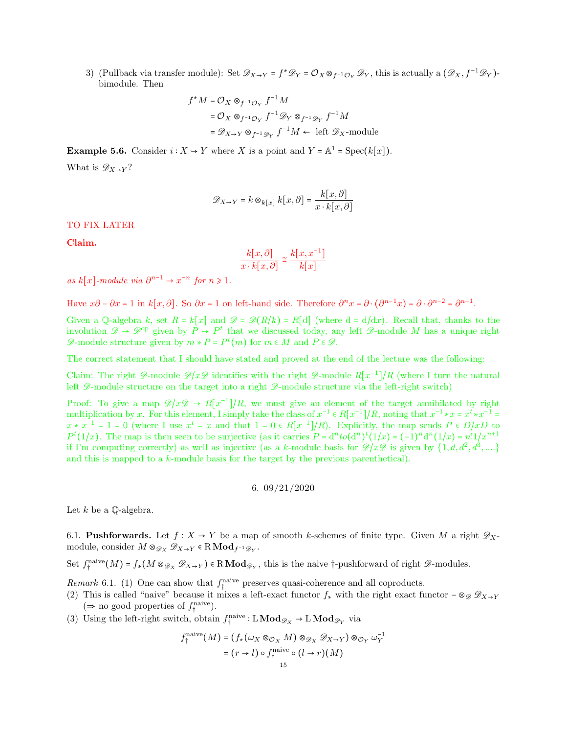3) (Pullback via transfer module): Set $\mathscr{D}_{X\to Y} = f^*\mathscr{D}_Y = \mathcal{O}_X \otimes_{f^{-1}\mathcal{O}_Y} \mathscr{D}_Y$, this is actually a $(\mathscr{D}_X, f^{-1}\mathscr{D}_Y)$-bimodule. Then

$$\begin{aligned} f^*M &= \mathcal{O}_X \otimes_{f^{-1}\mathcal{O}_Y} f^{-1}M \\ &= \mathcal{O}_X \otimes_{f^{-1}\mathcal{O}_Y} f^{-1}\mathscr{D}_Y \otimes_{f^{-1}\mathscr{D}_Y} f^{-1}M \\ &= \mathscr{D}_{X\to Y} \otimes_{f^{-1}\mathscr{D}_Y} f^{-1}M \leftarrow \text{ left } \mathscr{D}_X\text{-module} \end{aligned}$$

**Example 5.6.** Consider $i : X \hookrightarrow Y$ where $X$ is a point and $Y = \mathbb{A}^1 = \operatorname{Spec}(k[x])$.

What is $\mathscr{D}_{X\to Y}$?

$$\mathscr{D}_{X\to Y} = k \otimes_{k[x]} k[x,\partial] = \frac{k[x,\partial]}{x\cdot k[x,\partial]}$$

TO FIX LATER

**Claim.**

$$\frac{k[x,\partial]}{x\cdot k[x,\partial]} \simeq \frac{k[x,x^{-1}]}{k[x]}$$

*as $k[x]$-module via $\partial^{n-1}\mapsto x^{-n}$ for $n\geqslant 1$.*

Have $x\partial - \partial x = 1$ in $k[x,\partial]$. So $\partial x = 1$ on left-hand side. Therefore $\partial^n x = \partial\cdot(\partial^{n-1}x) = \partial\cdot\partial^{n-2} = \partial^{n-1}$.

Given a $\mathbb{Q}$-algebra $k$, set $R = k[x]$ and $\mathscr{D} = \mathscr{D}(R/k) = R[\mathrm{d}]$ (where $\mathrm{d} = \mathrm{d}/\mathrm{d}x$). Recall that, thanks to the involution $\mathscr{D}\to\mathscr{D}^{\mathrm{op}}$ given by $P\mapsto P^t$ that we discussed today, any left $\mathscr{D}$-module $M$ has a unique right $\mathscr{D}$-module structure given by $m * P = P^t(m)$ for $m\in M$ and $P\in\mathscr{D}$.

The correct statement that I should have stated and proved at the end of the lecture was the following:

Claim: The right $\mathscr{D}$-module $\mathscr{D}/x\mathscr{D}$ identifies with the right $\mathscr{D}$-module $R[x^{-1}]/R$ (where I turn the natural left $\mathscr{D}$-module structure on the target into a right $\mathscr{D}$-module structure via the left-right switch)

Proof: To give a map $\mathscr{D}/x\mathscr{D}\to R[x^{-1}]/R$, we must give an element of the target annihilated by right multiplication by $x$. For this element, I simply take the class of $x^{-1}\in R[x^{-1}]/R$, noting that $x^{-1}*x = x^t * x^{-1} = x * x^{-1} = 1 = 0$ (where I use $x^t = x$ and that $1 = 0\in R[x^{-1}]/R$). Explicitly, the map sends $P\in D/xD$ to $P^t(1/x)$. The map is then seen to be surjective (as it carries $P = \mathrm{d}^n to (\mathrm{d}^n)^t(1/x) = (-1)^n\mathrm{d}^n(1/x) = n!1/x^{n+1}$ if I'm computing correctly) as well as injective (as a $k$-module basis for $\mathscr{D}/x\mathscr{D}$ is given by $\{1,d,d^2,d^3,\ldots\}$ and this is mapped to a $k$-module basis for the target by the previous parenthetical).

## 6. 09/21/2020

Let $k$ be a $\mathbb{Q}$-algebra.

### 6.1. Pushforwards.

Let $f : X\to Y$ be a map of smooth $k$-schemes of finite type. Given $M$ a right $\mathscr{D}_X$-module, consider $M\otimes_{\mathscr{D}_X}\mathscr{D}_{X\to Y}\in \mathrm{R}\,\mathbf{Mod}_{f^{-1}\mathscr{D}_Y}$.

Set $f_\dagger^{\mathrm{naive}}(M) = f_*(M\otimes_{\mathscr{D}_X}\mathscr{D}_{X\to Y})\in \mathrm{R}\,\mathbf{Mod}_{\mathscr{D}_Y}$, this is the naive $\dagger$-pushforward of right $\mathscr{D}$-modules.

*Remark* 6.1. (1) One can show that $f_\dagger^{\mathrm{naive}}$ preserves quasi-coherence and all coproducts.

(2) This is called "naive" because it mixes a left-exact functor $f_*$ with the right exact functor $-\otimes_{\mathscr{D}}\mathscr{D}_{X\to Y}$ ($\Rightarrow$ no good properties of $f_\dagger^{\mathrm{naive}}$).

(3) Using the left-right switch, obtain $f_\dagger^{\mathrm{naive}} : \mathrm{L}\,\mathbf{Mod}_{\mathscr{D}_X}\to \mathrm{L}\,\mathbf{Mod}_{\mathscr{D}_Y}$ via

$$\begin{aligned} f_\dagger^{\mathrm{naive}}(M) &= (f_*(\omega_X\otimes_{\mathcal{O}_X} M)\otimes_{\mathscr{D}_X}\mathscr{D}_{X\to Y})\otimes_{\mathcal{O}_Y}\omega_Y^{-1} \\ &= (r\to l)\circ f_\dagger^{\mathrm{naive}}\circ(l\to r)(M) \end{aligned}$$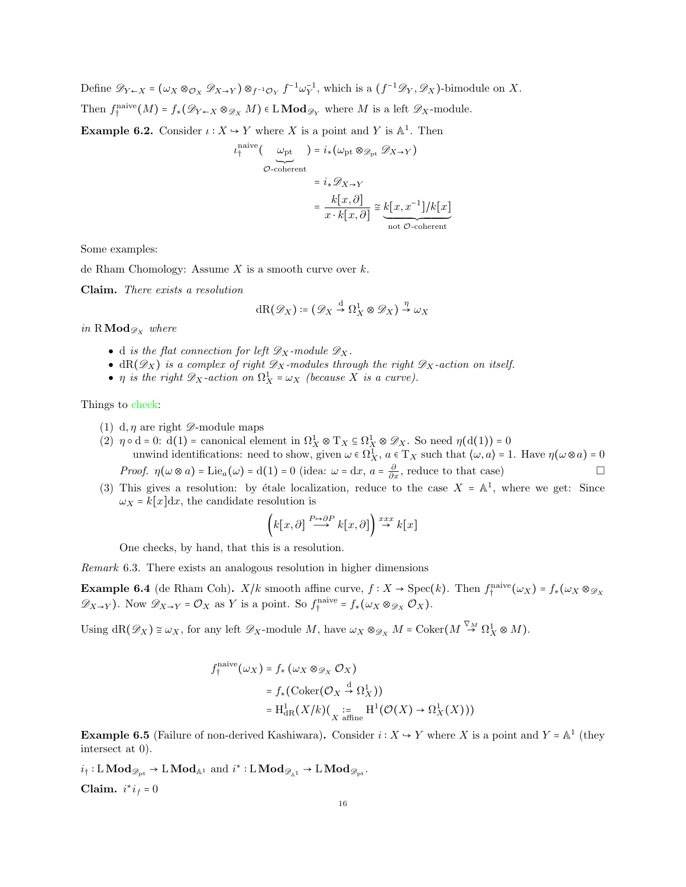Define $\mathscr{D}_{Y\leftarrow X} = (\omega_X \otimes_{\mathcal{O}_X} \mathscr{D}_{X\to Y}) \otimes_{f^{-1}\mathcal{O}_Y} f^{-1}\omega_Y^{-1}$, which is a $(f^{-1}\mathscr{D}_Y, \mathscr{D}_X)$-bimodule on $X$.

Then $f_\dagger^{\text{naive}}(M) = f_*(\mathscr{D}_{Y\leftarrow X} \otimes_{\mathscr{D}_X} M) \in \mathrm{L}\,\mathbf{Mod}_{\mathscr{D}_Y}$ where $M$ is a left $\mathscr{D}_X$-module.

**Example 6.2.** Consider $\iota : X \hookrightarrow Y$ where $X$ is a point and $Y$ is $\mathbb{A}^1$. Then

$$\begin{aligned}
\iota_\dagger^{\text{naive}}(\underbrace{\omega_{\text{pt}}}_{\mathcal{O}\text{-coherent}}) &= i_*(\omega_{\text{pt}} \otimes_{\mathscr{D}_{\text{pt}}} \mathscr{D}_{X\to Y}) \\
&= i_*\mathscr{D}_{X\to Y} \\
&= \frac{k[x,\partial]}{x\cdot k[x,\partial]} \cong \underbrace{k[x,x^{-1}]/k[x]}_{\text{not } \mathcal{O}\text{-coherent}}
\end{aligned}$$

Some examples:

de Rham Chomology: Assume $X$ is a smooth curve over $k$.

**Claim.** *There exists a resolution*

$$\mathrm{dR}(\mathscr{D}_X) := (\mathscr{D}_X \xrightarrow{\mathrm{d}} \Omega_X^1 \otimes \mathscr{D}_X) \xrightarrow{\eta} \omega_X$$

*in* $\mathrm{R}\,\mathbf{Mod}_{\mathscr{D}_X}$ *where*

- $\mathrm{d}$ *is the flat connection for left* $\mathscr{D}_X$*-module* $\mathscr{D}_X$.
- $\mathrm{dR}(\mathscr{D}_X)$ *is a complex of right* $\mathscr{D}_X$*-modules through the right* $\mathscr{D}_X$*-action on itself.*
- $\eta$ *is the right* $\mathscr{D}_X$*-action on* $\Omega_X^1 = \omega_X$ *(because* $X$ *is a curve).*

Things to check:

(1) $\mathrm{d}, \eta$ are right $\mathscr{D}$-module maps

(2) $\eta \circ \mathrm{d} = 0$: $\mathrm{d}(1)$ = canonical element in $\Omega_X^1 \otimes \mathrm{T}_X \subseteq \Omega_X^1 \otimes \mathscr{D}_X$. So need $\eta(\mathrm{d}(1)) = 0$

unwind identifications: need to show, given $\omega \in \Omega_X^1$, $a \in \mathrm{T}_X$ such that $\langle \omega, a\rangle = 1$. Have $\eta(\omega \otimes a) = 0$

*Proof.* $\eta(\omega\otimes a) = \mathrm{Lie}_a(\omega) = \mathrm{d}(1) = 0$ (idea: $\omega = \mathrm{d}x$, $a = \frac{\partial}{\partial x}$, reduce to that case) □

(3) This gives a resolution: by étale localization, reduce to the case $X = \mathbb{A}^1$, where we get: Since $\omega_X = k[x]\mathrm{d}x$, the candidate resolution is

$$\left(k[x,\partial] \xrightarrow{P\mapsto \partial P} k[x,\partial]\right) \xrightarrow{xxx} k[x]$$

One checks, by hand, that this is a resolution.

*Remark* 6.3. There exists an analogous resolution in higher dimensions

**Example 6.4** (de Rham Coh)**.** $X/k$ smooth affine curve, $f : X \to \mathrm{Spec}(k)$. Then $f_\dagger^{\text{naive}}(\omega_X) = f_*(\omega_X \otimes_{\mathscr{D}_X} \mathscr{D}_{X\to Y})$. Now $\mathscr{D}_{X\to Y} = \mathcal{O}_X$ as $Y$ is a point. So $f_\dagger^{\text{naive}} = f_*(\omega_X \otimes_{\mathscr{D}_X} \mathcal{O}_X)$.

Using $\mathrm{dR}(\mathscr{D}_X) \cong \omega_X$, for any left $\mathscr{D}_X$-module $M$, have $\omega_X \otimes_{\mathscr{D}_X} M = \mathrm{Coker}(M \xrightarrow{\nabla_M} \Omega_X^1 \otimes M)$.

$$\begin{aligned}
f_\dagger^{\text{naive}}(\omega_X) &= f_*\left(\omega_X \otimes_{\mathscr{D}_X} \mathcal{O}_X\right) \\
&= f_*(\mathrm{Coker}(\mathcal{O}_X \xrightarrow{\mathrm{d}} \Omega_X^1)) \\
&= \mathrm{H}^1_{\mathrm{dR}}(X/k)\big(\underset{X \text{ affine}}{:=} \mathrm{H}^1(\mathcal{O}(X) \to \Omega_X^1(X))\big)
\end{aligned}$$

**Example 6.5** (Failure of non-derived Kashiwara)**.** Consider $i : X \hookrightarrow Y$ where $X$ is a point and $Y = \mathbb{A}^1$ (they intersect at 0).

$i_\dagger : \mathrm{L}\,\mathbf{Mod}_{\mathscr{D}_{\text{pt}}} \to \mathrm{L}\,\mathbf{Mod}_{\mathbb{A}^1}$ and $i^* : \mathrm{L}\,\mathbf{Mod}_{\mathscr{D}_{\mathbb{A}^1}} \to \mathrm{L}\,\mathbf{Mod}_{\mathscr{D}_{\text{pt}}}$.

**Claim.** $i^* i_\dagger = 0$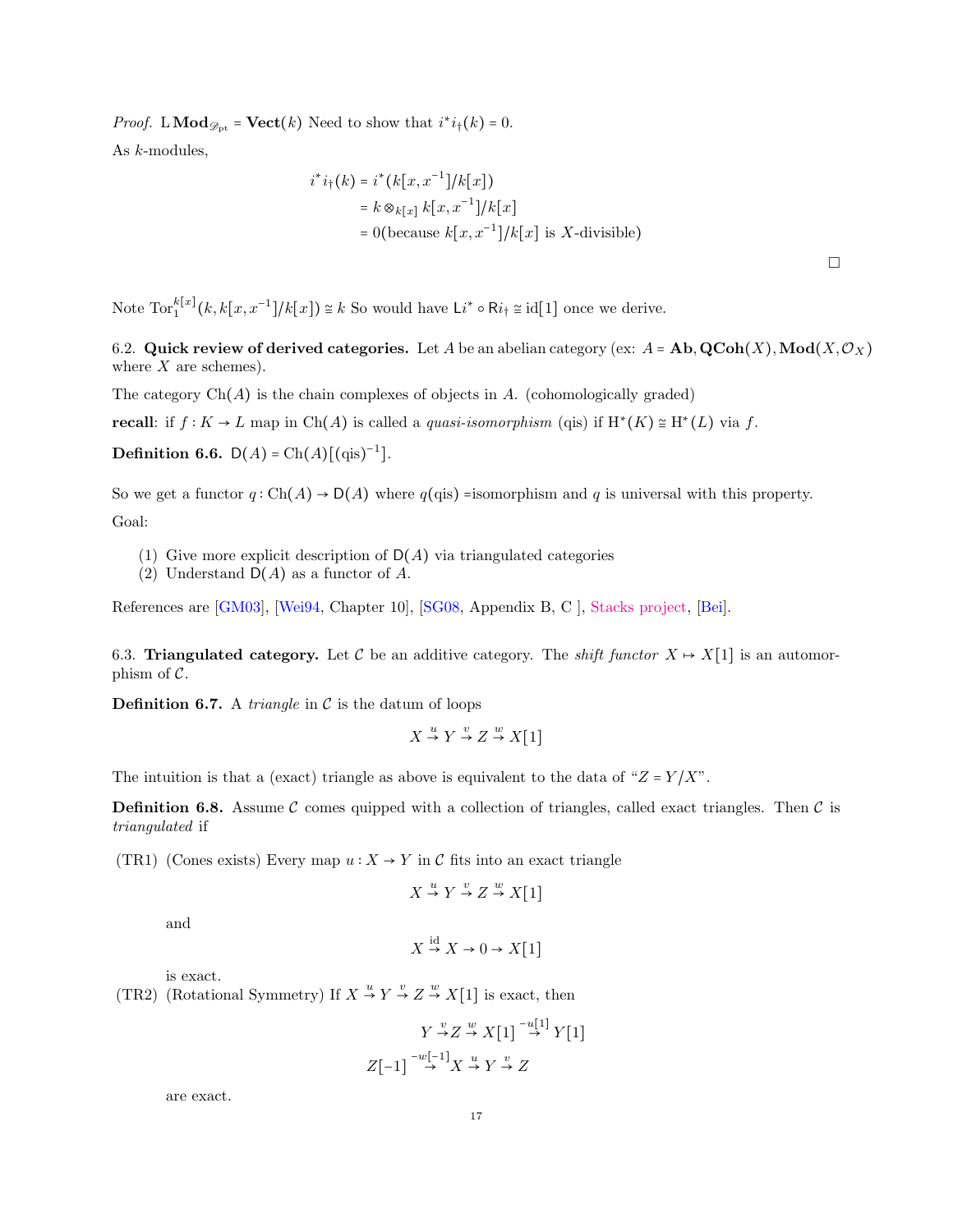*Proof.* $\mathrm{L}\,\mathbf{Mod}_{\mathscr{D}_{\mathrm{pt}}} = \mathbf{Vect}(k)$ Need to show that $i^* i_\dagger(k) = 0$.

As $k$-modules,

$$\begin{aligned} i^* i_\dagger(k) &= i^*(k[x,x^{-1}]/k[x]) \\ &= k \otimes_{k[x]} k[x,x^{-1}]/k[x] \\ &= 0 (\text{because } k[x,x^{-1}]/k[x] \text{ is } X\text{-divisible}) \end{aligned}$$

□

Note $\mathrm{Tor}_1^{k[x]}(k, k[x,x^{-1}]/k[x]) \cong k$ So would have $\mathsf{L}i^* \circ \mathsf{R}i_\dagger \cong \mathrm{id}[1]$ once we derive.

6.2. **Quick review of derived categories.** Let $A$ be an abelian category (ex: $A = \mathbf{Ab}, \mathbf{QCoh}(X), \mathbf{Mod}(X, \mathcal{O}_X)$ where $X$ are schemes).

The category $\mathrm{Ch}(A)$ is the chain complexes of objects in $A$. (cohomologically graded)

**recall**: if $f : K \to L$ map in $\mathrm{Ch}(A)$ is called a *quasi-isomorphism* (qis) if $\mathrm{H}^*(K) \cong \mathrm{H}^*(L)$ via $f$.

**Definition 6.6.** $\mathsf{D}(A) = \mathrm{Ch}(A)[(\mathrm{qis})^{-1}]$.

So we get a functor $q : \mathrm{Ch}(A) \to \mathsf{D}(A)$ where $q(\mathrm{qis})$ =isomorphism and $q$ is universal with this property.

Goal:

(1) Give more explicit description of $\mathsf{D}(A)$ via triangulated categories
(2) Understand $\mathsf{D}(A)$ as a functor of $A$.

References are [GM03], [Wei94, Chapter 10], [SG08, Appendix B, C ], Stacks project, [Bei].

6.3. **Triangulated category.** Let $\mathcal{C}$ be an additive category. The *shift functor* $X \mapsto X[1]$ is an automorphism of $\mathcal{C}$.

**Definition 6.7.** A *triangle* in $\mathcal{C}$ is the datum of loops

$$X \xrightarrow{u} Y \xrightarrow{v} Z \xrightarrow{w} X[1]$$

The intuition is that a (exact) triangle as above is equivalent to the data of "$Z = Y/X$".

**Definition 6.8.** Assume $\mathcal{C}$ comes quipped with a collection of triangles, called exact triangles. Then $\mathcal{C}$ is *triangulated* if

(TR1) (Cones exists) Every map $u : X \to Y$ in $\mathcal{C}$ fits into an exact triangle

$$X \xrightarrow{u} Y \xrightarrow{v} Z \xrightarrow{w} X[1]$$

and

$$X \xrightarrow{\mathrm{id}} X \to 0 \to X[1]$$

is exact.

(TR2) (Rotational Symmetry) If $X \xrightarrow{u} Y \xrightarrow{v} Z \xrightarrow{w} X[1]$ is exact, then

$$Y \xrightarrow{v} Z \xrightarrow{w} X[1] \xrightarrow{-u[1]} Y[1]$$

$$Z[-1] \xrightarrow{-w[-1]} X \xrightarrow{u} Y \xrightarrow{v} Z$$

are exact.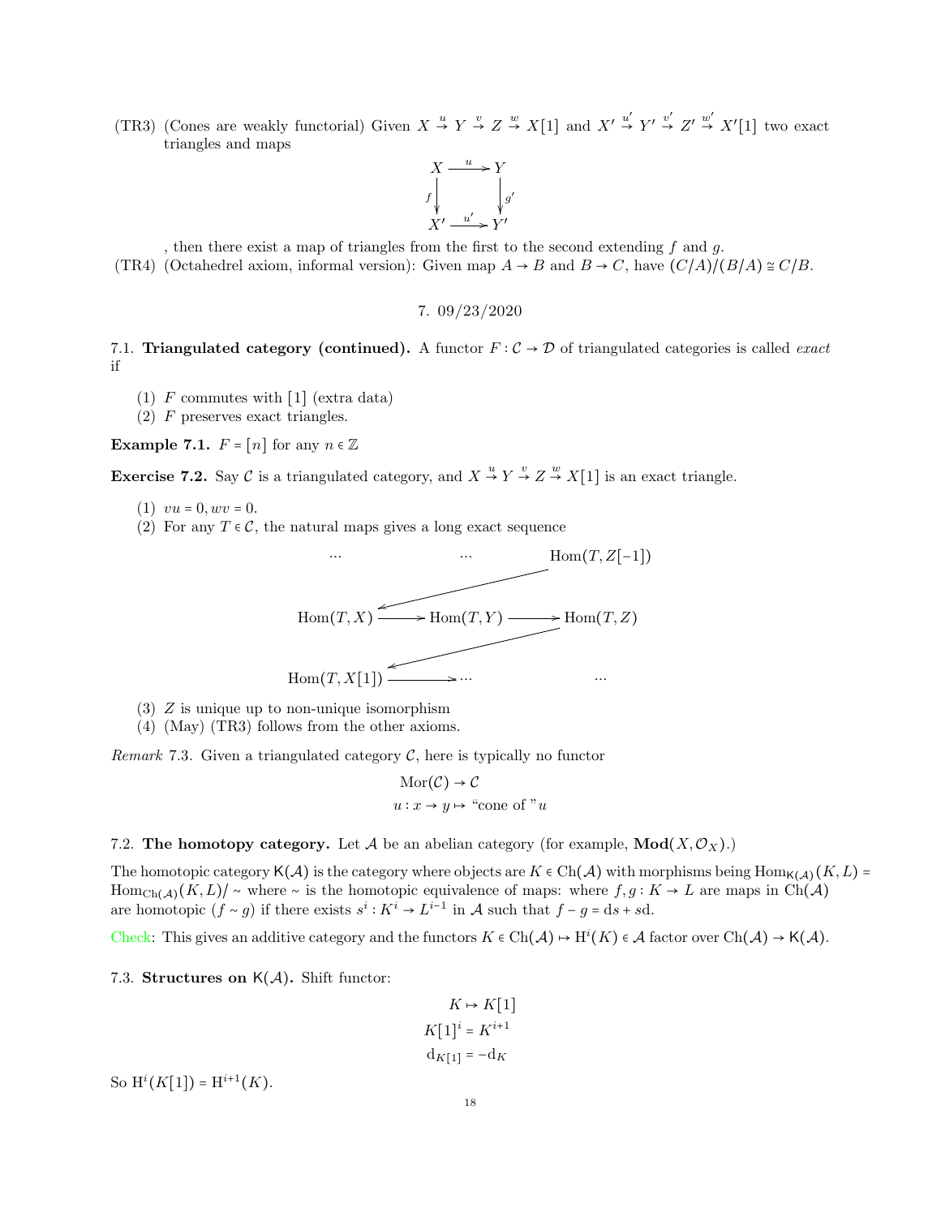(TR3) (Cones are weakly functorial) Given $X \xrightarrow{u} Y \xrightarrow{v} Z \xrightarrow{w} X[1]$ and $X' \xrightarrow{u'} Y' \xrightarrow{v'} Z' \xrightarrow{w'} X'[1]$ two exact triangles and maps

$$\begin{array}{ccc} X & \xrightarrow{u} & Y \\ {\scriptstyle f}\downarrow & & \downarrow{\scriptstyle g'} \\ X' & \xrightarrow{u'} & Y' \end{array}$$

, then there exist a map of triangles from the first to the second extending $f$ and $g$.

(TR4) (Octahedrel axiom, informal version): Given map $A \to B$ and $B \to C$, have $(C/A)/(B/A) \cong C/B$.

## 7. 09/23/2020

**7.1. Triangulated category (continued).** A functor $F : \mathcal{C} \to \mathcal{D}$ of triangulated categories is called *exact* if

(1) $F$ commutes with $[1]$ (extra data)
(2) $F$ preserves exact triangles.

**Example 7.1.** $F = [n]$ for any $n \in \mathbb{Z}$

**Exercise 7.2.** Say $\mathcal{C}$ is a triangulated category, and $X \xrightarrow{u} Y \xrightarrow{v} Z \xrightarrow{w} X[1]$ is an exact triangle.

(1) $vu = 0, wv = 0$.
(2) For any $T \in \mathcal{C}$, the natural maps gives a long exact sequence

$$\cdots \to \mathrm{Hom}(T, Z[-1]) \to \mathrm{Hom}(T,X) \to \mathrm{Hom}(T,Y) \to \mathrm{Hom}(T,Z) \to \mathrm{Hom}(T, X[1]) \to \cdots$$

(3) $Z$ is unique up to non-unique isomorphism
(4) (May) (TR3) follows from the other axioms.

*Remark* 7.3. Given a triangulated category $\mathcal{C}$, here is typically no functor

$$\mathrm{Mor}(\mathcal{C}) \to \mathcal{C}$$
$$u : x \to y \mapsto \text{“cone of ”} u$$

**7.2. The homotopy category.** Let $\mathcal{A}$ be an abelian category (for example, $\mathbf{Mod}(X, \mathcal{O}_X)$.)

The homotopic category $\mathsf{K}(\mathcal{A})$ is the category where objects are $K \in \mathrm{Ch}(\mathcal{A})$ with morphisms being $\mathrm{Hom}_{\mathsf{K}(\mathcal{A})}(K, L) = \mathrm{Hom}_{\mathrm{Ch}(\mathcal{A})}(K,L)/\sim$ where $\sim$ is the homotopic equivalence of maps: where $f, g : K \to L$ are maps in $\mathrm{Ch}(\mathcal{A})$ are homotopic ($f \sim g$) if there exists $s^i : K^i \to L^{i-1}$ in $\mathcal{A}$ such that $f - g = \mathrm{d}s + s\mathrm{d}$.

Check: This gives an additive category and the functors $K \in \mathrm{Ch}(\mathcal{A}) \mapsto \mathrm{H}^i(K) \in \mathcal{A}$ factor over $\mathrm{Ch}(\mathcal{A}) \to \mathsf{K}(\mathcal{A})$.

**7.3. Structures on $\mathsf{K}(\mathcal{A})$.** Shift functor:

$$K \mapsto K[1]$$
$$K[1]^i = K^{i+1}$$
$$\mathrm{d}_{K[1]} = -\mathrm{d}_K$$

So $\mathrm{H}^i(K[1]) = \mathrm{H}^{i+1}(K)$.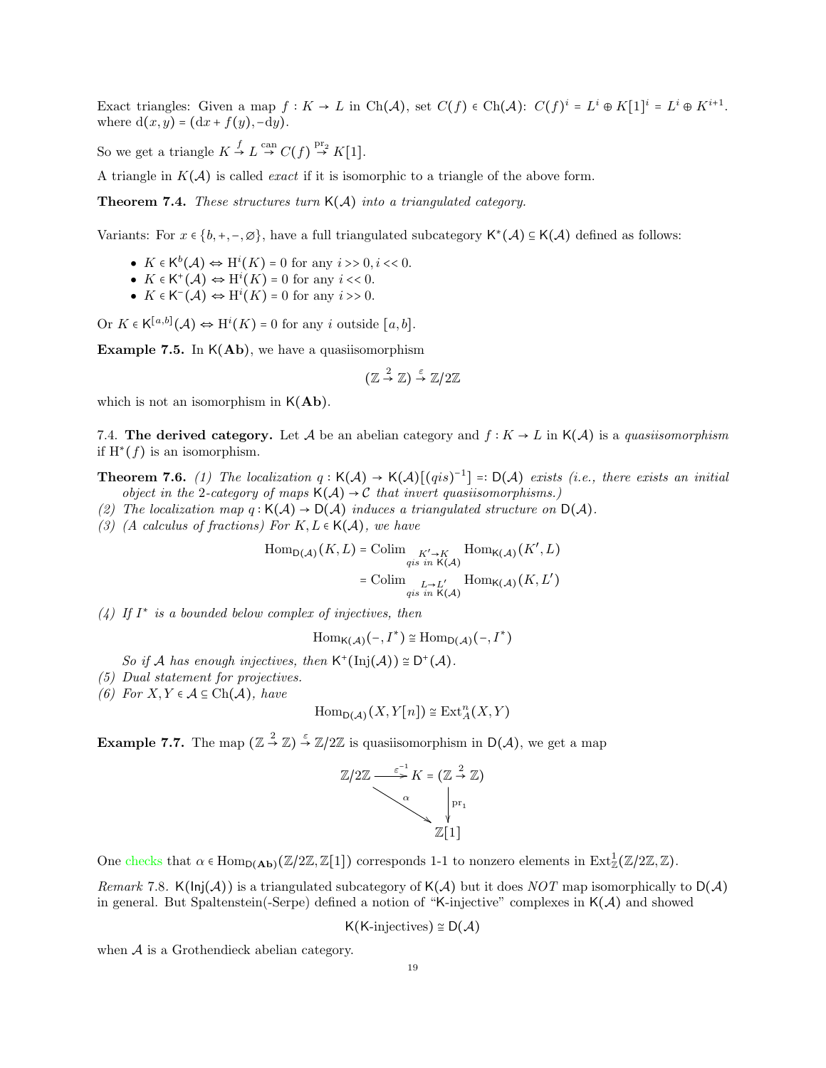Exact triangles: Given a map $f : K \to L$ in $\mathrm{Ch}(\mathcal{A})$, set $C(f) \in \mathrm{Ch}(\mathcal{A})$: $C(f)^i = L^i \oplus K[1]^i = L^i \oplus K^{i+1}$. where $\mathrm{d}(x,y) = (\mathrm{d}x + f(y), -\mathrm{d}y)$.

So we get a triangle $K \xrightarrow{f} L \xrightarrow{\mathrm{can}} C(f) \xrightarrow{\mathrm{pr}_2} K[1]$.

A triangle in $K(\mathcal{A})$ is called *exact* if it is isomorphic to a triangle of the above form.

**Theorem 7.4.** *These structures turn $\mathsf{K}(\mathcal{A})$ into a triangulated category.*

Variants: For $x \in \{b, +, -, \varnothing\}$, have a full triangulated subcategory $\mathsf{K}^*(\mathcal{A}) \subseteq \mathsf{K}(\mathcal{A})$ defined as follows:

- $K \in \mathsf{K}^b(\mathcal{A}) \Leftrightarrow \mathrm{H}^i(K) = 0$ for any $i >> 0, i << 0$.
- $K \in \mathsf{K}^+(\mathcal{A}) \Leftrightarrow \mathrm{H}^i(K) = 0$ for any $i << 0$.
- $K \in \mathsf{K}^-(\mathcal{A}) \Leftrightarrow \mathrm{H}^i(K) = 0$ for any $i >> 0$.

Or $K \in \mathsf{K}^{[a,b]}(\mathcal{A}) \Leftrightarrow \mathrm{H}^i(K) = 0$ for any $i$ outside $[a,b]$.

**Example 7.5.** In $\mathsf{K}(\mathbf{Ab})$, we have a quasiisomorphism

$$(\mathbb{Z} \xrightarrow{2} \mathbb{Z}) \xrightarrow{\varepsilon} \mathbb{Z}/2\mathbb{Z}$$

which is not an isomorphism in $\mathsf{K}(\mathbf{Ab})$.

7.4. **The derived category.** Let $\mathcal{A}$ be an abelian category and $f : K \to L$ in $\mathsf{K}(\mathcal{A})$ is a *quasiisomorphism* if $\mathrm{H}^*(f)$ is an isomorphism.

**Theorem 7.6.** *(1) The localization $q : \mathsf{K}(\mathcal{A}) \to \mathsf{K}(\mathcal{A})[(qis)^{-1}] =: \mathsf{D}(\mathcal{A})$ exists (i.e., there exists an initial object in the 2-category of maps $\mathsf{K}(\mathcal{A}) \to \mathcal{C}$ that invert quasiisomorphisms.)*
*(2) The localization map $q : \mathsf{K}(\mathcal{A}) \to \mathsf{D}(\mathcal{A})$ induces a triangulated structure on $\mathsf{D}(\mathcal{A})$.*
*(3) (A calculus of fractions) For $K, L \in \mathsf{K}(\mathcal{A})$, we have*

$$\begin{aligned}\mathrm{Hom}_{\mathsf{D}(\mathcal{A})}(K,L) &= \mathrm{Colim}_{\substack{K' \to K \\ qis \ in \ \mathsf{K}(\mathcal{A})}} \mathrm{Hom}_{\mathsf{K}(\mathcal{A})}(K', L) \\ &= \mathrm{Colim}_{\substack{L \to L' \\ qis \ in \ \mathsf{K}(\mathcal{A})}} \mathrm{Hom}_{\mathsf{K}(\mathcal{A})}(K, L')\end{aligned}$$

*(4) If $I^*$ is a bounded below complex of injectives, then*

$$\mathrm{Hom}_{\mathsf{K}(\mathcal{A})}(-, I^*) \cong \mathrm{Hom}_{\mathsf{D}(\mathcal{A})}(-, I^*)$$

*So if $\mathcal{A}$ has enough injectives, then $\mathsf{K}^+(\mathrm{Inj}(\mathcal{A})) \cong \mathsf{D}^+(\mathcal{A})$.*
*(5) Dual statement for projectives.*
*(6) For $X, Y \in \mathcal{A} \subseteq \mathrm{Ch}(\mathcal{A})$, have*

$$\mathrm{Hom}_{\mathsf{D}(\mathcal{A})}(X, Y[n]) \cong \mathrm{Ext}^n_{\mathcal{A}}(X, Y)$$

**Example 7.7.** The map $(\mathbb{Z} \xrightarrow{2} \mathbb{Z}) \xrightarrow{\varepsilon} \mathbb{Z}/2\mathbb{Z}$ is quasiisomorphism in $\mathsf{D}(\mathcal{A})$, we get a map

$$\begin{array}{ccc} \mathbb{Z}/2\mathbb{Z} & \xrightarrow{\varepsilon^{-1}} & K = (\mathbb{Z} \xrightarrow{2} \mathbb{Z}) \\ & \searrow^{\alpha} & \downarrow \mathrm{pr}_1 \\ & & \mathbb{Z}[1] \end{array}$$

One checks that $\alpha \in \mathrm{Hom}_{\mathsf{D}(\mathbf{Ab})}(\mathbb{Z}/2\mathbb{Z}, \mathbb{Z}[1])$ corresponds 1-1 to nonzero elements in $\mathrm{Ext}^1_{\mathbb{Z}}(\mathbb{Z}/2\mathbb{Z}, \mathbb{Z})$.

*Remark* 7.8. $\mathsf{K}(\mathsf{Inj}(\mathcal{A}))$ is a triangulated subcategory of $\mathsf{K}(\mathcal{A})$ but it does *NOT* map isomorphically to $\mathsf{D}(\mathcal{A})$ in general. But Spaltenstein(-Serpe) defined a notion of "K-injective" complexes in $\mathsf{K}(\mathcal{A})$ and showed

$$\mathsf{K}(\text{K-injectives}) \cong \mathsf{D}(\mathcal{A})$$

when $\mathcal{A}$ is a Grothendieck abelian category.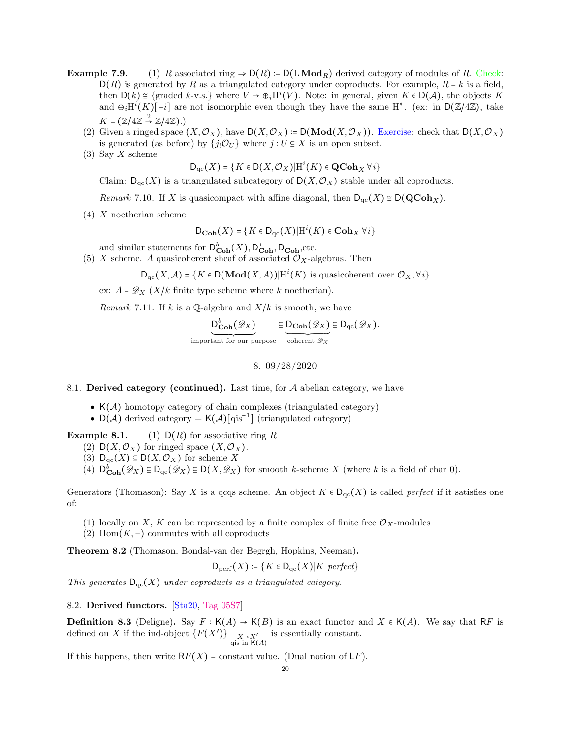**Example 7.9.** (1) $R$ associated ring $\Rightarrow \mathsf{D}(R) \coloneqq \mathsf{D}(\mathrm{L}\,\mathbf{Mod}_R)$ derived category of modules of $R$. Check: $\mathsf{D}(R)$ is generated by $R$ as a triangulated category under coproducts. For example, $R = k$ is a field, then $\mathsf{D}(k) \cong \{\text{graded } k\text{-v.s.}\}$ where $V \mapsto \oplus_i \mathrm{H}^i(V)$. Note: in general, given $K \in \mathsf{D}(\mathcal{A})$, the objects $K$ and $\oplus_i \mathrm{H}^i(K)[-i]$ are not isomorphic even though they have the same $\mathrm{H}^*$. (ex: in $\mathsf{D}(\mathbb{Z}/4\mathbb{Z})$, take $K = (\mathbb{Z}/4\mathbb{Z} \xrightarrow{2} \mathbb{Z}/4\mathbb{Z})$.)

(2) Given a ringed space $(X, \mathcal{O}_X)$, have $\mathsf{D}(X, \mathcal{O}_X) \coloneqq \mathsf{D}(\mathbf{Mod}(X, \mathcal{O}_X))$. Exercise: check that $\mathsf{D}(X, \mathcal{O}_X)$ is generated (as before) by $\{j_! \mathcal{O}_U\}$ where $j : U \subseteq X$ is an open subset.

(3) Say $X$ scheme

$$\mathsf{D}_{\mathrm{qc}}(X) = \{K \in \mathsf{D}(X, \mathcal{O}_X) | \mathrm{H}^i(K) \in \mathbf{QCoh}_X \ \forall i\}$$

Claim: $\mathsf{D}_{\mathrm{qc}}(X)$ is a triangulated subcategory of $\mathsf{D}(X, \mathcal{O}_X)$ stable under all coproducts.

*Remark* 7.10. If $X$ is quasicompact with affine diagonal, then $\mathsf{D}_{\mathrm{qc}}(X) \cong \mathsf{D}(\mathbf{QCoh}_X)$.

(4) $X$ noetherian scheme

$$\mathsf{D}_{\mathbf{Coh}}(X) = \{K \in \mathsf{D}_{\mathrm{qc}}(X) | \mathrm{H}^i(K) \in \mathbf{Coh}_X \ \forall i\}$$

and similar statements for $\mathsf{D}^b_{\mathbf{Coh}}(X), \mathsf{D}^+_{\mathbf{Coh}}, \mathsf{D}^-_{\mathbf{Coh}}$,etc.

(5) $X$ scheme. $A$ quasicoherent sheaf of associated $\mathcal{O}_X$-algebras. Then

$$\mathsf{D}_{\mathrm{qc}}(X, \mathcal{A}) = \{K \in \mathsf{D}(\mathbf{Mod}(X, A)) | \mathrm{H}^i(K) \text{ is quasicoherent over } \mathcal{O}_X, \forall i\}$$

ex: $A = \mathscr{D}_X$ ($X/k$ finite type scheme where $k$ noetherian).

*Remark* 7.11. If $k$ is a $\mathbb{Q}$-algebra and $X/k$ is smooth, we have

$$\underbrace{\mathsf{D}^b_{\mathbf{Coh}}(\mathscr{D}_X)}_{\text{important for our purpose}} \subseteq \underbrace{\mathsf{D}_{\mathbf{Coh}}(\mathscr{D}_X)}_{\text{coherent } \mathscr{D}_X} \subseteq \mathsf{D}_{\mathrm{qc}}(\mathscr{D}_X).$$

## 8. 09/28/2020

### 8.1. Derived category (continued).

Last time, for $\mathcal{A}$ abelian category, we have

- $\mathsf{K}(\mathcal{A})$ homotopy category of chain complexes (triangulated category)
- $\mathsf{D}(\mathcal{A})$ derived category $= \mathsf{K}(\mathcal{A})[\mathrm{qis}^{-1}]$ (triangulated category)

**Example 8.1.** (1) $\mathsf{D}(R)$ for associative ring $R$

(2) $\mathsf{D}(X, \mathcal{O}_X)$ for ringed space $(X, \mathcal{O}_X)$.

(3) $\mathsf{D}_{\mathrm{qc}}(X) \subseteq \mathsf{D}(X, \mathcal{O}_X)$ for scheme $X$

(4) $\mathsf{D}^b_{\mathbf{Coh}}(\mathscr{D}_X) \subseteq \mathsf{D}_{\mathrm{qc}}(\mathscr{D}_X) \subseteq \mathsf{D}(X, \mathscr{D}_X)$ for smooth $k$-scheme $X$ (where $k$ is a field of char 0).

Generators (Thomason): Say $X$ is a qcqs scheme. An object $K \in \mathsf{D}_{\mathrm{qc}}(X)$ is called *perfect* if it satisfies one of:

(1) locally on $X$, $K$ can be represented by a finite complex of finite free $\mathcal{O}_X$-modules
(2) $\mathrm{Hom}(K, -)$ commutes with all coproducts

**Theorem 8.2** (Thomason, Bondal-van der Begrgh, Hopkins, Neeman)**.**

$$\mathsf{D}_{\mathrm{perf}}(X) \coloneqq \{K \in \mathsf{D}_{\mathrm{qc}}(X) | K \text{ perfect}\}$$

*This generates $\mathsf{D}_{\mathrm{qc}}(X)$ under coproducts as a triangulated category.*

### 8.2. Derived functors.

[Sta20, Tag 05S7]

**Definition 8.3** (Deligne)**.** Say $F : \mathsf{K}(A) \to \mathsf{K}(B)$ is an exact functor and $X \in \mathsf{K}(A)$. We say that $\mathsf{R}F$ is defined on $X$ if the ind-object $\{F(X')\}_{\substack{X \to X' \\ \text{qis in } \mathsf{K}(A)}}$ is essentially constant.

If this happens, then write $\mathsf{R}F(X) =$ constant value. (Dual notion of $\mathsf{L}F$).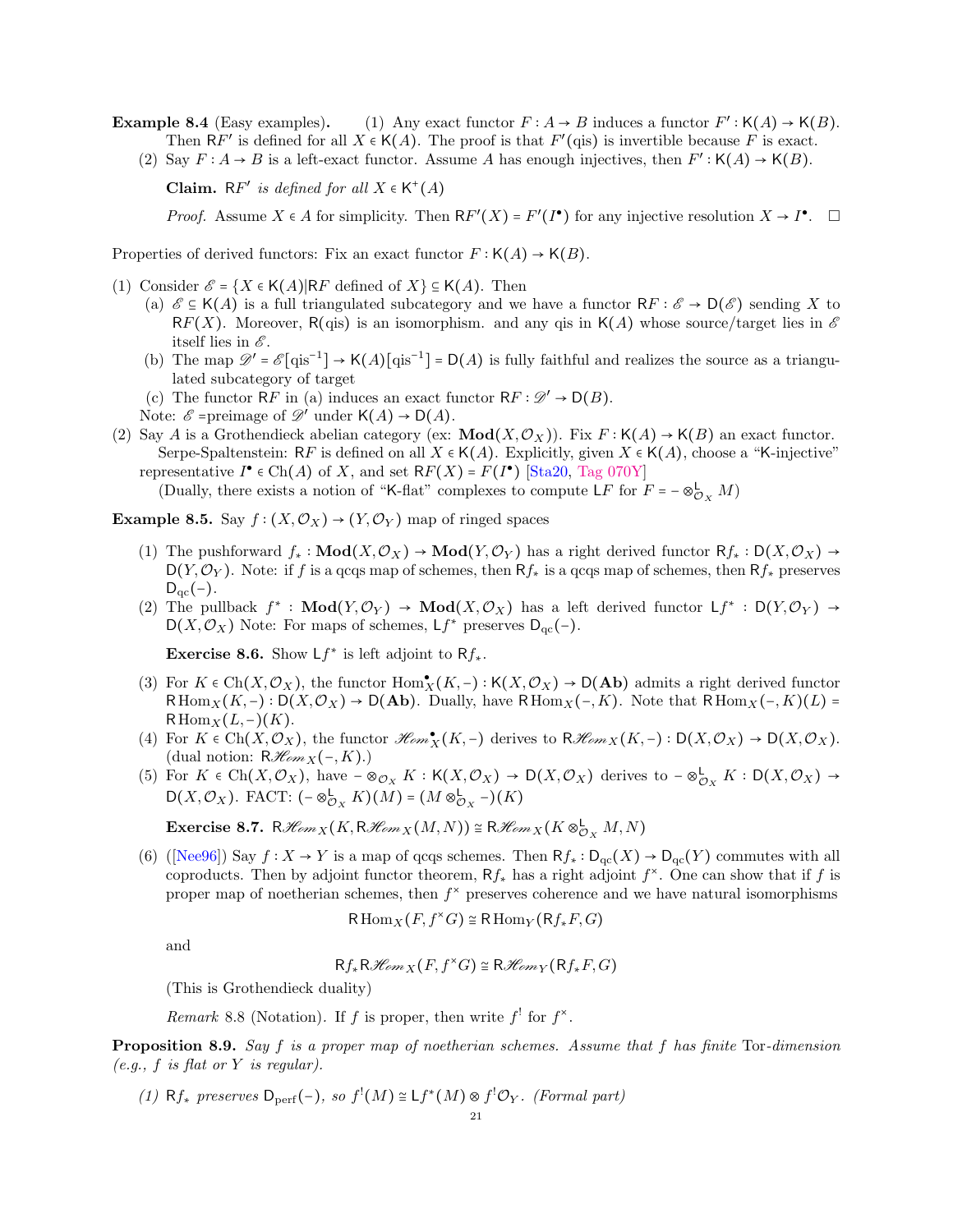**Example 8.4** (Easy examples)**.** (1) Any exact functor $F : A \to B$ induces a functor $F' : \mathsf{K}(A) \to \mathsf{K}(B)$. Then $\mathsf{R}F'$ is defined for all $X \in \mathsf{K}(A)$. The proof is that $F'(\text{qis})$ is invertible because $F$ is exact.

(2) Say $F : A \to B$ is a left-exact functor. Assume $A$ has enough injectives, then $F' : \mathsf{K}(A) \to \mathsf{K}(B)$.

**Claim.** *$\mathsf{R}F'$ is defined for all $X \in \mathsf{K}^+(A)$*

*Proof.* Assume $X \in A$ for simplicity. Then $\mathsf{R}F'(X) = F'(I^\bullet)$ for any injective resolution $X \to I^\bullet$. □

Properties of derived functors: Fix an exact functor $F : \mathsf{K}(A) \to \mathsf{K}(B)$.

(1) Consider $\mathscr{E} = \{X \in \mathsf{K}(A) | \mathsf{R}F \text{ defined of } X\} \subseteq \mathsf{K}(A)$. Then
  - (a) $\mathscr{E} \subseteq \mathsf{K}(A)$ is a full triangulated subcategory and we have a functor $\mathsf{R}F : \mathscr{E} \to \mathsf{D}(\mathscr{E})$ sending $X$ to $\mathsf{R}F(X)$. Moreover, $\mathsf{R}(\text{qis})$ is an isomorphism. and any qis in $\mathsf{K}(A)$ whose source/target lies in $\mathscr{E}$ itself lies in $\mathscr{E}$.
  - (b) The map $\mathscr{D}' = \mathscr{E}[\text{qis}^{-1}] \to \mathsf{K}(A)[\text{qis}^{-1}] = \mathsf{D}(A)$ is fully faithful and realizes the source as a triangulated subcategory of target
  - (c) The functor $\mathsf{R}F$ in (a) induces an exact functor $\mathsf{R}F : \mathscr{D}' \to \mathsf{D}(B)$.

  Note: $\mathscr{E}$ =preimage of $\mathscr{D}'$ under $\mathsf{K}(A) \to \mathsf{D}(A)$.

(2) Say $A$ is a Grothendieck abelian category (ex: $\mathbf{Mod}(X, \mathcal{O}_X)$). Fix $F : \mathsf{K}(A) \to \mathsf{K}(B)$ an exact functor.
  Serpe-Spaltenstein: $\mathsf{R}F$ is defined on all $X \in \mathsf{K}(A)$. Explicitly, given $X \in \mathsf{K}(A)$, choose a "K-injective" representative $I^\bullet \in \mathrm{Ch}(A)$ of $X$, and set $\mathsf{R}F(X) = F(I^\bullet)$ [Sta20, Tag 070Y]
  (Dually, there exists a notion of "K-flat" complexes to compute $\mathsf{L}F$ for $F = - \otimes^{\mathsf{L}}_{\mathcal{O}_X} M$)

**Example 8.5.** Say $f : (X, \mathcal{O}_X) \to (Y, \mathcal{O}_Y)$ map of ringed spaces

(1) The pushforward $f_* : \mathbf{Mod}(X, \mathcal{O}_X) \to \mathbf{Mod}(Y, \mathcal{O}_Y)$ has a right derived functor $\mathsf{R}f_* : \mathsf{D}(X, \mathcal{O}_X) \to \mathsf{D}(Y, \mathcal{O}_Y)$. Note: if $f$ is a qcqs map of schemes, then $\mathsf{R}f_*$ is a qcqs map of schemes, then $\mathsf{R}f_*$ preserves $\mathsf{D}_{\mathrm{qc}}(-)$.

(2) The pullback $f^* : \mathbf{Mod}(Y, \mathcal{O}_Y) \to \mathbf{Mod}(X, \mathcal{O}_X)$ has a left derived functor $\mathsf{L}f^* : \mathsf{D}(Y, \mathcal{O}_Y) \to \mathsf{D}(X, \mathcal{O}_X)$ Note: For maps of schemes, $\mathsf{L}f^*$ preserves $\mathsf{D}_{\mathrm{qc}}(-)$.

**Exercise 8.6.** Show $\mathsf{L}f^*$ is left adjoint to $\mathsf{R}f_*$.

(3) For $K \in \mathrm{Ch}(X, \mathcal{O}_X)$, the functor $\mathrm{Hom}^\bullet_X(K, -) : \mathsf{K}(X, \mathcal{O}_X) \to \mathsf{D}(\mathbf{Ab})$ admits a right derived functor $\mathsf{R}\,\mathrm{Hom}_X(K, -) : \mathsf{D}(X, \mathcal{O}_X) \to \mathsf{D}(\mathbf{Ab})$. Dually, have $\mathsf{R}\,\mathrm{Hom}_X(-, K)$. Note that $\mathsf{R}\,\mathrm{Hom}_X(-, K)(L) = \mathsf{R}\,\mathrm{Hom}_X(L, -)(K)$.

(4) For $K \in \mathrm{Ch}(X, \mathcal{O}_X)$, the functor $\mathscr{H}om^\bullet_X(K, -)$ derives to $\mathsf{R}\mathscr{H}om_X(K, -) : \mathsf{D}(X, \mathcal{O}_X) \to \mathsf{D}(X, \mathcal{O}_X)$. (dual notion: $\mathsf{R}\mathscr{H}om_X(-, K)$.)

(5) For $K \in \mathrm{Ch}(X, \mathcal{O}_X)$, have $- \otimes_{\mathcal{O}_X} K : \mathsf{K}(X, \mathcal{O}_X) \to \mathsf{D}(X, \mathcal{O}_X)$ derives to $- \otimes^{\mathsf{L}}_{\mathcal{O}_X} K : \mathsf{D}(X, \mathcal{O}_X) \to \mathsf{D}(X, \mathcal{O}_X)$. FACT: $(- \otimes^{\mathsf{L}}_{\mathcal{O}_X} K)(M) = (M \otimes^{\mathsf{L}}_{\mathcal{O}_X} -)(K)$

**Exercise 8.7.** $\mathsf{R}\mathscr{H}om_X(K, \mathsf{R}\mathscr{H}om_X(M, N)) \cong \mathsf{R}\mathscr{H}om_X(K \otimes^{\mathsf{L}}_{\mathcal{O}_X} M, N)$

(6) ([Nee96]) Say $f : X \to Y$ is a map of qcqs schemes. Then $\mathsf{R}f_* : \mathsf{D}_{\mathrm{qc}}(X) \to \mathsf{D}_{\mathrm{qc}}(Y)$ commutes with all coproducts. Then by adjoint functor theorem, $\mathsf{R}f_*$ has a right adjoint $f^\times$. One can show that if $f$ is proper map of noetherian schemes, then $f^\times$ preserves coherence and we have natural isomorphisms

$$\mathsf{R}\,\mathrm{Hom}_X(F, f^\times G) \cong \mathsf{R}\,\mathrm{Hom}_Y(\mathsf{R}f_* F, G)$$

and

$$\mathsf{R}f_* \mathsf{R}\mathscr{H}om_X(F, f^\times G) \cong \mathsf{R}\mathscr{H}om_Y(\mathsf{R}f_* F, G)$$

(This is Grothendieck duality)

*Remark* 8.8 (Notation). If $f$ is proper, then write $f^!$ for $f^\times$.

**Proposition 8.9.** *Say $f$ is a proper map of noetherian schemes. Assume that $f$ has finite* Tor*-dimension (e.g., $f$ is flat or $Y$ is regular).*

*(1) $\mathsf{R}f_*$ preserves $\mathsf{D}_{\mathrm{perf}}(-)$, so $f^!(M) \cong \mathsf{L}f^*(M) \otimes f^!\mathcal{O}_Y$. (Formal part)*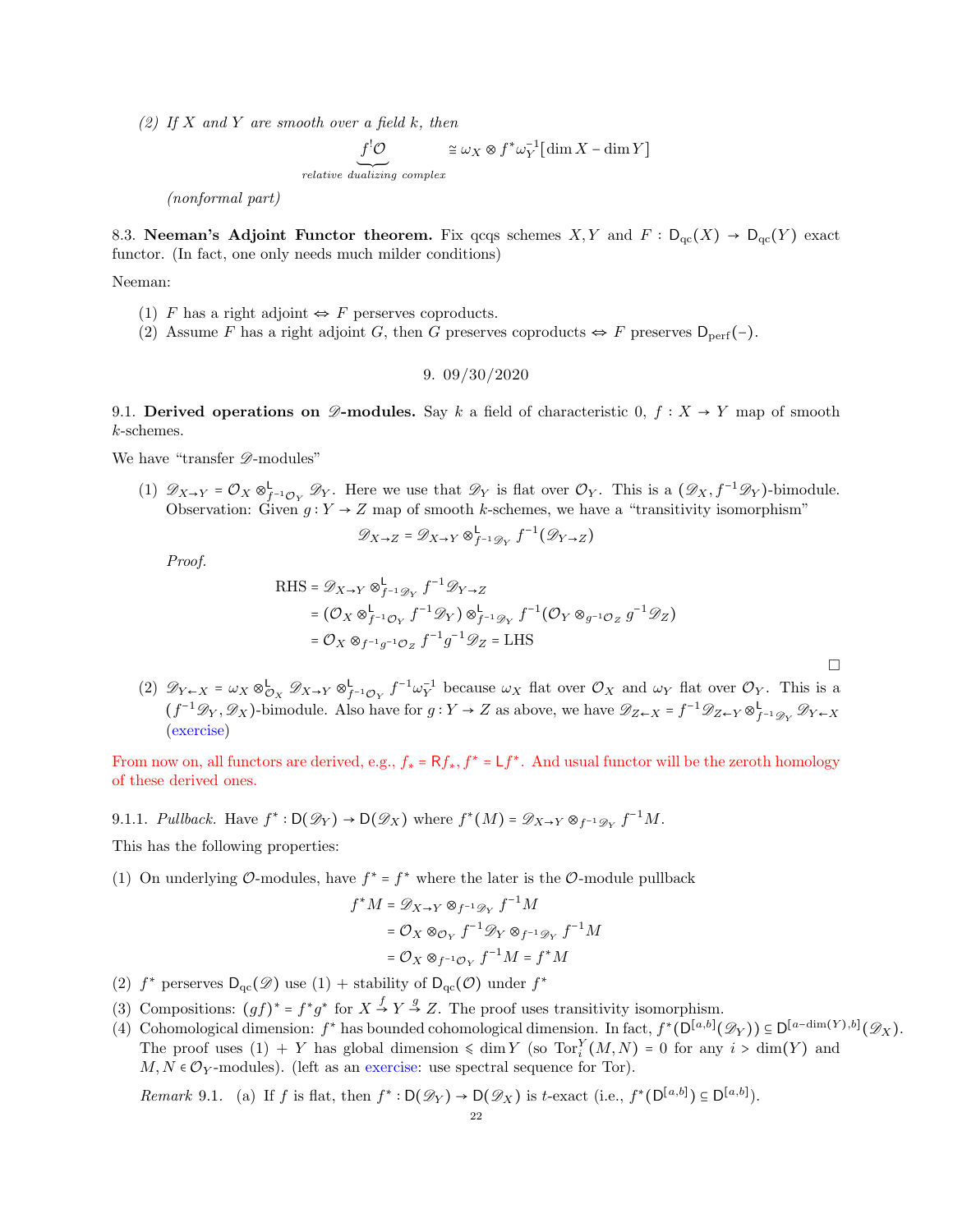(2) *If $X$ and $Y$ are smooth over a field $k$, then*

$$\underbrace{f^!\mathcal{O}}_{\text{relative dualizing complex}} \cong \omega_X \otimes f^*\omega_Y^{-1}[\dim X - \dim Y]$$

*(nonformal part)*

**8.3. Neeman's Adjoint Functor theorem.** Fix qcqs schemes $X, Y$ and $F : \mathsf{D}_{\mathrm{qc}}(X) \to \mathsf{D}_{\mathrm{qc}}(Y)$ exact functor. (In fact, one only needs much milder conditions)

Neeman:

(1) $F$ has a right adjoint $\Leftrightarrow$ $F$ perserves coproducts.
(2) Assume $F$ has a right adjoint $G$, then $G$ preserves coproducts $\Leftrightarrow$ $F$ preserves $\mathsf{D}_{\mathrm{perf}}(-)$.

## 9. 09/30/2020

**9.1. Derived operations on $\mathscr{D}$-modules.** Say $k$ a field of characteristic 0, $f : X \to Y$ map of smooth $k$-schemes.

We have "transfer $\mathscr{D}$-modules"

(1) $\mathscr{D}_{X\to Y} = \mathcal{O}_X \otimes^{\mathsf{L}}_{f^{-1}\mathcal{O}_Y} \mathscr{D}_Y$. Here we use that $\mathscr{D}_Y$ is flat over $\mathcal{O}_Y$. This is a $(\mathscr{D}_X, f^{-1}\mathscr{D}_Y)$-bimodule. Observation: Given $g : Y \to Z$ map of smooth $k$-schemes, we have a "transitivity isomorphism"

$$\mathscr{D}_{X\to Z} = \mathscr{D}_{X\to Y} \otimes^{\mathsf{L}}_{f^{-1}\mathscr{D}_Y} f^{-1}(\mathscr{D}_{Y\to Z})$$

*Proof.*

$$\begin{aligned}
\text{RHS} &= \mathscr{D}_{X\to Y} \otimes^{\mathsf{L}}_{f^{-1}\mathscr{D}_Y} f^{-1}\mathscr{D}_{Y\to Z} \\
&= (\mathcal{O}_X \otimes^{\mathsf{L}}_{f^{-1}\mathcal{O}_Y} f^{-1}\mathscr{D}_Y) \otimes^{\mathsf{L}}_{f^{-1}\mathscr{D}_Y} f^{-1}(\mathcal{O}_Y \otimes_{g^{-1}\mathcal{O}_Z} g^{-1}\mathscr{D}_Z) \\
&= \mathcal{O}_X \otimes_{f^{-1}g^{-1}\mathcal{O}_Z} f^{-1}g^{-1}\mathscr{D}_Z = \text{LHS}
\end{aligned}$$

$\square$

(2) $\mathscr{D}_{Y\leftarrow X} = \omega_X \otimes^{\mathsf{L}}_{\mathcal{O}_X} \mathscr{D}_{X\to Y} \otimes^{\mathsf{L}}_{f^{-1}\mathcal{O}_Y} f^{-1}\omega_Y^{-1}$ because $\omega_X$ flat over $\mathcal{O}_X$ and $\omega_Y$ flat over $\mathcal{O}_Y$. This is a $(f^{-1}\mathscr{D}_Y, \mathscr{D}_X)$-bimodule. Also have for $g : Y \to Z$ as above, we have $\mathscr{D}_{Z\leftarrow X} = f^{-1}\mathscr{D}_{Z\leftarrow Y} \otimes^{\mathsf{L}}_{f^{-1}\mathscr{D}_Y} \mathscr{D}_{Y\leftarrow X}$ (exercise)

From now on, all functors are derived, e.g., $f_* = \mathsf{R}f_*$, $f^* = \mathsf{L}f^*$. And usual functor will be the zeroth homology of these derived ones.

9.1.1. *Pullback.* Have $f^* : \mathsf{D}(\mathscr{D}_Y) \to \mathsf{D}(\mathscr{D}_X)$ where $f^*(M) = \mathscr{D}_{X\to Y} \otimes_{f^{-1}\mathscr{D}_Y} f^{-1}M$.

This has the following properties:

(1) On underlying $\mathcal{O}$-modules, have $f^* = f^*$ where the later is the $\mathcal{O}$-module pullback

$$\begin{aligned}
f^*M &= \mathscr{D}_{X\to Y} \otimes_{f^{-1}\mathscr{D}_Y} f^{-1}M \\
&= \mathcal{O}_X \otimes_{\mathcal{O}_Y} f^{-1}\mathscr{D}_Y \otimes_{f^{-1}\mathscr{D}_Y} f^{-1}M \\
&= \mathcal{O}_X \otimes_{f^{-1}\mathcal{O}_Y} f^{-1}M = f^*M
\end{aligned}$$

(2) $f^*$ perserves $\mathsf{D}_{\mathrm{qc}}(\mathscr{D})$ use (1) + stability of $\mathsf{D}_{\mathrm{qc}}(\mathcal{O})$ under $f^*$
(3) Compositions: $(gf)^* = f^*g^*$ for $X \xrightarrow{f} Y \xrightarrow{g} Z$. The proof uses transitivity isomorphism.
(4) Cohomological dimension: $f^*$ has bounded cohomological dimension. In fact, $f^*(\mathsf{D}^{[a,b]}(\mathscr{D}_Y)) \subseteq \mathsf{D}^{[a-\dim(Y),b]}(\mathscr{D}_X)$. The proof uses (1) + $Y$ has global dimension $\leqslant \dim Y$ (so $\mathrm{Tor}_i^Y(M,N) = 0$ for any $i > \dim(Y)$ and $M, N \in \mathcal{O}_Y$-modules). (left as an exercise: use spectral sequence for Tor).

*Remark* 9.1. (a) If $f$ is flat, then $f^* : \mathsf{D}(\mathscr{D}_Y) \to \mathsf{D}(\mathscr{D}_X)$ is $t$-exact (i.e., $f^*(\mathsf{D}^{[a,b]}) \subseteq \mathsf{D}^{[a,b]}$).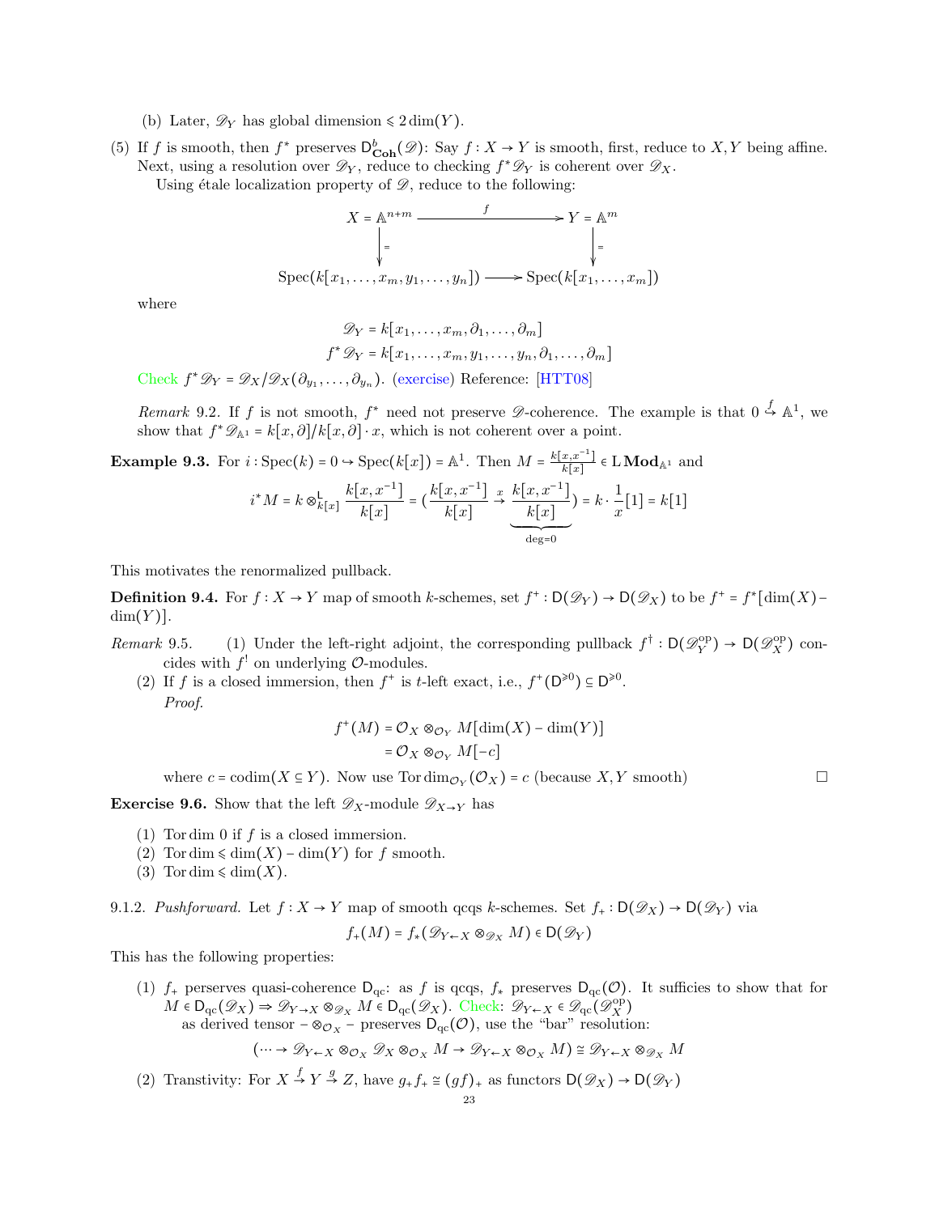(b) Later, $\mathscr{D}_Y$ has global dimension $\leqslant 2\dim(Y)$.

(5) If $f$ is smooth, then $f^*$ preserves $\mathsf{D}^b_{\mathbf{Coh}}(\mathscr{D})$: Say $f : X \to Y$ is smooth, first, reduce to $X, Y$ being affine. Next, using a resolution over $\mathscr{D}_Y$, reduce to checking $f^*\mathscr{D}_Y$ is coherent over $\mathscr{D}_X$.

Using étale localization property of $\mathscr{D}$, reduce to the following:

$$\begin{array}{ccc} X = \mathbb{A}^{n+m} & \xrightarrow{\quad f \quad} & Y = \mathbb{A}^m \\ \big\downarrow = & & \big\downarrow = \\ \mathrm{Spec}(k[x_1,\dots,x_m,y_1,\dots,y_n]) & \longrightarrow & \mathrm{Spec}(k[x_1,\dots,x_m]) \end{array}$$

where

$$\mathscr{D}_Y = k[x_1,\dots,x_m,\partial_1,\dots,\partial_m]$$
$$f^*\mathscr{D}_Y = k[x_1,\dots,x_m,y_1,\dots,y_n,\partial_1,\dots,\partial_m]$$

Check $f^*\mathscr{D}_Y = \mathscr{D}_X/\mathscr{D}_X(\partial_{y_1},\dots,\partial_{y_n})$. (exercise) Reference: [HTT08]

*Remark* 9.2. If $f$ is not smooth, $f^*$ need not preserve $\mathscr{D}$-coherence. The example is that $0 \overset{f}{\hookrightarrow} \mathbb{A}^1$, we show that $f^*\mathscr{D}_{\mathbb{A}^1} = k[x,\partial]/k[x,\partial]\cdot x$, which is not coherent over a point.

**Example 9.3.** For $i : \mathrm{Spec}(k) = 0 \hookrightarrow \mathrm{Spec}(k[x]) = \mathbb{A}^1$. Then $M = \frac{k[x,x^{-1}]}{k[x]} \in \mathsf{L}\,\mathbf{Mod}_{\mathbb{A}^1}$ and

$$i^*M = k \otimes^{\mathsf{L}}_{k[x]} \frac{k[x,x^{-1}]}{k[x]} = \Big(\frac{k[x,x^{-1}]}{k[x]} \xrightarrow{x} \underbrace{\frac{k[x,x^{-1}]}{k[x]}}_{\deg=0}\Big) = k\cdot\frac{1}{x}[1] = k[1]$$

This motivates the renormalized pullback.

**Definition 9.4.** For $f : X \to Y$ map of smooth $k$-schemes, set $f^+ : \mathsf{D}(\mathscr{D}_Y) \to \mathsf{D}(\mathscr{D}_X)$ to be $f^+ = f^*[\dim(X) - \dim(Y)]$.

*Remark* 9.5. (1) Under the left-right adjoint, the corresponding pullback $f^\dagger : \mathsf{D}(\mathscr{D}_Y^{\mathrm{op}}) \to \mathsf{D}(\mathscr{D}_X^{\mathrm{op}})$ concides with $f^!$ on underlying $\mathcal{O}$-modules.

(2) If $f$ is a closed immersion, then $f^+$ is $t$-left exact, i.e., $f^+(\mathsf{D}^{\geqslant 0}) \subseteq \mathsf{D}^{\geqslant 0}$.

*Proof.*

$$\begin{aligned} f^+(M) &= \mathcal{O}_X \otimes_{\mathcal{O}_Y} M[\dim(X) - \dim(Y)] \\ &= \mathcal{O}_X \otimes_{\mathcal{O}_Y} M[-c] \end{aligned}$$

where $c = \mathrm{codim}(X \subseteq Y)$. Now use $\mathrm{Tor\,dim}_{\mathcal{O}_Y}(\mathcal{O}_X) = c$ (because $X, Y$ smooth) □

**Exercise 9.6.** Show that the left $\mathscr{D}_X$-module $\mathscr{D}_{X\to Y}$ has

(1) Tor dim 0 if $f$ is a closed immersion.
(2) Tor dim $\leqslant \dim(X) - \dim(Y)$ for $f$ smooth.
(3) Tor dim $\leqslant \dim(X)$.

9.1.2. *Pushforward.* Let $f : X \to Y$ map of smooth qcqs $k$-schemes. Set $f_+ : \mathsf{D}(\mathscr{D}_X) \to \mathsf{D}(\mathscr{D}_Y)$ via

$$f_+(M) = f_*(\mathscr{D}_{Y\leftarrow X} \otimes_{\mathscr{D}_X} M) \in \mathsf{D}(\mathscr{D}_Y)$$

This has the following properties:

(1) $f_+$ perserves quasi-coherence $\mathsf{D}_{\mathrm{qc}}$: as $f$ is qcqs, $f_*$ preserves $\mathsf{D}_{\mathrm{qc}}(\mathcal{O})$. It sufficies to show that for $M \in \mathsf{D}_{\mathrm{qc}}(\mathscr{D}_X) \Rightarrow \mathscr{D}_{Y\to X} \otimes_{\mathscr{D}_X} M \in \mathsf{D}_{\mathrm{qc}}(\mathscr{D}_X)$. Check: $\mathscr{D}_{Y\leftarrow X} \in \mathscr{D}_{\mathrm{qc}}(\mathscr{D}_X^{\mathrm{op}})$
as derived tensor $- \otimes_{\mathcal{O}_X} -$ preserves $\mathsf{D}_{\mathrm{qc}}(\mathcal{O})$, use the "bar" resolution:

$$(\cdots \to \mathscr{D}_{Y\leftarrow X} \otimes_{\mathcal{O}_X} \mathscr{D}_X \otimes_{\mathcal{O}_X} M \to \mathscr{D}_{Y\leftarrow X} \otimes_{\mathcal{O}_X} M) \cong \mathscr{D}_{Y\leftarrow X} \otimes_{\mathscr{D}_X} M$$

(2) Transtivity: For $X \overset{f}{\to} Y \overset{g}{\to} Z$, have $g_+f_+ \cong (gf)_+$ as functors $\mathsf{D}(\mathscr{D}_X) \to \mathsf{D}(\mathscr{D}_Y)$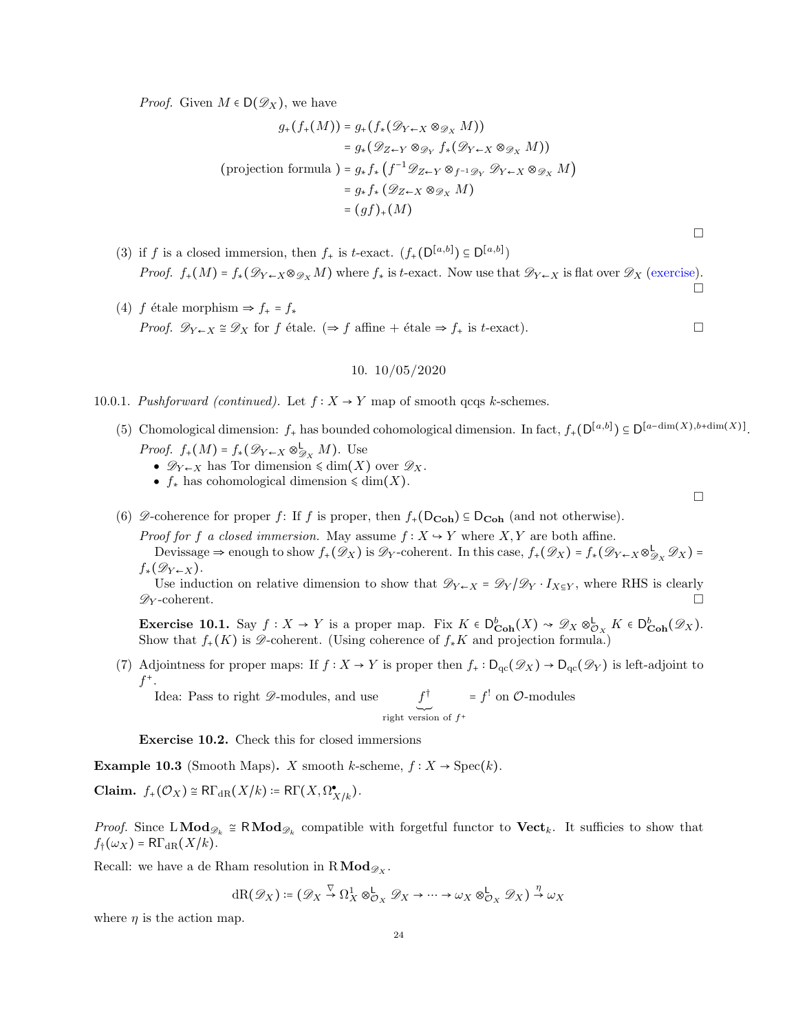*Proof.* Given $M \in \mathsf{D}(\mathscr{D}_X)$, we have

$$
\begin{aligned}
g_+(f_+(M)) &= g_+(f_*(\mathscr{D}_{Y\leftarrow X} \otimes_{\mathscr{D}_X} M)) \\
&= g_*(\mathscr{D}_{Z\leftarrow Y} \otimes_{\mathscr{D}_Y} f_*(\mathscr{D}_{Y\leftarrow X} \otimes_{\mathscr{D}_X} M)) \\
\text{(projection formula )} &= g_* f_* \left(f^{-1}\mathscr{D}_{Z\leftarrow Y} \otimes_{f^{-1}\mathscr{D}_Y} \mathscr{D}_{Y\leftarrow X} \otimes_{\mathscr{D}_X} M\right) \\
&= g_* f_* \left(\mathscr{D}_{Z\leftarrow X} \otimes_{\mathscr{D}_X} M\right) \\
&= (gf)_+(M)
\end{aligned}
$$

□

(3) if $f$ is a closed immersion, then $f_+$ is $t$-exact. ($f_+(\mathsf{D}^{[a,b]}) \subseteq \mathsf{D}^{[a,b]}$)
*Proof.* $f_+(M) = f_*(\mathscr{D}_{Y\leftarrow X} \otimes_{\mathscr{D}_X} M)$ where $f_*$ is $t$-exact. Now use that $\mathscr{D}_{Y\leftarrow X}$ is flat over $\mathscr{D}_X$ (exercise). □

(4) $f$ étale morphism $\Rightarrow f_+ = f_*$
*Proof.* $\mathscr{D}_{Y\leftarrow X} \cong \mathscr{D}_X$ for $f$ étale. ($\Rightarrow f$ affine + étale $\Rightarrow f_+$ is $t$-exact). □

## 10. 10/05/2020

10.0.1. *Pushforward (continued).* Let $f : X \to Y$ map of smooth qcqs $k$-schemes.

(5) Chomological dimension: $f_+$ has bounded cohomological dimension. In fact, $f_+(\mathsf{D}^{[a,b]}) \subseteq \mathsf{D}^{[a-\dim(X), b+\dim(X)]}$.
*Proof.* $f_+(M) = f_*(\mathscr{D}_{Y\leftarrow X} \otimes^{\mathsf{L}}_{\mathscr{D}_X} M)$. Use
- $\mathscr{D}_{Y\leftarrow X}$ has Tor dimension $\leqslant \dim(X)$ over $\mathscr{D}_X$.
- $f_*$ has cohomological dimension $\leqslant \dim(X)$.

□

(6) $\mathscr{D}$-coherence for proper $f$: If $f$ is proper, then $f_+(\mathsf{D}_{\mathbf{Coh}}) \subseteq \mathsf{D}_{\mathbf{Coh}}$ (and not otherwise).
*Proof for $f$ a closed immersion.* May assume $f : X \hookrightarrow Y$ where $X, Y$ are both affine.
Devissage $\Rightarrow$ enough to show $f_+(\mathscr{D}_X)$ is $\mathscr{D}_Y$-coherent. In this case, $f_+(\mathscr{D}_X) = f_*(\mathscr{D}_{Y\leftarrow X} \otimes^{\mathsf{L}}_{\mathscr{D}_X} \mathscr{D}_X) = f_*(\mathscr{D}_{Y\leftarrow X})$.
Use induction on relative dimension to show that $\mathscr{D}_{Y\leftarrow X} = \mathscr{D}_Y / \mathscr{D}_Y \cdot I_{X\subseteq Y}$, where RHS is clearly $\mathscr{D}_Y$-coherent. □

**Exercise 10.1.** Say $f : X \to Y$ is a proper map. Fix $K \in \mathsf{D}^b_{\mathbf{Coh}}(X) \rightsquigarrow \mathscr{D}_X \otimes^{\mathsf{L}}_{\mathcal{O}_X} K \in \mathsf{D}^b_{\mathbf{Coh}}(\mathscr{D}_X)$. Show that $f_+(K)$ is $\mathscr{D}$-coherent. (Using coherence of $f_*K$ and projection formula.)

(7) Adjointness for proper maps: If $f : X \to Y$ is proper then $f_+ : \mathsf{D}_{\mathrm{qc}}(\mathscr{D}_X) \to \mathsf{D}_{\mathrm{qc}}(\mathscr{D}_Y)$ is left-adjoint to $f^+$.
Idea: Pass to right $\mathscr{D}$-modules, and use $\underbrace{f^\dagger}_{\text{right version of } f^+} = f^!$ on $\mathcal{O}$-modules

**Exercise 10.2.** Check this for closed immersions

**Example 10.3** (Smooth Maps)**.** $X$ smooth $k$-scheme, $f : X \to \operatorname{Spec}(k)$.

**Claim.** $f_+(\mathcal{O}_X) \cong \mathsf{R}\Gamma_{\mathrm{dR}}(X/k) := \mathsf{R}\Gamma(X, \Omega^\bullet_{X/k})$.

*Proof.* Since $\mathrm{L}\,\mathbf{Mod}_{\mathscr{D}_k} \cong \mathsf{R}\,\mathbf{Mod}_{\mathscr{D}_k}$ compatible with forgetful functor to $\mathbf{Vect}_k$. It suffices to show that $f_\dagger(\omega_X) = \mathsf{R}\Gamma_{\mathrm{dR}}(X/k)$.

Recall: we have a de Rham resolution in $\mathrm{R}\,\mathbf{Mod}_{\mathscr{D}_X}$.

$$
\mathrm{dR}(\mathscr{D}_X) := (\mathscr{D}_X \xrightarrow{\nabla} \Omega^1_X \otimes^{\mathsf{L}}_{\mathcal{O}_X} \mathscr{D}_X \to \cdots \to \omega_X \otimes^{\mathsf{L}}_{\mathcal{O}_X} \mathscr{D}_X) \xrightarrow{\eta} \omega_X
$$

where $\eta$ is the action map.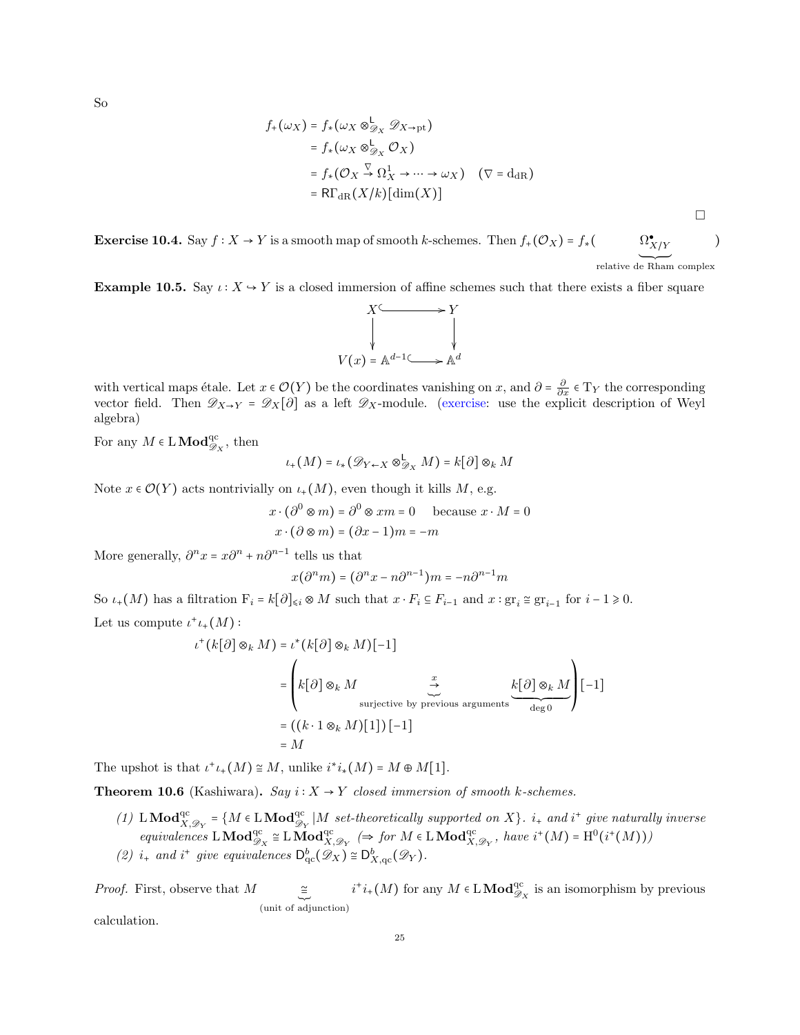So

$$
\begin{aligned}
f_+(\omega_X) &= f_*(\omega_X \otimes^{\mathsf{L}}_{\mathscr{D}_X} \mathscr{D}_{X\to \mathrm{pt}}) \\
&= f_*(\omega_X \otimes^{\mathsf{L}}_{\mathscr{D}_X} \mathcal{O}_X) \\
&= f_*(\mathcal{O}_X \xrightarrow{\nabla} \Omega^1_X \to \cdots \to \omega_X) \quad (\nabla = \mathrm{d}_{\mathrm{dR}}) \\
&= \mathsf{R}\Gamma_{\mathrm{dR}}(X/k)[\dim(X)]
\end{aligned}
$$

□

**Exercise 10.4.** Say $f : X \to Y$ is a smooth map of smooth $k$-schemes. Then $f_+(\mathcal{O}_X) = f_*(\underbrace{\Omega^\bullet_{X/Y}}_{\text{relative de Rham complex}})$

**Example 10.5.** Say $\iota : X \hookrightarrow Y$ is a closed immersion of affine schemes such that there exists a fiber square

$$
\begin{array}{ccc}
X & \hookrightarrow & Y \\
\downarrow & & \downarrow \\
V(x) = \mathbb{A}^{d-1} & \hookrightarrow & \mathbb{A}^d
\end{array}
$$

with vertical maps étale. Let $x \in \mathcal{O}(Y)$ be the coordinates vanishing on $x$, and $\partial = \frac{\partial}{\partial x} \in \mathrm{T}_Y$ the corresponding vector field. Then $\mathscr{D}_{X\to Y} = \mathscr{D}_X[\partial]$ as a left $\mathscr{D}_X$-module. (exercise: use the explicit description of Weyl algebra)

For any $M \in \mathrm{L}\,\mathbf{Mod}^{\mathrm{qc}}_{\mathscr{D}_X}$, then

$$
\iota_+(M) = \iota_*(\mathscr{D}_{Y\leftarrow X} \otimes^{\mathsf{L}}_{\mathscr{D}_X} M) = k[\partial] \otimes_k M
$$

Note $x \in \mathcal{O}(Y)$ acts nontrivially on $\iota_+(M)$, even though it kills $M$, e.g.

$$
\begin{aligned}
x \cdot (\partial^0 \otimes m) &= \partial^0 \otimes xm = 0 \quad \text{ because } x \cdot M = 0 \\
x \cdot (\partial \otimes m) &= (\partial x - 1)m = -m
\end{aligned}
$$

More generally, $\partial^n x = x\partial^n + n\partial^{n-1}$ tells us that

$$
x(\partial^n m) = (\partial^n x - n\partial^{n-1})m = -n\partial^{n-1}m
$$

So $\iota_+(M)$ has a filtration $\mathrm{F}_i = k[\partial]_{\leqslant i} \otimes M$ such that $x \cdot F_i \subseteq F_{i-1}$ and $x : \mathrm{gr}_i \cong \mathrm{gr}_{i-1}$ for $i - 1 \geqslant 0$.

Let us compute $\iota^+\iota_+(M)$:

$$
\begin{aligned}
\iota^+(k[\partial] \otimes_k M) &= \iota^*(k[\partial] \otimes_k M)[-1] \\
&= \left( k[\partial] \otimes_k M \underbrace{\xrightarrow{x}}_{\text{surjective by previous arguments}} \underbrace{k[\partial] \otimes_k M}_{\deg 0} \right)[-1] \\
&= ((k \cdot 1 \otimes_k M)[1])[-1] \\
&= M
\end{aligned}
$$

The upshot is that $\iota^+\iota_+(M) \cong M$, unlike $i^*i_*(M) = M \oplus M[1]$.

**Theorem 10.6** (Kashiwara)**.** *Say $i : X \to Y$ closed immersion of smooth $k$-schemes.*

*(1) $\mathrm{L}\,\mathbf{Mod}^{\mathrm{qc}}_{X,\mathscr{D}_Y} = \{M \in \mathrm{L}\,\mathbf{Mod}^{\mathrm{qc}}_{\mathscr{D}_Y} \mid M \text{ set-theoretically supported on } X\}$. $i_+$ and $i^+$ give naturally inverse equivalences $\mathrm{L}\,\mathbf{Mod}^{\mathrm{qc}}_{\mathscr{D}_X} \cong \mathrm{L}\,\mathbf{Mod}^{\mathrm{qc}}_{X,\mathscr{D}_Y}$ ($\Rightarrow$ for $M \in \mathrm{L}\,\mathbf{Mod}^{\mathrm{qc}}_{X,\mathscr{D}_Y}$, have $i^+(M) = \mathrm{H}^0(i^+(M))$)*

*(2) $i_+$ and $i^+$ give equivalences $\mathsf{D}^b_{\mathrm{qc}}(\mathscr{D}_X) \cong \mathsf{D}^b_{X,\mathrm{qc}}(\mathscr{D}_Y)$.*

*Proof.* First, observe that $M \underbrace{\cong}_{\text{(unit of adjunction)}} i^+i_+(M)$ for any $M \in \mathrm{L}\,\mathbf{Mod}^{\mathrm{qc}}_{\mathscr{D}_X}$ is an isomorphism by previous calculation.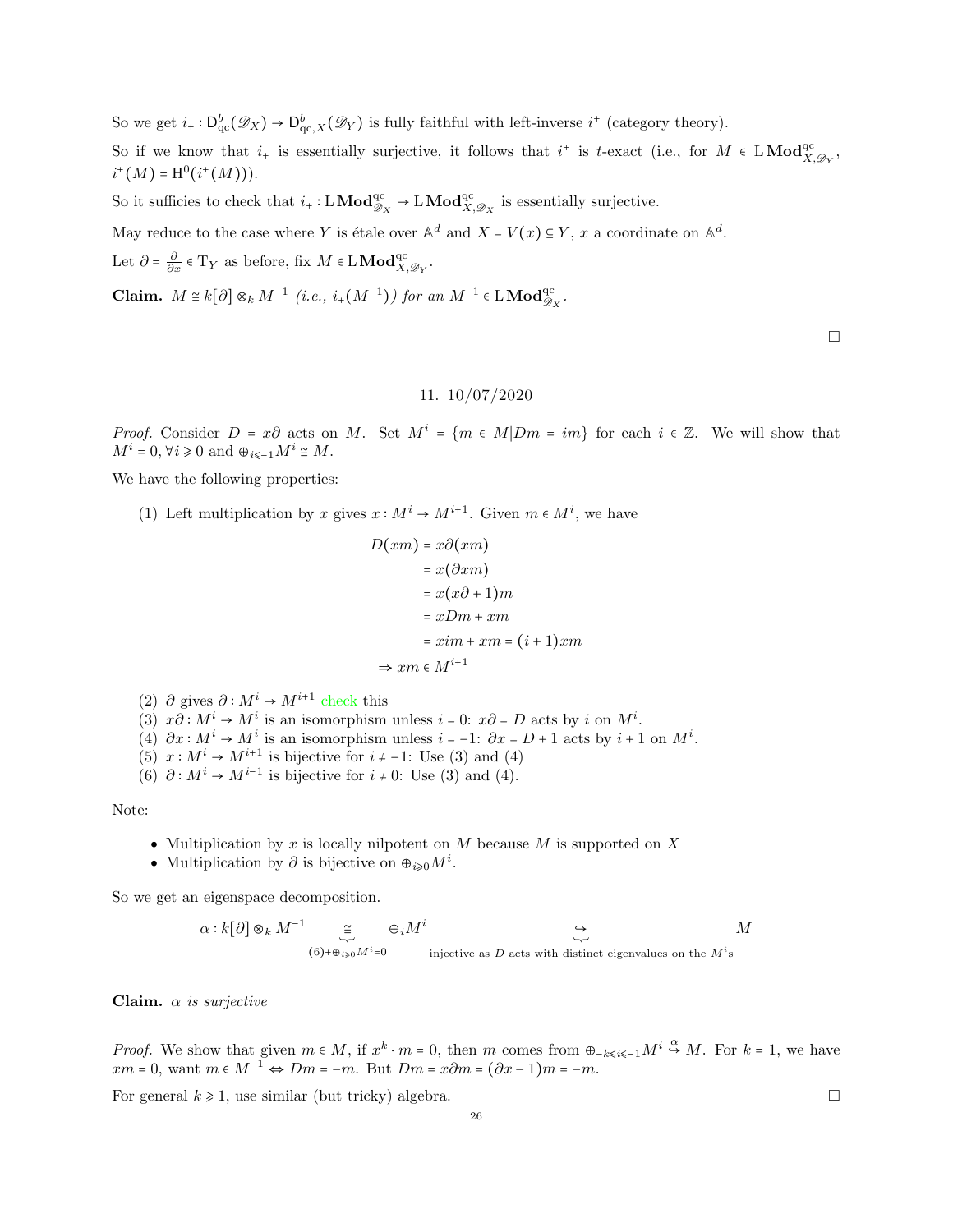So we get $i_+ : \mathsf{D}^b_{\mathrm{qc}}(\mathscr{D}_X) \to \mathsf{D}^b_{\mathrm{qc},X}(\mathscr{D}_Y)$ is fully faithful with left-inverse $i^+$ (category theory).

So if we know that $i_+$ is essentially surjective, it follows that $i^+$ is $t$-exact (i.e., for $M \in \mathrm{L}\,\mathbf{Mod}^{\mathrm{qc}}_{X,\mathscr{D}_Y}$, $i^+(M) = \mathrm{H}^0(i^+(M))$).

So it sufficies to check that $i_+ : \mathrm{L}\,\mathbf{Mod}^{\mathrm{qc}}_{\mathscr{D}_X} \to \mathrm{L}\,\mathbf{Mod}^{\mathrm{qc}}_{X,\mathscr{D}_X}$ is essentially surjective.

May reduce to the case where $Y$ is étale over $\mathbb{A}^d$ and $X = V(x) \subseteq Y$, $x$ a coordinate on $\mathbb{A}^d$.

Let $\partial = \frac{\partial}{\partial x} \in \mathrm{T}_Y$ as before, fix $M \in \mathrm{L}\,\mathbf{Mod}^{\mathrm{qc}}_{X,\mathscr{D}_Y}$.

**Claim.** *$M \cong k[\partial] \otimes_k M^{-1}$ (i.e., $i_+(M^{-1})$) for an $M^{-1} \in \mathrm{L}\,\mathbf{Mod}^{\mathrm{qc}}_{\mathscr{D}_X}$.*

□

## 11. 10/07/2020

*Proof.* Consider $D = x\partial$ acts on $M$. Set $M^i = \{m \in M | Dm = im\}$ for each $i \in \mathbb{Z}$. We will show that $M^i = 0, \forall i \geqslant 0$ and $\oplus_{i \leqslant -1} M^i \cong M$.

We have the following properties:

(1) Left multiplication by $x$ gives $x : M^i \to M^{i+1}$. Given $m \in M^i$, we have

$$\begin{aligned}
D(xm) &= x\partial(xm) \\
&= x(\partial x m) \\
&= x(x\partial + 1)m \\
&= xDm + xm \\
&= xim + xm = (i+1)xm \\
\Rightarrow xm &\in M^{i+1}
\end{aligned}$$

(2) $\partial$ gives $\partial : M^i \to M^{i+1}$ check this
(3) $x\partial : M^i \to M^i$ is an isomorphism unless $i = 0$: $x\partial = D$ acts by $i$ on $M^i$.
(4) $\partial x : M^i \to M^i$ is an isomorphism unless $i = -1$: $\partial x = D + 1$ acts by $i + 1$ on $M^i$.
(5) $x : M^i \to M^{i+1}$ is bijective for $i \neq -1$: Use (3) and (4)
(6) $\partial : M^i \to M^{i-1}$ is bijective for $i \neq 0$: Use (3) and (4).

Note:

- Multiplication by $x$ is locally nilpotent on $M$ because $M$ is supported on $X$
- Multiplication by $\partial$ is bijective on $\oplus_{i \geqslant 0} M^i$.

So we get an eigenspace decomposition.

$$\alpha : k[\partial] \otimes_k M^{-1} \underbrace{\cong}_{(6) + \oplus_{i \geqslant 0} M^i = 0} \oplus_i M^i \underbrace{\hookrightarrow}_{\text{injective as } D \text{ acts with distinct eigenvalues on the } M^i\text{s}} M$$

**Claim.** *$\alpha$ is surjective*

*Proof.* We show that given $m \in M$, if $x^k \cdot m = 0$, then $m$ comes from $\oplus_{-k \leqslant i \leqslant -1} M^i \overset{\alpha}{\hookrightarrow} M$. For $k = 1$, we have $xm = 0$, want $m \in M^{-1} \Leftrightarrow Dm = -m$. But $Dm = x\partial m = (\partial x - 1)m = -m$.

For general $k \geqslant 1$, use similar (but tricky) algebra. □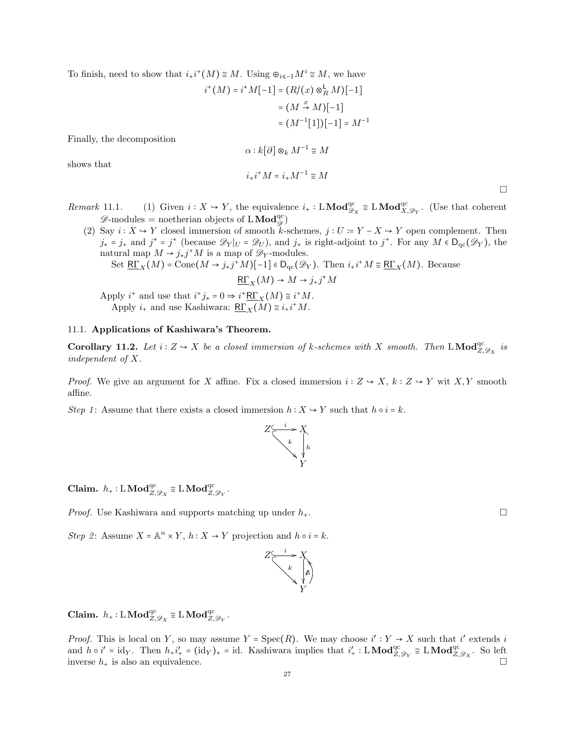To finish, need to show that $i_+ i^+(M) \cong M$. Using $\oplus_{i\leqslant -1} M^i \cong M$, we have

$$\begin{aligned} i^+(M) = i^* M[-1] &= (R/(x) \otimes^{\mathsf{L}}_R M)[-1] \\ &= (M \xrightarrow{x} M)[-1] \\ &= (M^{-1}[1])[-1] = M^{-1} \end{aligned}$$

Finally, the decomposition

$$\alpha : k[\partial] \otimes_k M^{-1} \cong M$$

shows that

$$i_+ i^+ M = i_+ M^{-1} \cong M$$

□

*Remark* 11.1. (1) Given $i : X \hookrightarrow Y$, the equivalence $i_+ : \mathrm{L}\,\mathbf{Mod}^{\mathrm{qc}}_{\mathscr{D}_X} \cong \mathrm{L}\,\mathbf{Mod}^{\mathrm{qc}}_{X,\mathscr{D}_Y}$. (Use that coherent $\mathscr{D}$-modules = noetherian objects of $\mathrm{L}\,\mathbf{Mod}^{\mathrm{qc}}_{\mathscr{D}}$)

(2) Say $i : X \hookrightarrow Y$ closed immersion of smooth $k$-schemes, $j : U := Y - X \hookrightarrow Y$ open complement. Then $j_* = j_+$ and $j^* = j^+$ (because $\mathscr{D}_Y|_U = \mathscr{D}_U$), and $j_+$ is right-adjoint to $j^+$. For any $M \in \mathsf{D}_{\mathrm{qc}}(\mathscr{D}_Y)$, the natural map $M \to j_* j^+ M$ is a map of $\mathscr{D}_Y$-modules.

Set $\underline{\mathsf{R}\Gamma}_X(M) = \mathrm{Cone}(M \to j_* j^+ M)[-1] \in \mathsf{D}_{\mathrm{qc}}(\mathscr{D}_Y)$. Then $i_+ i^+ M \cong \underline{\mathsf{R}\Gamma}_X(M)$. Because

$$\underline{\mathsf{R}\Gamma}_X(M) \to M \to j_+ j^* M$$

Apply $i^+$ and use that $i^+ j_* = 0 \Rightarrow i^+ \underline{\mathsf{R}\Gamma}_X(M) \cong i^+ M$.

Apply $i_+$ and use Kashiwara: $\underline{\mathsf{R}\Gamma}_X(M) \cong i_+ i^+ M$.

### 11.1. Applications of Kashiwara's Theorem.

**Corollary 11.2.** *Let $i : Z \hookrightarrow X$ be a closed immersion of $k$-schemes with $X$ smooth. Then $\mathrm{L}\,\mathbf{Mod}^{\mathrm{qc}}_{Z,\mathscr{D}_X}$ is independent of $X$.*

*Proof.* We give an argument for $X$ affine. Fix a closed immersion $i : Z \hookrightarrow X$, $k : Z \hookrightarrow Y$ wit $X, Y$ smooth affine.

*Step 1*: Assume that there exists a closed immersion $h : X \hookrightarrow Y$ such that $h \circ i = k$.

$$\begin{array}{ccc} Z & \xrightarrow{i} & X \\ & \searrow^{k} & \downarrow h \\ & & Y \end{array}$$

**Claim.** $h_+ : \mathrm{L}\,\mathbf{Mod}^{\mathrm{qc}}_{Z,\mathscr{D}_X} \cong \mathrm{L}\,\mathbf{Mod}^{\mathrm{qc}}_{Z,\mathscr{D}_Y}$.

*Proof.* Use Kashiwara and supports matching up under $h_+$. □

*Step 2*: Assume $X = \mathbb{A}^n \times Y$, $h : X \to Y$ projection and $h \circ i = k$.

$$\begin{array}{ccc} Z & \xrightarrow{i} & X \\ & \searrow^{k} & \downarrow h \uparrow i' \\ & & Y \end{array}$$

**Claim.** $h_+ : \mathrm{L}\,\mathbf{Mod}^{\mathrm{qc}}_{Z,\mathscr{D}_X} \cong \mathrm{L}\,\mathbf{Mod}^{\mathrm{qc}}_{Z,\mathscr{D}_Y}$.

*Proof.* This is local on $Y$, so may assume $Y = \mathrm{Spec}(R)$. We may choose $i' : Y \to X$ such that $i'$ extends $i$ and $h \circ i' = \mathrm{id}_Y$. Then $h_+ i'_+ = (\mathrm{id}_Y)_+ = \mathrm{id}$. Kashiwara implies that $i'_+ : \mathrm{L}\,\mathbf{Mod}^{\mathrm{qc}}_{Z,\mathscr{D}_Y} \cong \mathrm{L}\,\mathbf{Mod}^{\mathrm{qc}}_{Z,\mathscr{D}_X}$. So left inverse $h_+$ is also an equivalence. □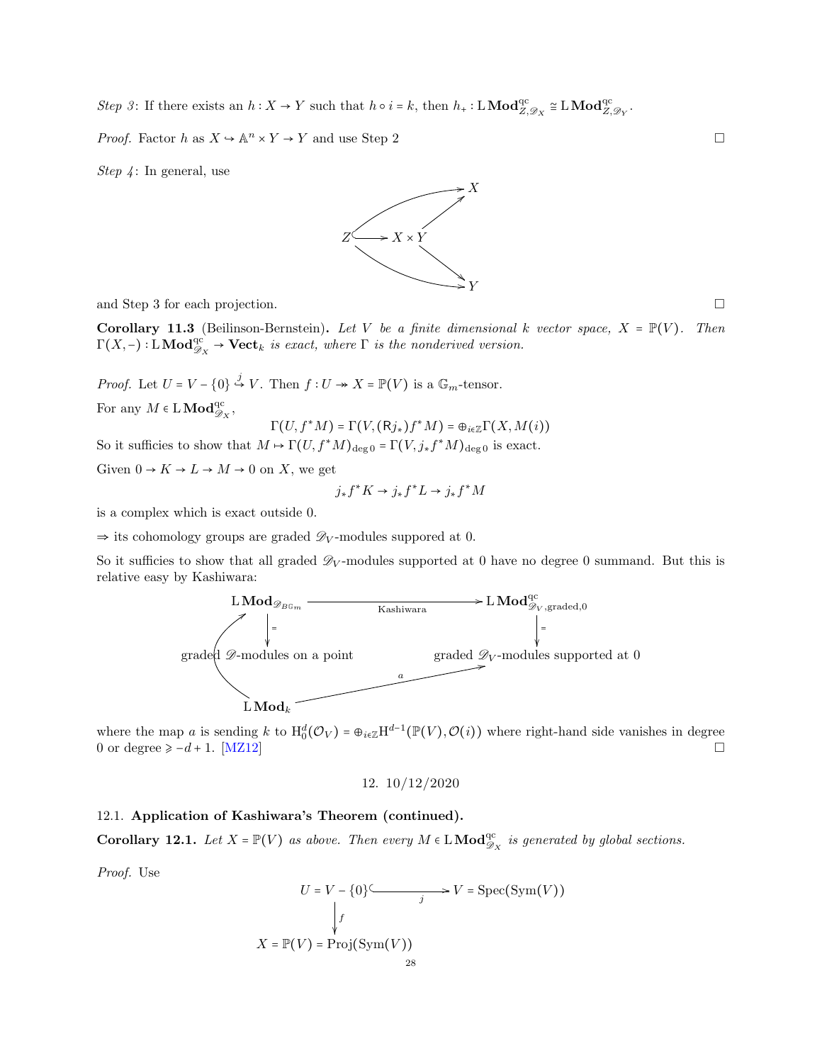*Step 3*: If there exists an $h : X \to Y$ such that $h \circ i = k$, then $h_+ : \mathrm{L}\,\mathbf{Mod}^{\mathrm{qc}}_{Z,\mathscr{D}_X} \cong \mathrm{L}\,\mathbf{Mod}^{\mathrm{qc}}_{Z,\mathscr{D}_Y}$.

*Proof.* Factor $h$ as $X \hookrightarrow \mathbb{A}^n \times Y \to Y$ and use Step 2 □

*Step 4*: In general, use

$$\begin{array}{ccc} & & X \\ & \nearrow & \uparrow \\ Z & \hookrightarrow & X \times Y \\ & \searrow & \downarrow \\ & & Y \end{array}$$

and Step 3 for each projection. □

**Corollary 11.3** (Beilinson-Bernstein)**.** *Let $V$ be a finite dimensional $k$ vector space, $X = \mathbb{P}(V)$. Then $\Gamma(X,-) : \mathrm{L}\,\mathbf{Mod}^{\mathrm{qc}}_{\mathscr{D}_X} \to \mathbf{Vect}_k$ is exact, where $\Gamma$ is the nonderived version.*

*Proof.* Let $U = V - \{0\} \overset{j}{\hookrightarrow} V$. Then $f : U \twoheadrightarrow X = \mathbb{P}(V)$ is a $\mathbb{G}_m$-tensor.

For any $M \in \mathrm{L}\,\mathbf{Mod}^{\mathrm{qc}}_{\mathscr{D}_X}$,

$$\Gamma(U, f^*M) = \Gamma(V, (\mathsf{R}j_*)f^*M) = \oplus_{i\in\mathbb{Z}}\Gamma(X, M(i))$$

So it suffices to show that $M \mapsto \Gamma(U, f^*M)_{\deg 0} = \Gamma(V, j_*f^*M)_{\deg 0}$ is exact.

Given $0 \to K \to L \to M \to 0$ on $X$, we get

$$j_*f^*K \to j_*f^*L \to j_*f^*M$$

is a complex which is exact outside 0.

$\Rightarrow$ its cohomology groups are graded $\mathscr{D}_V$-modules suppored at 0.

So it suffices to show that all graded $\mathscr{D}_V$-modules supported at 0 have no degree 0 summand. But this is relative easy by Kashiwara:

$$\begin{array}{ccc} \mathrm{L}\,\mathbf{Mod}_{\mathscr{D}_{B\mathbb{G}_m}} & \xrightarrow{\text{Kashiwara}} & \mathrm{L}\,\mathbf{Mod}^{\mathrm{qc}}_{\mathscr{D}_V,\mathrm{graded},0} \\ \downarrow = & & \downarrow = \\ \text{graded } \mathscr{D}\text{-modules on a point} & & \text{graded } \mathscr{D}_V\text{-modules supported at } 0 \\ & & \\ \mathrm{L}\,\mathbf{Mod}_k & \xrightarrow{a} & \text{graded } \mathscr{D}_V\text{-modules supported at } 0 \end{array}$$

(with $\mathrm{L}\,\mathbf{Mod}_k \to \mathrm{L}\,\mathbf{Mod}_{\mathscr{D}_{B\mathbb{G}_m}}$)

where the map $a$ is sending $k$ to $\mathrm{H}^d_0(\mathcal{O}_V) = \oplus_{i\in\mathbb{Z}}\mathrm{H}^{d-1}(\mathbb{P}(V), \mathcal{O}(i))$ where right-hand side vanishes in degree 0 or degree $\geqslant -d+1$. [MZ12] □

## 12. 10/12/2020

### 12.1. **Application of Kashiwara's Theorem (continued).**

**Corollary 12.1.** *Let $X = \mathbb{P}(V)$ as above. Then every $M \in \mathrm{L}\,\mathbf{Mod}^{\mathrm{qc}}_{\mathscr{D}_X}$ is generated by global sections.*

*Proof.* Use

$$\begin{array}{ccc} U = V - \{0\} & \overset{j}{\hookrightarrow} & V = \mathrm{Spec}(\mathrm{Sym}(V)) \\ \downarrow f & & \\ X = \mathbb{P}(V) = \mathrm{Proj}(\mathrm{Sym}(V)) & & \end{array}$$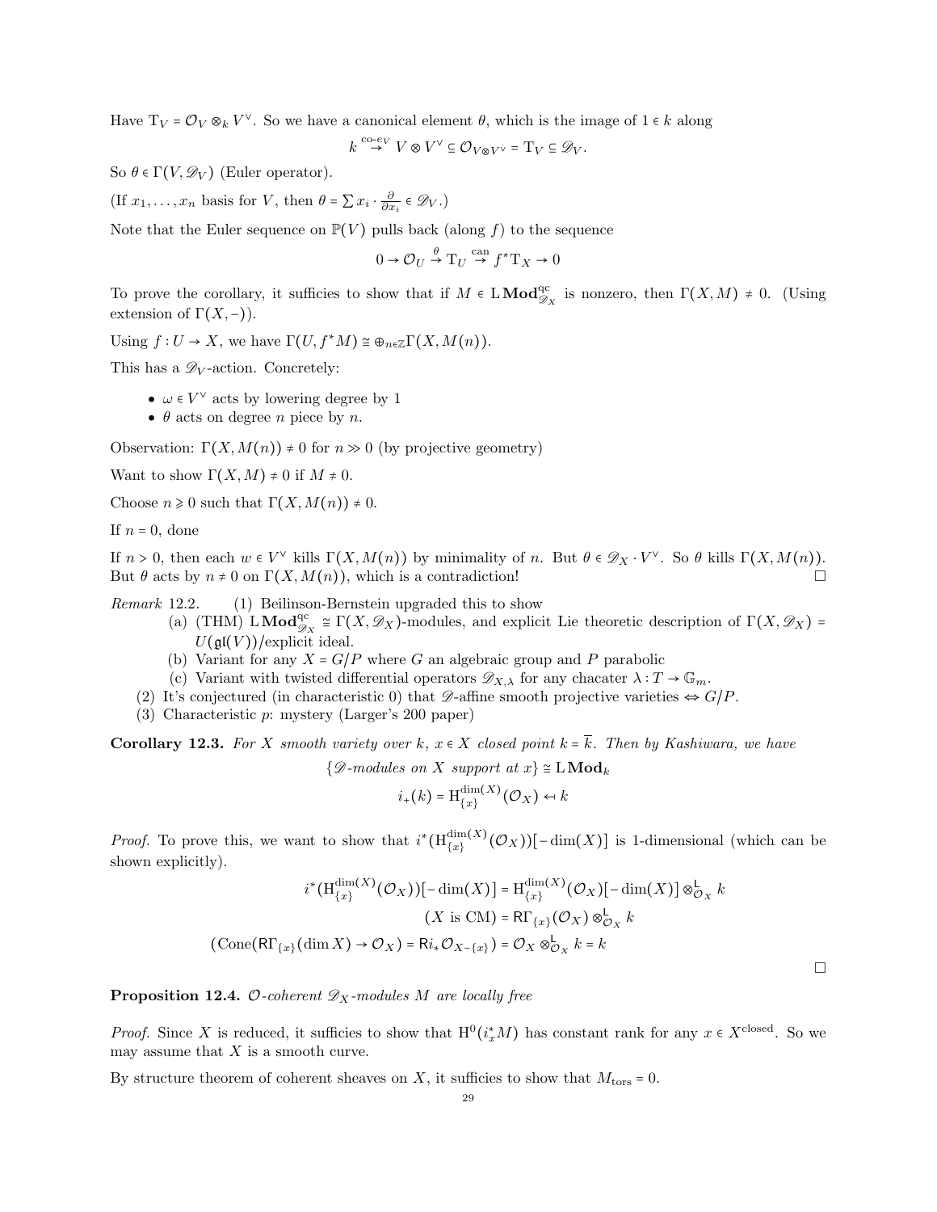Have $\mathrm{T}_V = \mathcal{O}_V \otimes_k V^\vee$. So we have a canonical element $\theta$, which is the image of $1 \in k$ along

$$k \overset{\text{co-}e_V}{\to} V \otimes V^\vee \subseteq \mathcal{O}_{V \otimes V^\vee} = \mathrm{T}_V \subseteq \mathscr{D}_V.$$

So $\theta \in \Gamma(V, \mathscr{D}_V)$ (Euler operator).

(If $x_1, \ldots, x_n$ basis for $V$, then $\theta = \sum x_i \cdot \frac{\partial}{\partial x_i} \in \mathscr{D}_V$.)

Note that the Euler sequence on $\mathbb{P}(V)$ pulls back (along $f$) to the sequence

$$0 \to \mathcal{O}_U \overset{\theta}{\to} \mathrm{T}_U \overset{\text{can}}{\to} f^* \mathrm{T}_X \to 0$$

To prove the corollary, it sufficies to show that if $M \in \mathrm{L}\mathbf{Mod}^{\mathrm{qc}}_{\mathscr{D}_X}$ is nonzero, then $\Gamma(X, M) \neq 0$. (Using extension of $\Gamma(X, -)$).

Using $f : U \to X$, we have $\Gamma(U, f^* M) \cong \oplus_{n \in \mathbb{Z}} \Gamma(X, M(n))$.

This has a $\mathscr{D}_V$-action. Concretely:

- $\omega \in V^\vee$ acts by lowering degree by 1
- $\theta$ acts on degree $n$ piece by $n$.

Observation: $\Gamma(X, M(n)) \neq 0$ for $n \gg 0$ (by projective geometry)

Want to show $\Gamma(X, M) \neq 0$ if $M \neq 0$.

Choose $n \geqslant 0$ such that $\Gamma(X, M(n)) \neq 0$.

If $n = 0$, done

If $n > 0$, then each $w \in V^\vee$ kills $\Gamma(X, M(n))$ by minimality of $n$. But $\theta \in \mathscr{D}_X \cdot V^\vee$. So $\theta$ kills $\Gamma(X, M(n))$. But $\theta$ acts by $n \neq 0$ on $\Gamma(X, M(n))$, which is a contradiction! $\square$

*Remark* 12.2.

1. Beilinson-Bernstein upgraded this to show
   (a) (THM) $\mathrm{L}\mathbf{Mod}^{\mathrm{qc}}_{\mathscr{D}_X} \cong \Gamma(X, \mathscr{D}_X)$-modules, and explicit Lie theoretic description of $\Gamma(X, \mathscr{D}_X) = U(\mathfrak{gl}(V))/\text{explicit ideal}$.
   (b) Variant for any $X = G/P$ where $G$ an algebraic group and $P$ parabolic
   (c) Variant with twisted differential operators $\mathscr{D}_{X,\lambda}$ for any chacater $\lambda : T \to \mathbb{G}_m$.
2. It's conjectured (in characteristic 0) that $\mathscr{D}$-affine smooth projective varieties $\Leftrightarrow G/P$.
3. Characteristic $p$: mystery (Larger's 200 paper)

**Corollary 12.3.** *For $X$ smooth variety over $k$, $x \in X$ closed point $k = \overline{k}$. Then by Kashiwara, we have*

$$\{\mathscr{D}\text{-modules on } X \text{ support at } x\} \cong \mathrm{L}\mathbf{Mod}_k$$

$$i_+(k) = \mathrm{H}^{\dim(X)}_{\{x\}}(\mathcal{O}_X) \leftarrow k$$

*Proof.* To prove this, we want to show that $i^*(\mathrm{H}^{\dim(X)}_{\{x\}}(\mathcal{O}_X))[-\dim(X)]$ is 1-dimensional (which can be shown explicitly).

$$i^*(\mathrm{H}^{\dim(X)}_{\{x\}}(\mathcal{O}_X))[-\dim(X)] = \mathrm{H}^{\dim(X)}_{\{x\}}(\mathcal{O}_X)[-\dim(X)] \otimes^{\mathsf{L}}_{\mathcal{O}_X} k$$

$$(X \text{ is CM}) = \mathsf{R}\Gamma_{\{x\}}(\mathcal{O}_X) \otimes^{\mathsf{L}}_{\mathcal{O}_X} k$$

$$(\mathrm{Cone}(\mathsf{R}\Gamma_{\{x\}}(\dim X) \to \mathcal{O}_X) = \mathsf{R}i_* \mathcal{O}_{X - \{x\}}) = \mathcal{O}_X \otimes^{\mathsf{L}}_{\mathcal{O}_X} k = k$$

$\square$

**Proposition 12.4.** *$\mathcal{O}$-coherent $\mathscr{D}_X$-modules $M$ are locally free*

*Proof.* Since $X$ is reduced, it sufficies to show that $\mathrm{H}^0(i_x^* M)$ has constant rank for any $x \in X^{\text{closed}}$. So we may assume that $X$ is a smooth curve.

By structure theorem of coherent sheaves on $X$, it sufficies to show that $M_{\text{tors}} = 0$.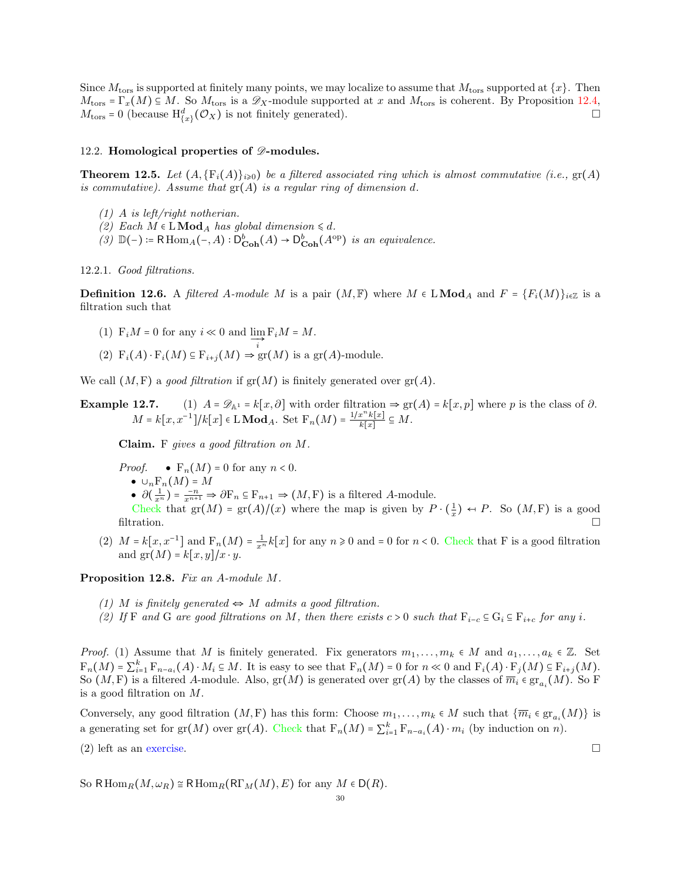Since $M_{\text{tors}}$ is supported at finitely many points, we may localize to assume that $M_{\text{tors}}$ supported at $\{x\}$. Then $M_{\text{tors}} = \Gamma_x(M) \subseteq M$. So $M_{\text{tors}}$ is a $\mathscr{D}_X$-module supported at $x$ and $M_{\text{tors}}$ is coherent. By Proposition 12.4, $M_{\text{tors}} = 0$ (because $\mathrm{H}^d_{\{x\}}(\mathcal{O}_X)$ is not finitely generated). □

## 12.2. Homological properties of $\mathscr{D}$-modules.

**Theorem 12.5.** *Let $(A, \{\mathrm{F}_i(A)\}_{i\geqslant 0})$ be a filtered associated ring which is almost commutative (i.e., $\mathrm{gr}(A)$ is commutative). Assume that $\mathrm{gr}(A)$ is a regular ring of dimension $d$.*

*(1) $A$ is left/right notherian.*
*(2) Each $M \in \mathrm{L}\,\mathbf{Mod}_A$ has global dimension $\leqslant d$.*
*(3) $\mathbb{D}(-) \coloneqq \mathsf{R}\operatorname{Hom}_A(-, A) : \mathsf{D}^b_{\mathbf{Coh}}(A) \to \mathsf{D}^b_{\mathbf{Coh}}(A^{\mathrm{op}})$ is an equivalence.*

12.2.1. *Good filtrations.*

**Definition 12.6.** A *filtered $A$-module $M$* is a pair $(M, \mathbb{F})$ where $M \in \mathrm{L}\,\mathbf{Mod}_A$ and $F = \{F_i(M)\}_{i\in\mathbb{Z}}$ is a filtration such that

(1) $\mathrm{F}_i M = 0$ for any $i \ll 0$ and $\varinjlim_i \mathrm{F}_i M = M$.

(2) $\mathrm{F}_i(A) \cdot \mathrm{F}_i(M) \subseteq \mathrm{F}_{i+j}(M) \Rightarrow \mathrm{gr}(M)$ is a $\mathrm{gr}(A)$-module.

We call $(M, \mathrm{F})$ a *good filtration* if $\mathrm{gr}(M)$ is finitely generated over $\mathrm{gr}(A)$.

**Example 12.7.** (1) $A = \mathscr{D}_{\mathbb{A}^1} = k[x, \partial]$ with order filtration $\Rightarrow \mathrm{gr}(A) = k[x, p]$ where $p$ is the class of $\partial$. $M = k[x, x^{-1}]/k[x] \in \mathrm{L}\,\mathbf{Mod}_A$. Set $\mathrm{F}_n(M) = \frac{1/x^n k[x]}{k[x]} \subseteq M$.

**Claim.** F *gives a good filtration on $M$.*

*Proof.*
- $\mathrm{F}_n(M) = 0$ for any $n < 0$.
- $\cup_n \mathrm{F}_n(M) = M$
- $\partial(\frac{1}{x^n}) = \frac{-n}{x^{n+1}} \Rightarrow \partial \mathrm{F}_n \subseteq \mathrm{F}_{n+1} \Rightarrow (M, \mathrm{F})$ is a filtered $A$-module.

Check that $\mathrm{gr}(M) = \mathrm{gr}(A)/(x)$ where the map is given by $P \cdot (\frac{1}{x}) \leftarrow P$. So $(M, \mathrm{F})$ is a good filtration. □

(2) $M = k[x, x^{-1}]$ and $\mathrm{F}_n(M) = \frac{1}{x^n} k[x]$ for any $n \geqslant 0$ and $= 0$ for $n < 0$. Check that F is a good filtration and $\mathrm{gr}(M) = k[x, y]/x \cdot y$.

**Proposition 12.8.** *Fix an $A$-module $M$.*

*(1) $M$ is finitely generated $\Leftrightarrow$ $M$ admits a good filtration.*
*(2) If F and G are good filtrations on $M$, then there exists $c > 0$ such that $\mathrm{F}_{i-c} \subseteq \mathrm{G}_i \subseteq \mathrm{F}_{i+c}$ for any $i$.*

*Proof.* (1) Assume that $M$ is finitely generated. Fix generators $m_1, \ldots, m_k \in M$ and $a_1, \ldots, a_k \in \mathbb{Z}$. Set $\mathrm{F}_n(M) = \sum_{i=1}^k \mathrm{F}_{n-a_i}(A) \cdot M_i \subseteq M$. It is easy to see that $\mathrm{F}_n(M) = 0$ for $n \ll 0$ and $\mathrm{F}_i(A) \cdot \mathrm{F}_j(M) \subseteq \mathrm{F}_{i+j}(M)$. So $(M, \mathrm{F})$ is a filtered $A$-module. Also, $\mathrm{gr}(M)$ is generated over $\mathrm{gr}(A)$ by the classes of $\overline{m}_i \in \mathrm{gr}_{a_i}(M)$. So F is a good filtration on $M$.

Conversely, any good filtration $(M, \mathrm{F})$ has this form: Choose $m_1, \ldots, m_k \in M$ such that $\{\overline{m}_i \in \mathrm{gr}_{a_i}(M)\}$ is a generating set for $\mathrm{gr}(M)$ over $\mathrm{gr}(A)$. Check that $\mathrm{F}_n(M) = \sum_{i=1}^k \mathrm{F}_{n-a_i}(A) \cdot m_i$ (by induction on $n$).

(2) left as an exercise. □

So $\mathsf{R}\operatorname{Hom}_R(M, \omega_R) \cong \mathsf{R}\operatorname{Hom}_R(\mathsf{R}\Gamma_M(M), E)$ for any $M \in \mathsf{D}(R)$.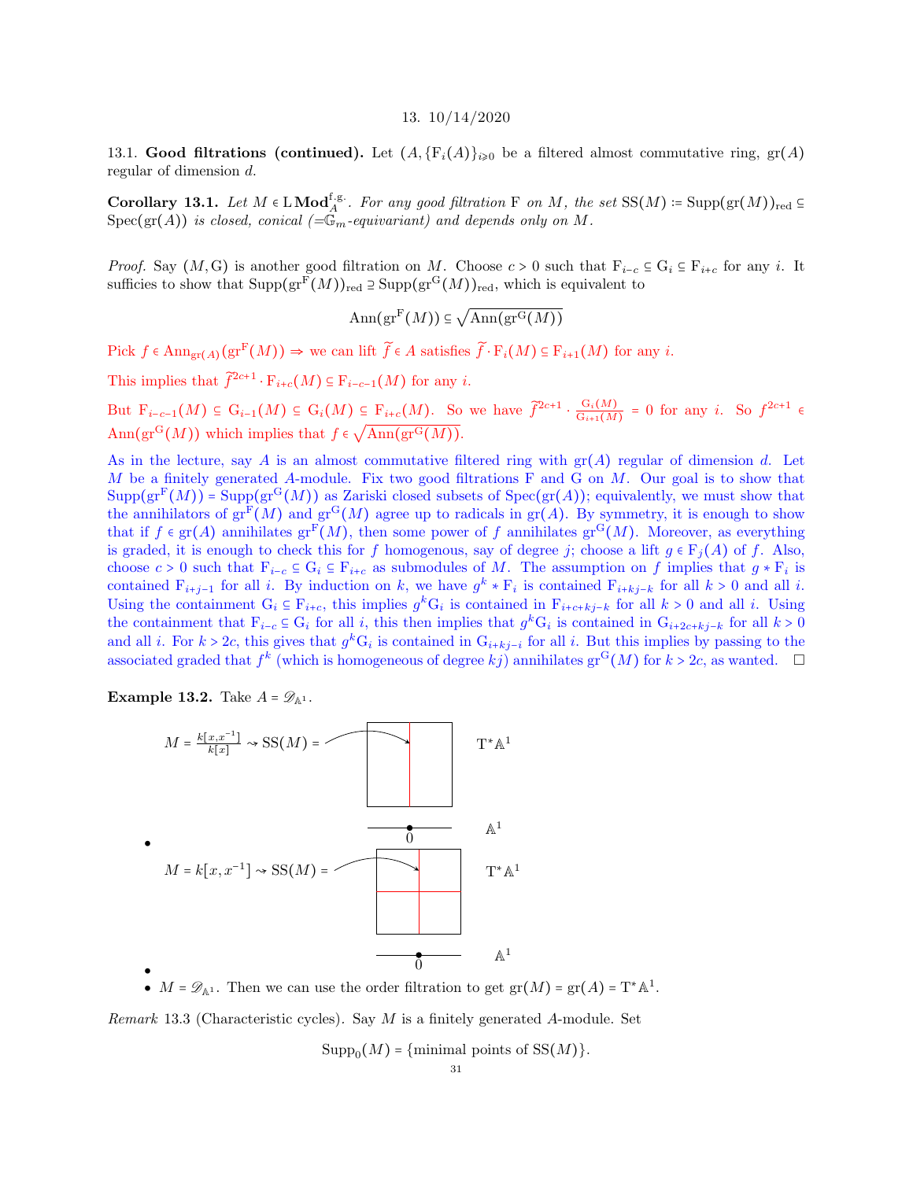## 13. 10/14/2020

13.1. **Good filtrations (continued).** Let $(A, \{\mathrm{F}_i(A)\}_{i\geqslant 0}$ be a filtered almost commutative ring, $\mathrm{gr}(A)$ regular of dimension $d$.

**Corollary 13.1.** *Let $M \in \mathrm{L}\,\mathbf{Mod}_A^{\mathrm{f.g.}}$. For any good filtration $\mathrm{F}$ on $M$, the set $\mathrm{SS}(M) \coloneqq \mathrm{Supp}(\mathrm{gr}(M))_{\mathrm{red}} \subseteq \mathrm{Spec}(\mathrm{gr}(A))$ is closed, conical ($=\mathbb{G}_m$-equivariant) and depends only on $M$.*

*Proof.* Say $(M, \mathrm{G})$ is another good filtration on $M$. Choose $c > 0$ such that $\mathrm{F}_{i-c} \subseteq \mathrm{G}_i \subseteq \mathrm{F}_{i+c}$ for any $i$. It sufficies to show that $\mathrm{Supp}(\mathrm{gr}^{\mathrm{F}}(M))_{\mathrm{red}} \supseteq \mathrm{Supp}(\mathrm{gr}^{\mathrm{G}}(M))_{\mathrm{red}}$, which is equivalent to

$$\mathrm{Ann}(\mathrm{gr}^{\mathrm{F}}(M)) \subseteq \sqrt{\mathrm{Ann}(\mathrm{gr}^{\mathrm{G}}(M))}$$

Pick $f \in \mathrm{Ann}_{\mathrm{gr}(A)}(\mathrm{gr}^{\mathrm{F}}(M)) \Rightarrow$ we can lift $\widetilde{f} \in A$ satisfies $\widetilde{f} \cdot \mathrm{F}_i(M) \subseteq \mathrm{F}_{i+1}(M)$ for any $i$.

This implies that $\widetilde{f}^{2c+1} \cdot \mathrm{F}_{i+c}(M) \subseteq \mathrm{F}_{i-c-1}(M)$ for any $i$.

But $\mathrm{F}_{i-c-1}(M) \subseteq \mathrm{G}_{i-1}(M) \subseteq \mathrm{G}_i(M) \subseteq \mathrm{F}_{i+c}(M)$. So we have $\widetilde{f}^{2c+1} \cdot \frac{\mathrm{G}_i(M)}{\mathrm{G}_{i+1}(M)} = 0$ for any $i$. So $f^{2c+1} \in \mathrm{Ann}(\mathrm{gr}^{\mathrm{G}}(M))$ which implies that $f \in \sqrt{\mathrm{Ann}(\mathrm{gr}^{\mathrm{G}}(M))}$.

As in the lecture, say $A$ is an almost commutative filtered ring with $\mathrm{gr}(A)$ regular of dimension $d$. Let $M$ be a finitely generated $A$-module. Fix two good filtrations $\mathrm{F}$ and $\mathrm{G}$ on $M$. Our goal is to show that $\mathrm{Supp}(\mathrm{gr}^{\mathrm{F}}(M)) = \mathrm{Supp}(\mathrm{gr}^{\mathrm{G}}(M))$ as Zariski closed subsets of $\mathrm{Spec}(\mathrm{gr}(A))$; equivalently, we must show that the annihilators of $\mathrm{gr}^{\mathrm{F}}(M)$ and $\mathrm{gr}^{\mathrm{G}}(M)$ agree up to radicals in $\mathrm{gr}(A)$. By symmetry, it is enough to show that if $f \in \mathrm{gr}(A)$ annihilates $\mathrm{gr}^{\mathrm{F}}(M)$, then some power of $f$ annihilates $\mathrm{gr}^{\mathrm{G}}(M)$. Moreover, as everything is graded, it is enough to check this for $f$ homogenous, say of degree $j$; choose a lift $g \in \mathrm{F}_j(A)$ of $f$. Also, choose $c > 0$ such that $\mathrm{F}_{i-c} \subseteq \mathrm{G}_i \subseteq \mathrm{F}_{i+c}$ as submodules of $M$. The assumption on $f$ implies that $g * \mathrm{F}_i$ is contained $\mathrm{F}_{i+j-1}$ for all $i$. By induction on $k$, we have $g^k * \mathrm{F}_i$ is contained $\mathrm{F}_{i+kj-k}$ for all $k > 0$ and all $i$. Using the containment $\mathrm{G}_i \subseteq \mathrm{F}_{i+c}$, this implies $g^k \mathrm{G}_i$ is contained in $\mathrm{F}_{i+c+kj-k}$ for all $k > 0$ and all $i$. Using the containment that $\mathrm{F}_{i-c} \subseteq \mathrm{G}_i$ for all $i$, this then implies that $g^k \mathrm{G}_i$ is contained in $\mathrm{G}_{i+2c+kj-k}$ for all $k > 0$ and all $i$. For $k > 2c$, this gives that $g^k \mathrm{G}_i$ is contained in $\mathrm{G}_{i+kj-i}$ for all $i$. But this implies by passing to the associated graded that $f^k$ (which is homogeneous of degree $kj$) annihilates $\mathrm{gr}^{\mathrm{G}}(M)$ for $k > 2c$, as wanted. ☐

**Example 13.2.** Take $A = \mathscr{D}_{\mathbb{A}^1}$.

- $M = \frac{k[x,x^{-1}]}{k[x]} \rightsquigarrow \mathrm{SS}(M) =$ (the fiber over $0$ in $\mathrm{T}^*\mathbb{A}^1$)
- $M = k[x,x^{-1}] \rightsquigarrow \mathrm{SS}(M) =$ (the zero section together with the fiber over $0$ in $\mathrm{T}^*\mathbb{A}^1$)
- $M = \mathscr{D}_{\mathbb{A}^1}$. Then we can use the order filtration to get $\mathrm{gr}(M) = \mathrm{gr}(A) = \mathrm{T}^*\mathbb{A}^1$.

*Remark* 13.3 (Characteristic cycles). Say $M$ is a finitely generated $A$-module. Set

$$\mathrm{Supp}_0(M) = \{\text{minimal points of } \mathrm{SS}(M)\}.$$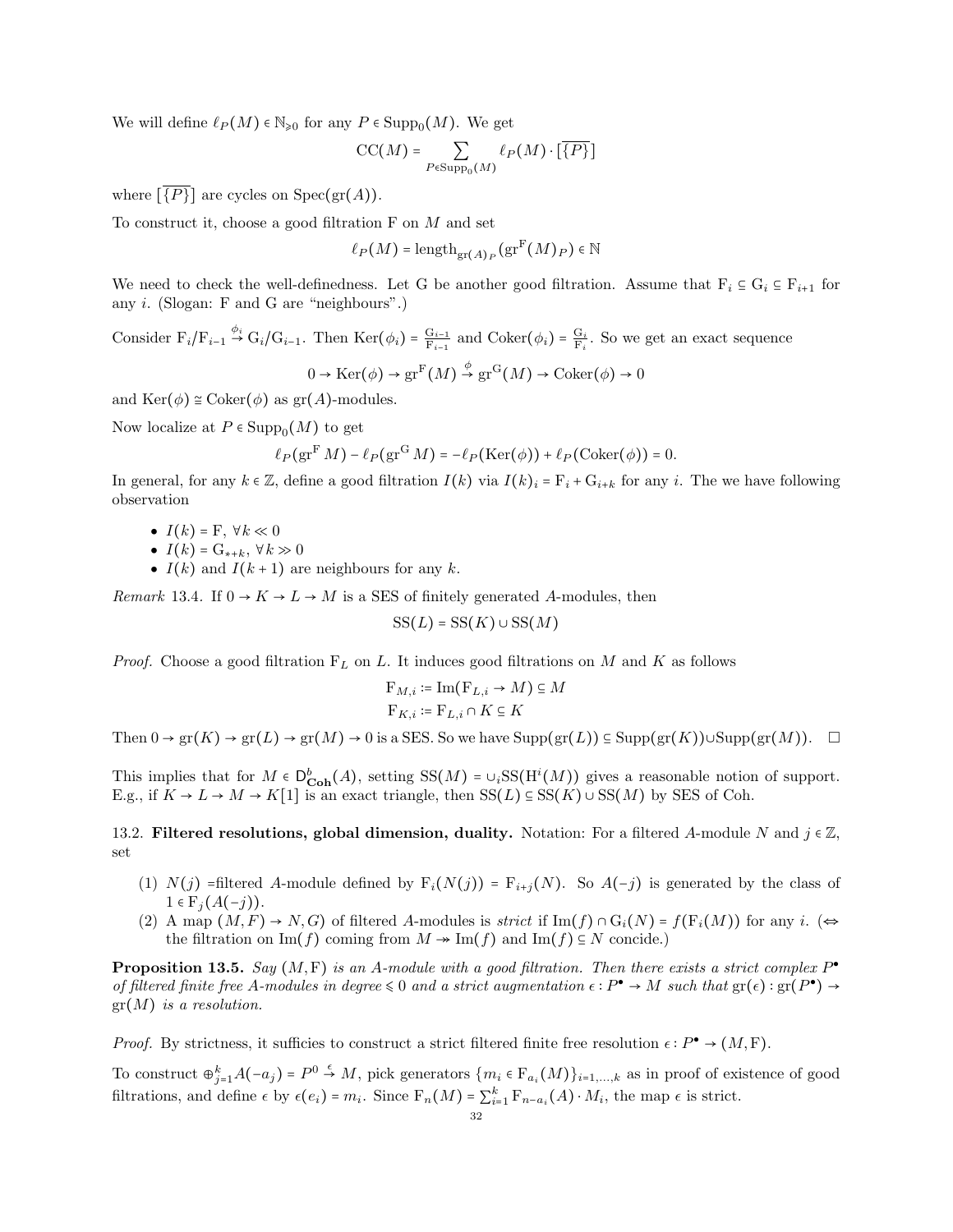We will define $\ell_P(M) \in \mathbb{N}_{\geqslant 0}$ for any $P \in \mathrm{Supp}_0(M)$. We get

$$\mathrm{CC}(M) = \sum_{P \in \mathrm{Supp}_0(M)} \ell_P(M) \cdot [\overline{\{P\}}]$$

where $[\overline{\{P\}}]$ are cycles on $\mathrm{Spec}(\mathrm{gr}(A))$.

To construct it, choose a good filtration F on $M$ and set

$$\ell_P(M) = \mathrm{length}_{\mathrm{gr}(A)_P}(\mathrm{gr}^{\mathrm{F}}(M)_P) \in \mathbb{N}$$

We need to check the well-definedness. Let G be another good filtration. Assume that $\mathrm{F}_i \subseteq \mathrm{G}_i \subseteq \mathrm{F}_{i+1}$ for any $i$. (Slogan: F and G are "neighbours".)

Consider $\mathrm{F}_i/\mathrm{F}_{i-1} \xrightarrow{\phi_i} \mathrm{G}_i/\mathrm{G}_{i-1}$. Then $\mathrm{Ker}(\phi_i) = \frac{\mathrm{G}_{i-1}}{\mathrm{F}_{i-1}}$ and $\mathrm{Coker}(\phi_i) = \frac{\mathrm{G}_i}{\mathrm{F}_i}$. So we get an exact sequence

$$0 \to \mathrm{Ker}(\phi) \to \mathrm{gr}^{\mathrm{F}}(M) \xrightarrow{\phi} \mathrm{gr}^{\mathrm{G}}(M) \to \mathrm{Coker}(\phi) \to 0$$

and $\mathrm{Ker}(\phi) \cong \mathrm{Coker}(\phi)$ as $\mathrm{gr}(A)$-modules.

Now localize at $P \in \mathrm{Supp}_0(M)$ to get

$$\ell_P(\mathrm{gr}^{\mathrm{F}} M) - \ell_P(\mathrm{gr}^{\mathrm{G}} M) = -\ell_P(\mathrm{Ker}(\phi)) + \ell_P(\mathrm{Coker}(\phi)) = 0.$$

In general, for any $k \in \mathbb{Z}$, define a good filtration $I(k)$ via $I(k)_i = \mathrm{F}_i + \mathrm{G}_{i+k}$ for any $i$. The we have following observation

- $I(k) = \mathrm{F}$, $\forall k \ll 0$
- $I(k) = \mathrm{G}_{*+k}$, $\forall k \gg 0$
- $I(k)$ and $I(k+1)$ are neighbours for any $k$.

*Remark* 13.4. If $0 \to K \to L \to M$ is a SES of finitely generated $A$-modules, then

$$\mathrm{SS}(L) = \mathrm{SS}(K) \cup \mathrm{SS}(M)$$

*Proof.* Choose a good filtration $\mathrm{F}_L$ on $L$. It induces good filtrations on $M$ and $K$ as follows

$$\mathrm{F}_{M,i} := \mathrm{Im}(\mathrm{F}_{L,i} \to M) \subseteq M$$
$$\mathrm{F}_{K,i} := \mathrm{F}_{L,i} \cap K \subseteq K$$

Then $0 \to \mathrm{gr}(K) \to \mathrm{gr}(L) \to \mathrm{gr}(M) \to 0$ is a SES. So we have $\mathrm{Supp}(\mathrm{gr}(L)) \subseteq \mathrm{Supp}(\mathrm{gr}(K)) \cup \mathrm{Supp}(\mathrm{gr}(M))$. $\square$

This implies that for $M \in \mathsf{D}^b_{\mathbf{Coh}}(A)$, setting $\mathrm{SS}(M) = \cup_i \mathrm{SS}(\mathrm{H}^i(M))$ gives a reasonable notion of support. E.g., if $K \to L \to M \to K[1]$ is an exact triangle, then $\mathrm{SS}(L) \subseteq \mathrm{SS}(K) \cup \mathrm{SS}(M)$ by SES of Coh.

### 13.2. Filtered resolutions, global dimension, duality.

Notation: For a filtered $A$-module $N$ and $j \in \mathbb{Z}$, set

1. $N(j)$ =filtered $A$-module defined by $\mathrm{F}_i(N(j)) = \mathrm{F}_{i+j}(N)$. So $A(-j)$ is generated by the class of $1 \in \mathrm{F}_j(A(-j))$.
2. A map $(M, F) \to N, G)$ of filtered $A$-modules is *strict* if $\mathrm{Im}(f) \cap \mathrm{G}_i(N) = f(\mathrm{F}_i(M))$ for any $i$. ($\Leftrightarrow$ the filtration on $\mathrm{Im}(f)$ coming from $M \twoheadrightarrow \mathrm{Im}(f)$ and $\mathrm{Im}(f) \subseteq N$ concide.)

**Proposition 13.5.** *Say $(M, \mathrm{F})$ is an $A$-module with a good filtration. Then there exists a strict complex $P^\bullet$ of filtered finite free $A$-modules in degree $\leqslant 0$ and a strict augmentation $\epsilon : P^\bullet \to M$ such that $\mathrm{gr}(\epsilon) : \mathrm{gr}(P^\bullet) \to \mathrm{gr}(M)$ is a resolution.*

*Proof.* By strictness, it sufficies to construct a strict filtered finite free resolution $\epsilon : P^\bullet \to (M, \mathrm{F})$.

To construct $\oplus_{j=1}^k A(-a_j) = P^0 \xrightarrow{\epsilon} M$, pick generators $\{m_i \in \mathrm{F}_{a_i}(M)\}_{i=1,\ldots,k}$ as in proof of existence of good filtrations, and define $\epsilon$ by $\epsilon(e_i) = m_i$. Since $\mathrm{F}_n(M) = \sum_{i=1}^k \mathrm{F}_{n-a_i}(A) \cdot M_i$, the map $\epsilon$ is strict.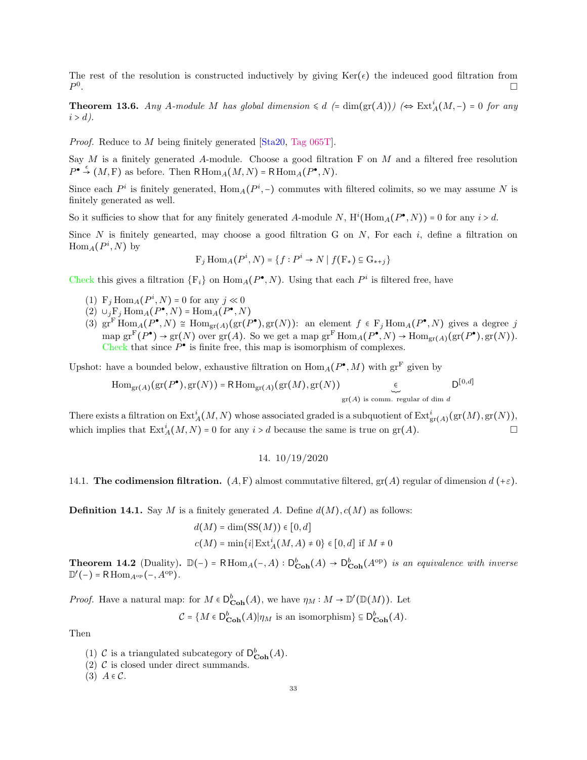The rest of the resolution is constructed inductively by giving $\mathrm{Ker}(\epsilon)$ the indeuced good filtration from $P^0$. □

**Theorem 13.6.** *Any $A$-module $M$ has global dimension $\leqslant d$ $(= \dim(\mathrm{gr}(A)))$ $(\Leftrightarrow \mathrm{Ext}^i_A(M,-) = 0$ for any $i > d)$.*

*Proof.* Reduce to $M$ being finitely generated [Sta20, Tag 065T].

Say $M$ is a finitely generated $A$-module. Choose a good filtration F on $M$ and a filtered free resolution $P^\bullet \xrightarrow{\epsilon} (M, \mathrm{F})$ as before. Then $\mathsf{R}\mathrm{Hom}_A(M,N) = \mathsf{R}\mathrm{Hom}_A(P^\bullet, N)$.

Since each $P^i$ is finitely generated, $\mathrm{Hom}_A(P^i, -)$ commutes with filtered colimits, so we may assume $N$ is finitely generated as well.

So it suffices to show that for any finitely generated $A$-module $N$, $\mathrm{H}^i(\mathrm{Hom}_A(P^\bullet, N)) = 0$ for any $i > d$.

Since $N$ is finitely genearted, may choose a good filtration G on $N$, For each $i$, define a filtration on $\mathrm{Hom}_A(P^i, N)$ by

$$\mathrm{F}_j \mathrm{Hom}_A(P^i, N) = \{f : P^i \to N \mid f(\mathrm{F}_*) \subseteq \mathrm{G}_{*+j}\}$$

Check this gives a filtration $\{\mathrm{F}_i\}$ on $\mathrm{Hom}_A(P^\bullet, N)$. Using that each $P^i$ is filtered free, have

1. $\mathrm{F}_j \mathrm{Hom}_A(P^i, N) = 0$ for any $j \ll 0$
2. $\cup_j \mathrm{F}_j \mathrm{Hom}_A(P^\bullet, N) = \mathrm{Hom}_A(P^\bullet, N)$
3. $\mathrm{gr}^{\mathrm{F}} \mathrm{Hom}_A(P^\bullet, N) \cong \mathrm{Hom}_{\mathrm{gr}(A)}(\mathrm{gr}(P^\bullet), \mathrm{gr}(N))$: an element $f \in \mathrm{F}_j \mathrm{Hom}_A(P^\bullet, N)$ gives a degree $j$ map $\mathrm{gr}^{\mathrm{F}}(P^\bullet) \to \mathrm{gr}(N)$ over $\mathrm{gr}(A)$. So we get a map $\mathrm{gr}^{\mathrm{F}} \mathrm{Hom}_A(P^\bullet, N) \to \mathrm{Hom}_{\mathrm{gr}(A)}(\mathrm{gr}(P^\bullet), \mathrm{gr}(N))$. Check that since $P^\bullet$ is finite free, this map is isomorphism of complexes.

Upshot: have a bounded below, exhaustive filtration on $\mathrm{Hom}_A(P^\bullet, M)$ with $\mathrm{gr}^{\mathrm{F}}$ given by

$$\mathrm{Hom}_{\mathrm{gr}(A)}(\mathrm{gr}(P^\bullet), \mathrm{gr}(N)) = \mathsf{R}\mathrm{Hom}_{\mathrm{gr}(A)}(\mathrm{gr}(M), \mathrm{gr}(N)) \underbrace{\in}_{\mathrm{gr}(A)\text{ is comm. regular of dim } d} \mathsf{D}^{[0,d]}$$

There exists a filtration on $\mathrm{Ext}^i_A(M,N)$ whose associated graded is a subquotient of $\mathrm{Ext}^i_{\mathrm{gr}(A)}(\mathrm{gr}(M), \mathrm{gr}(N))$, which implies that $\mathrm{Ext}^i_A(M,N) = 0$ for any $i > d$ because the same is true on $\mathrm{gr}(A)$. □

## 14. 10/19/2020

### 14.1. The codimension filtration.

$(A, \mathrm{F})$ almost commutative filtered, $\mathrm{gr}(A)$ regular of dimension $d$ $(+\varepsilon)$.

**Definition 14.1.** Say $M$ is a finitely generated $A$. Define $d(M), c(M)$ as follows:

$$d(M) = \dim(\mathrm{SS}(M)) \in [0,d]$$
$$c(M) = \min\{i \mid \mathrm{Ext}^i_A(M,A) \neq 0\} \in [0,d] \text{ if } M \neq 0$$

**Theorem 14.2** (Duality)**.** *$\mathbb{D}(-) = \mathsf{R}\mathrm{Hom}_A(-, A) : \mathsf{D}^b_{\mathbf{Coh}}(A) \to \mathsf{D}^b_{\mathbf{Coh}}(A^{\mathrm{op}})$ is an equivalence with inverse $\mathbb{D}'(-) = \mathsf{R}\mathrm{Hom}_{A^{\mathrm{op}}}(-, A^{\mathrm{op}})$.*

*Proof.* Have a natural map: for $M \in \mathsf{D}^b_{\mathbf{Coh}}(A)$, we have $\eta_M : M \to \mathbb{D}'(\mathbb{D}(M))$. Let

$$\mathcal{C} = \{M \in \mathsf{D}^b_{\mathbf{Coh}}(A) \mid \eta_M \text{ is an isomorphism}\} \subseteq \mathsf{D}^b_{\mathbf{Coh}}(A).$$

Then

1. $\mathcal{C}$ is a triangulated subcategory of $\mathsf{D}^b_{\mathbf{Coh}}(A)$.
2. $\mathcal{C}$ is closed under direct summands.
3. $A \in \mathcal{C}$.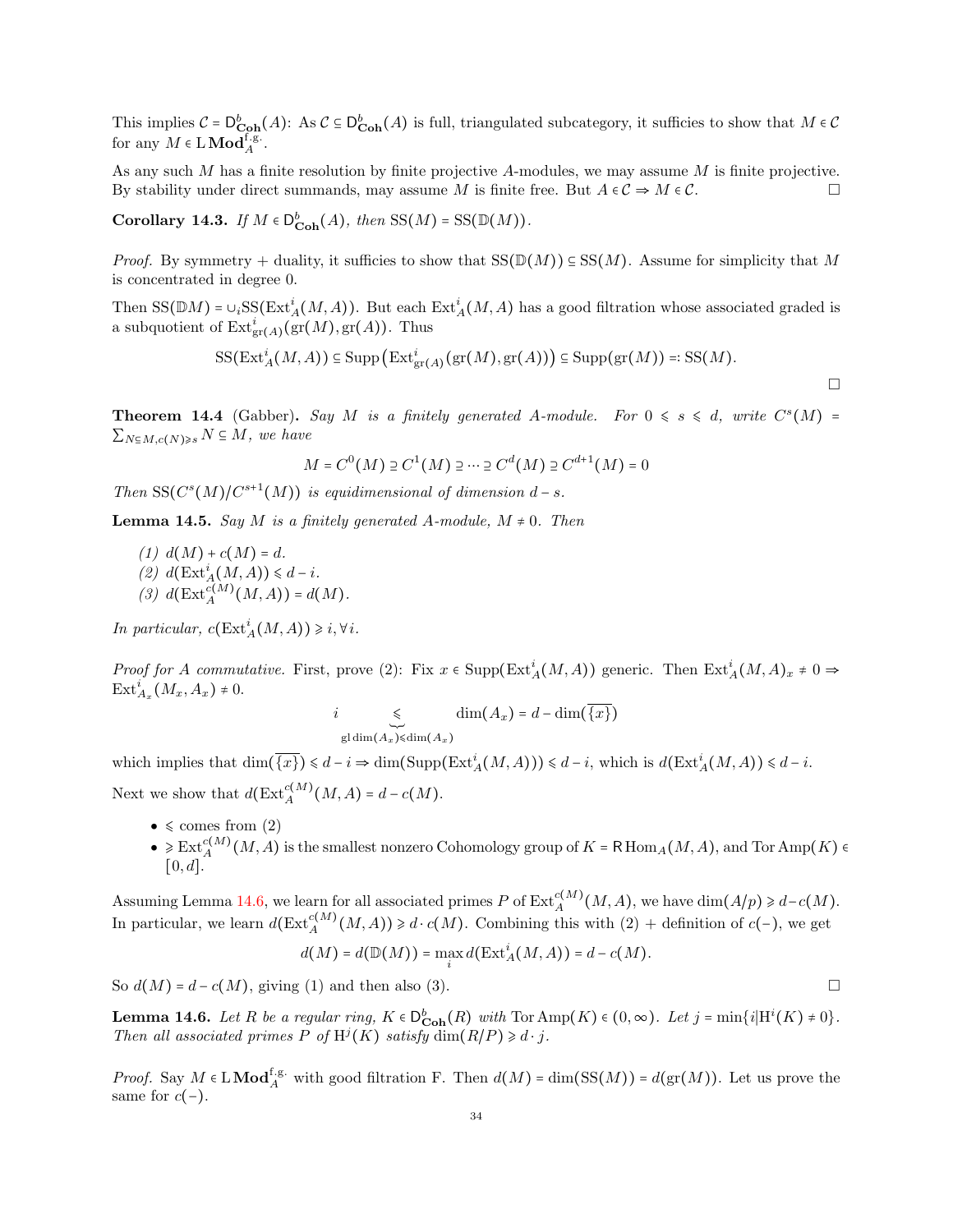This implies $\mathcal{C} = \mathsf{D}^b_{\mathbf{Coh}}(A)$: As $\mathcal{C} \subseteq \mathsf{D}^b_{\mathbf{Coh}}(A)$ is full, triangulated subcategory, it suffices to show that $M \in \mathcal{C}$ for any $M \in \mathrm{L}\,\mathbf{Mod}^{\mathrm{f.g.}}_A$.

As any such $M$ has a finite resolution by finite projective $A$-modules, we may assume $M$ is finite projective. By stability under direct summands, may assume $M$ is finite free. But $A \in \mathcal{C} \Rightarrow M \in \mathcal{C}$. □

**Corollary 14.3.** *If $M \in \mathsf{D}^b_{\mathbf{Coh}}(A)$, then $\mathrm{SS}(M) = \mathrm{SS}(\mathbb{D}(M))$.*

*Proof.* By symmetry + duality, it suffices to show that $\mathrm{SS}(\mathbb{D}(M)) \subseteq \mathrm{SS}(M)$. Assume for simplicity that $M$ is concentrated in degree 0.

Then $\mathrm{SS}(\mathbb{D}M) = \cup_i \mathrm{SS}(\mathrm{Ext}^i_A(M, A))$. But each $\mathrm{Ext}^i_A(M, A)$ has a good filtration whose associated graded is a subquotient of $\mathrm{Ext}^i_{\mathrm{gr}(A)}(\mathrm{gr}(M), \mathrm{gr}(A))$. Thus

$$\mathrm{SS}(\mathrm{Ext}^i_A(M, A)) \subseteq \mathrm{Supp}\left(\mathrm{Ext}^i_{\mathrm{gr}(A)}(\mathrm{gr}(M), \mathrm{gr}(A))\right) \subseteq \mathrm{Supp}(\mathrm{gr}(M)) =: \mathrm{SS}(M).$$

□

**Theorem 14.4** (Gabber)**.** *Say $M$ is a finitely generated $A$-module. For $0 \leqslant s \leqslant d$, write $C^s(M) = \sum_{N \subseteq M, c(N) \geqslant s} N \subseteq M$, we have*

$$M = C^0(M) \supseteq C^1(M) \supseteq \cdots \supseteq C^d(M) \supseteq C^{d+1}(M) = 0$$

*Then $\mathrm{SS}(C^s(M)/C^{s+1}(M))$ is equidimensional of dimension $d - s$.*

**Lemma 14.5.** *Say $M$ is a finitely generated $A$-module, $M \neq 0$. Then*

*(1) $d(M) + c(M) = d$.*
*(2) $d(\mathrm{Ext}^i_A(M, A)) \leqslant d - i$.*
*(3) $d(\mathrm{Ext}^{c(M)}_A(M, A)) = d(M)$.*

*In particular, $c(\mathrm{Ext}^i_A(M, A)) \geqslant i, \forall i$.*

*Proof for $A$ commutative.* First, prove (2): Fix $x \in \mathrm{Supp}(\mathrm{Ext}^i_A(M, A))$ generic. Then $\mathrm{Ext}^i_A(M, A)_x \neq 0 \Rightarrow \mathrm{Ext}^i_{A_x}(M_x, A_x) \neq 0$.

$$i \underbrace{\leqslant}_{\mathrm{gl}\dim(A_x) \leqslant \dim(A_x)} \dim(A_x) = d - \dim(\overline{\{x\}})$$

which implies that $\dim(\overline{\{x\}}) \leqslant d - i \Rightarrow \dim(\mathrm{Supp}(\mathrm{Ext}^i_A(M, A))) \leqslant d - i$, which is $d(\mathrm{Ext}^i_A(M, A)) \leqslant d - i$.

Next we show that $d(\mathrm{Ext}^{c(M)}_A(M, A) = d - c(M)$.

- $\leqslant$ comes from (2)
- $\geqslant$ $\mathrm{Ext}^{c(M)}_A(M, A)$ is the smallest nonzero Cohomology group of $K = \mathsf{R}\mathrm{Hom}_A(M, A)$, and $\mathrm{Tor\,Amp}(K) \in [0, d]$.

Assuming Lemma 14.6, we learn for all associated primes $P$ of $\mathrm{Ext}^{c(M)}_A(M, A)$, we have $\dim(A/p) \geqslant d - c(M)$. In particular, we learn $d(\mathrm{Ext}^{c(M)}_A(M, A)) \geqslant d \cdot c(M)$. Combining this with (2) + definition of $c(-)$, we get

$$d(M) = d(\mathbb{D}(M)) = \max_i d(\mathrm{Ext}^i_A(M, A)) = d - c(M).$$

So $d(M) = d - c(M)$, giving (1) and then also (3). □

**Lemma 14.6.** *Let $R$ be a regular ring, $K \in \mathsf{D}^b_{\mathbf{Coh}}(R)$ with $\mathrm{Tor\,Amp}(K) \in (0, \infty)$. Let $j = \min\{i | \mathrm{H}^i(K) \neq 0\}$. Then all associated primes $P$ of $\mathrm{H}^j(K)$ satisfy $\dim(R/P) \geqslant d \cdot j$.*

*Proof.* Say $M \in \mathrm{L}\,\mathbf{Mod}^{\mathrm{f.g.}}_A$ with good filtration F. Then $d(M) = \dim(\mathrm{SS}(M)) = d(\mathrm{gr}(M))$. Let us prove the same for $c(-)$.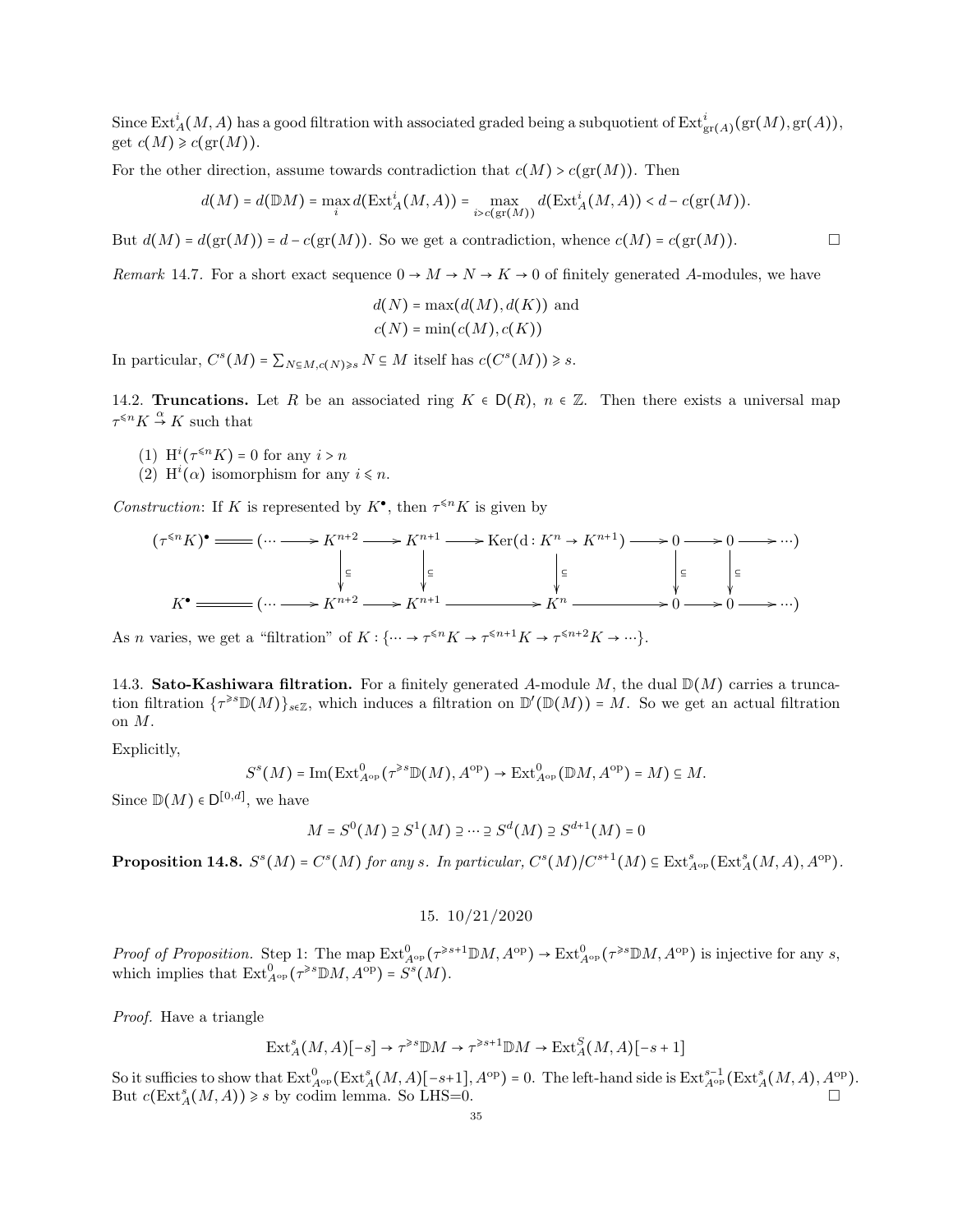Since $\mathrm{Ext}^i_A(M,A)$ has a good filtration with associated graded being a subquotient of $\mathrm{Ext}^i_{\mathrm{gr}(A)}(\mathrm{gr}(M),\mathrm{gr}(A))$, get $c(M) \geqslant c(\mathrm{gr}(M))$.

For the other direction, assume towards contradiction that $c(M) > c(\mathrm{gr}(M))$. Then

$$d(M) = d(\mathbb{D}M) = \max_i d(\mathrm{Ext}^i_A(M,A)) = \max_{i > c(\mathrm{gr}(M))} d(\mathrm{Ext}^i_A(M,A)) < d - c(\mathrm{gr}(M)).$$

But $d(M) = d(\mathrm{gr}(M)) = d - c(\mathrm{gr}(M))$. So we get a contradiction, whence $c(M) = c(\mathrm{gr}(M))$. $\square$

*Remark* 14.7. For a short exact sequence $0 \to M \to N \to K \to 0$ of finitely generated $A$-modules, we have

$$d(N) = \max(d(M), d(K)) \text{ and}$$
$$c(N) = \min(c(M), c(K))$$

In particular, $C^s(M) = \sum_{N \subseteq M, c(N) \geqslant s} N \subseteq M$ itself has $c(C^s(M)) \geqslant s$.

14.2. **Truncations.** Let $R$ be an associated ring $K \in \mathsf{D}(R)$, $n \in \mathbb{Z}$. Then there exists a universal map $\tau^{\leqslant n} K \xrightarrow{\alpha} K$ such that

(1) $\mathrm{H}^i(\tau^{\leqslant n} K) = 0$ for any $i > n$
(2) $\mathrm{H}^i(\alpha)$ isomorphism for any $i \leqslant n$.

*Construction*: If $K$ is represented by $K^\bullet$, then $\tau^{\leqslant n} K$ is given by

$$\begin{array}{ccccccccccc}
(\tau^{\leqslant n}K)^\bullet = (\cdots \to & K^{n+2} & \to & K^{n+1} & \to & \mathrm{Ker}(\mathrm{d}: K^n \to K^{n+1}) & \to & 0 & \to & 0 & \to \cdots) \\
& \downarrow{\scriptstyle\subseteq} & & \downarrow{\scriptstyle\subseteq} & & \downarrow{\scriptstyle\subseteq} & & \downarrow{\scriptstyle\subseteq} & & \downarrow{\scriptstyle\subseteq} & \\
K^\bullet = (\cdots \to & K^{n+2} & \to & K^{n+1} & \to & K^n & \to & 0 & \to & 0 & \to \cdots)
\end{array}$$

As $n$ varies, we get a "filtration" of $K : \{\cdots \to \tau^{\leqslant n} K \to \tau^{\leqslant n+1} K \to \tau^{\leqslant n+2} K \to \cdots\}$.

14.3. **Sato-Kashiwara filtration.** For a finitely generated $A$-module $M$, the dual $\mathbb{D}(M)$ carries a truncation filtration $\{\tau^{\geqslant s}\mathbb{D}(M)\}_{s \in \mathbb{Z}}$, which induces a filtration on $\mathbb{D}'(\mathbb{D}(M)) = M$. So we get an actual filtration on $M$.

Explicitly,

$$S^s(M) = \mathrm{Im}(\mathrm{Ext}^0_{A^{\mathrm{op}}}(\tau^{\geqslant s}\mathbb{D}(M), A^{\mathrm{op}}) \to \mathrm{Ext}^0_{A^{\mathrm{op}}}(\mathbb{D}M, A^{\mathrm{op}}) = M) \subseteq M.$$

Since $\mathbb{D}(M) \in \mathsf{D}^{[0,d]}$, we have

$$M = S^0(M) \supseteq S^1(M) \supseteq \cdots \supseteq S^d(M) \supseteq S^{d+1}(M) = 0$$

**Proposition 14.8.** *$S^s(M) = C^s(M)$ for any $s$. In particular, $C^s(M)/C^{s+1}(M) \subseteq \mathrm{Ext}^s_{A^{\mathrm{op}}}(\mathrm{Ext}^s_A(M,A), A^{\mathrm{op}})$.*

## 15. 10/21/2020

*Proof of Proposition.* Step 1: The map $\mathrm{Ext}^0_{A^{\mathrm{op}}}(\tau^{\geqslant s+1}\mathbb{D}M, A^{\mathrm{op}}) \to \mathrm{Ext}^0_{A^{\mathrm{op}}}(\tau^{\geqslant s}\mathbb{D}M, A^{\mathrm{op}})$ is injective for any $s$, which implies that $\mathrm{Ext}^0_{A^{\mathrm{op}}}(\tau^{\geqslant s}\mathbb{D}M, A^{\mathrm{op}}) = S^s(M)$.

*Proof.* Have a triangle

$$\mathrm{Ext}^s_A(M,A)[-s] \to \tau^{\geqslant s}\mathbb{D}M \to \tau^{\geqslant s+1}\mathbb{D}M \to \mathrm{Ext}^S_A(M,A)[-s+1]$$

So it sufficies to show that $\mathrm{Ext}^0_{A^{\mathrm{op}}}(\mathrm{Ext}^s_A(M,A)[-s+1], A^{\mathrm{op}}) = 0$. The left-hand side is $\mathrm{Ext}^{s-1}_{A^{\mathrm{op}}}(\mathrm{Ext}^s_A(M,A), A^{\mathrm{op}})$. But $c(\mathrm{Ext}^s_A(M,A)) \geqslant s$ by codim lemma. So LHS=0. $\square$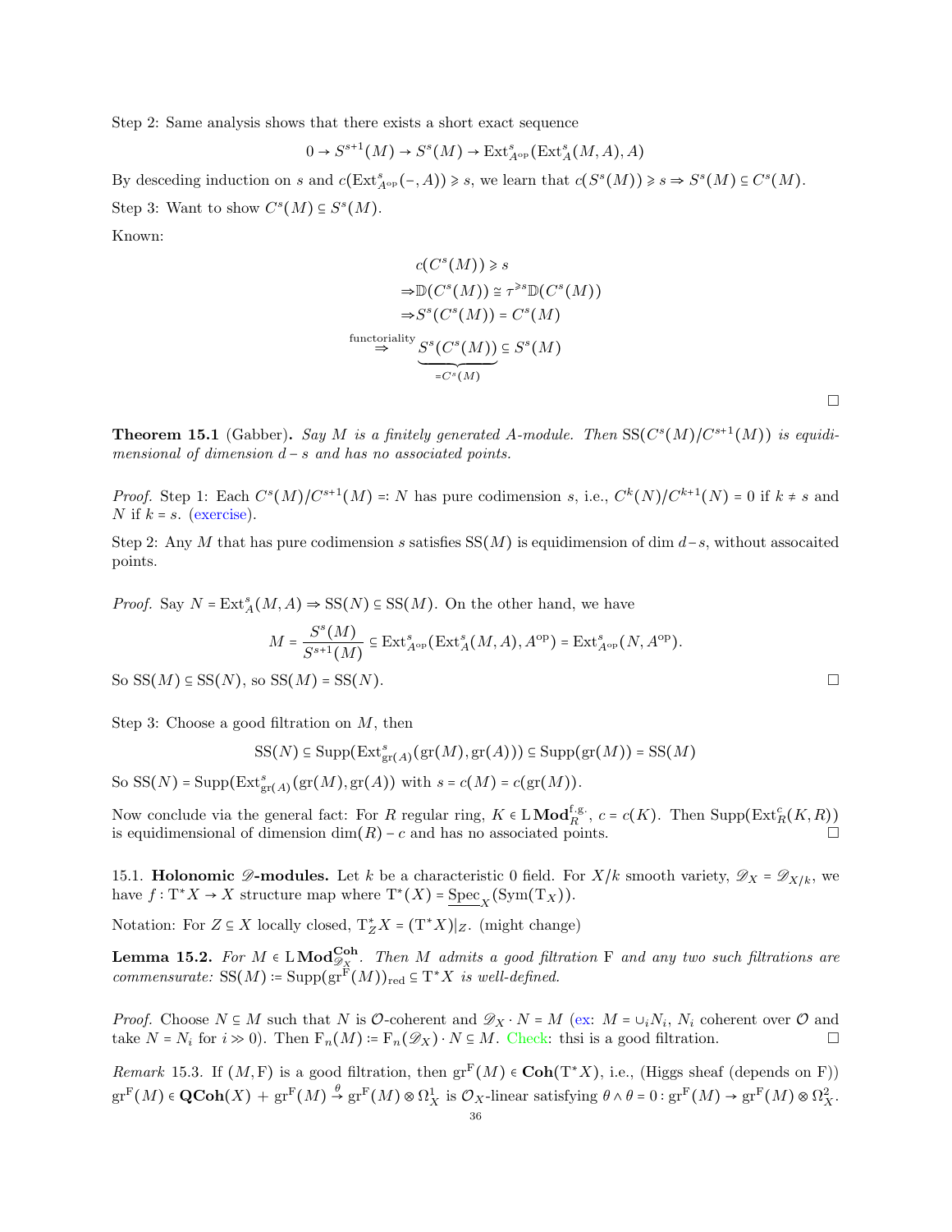Step 2: Same analysis shows that there exists a short exact sequence

$$0 \to S^{s+1}(M) \to S^s(M) \to \mathrm{Ext}^s_{A^{\mathrm{op}}}(\mathrm{Ext}^s_A(M,A),A)$$

By desceding induction on $s$ and $c(\mathrm{Ext}^s_{A^{\mathrm{op}}}(-,A)) \geqslant s$, we learn that $c(S^s(M)) \geqslant s \Rightarrow S^s(M) \subseteq C^s(M)$.

Step 3: Want to show $C^s(M) \subseteq S^s(M)$.

Known:

$$\begin{aligned} & c(C^s(M)) \geqslant s \\ \Rightarrow & \mathbb{D}(C^s(M)) \cong \tau^{\geqslant s}\mathbb{D}(C^s(M)) \\ \Rightarrow & S^s(C^s(M)) = C^s(M) \\ \overset{\text{functoriality}}{\Rightarrow} & \underbrace{S^s(C^s(M))}_{=C^s(M)} \subseteq S^s(M) \end{aligned}$$

□

**Theorem 15.1** (Gabber). *Say $M$ is a finitely generated $A$-module. Then $\mathrm{SS}(C^s(M)/C^{s+1}(M))$ is equidimensional of dimension $d-s$ and has no associated points.*

*Proof.* Step 1: Each $C^s(M)/C^{s+1}(M) =: N$ has pure codimension $s$, i.e., $C^k(N)/C^{k+1}(N) = 0$ if $k \neq s$ and $N$ if $k = s$. (exercise).

Step 2: Any $M$ that has pure codimension $s$ satisfies $\mathrm{SS}(M)$ is equidimension of dim $d-s$, without assocaited points.

*Proof.* Say $N = \mathrm{Ext}^s_A(M,A) \Rightarrow \mathrm{SS}(N) \subseteq \mathrm{SS}(M)$. On the other hand, we have

$$M = \frac{S^s(M)}{S^{s+1}(M)} \subseteq \mathrm{Ext}^s_{A^{\mathrm{op}}}(\mathrm{Ext}^s_A(M,A),A^{\mathrm{op}}) = \mathrm{Ext}^s_{A^{\mathrm{op}}}(N,A^{\mathrm{op}}).$$

So $\mathrm{SS}(M) \subseteq \mathrm{SS}(N)$, so $\mathrm{SS}(M) = \mathrm{SS}(N)$. □

Step 3: Choose a good filtration on $M$, then

$$\mathrm{SS}(N) \subseteq \mathrm{Supp}(\mathrm{Ext}^s_{\mathrm{gr}(A)}(\mathrm{gr}(M),\mathrm{gr}(A))) \subseteq \mathrm{Supp}(\mathrm{gr}(M)) = \mathrm{SS}(M)$$

So $\mathrm{SS}(N) = \mathrm{Supp}(\mathrm{Ext}^s_{\mathrm{gr}(A)}(\mathrm{gr}(M),\mathrm{gr}(A))$ with $s = c(M) = c(\mathrm{gr}(M))$.

Now conclude via the general fact: For $R$ regular ring, $K \in \mathrm{L}\mathbf{Mod}^{\mathrm{f.g.}}_R$, $c = c(K)$. Then $\mathrm{Supp}(\mathrm{Ext}^c_R(K,R))$ is equidimensional of dimension $\dim(R) - c$ and has no associated points. □

15.1. **Holonomic $\mathscr{D}$-modules.** Let $k$ be a characteristic 0 field. For $X/k$ smooth variety, $\mathscr{D}_X = \mathscr{D}_{X/k}$, we have $f : \mathrm{T}^*X \to X$ structure map where $\mathrm{T}^*(X) = \underline{\mathrm{Spec}}_X(\mathrm{Sym}(\mathrm{T}_X))$.

Notation: For $Z \subseteq X$ locally closed, $\mathrm{T}^*_Z X = (\mathrm{T}^*X)|_Z$. (might change)

**Lemma 15.2.** *For $M \in \mathrm{L}\mathbf{Mod}^{\mathbf{Coh}}_{\mathscr{D}_X}$. Then $M$ admits a good filtration $\mathrm{F}$ and any two such filtrations are commensurate: $\mathrm{SS}(M) := \mathrm{Supp}(\mathrm{gr}^{\mathrm{F}}(M))_{\mathrm{red}} \subseteq \mathrm{T}^*X$ is well-defined.*

*Proof.* Choose $N \subseteq M$ such that $N$ is $\mathcal{O}$-coherent and $\mathscr{D}_X \cdot N = M$ (ex: $M = \cup_i N_i$, $N_i$ coherent over $\mathcal{O}$ and take $N = N_i$ for $i \gg 0$). Then $\mathrm{F}_n(M) := \mathrm{F}_n(\mathscr{D}_X) \cdot N \subseteq M$. Check: thsi is a good filtration. □

*Remark* 15.3. If $(M,\mathrm{F})$ is a good filtration, then $\mathrm{gr}^{\mathrm{F}}(M) \in \mathbf{Coh}(\mathrm{T}^*X)$, i.e., (Higgs sheaf (depends on F)) $\mathrm{gr}^{\mathrm{F}}(M) \in \mathbf{QCoh}(X)$ + $\mathrm{gr}^{\mathrm{F}}(M) \overset{\theta}{\to} \mathrm{gr}^{\mathrm{F}}(M) \otimes \Omega^1_X$ is $\mathcal{O}_X$-linear satisfying $\theta \wedge \theta = 0 : \mathrm{gr}^{\mathrm{F}}(M) \to \mathrm{gr}^{\mathrm{F}}(M) \otimes \Omega^2_X$.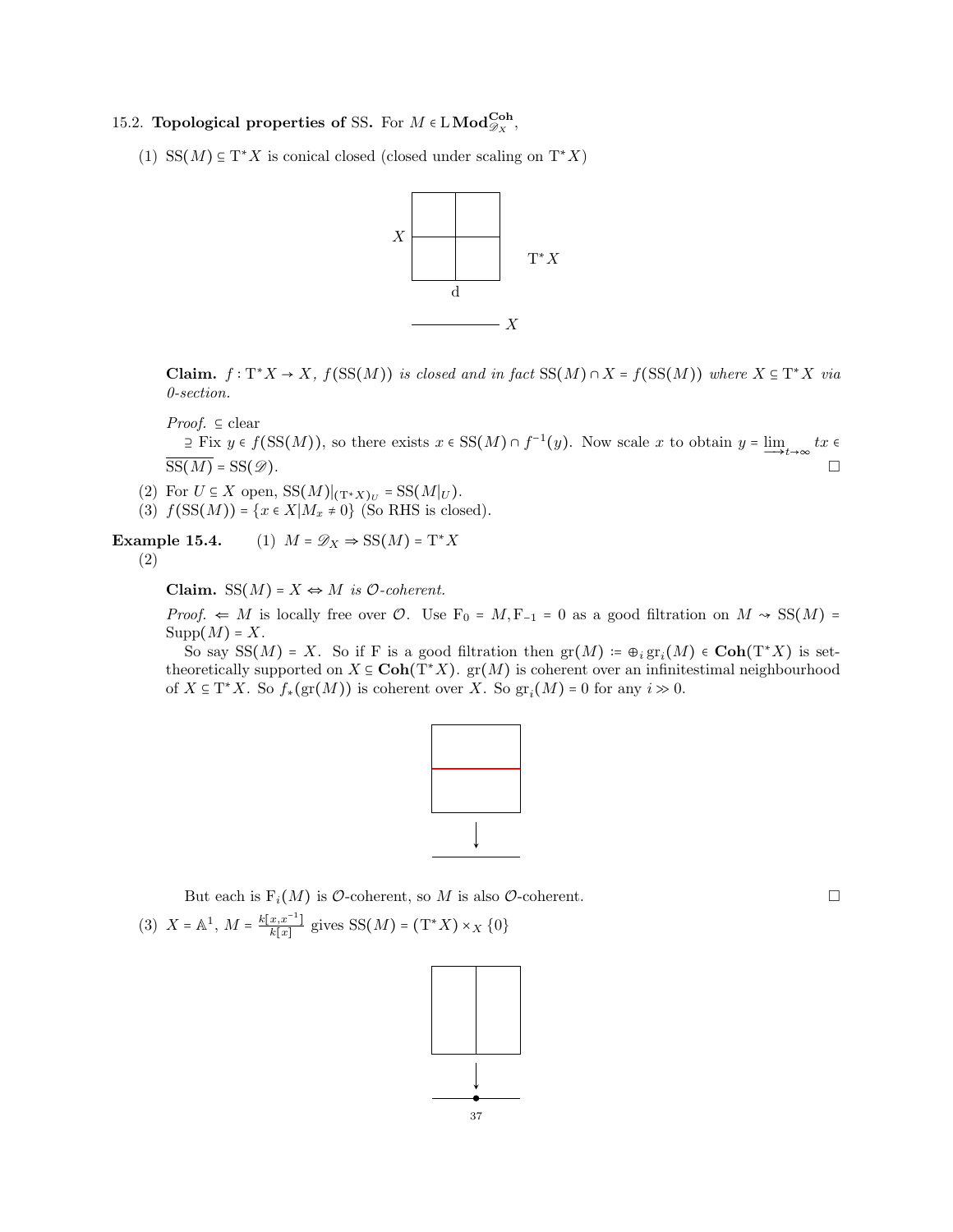15.2. **Topological properties of** SS. For $M \in \mathrm{L}\,\mathbf{Mod}^{\mathbf{Coh}}_{\mathscr{D}_X}$,

(1) $\mathrm{SS}(M) \subseteq \mathrm{T}^*X$ is conical closed (closed under scaling on $\mathrm{T}^*X$)

**Claim.** *$f : \mathrm{T}^*X \to X$, $f(\mathrm{SS}(M))$ is closed and in fact $\mathrm{SS}(M) \cap X = f(\mathrm{SS}(M))$ where $X \subseteq \mathrm{T}^*X$ via 0-section.*

*Proof.* $\subseteq$ clear

$\supseteq$ Fix $y \in f(\mathrm{SS}(M))$, so there exists $x \in \mathrm{SS}(M) \cap f^{-1}(y)$. Now scale $x$ to obtain $y = \varinjlim_{t \to \infty} tx \in \overline{\mathrm{SS}(M)} = \mathrm{SS}(\mathscr{D})$. $\square$

(2) For $U \subseteq X$ open, $\mathrm{SS}(M)|_{(\mathrm{T}^*X)_U} = \mathrm{SS}(M|_U)$.

(3) $f(\mathrm{SS}(M)) = \{x \in X | M_x \neq 0\}$ (So RHS is closed).

**Example 15.4.** (1) $M = \mathscr{D}_X \Rightarrow \mathrm{SS}(M) = \mathrm{T}^*X$

(2)

**Claim.** $\mathrm{SS}(M) = X \Leftrightarrow M$ *is $\mathcal{O}$-coherent.*

*Proof.* $\Leftarrow$ $M$ is locally free over $\mathcal{O}$. Use $\mathrm{F}_0 = M, \mathrm{F}_{-1} = 0$ as a good filtration on $M \rightsquigarrow \mathrm{SS}(M) = \mathrm{Supp}(M) = X$.

So say $\mathrm{SS}(M) = X$. So if F is a good filtration then $\mathrm{gr}(M) \coloneqq \oplus_i \mathrm{gr}_i(M) \in \mathbf{Coh}(\mathrm{T}^*X)$ is set-theoretically supported on $X \subseteq \mathbf{Coh}(\mathrm{T}^*X)$. $\mathrm{gr}(M)$ is coherent over an infinitesimal neighbourhood of $X \subseteq \mathrm{T}^*X$. So $f_*(\mathrm{gr}(M))$ is coherent over $X$. So $\mathrm{gr}_i(M) = 0$ for any $i \gg 0$.

But each is $\mathrm{F}_i(M)$ is $\mathcal{O}$-coherent, so $M$ is also $\mathcal{O}$-coherent. $\square$

(3) $X = \mathbb{A}^1$, $M = \frac{k[x,x^{-1}]}{k[x]}$ gives $\mathrm{SS}(M) = (\mathrm{T}^*X) \times_X \{0\}$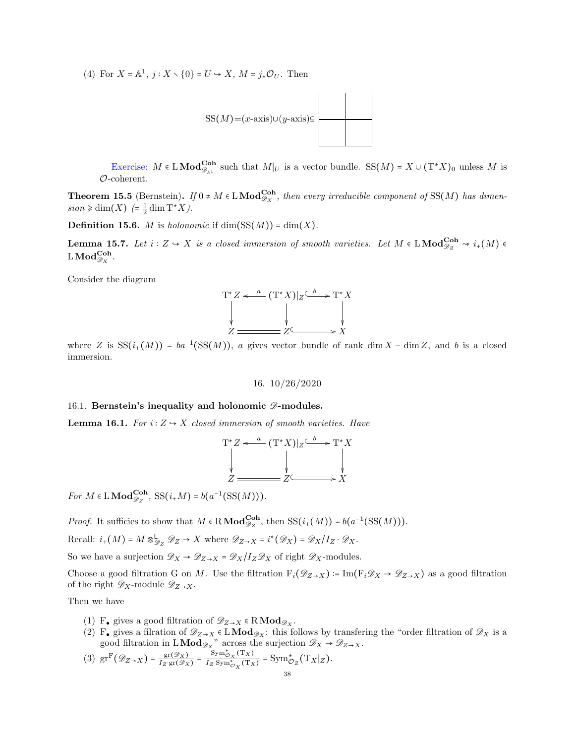(4) For $X = \mathbb{A}^1$, $j : X \smallsetminus \{0\} = U \hookrightarrow X$, $M = j_* \mathcal{O}_U$. Then

$$\mathrm{SS}(M) = (x\text{-axis}) \cup (y\text{-axis}) \subseteq$$

Exercise: $M \in \mathrm{L}\,\mathbf{Mod}^{\mathbf{Coh}}_{\mathscr{D}_{\mathbb{A}^1}}$ such that $M|_U$ is a vector bundle. $\mathrm{SS}(M) = X \cup (\mathrm{T}^*X)_0$ unless $M$ is $\mathcal{O}$-coherent.

**Theorem 15.5** (Bernstein)**.** *If $0 \neq M \in \mathrm{L}\,\mathbf{Mod}^{\mathbf{Coh}}_{\mathscr{D}_X}$, then every irreducible component of $\mathrm{SS}(M)$ has dimension $\geqslant \dim(X)$ $(= \frac{1}{2}\dim \mathrm{T}^*X)$.*

**Definition 15.6.** $M$ is *holonomic* if $\dim(\mathrm{SS}(M)) = \dim(X)$.

**Lemma 15.7.** *Let $i : Z \hookrightarrow X$ is a closed immersion of smooth varieties. Let $M \in \mathrm{L}\,\mathbf{Mod}^{\mathbf{Coh}}_{\mathscr{D}_Z} \rightsquigarrow i_+(M) \in \mathrm{L}\,\mathbf{Mod}^{\mathbf{Coh}}_{\mathscr{D}_X}$.*

Consider the diagram

$$\begin{array}{ccccc} \mathrm{T}^*Z & \xleftarrow{a} & (\mathrm{T}^*X)|_Z & \xhookrightarrow{b} & \mathrm{T}^*X \\ \downarrow & & \downarrow & & \downarrow \\ Z & = & Z & \hookrightarrow & X \end{array}$$

where $Z$ is $\mathrm{SS}(i_+(M)) = ba^{-1}(\mathrm{SS}(M))$, $a$ gives vector bundle of rank $\dim X - \dim Z$, and $b$ is a closed immersion.

## 16. 10/26/2020

### 16.1. Bernstein's inequality and holonomic $\mathscr{D}$-modules.

**Lemma 16.1.** *For $i : Z \hookrightarrow X$ closed immersion of smooth varieties. Have*

$$\begin{array}{ccccc} \mathrm{T}^*Z & \xleftarrow{a} & (\mathrm{T}^*X)|_Z & \xhookrightarrow{b} & \mathrm{T}^*X \\ \downarrow & & \downarrow & & \downarrow \\ Z & = & Z & \hookrightarrow & X \end{array}$$

*For $M \in \mathrm{L}\,\mathbf{Mod}^{\mathbf{Coh}}_{\mathscr{D}_Z}$, $\mathrm{SS}(i_+M) = b(a^{-1}(\mathrm{SS}(M)))$.*

*Proof.* It suffices to show that $M \in \mathrm{R}\,\mathbf{Mod}^{\mathbf{Coh}}_{\mathscr{D}_Z}$, then $\mathrm{SS}(i_+(M)) = b(a^{-1}(\mathrm{SS}(M)))$.

Recall: $i_+(M) = M \otimes^{\mathsf{L}}_{\mathscr{D}_Z} \mathscr{D}_Z \to X$ where $\mathscr{D}_{Z\to X} = i^*(\mathscr{D}_X) = \mathscr{D}_X / I_Z \cdot \mathscr{D}_X$.

So we have a surjection $\mathscr{D}_X \to \mathscr{D}_{Z\to X} = \mathscr{D}_X / I_Z \mathscr{D}_X$ of right $\mathscr{D}_X$-modules.

Choose a good filtration G on $M$. Use the filtration $\mathrm{F}_i(\mathscr{D}_{Z\to X}) \coloneqq \mathrm{Im}(\mathrm{F}_i\mathscr{D}_X \to \mathscr{D}_{Z\to X})$ as a good filtration of the right $\mathscr{D}_X$-module $\mathscr{D}_{Z\to X}$.

Then we have

(1) $\mathrm{F}_\bullet$ gives a good filtration of $\mathscr{D}_{Z\to X} \in \mathrm{R}\,\mathbf{Mod}_{\mathscr{D}_X}$.
(2) $\mathrm{F}_\bullet$ gives a filration of $\mathscr{D}_{Z\to X} \in \mathrm{L}\,\mathbf{Mod}_{\mathscr{D}_X}$: this follows by transfering the "order filtration of $\mathscr{D}_X$ is a good filtration in $\mathrm{L}\,\mathbf{Mod}_{\mathscr{D}_X}$" across the surjection $\mathscr{D}_X \to \mathscr{D}_{Z\to X}$.
(3) $\mathrm{gr}^{\mathrm{F}}(\mathscr{D}_{Z\to X}) = \frac{\mathrm{gr}(\mathscr{D}_X)}{I_Z \cdot \mathrm{gr}(\mathscr{D}_X)} = \frac{\mathrm{Sym}^*_{\mathcal{O}_X}(\mathrm{T}_X)}{I_Z \cdot \mathrm{Sym}^*_{\mathcal{O}_X}(\mathrm{T}_X)} = \mathrm{Sym}^*_{\mathcal{O}_Z}(\mathrm{T}_X|_Z)$.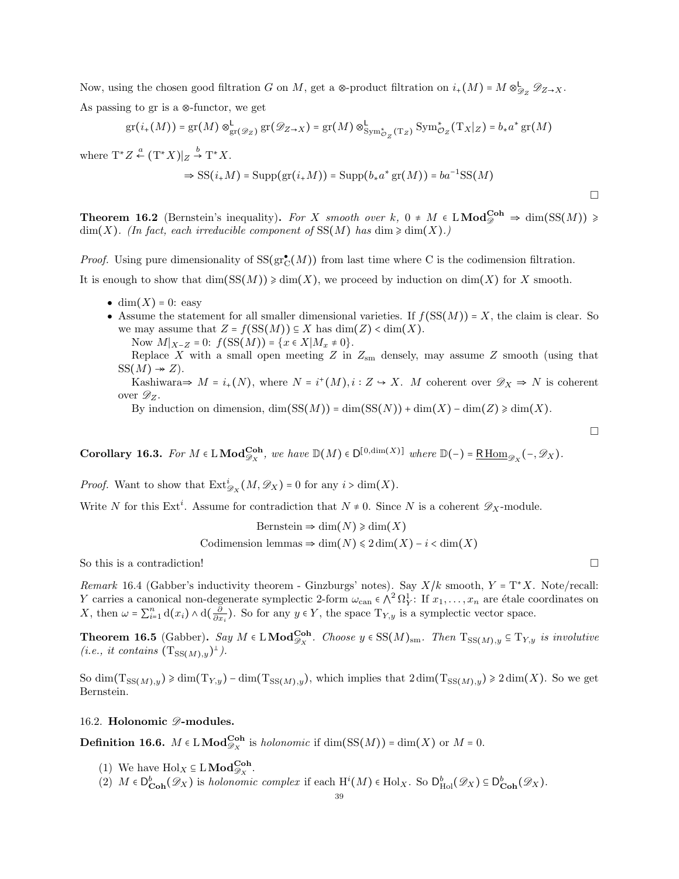Now, using the chosen good filtration $G$ on $M$, get a $\otimes$-product filtration on $i_+(M) = M \otimes^{\mathsf{L}}_{\mathscr{D}_Z} \mathscr{D}_{Z\to X}$.

As passing to gr is a $\otimes$-functor, we get

$$\mathrm{gr}(i_+(M)) = \mathrm{gr}(M) \otimes^{\mathsf{L}}_{\mathrm{gr}(\mathscr{D}_Z)} \mathrm{gr}(\mathscr{D}_{Z\to X}) = \mathrm{gr}(M) \otimes^{\mathsf{L}}_{\mathrm{Sym}^*_{\mathcal{O}_Z}(\mathrm{T}_Z)} \mathrm{Sym}^*_{\mathcal{O}_Z}(\mathrm{T}_X|_Z) = b_* a^* \,\mathrm{gr}(M)$$

where $\mathrm{T}^*Z \overset{a}{\leftarrow} (\mathrm{T}^*X)|_Z \overset{b}{\to} \mathrm{T}^*X$.

$$\Rightarrow \mathrm{SS}(i_+M) = \mathrm{Supp}(\mathrm{gr}(i_+M)) = \mathrm{Supp}(b_*a^*\,\mathrm{gr}(M)) = ba^{-1}\mathrm{SS}(M)$$

□

**Theorem 16.2** (Bernstein's inequality)**.** *For $X$ smooth over $k$, $0 \neq M \in \mathrm{L}\,\mathbf{Mod}^{\mathbf{Coh}}_{\mathscr{D}} \Rightarrow \dim(\mathrm{SS}(M)) \geqslant \dim(X)$. (In fact, each irreducible component of $\mathrm{SS}(M)$ has $\dim \geqslant \dim(X)$.)*

*Proof.* Using pure dimensionality of $\mathrm{SS}(\mathrm{gr}^\bullet_{\mathrm{C}}(M))$ from last time where C is the codimension filtration.

It is enough to show that $\dim(\mathrm{SS}(M)) \geqslant \dim(X)$, we proceed by induction on $\dim(X)$ for $X$ smooth.

- $\dim(X) = 0$: easy
- Assume the statement for all smaller dimensional varieties. If $f(\mathrm{SS}(M)) = X$, the claim is clear. So we may assume that $Z = f(\mathrm{SS}(M)) \subseteq X$ has $\dim(Z) < \dim(X)$.
  Now $M|_{X-Z} = 0$: $f(\mathrm{SS}(M)) = \{x \in X | M_x \neq 0\}$.
  Replace $X$ with a small open meeting $Z$ in $Z_{\mathrm{sm}}$ densely, may assume $Z$ smooth (using that $\mathrm{SS}(M) \twoheadrightarrow Z$).
  Kashiwara$\Rightarrow$ $M = i_+(N)$, where $N = i^+(M), i : Z \hookrightarrow X$. $M$ coherent over $\mathscr{D}_X \Rightarrow N$ is coherent over $\mathscr{D}_Z$.
  By induction on dimension, $\dim(\mathrm{SS}(M)) = \dim(\mathrm{SS}(N)) + \dim(X) - \dim(Z) \geqslant \dim(X)$.

□

**Corollary 16.3.** *For $M \in \mathrm{L}\,\mathbf{Mod}^{\mathbf{Coh}}_{\mathscr{D}_X}$, we have $\mathbb{D}(M) \in \mathsf{D}^{[0,\dim(X)]}$ where $\mathbb{D}(-) = \underline{\mathsf{R}\,\mathrm{Hom}}_{\mathscr{D}_X}(-, \mathscr{D}_X)$.*

*Proof.* Want to show that $\mathrm{Ext}^i_{\mathscr{D}_X}(M, \mathscr{D}_X) = 0$ for any $i > \dim(X)$.

Write $N$ for this $\mathrm{Ext}^i$. Assume for contradiction that $N \neq 0$. Since $N$ is a coherent $\mathscr{D}_X$-module.

$$\text{Bernstein} \Rightarrow \dim(N) \geqslant \dim(X)$$
$$\text{Codimension lemmas} \Rightarrow \dim(N) \leqslant 2\dim(X) - i < \dim(X)$$

So this is a contradiction! □

*Remark* 16.4 (Gabber's inductivity theorem - Ginzburgs' notes). Say $X/k$ smooth, $Y = \mathrm{T}^*X$. Note/recall: $Y$ carries a canonical non-degenerate symplectic 2-form $\omega_{\mathrm{can}} \in \bigwedge^2 \Omega^1_Y$: If $x_1, \ldots, x_n$ are étale coordinates on $X$, then $\omega = \sum_{i=1}^n \mathrm{d}(x_i) \wedge \mathrm{d}(\frac{\partial}{\partial x_i})$. So for any $y \in Y$, the space $\mathrm{T}_{Y,y}$ is a symplectic vector space.

**Theorem 16.5** (Gabber)**.** *Say $M \in \mathrm{L}\,\mathbf{Mod}^{\mathbf{Coh}}_{\mathscr{D}_X}$. Choose $y \in \mathrm{SS}(M)_{\mathrm{sm}}$. Then $\mathrm{T}_{\mathrm{SS}(M),y} \subseteq \mathrm{T}_{Y,y}$ is involutive (i.e., it contains $(\mathrm{T}_{\mathrm{SS}(M),y})^\perp$).*

So $\dim(\mathrm{T}_{\mathrm{SS}(M),y}) \geqslant \dim(\mathrm{T}_{Y,y}) - \dim(\mathrm{T}_{\mathrm{SS}(M),y})$, which implies that $2\dim(\mathrm{T}_{\mathrm{SS}(M),y}) \geqslant 2\dim(X)$. So we get Bernstein.

### 16.2. Holonomic $\mathscr{D}$-modules.

**Definition 16.6.** $M \in \mathrm{L}\,\mathbf{Mod}^{\mathbf{Coh}}_{\mathscr{D}_X}$ is *holonomic* if $\dim(\mathrm{SS}(M)) = \dim(X)$ or $M = 0$.

1. We have $\mathrm{Hol}_X \subseteq \mathrm{L}\,\mathbf{Mod}^{\mathbf{Coh}}_{\mathscr{D}_X}$.
2. $M \in \mathsf{D}^b_{\mathbf{Coh}}(\mathscr{D}_X)$ is *holonomic complex* if each $\mathrm{H}^i(M) \in \mathrm{Hol}_X$. So $\mathsf{D}^b_{\mathrm{Hol}}(\mathscr{D}_X) \subseteq \mathsf{D}^b_{\mathbf{Coh}}(\mathscr{D}_X)$.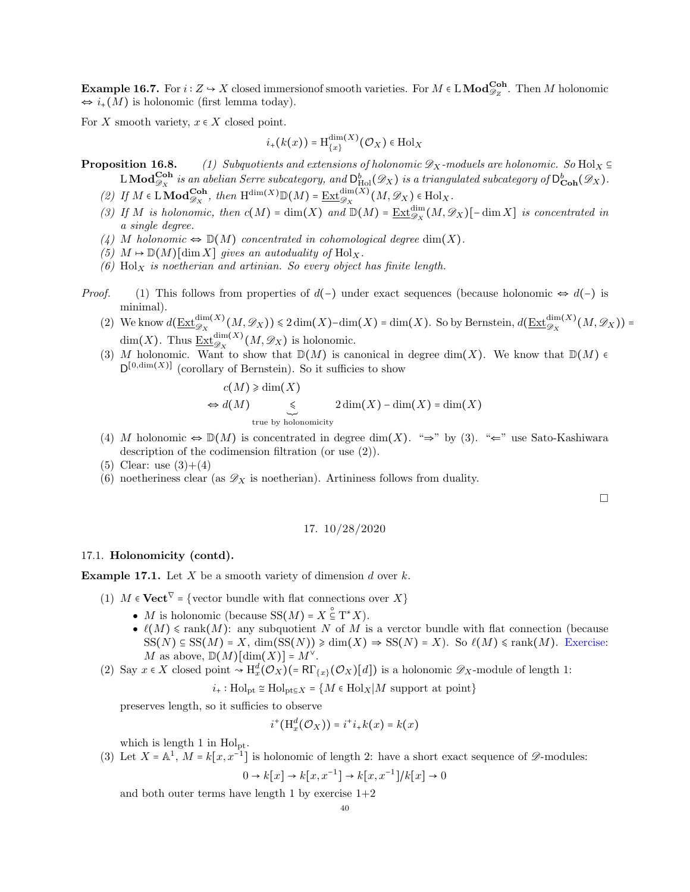**Example 16.7.** For $i : Z \hookrightarrow X$ closed immersionof smooth varieties. For $M \in \mathrm{L}\,\mathbf{Mod}^{\mathbf{Coh}}_{\mathscr{D}_Z}$. Then $M$ holonomic $\Leftrightarrow i_+(M)$ is holonomic (first lemma today).

For $X$ smooth variety, $x \in X$ closed point.

$$i_+(k(x)) = \mathrm{H}^{\dim(X)}_{\{x\}}(\mathcal{O}_X) \in \mathrm{Hol}_X$$

**Proposition 16.8.** *(1) Subquotients and extensions of holonomic $\mathscr{D}_X$-moduels are holonomic. So $\mathrm{Hol}_X \subseteq \mathrm{L}\,\mathbf{Mod}^{\mathbf{Coh}}_{\mathscr{D}_X}$ is an abelian Serre subcategory, and $\mathsf{D}^b_{\mathrm{Hol}}(\mathscr{D}_X)$ is a triangulated subcategory of $\mathsf{D}^b_{\mathbf{Coh}}(\mathscr{D}_X)$.*

*(2) If $M \in \mathrm{L}\,\mathbf{Mod}^{\mathbf{Coh}}_{\mathscr{D}_X}$, then $\mathrm{H}^{\dim(X)}\mathbb{D}(M) = \underline{\mathrm{Ext}}^{\dim(X)}_{\mathscr{D}_X}(M, \mathscr{D}_X) \in \mathrm{Hol}_X$.*

*(3) If $M$ is holonomic, then $c(M) = \dim(X)$ and $\mathbb{D}(M) = \underline{\mathrm{Ext}}^{\dim}_{\mathscr{D}_X}(M, \mathscr{D}_X)[-\dim X]$ is concentrated in a single degree.*

*(4) $M$ holonomic $\Leftrightarrow \mathbb{D}(M)$ concentrated in cohomological degree $\dim(X)$.*

*(5) $M \mapsto \mathbb{D}(M)[\dim X]$ gives an autoduality of $\mathrm{Hol}_X$.*

*(6) $\mathrm{Hol}_X$ is noetherian and artinian. So every object has finite length.*

*Proof.* (1) This follows from properties of $d(-)$ under exact sequences (because holonomic $\Leftrightarrow d(-)$ is minimal).

(2) We know $d(\underline{\mathrm{Ext}}^{\dim(X)}_{\mathscr{D}_X}(M, \mathscr{D}_X)) \leqslant 2\dim(X) - \dim(X) = \dim(X)$. So by Bernstein, $d(\underline{\mathrm{Ext}}^{\dim(X)}_{\mathscr{D}_X}(M, \mathscr{D}_X)) = \dim(X)$. Thus $\underline{\mathrm{Ext}}^{\dim(X)}_{\mathscr{D}_X}(M, \mathscr{D}_X)$ is holonomic.

(3) $M$ holonomic. Want to show that $\mathbb{D}(M)$ is canonical in degree $\dim(X)$. We know that $\mathbb{D}(M) \in \mathsf{D}^{[0,\dim(X)]}$ (corollary of Bernstein). So it suffices to show

$$c(M) \geqslant \dim(X)$$

$$\Leftrightarrow d(M) \underbrace{\leqslant}_{\text{true by holonomicity}} 2\dim(X) - \dim(X) = \dim(X)$$

(4) $M$ holonomic $\Leftrightarrow \mathbb{D}(M)$ is concentrated in degree $\dim(X)$. "$\Rightarrow$" by (3). "$\Leftarrow$" use Sato-Kashiwara description of the codimension filtration (or use (2)).

(5) Clear: use (3)+(4)

(6) noetheriness clear (as $\mathscr{D}_X$ is noetherian). Artininess follows from duality.

$\square$

## 17. 10/28/2020

### 17.1. Holonomicity (contd).

**Example 17.1.** Let $X$ be a smooth variety of dimension $d$ over $k$.

(1) $M \in \mathbf{Vect}^{\nabla} = \{\text{vector bundle with flat connections over } X\}$
- $M$ is holonomic (because $\mathrm{SS}(M) = X \overset{\circ}{\subseteq} \mathrm{T}^*X$).
- $\ell(M) \leqslant \mathrm{rank}(M)$: any subquotient $N$ of $M$ is a verctor bundle with flat connection (because $\mathrm{SS}(N) \subseteq \mathrm{SS}(M) = X$, $\dim(\mathrm{SS}(N)) \geqslant \dim(X) \Rightarrow \mathrm{SS}(N) = X$). So $\ell(M) \leqslant \mathrm{rank}(M)$. Exercise: $M$ as above, $\mathbb{D}(M)[\dim(X)] = M^\vee$.

(2) Say $x \in X$ closed point $\rightsquigarrow \mathrm{H}^d_x(\mathcal{O}_X) (= \mathsf{R}\Gamma_{\{x\}}(\mathcal{O}_X)[d])$ is a holonomic $\mathscr{D}_X$-module of length 1:

$$i_+ : \mathrm{Hol}_{\mathrm{pt}} \cong \mathrm{Hol}_{\mathrm{pt} \subseteq X} = \{M \in \mathrm{Hol}_X | M \text{ support at point}\}$$

preserves length, so it sufficies to observe

$$i^+(\mathrm{H}^d_x(\mathcal{O}_X)) = i^+ i_+ k(x) = k(x)$$

which is length 1 in $\mathrm{Hol}_{\mathrm{pt}}$.

(3) Let $X = \mathbb{A}^1$, $M = k[x, x^{-1}]$ is holonomic of length 2: have a short exact sequence of $\mathscr{D}$-modules:

$$0 \to k[x] \to k[x, x^{-1}] \to k[x, x^{-1}]/k[x] \to 0$$

and both outer terms have length 1 by exercise 1+2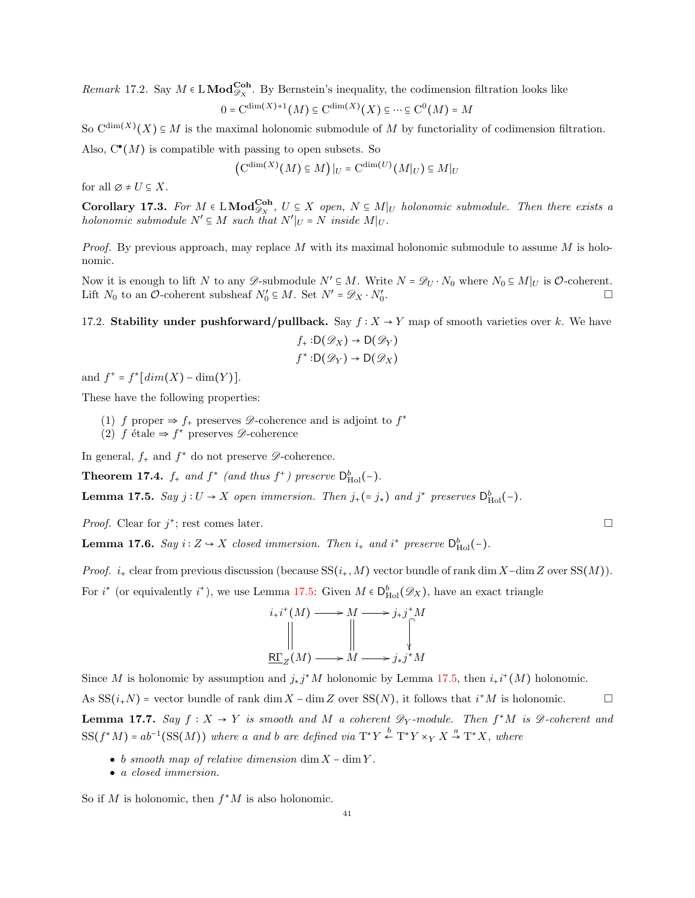*Remark* 17.2. Say $M \in \mathrm{L}\,\mathbf{Mod}^{\mathbf{Coh}}_{\mathscr{D}_X}$. By Bernstein's inequality, the codimension filtration looks like

$$0 = \mathrm{C}^{\dim(X)+1}(M) \subseteq \mathrm{C}^{\dim(X)}(X) \subseteq \cdots \subseteq \mathrm{C}^0(M) = M$$

So $\mathrm{C}^{\dim(X)}(X) \subseteq M$ is the maximal holonomic submodule of $M$ by functoriality of codimension filtration.

Also, $\mathrm{C}^\bullet(M)$ is compatible with passing to open subsets. So

$$\left(\mathrm{C}^{\dim(X)}(M) \subseteq M\right)|_U = \mathrm{C}^{\dim(U)}(M|_U) \subseteq M|_U$$

for all $\varnothing \neq U \subseteq X$.

**Corollary 17.3.** *For $M \in \mathrm{L}\,\mathbf{Mod}^{\mathbf{Coh}}_{\mathscr{D}_X}$, $U \subseteq X$ open, $N \subseteq M|_U$ holonomic submodule. Then there exists a holonomic submodule $N' \subseteq M$ such that $N'|_U = N$ inside $M|_U$.*

*Proof.* By previous approach, may replace $M$ with its maximal holonomic submodule to assume $M$ is holonomic.

Now it is enough to lift $N$ to any $\mathscr{D}$-submodule $N' \subseteq M$. Write $N = \mathscr{D}_U \cdot N_0$ where $N_0 \subseteq M|_U$ is $\mathcal{O}$-coherent. Lift $N_0$ to an $\mathcal{O}$-coherent subsheaf $N_0' \subseteq M$. Set $N' = \mathscr{D}_X \cdot N_0'$. □

17.2. **Stability under pushforward/pullback.** Say $f : X \to Y$ map of smooth varieties over $k$. We have

$$f_+ : \mathsf{D}(\mathscr{D}_X) \to \mathsf{D}(\mathscr{D}_Y)$$
$$f^* : \mathsf{D}(\mathscr{D}_Y) \to \mathsf{D}(\mathscr{D}_X)$$

and $f^+ = f^*[dim(X) - \dim(Y)]$.

These have the following properties:

(1) $f$ proper $\Rightarrow$ $f_+$ preserves $\mathscr{D}$-coherence and is adjoint to $f^*$
(2) $f$ étale $\Rightarrow$ $f^*$ preserves $\mathscr{D}$-coherence

In general, $f_+$ and $f^*$ do not preserve $\mathscr{D}$-coherence.

**Theorem 17.4.** *$f_+$ and $f^*$ (and thus $f^+$) preserve $\mathsf{D}^b_{\mathrm{Hol}}(-)$.*

**Lemma 17.5.** *Say $j : U \to X$ open immersion. Then $j_+ (= j_*)$ and $j^*$ preserves $\mathsf{D}^b_{\mathrm{Hol}}(-)$.*

*Proof.* Clear for $j^*$; rest comes later. □

**Lemma 17.6.** *Say $i : Z \hookrightarrow X$ closed immersion. Then $i_+$ and $i^*$ preserve $\mathsf{D}^b_{\mathrm{Hol}}(-)$.*

*Proof.* $i_+$ clear from previous discussion (because $\mathrm{SS}(i_+, M)$ vector bundle of rank $\dim X - \dim Z$ over $\mathrm{SS}(M)$).

For $i^*$ (or equivalently $i^+$), we use Lemma 17.5: Given $M \in \mathsf{D}^b_{\mathrm{Hol}}(\mathscr{D}_X)$, have an exact triangle

$$\begin{array}{ccccc} i_+ i^+(M) & \longrightarrow & M & \longrightarrow & j_+ j^+ M \\ \| & & \| & & \downarrow \\ \underline{R\Gamma}_Z(M) & \longrightarrow & M & \longrightarrow & j_* j^* M \end{array}$$

Since $M$ is holonomic by assumption and $j_* j^* M$ holonomic by Lemma 17.5, then $i_+ i^+(M)$ holonomic.

As $\mathrm{SS}(i_+ N) =$ vector bundle of rank $\dim X - \dim Z$ over $\mathrm{SS}(N)$, it follows that $i^+ M$ is holonomic. □

**Lemma 17.7.** *Say $f : X \to Y$ is smooth and $M$ a coherent $\mathscr{D}_Y$-module. Then $f^* M$ is $\mathscr{D}$-coherent and $\mathrm{SS}(f^* M) = ab^{-1}(\mathrm{SS}(M))$ where $a$ and $b$ are defined via $\mathrm{T}^* Y \xleftarrow{b} \mathrm{T}^* Y \times_Y X \xrightarrow{a} \mathrm{T}^* X$, where*

- *$b$ smooth map of relative dimension $\dim X - \dim Y$.*
- *$a$ closed immersion.*

So if $M$ is holonomic, then $f^* M$ is also holonomic.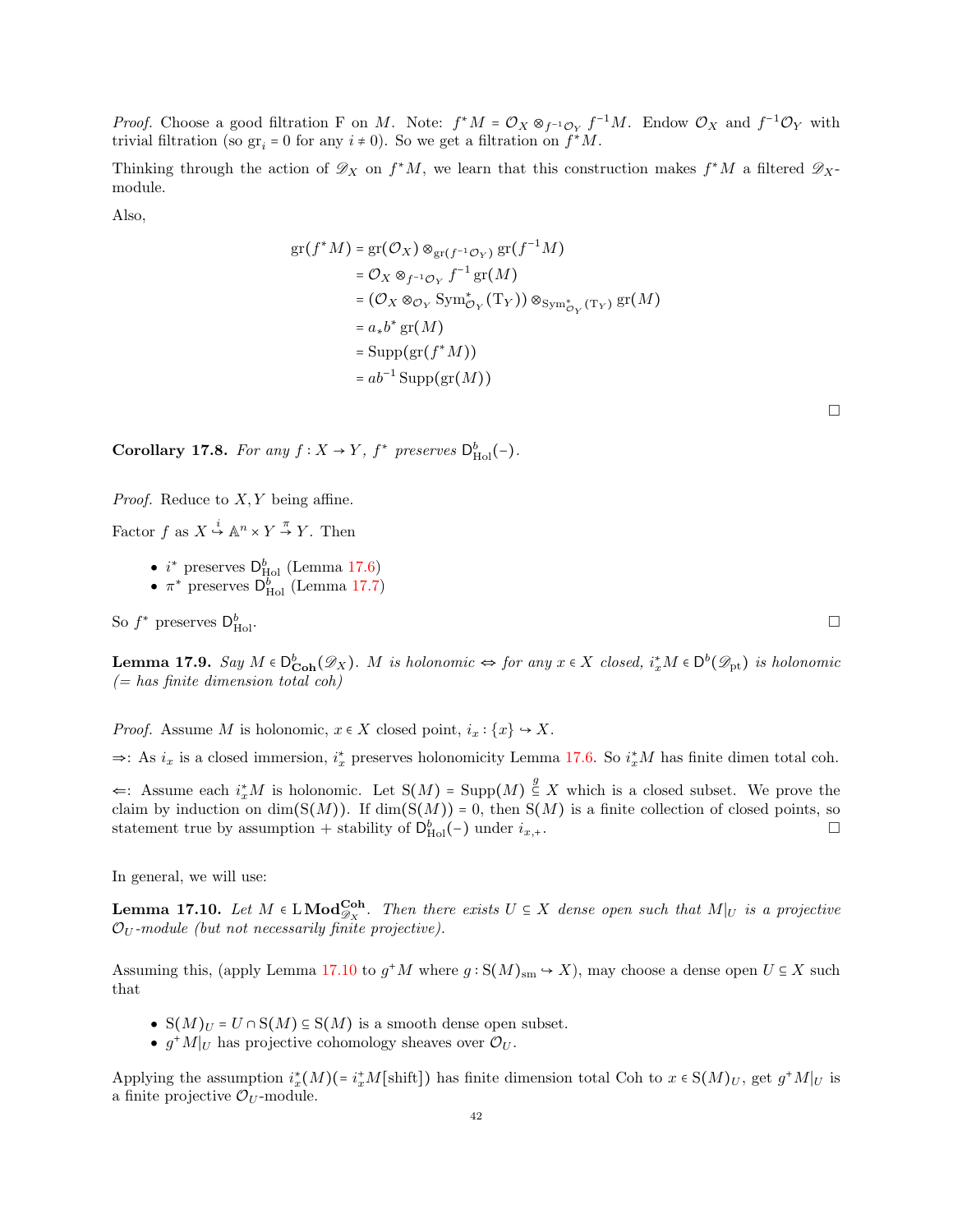*Proof.* Choose a good filtration F on $M$. Note: $f^*M = \mathcal{O}_X \otimes_{f^{-1}\mathcal{O}_Y} f^{-1}M$. Endow $\mathcal{O}_X$ and $f^{-1}\mathcal{O}_Y$ with trivial filtration (so $\mathrm{gr}_i = 0$ for any $i \neq 0$). So we get a filtration on $f^*M$.

Thinking through the action of $\mathscr{D}_X$ on $f^*M$, we learn that this construction makes $f^*M$ a filtered $\mathscr{D}_X$-module.

Also,

$$\begin{aligned}
\mathrm{gr}(f^*M) &= \mathrm{gr}(\mathcal{O}_X) \otimes_{\mathrm{gr}(f^{-1}\mathcal{O}_Y)} \mathrm{gr}(f^{-1}M) \\
&= \mathcal{O}_X \otimes_{f^{-1}\mathcal{O}_Y} f^{-1}\,\mathrm{gr}(M) \\
&= (\mathcal{O}_X \otimes_{\mathcal{O}_Y} \mathrm{Sym}^*_{\mathcal{O}_Y}(\mathrm{T}_Y)) \otimes_{\mathrm{Sym}^*_{\mathcal{O}_Y}(\mathrm{T}_Y)} \mathrm{gr}(M) \\
&= a_* b^* \,\mathrm{gr}(M) \\
&= \mathrm{Supp}(\mathrm{gr}(f^*M)) \\
&= ab^{-1}\,\mathrm{Supp}(\mathrm{gr}(M))
\end{aligned}$$

□

**Corollary 17.8.** *For any $f : X \to Y$, $f^*$ preserves $\mathsf{D}^b_{\mathrm{Hol}}(-)$.*

*Proof.* Reduce to $X, Y$ being affine.

Factor $f$ as $X \overset{i}{\hookrightarrow} \mathbb{A}^n \times Y \overset{\pi}{\to} Y$. Then

- $i^*$ preserves $\mathsf{D}^b_{\mathrm{Hol}}$ (Lemma 17.6)
- $\pi^*$ preserves $\mathsf{D}^b_{\mathrm{Hol}}$ (Lemma 17.7)

So $f^*$ preserves $\mathsf{D}^b_{\mathrm{Hol}}$. □

**Lemma 17.9.** *Say $M \in \mathsf{D}^b_{\mathbf{Coh}}(\mathscr{D}_X)$. $M$ is holonomic $\Leftrightarrow$ for any $x \in X$ closed, $i_x^* M \in \mathsf{D}^b(\mathscr{D}_{\mathrm{pt}})$ is holonomic (= has finite dimension total coh)*

*Proof.* Assume $M$ is holonomic, $x \in X$ closed point, $i_x : \{x\} \hookrightarrow X$.

$\Rightarrow$: As $i_x$ is a closed immersion, $i_x^*$ preserves holonomicity Lemma 17.6. So $i_x^* M$ has finite dimen total coh.

$\Leftarrow$: Assume each $i_x^* M$ is holonomic. Let $\mathrm{S}(M) = \mathrm{Supp}(M) \overset{g}{\subseteq} X$ which is a closed subset. We prove the claim by induction on $\dim(\mathrm{S}(M))$. If $\dim(\mathrm{S}(M)) = 0$, then $\mathrm{S}(M)$ is a finite collection of closed points, so statement true by assumption + stability of $\mathsf{D}^b_{\mathrm{Hol}}(-)$ under $i_{x,+}$. □

In general, we will use:

**Lemma 17.10.** *Let $M \in \mathrm{L}\,\mathbf{Mod}^{\mathbf{Coh}}_{\mathscr{D}_X}$. Then there exists $U \subseteq X$ dense open such that $M|_U$ is a projective $\mathcal{O}_U$-module (but not necessarily finite projective).*

Assuming this, (apply Lemma 17.10 to $g^+M$ where $g : \mathrm{S}(M)_{\mathrm{sm}} \hookrightarrow X$), may choose a dense open $U \subseteq X$ such that

- $\mathrm{S}(M)_U = U \cap \mathrm{S}(M) \subseteq \mathrm{S}(M)$ is a smooth dense open subset.
- $g^+M|_U$ has projective cohomology sheaves over $\mathcal{O}_U$.

Applying the assumption $i_x^*(M)(= i_x^+ M[\text{shift}])$ has finite dimension total Coh to $x \in \mathrm{S}(M)_U$, get $g^+M|_U$ is a finite projective $\mathcal{O}_U$-module.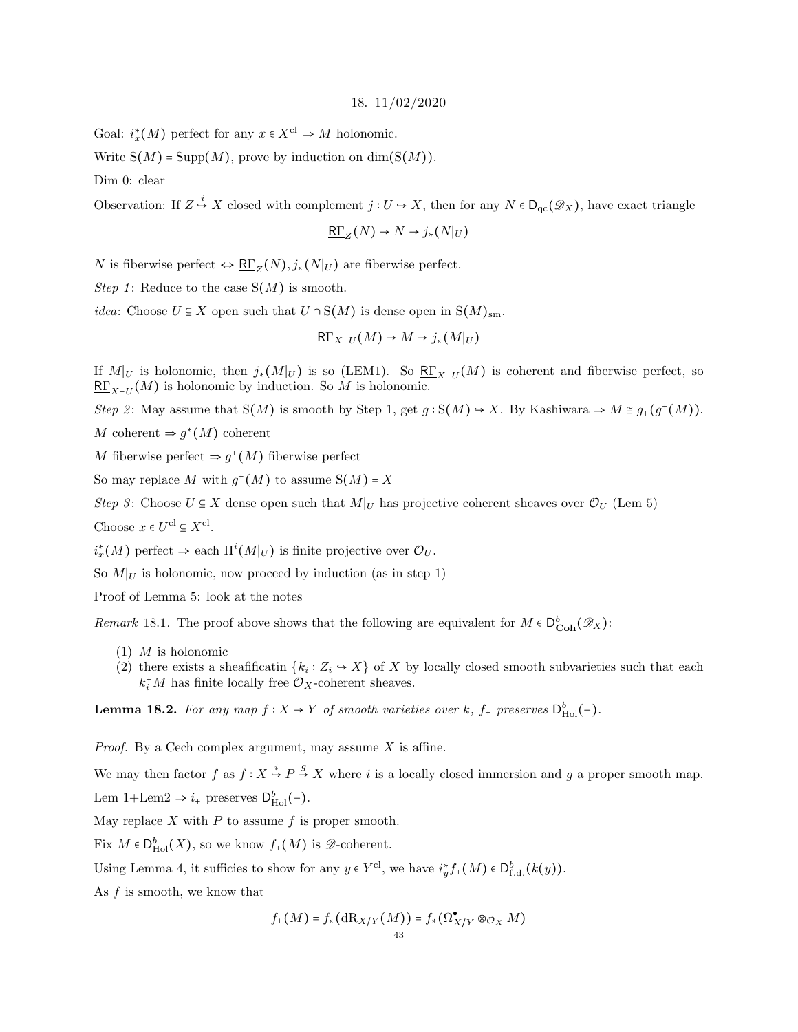## 18. 11/02/2020

Goal: $i_x^*(M)$ perfect for any $x \in X^{\mathrm{cl}} \Rightarrow M$ holonomic.

Write $\mathrm{S}(M) = \mathrm{Supp}(M)$, prove by induction on $\dim(\mathrm{S}(M))$.

Dim 0: clear

Observation: If $Z \overset{i}{\hookrightarrow} X$ closed with complement $j : U \hookrightarrow X$, then for any $N \in \mathsf{D}_{\mathrm{qc}}(\mathscr{D}_X)$, have exact triangle

$$\underline{\mathrm{R}\Gamma}_Z(N) \to N \to j_*(N|_U)$$

$N$ is fiberwise perfect $\Leftrightarrow \underline{\mathrm{R}\Gamma}_Z(N), j_*(N|_U)$ are fiberwise perfect.

*Step 1*: Reduce to the case $\mathrm{S}(M)$ is smooth.

*idea*: Choose $U \subseteq X$ open such that $U \cap \mathrm{S}(M)$ is dense open in $\mathrm{S}(M)_{\mathrm{sm}}$.

$$\mathsf{R}\Gamma_{X-U}(M) \to M \to j_*(M|_U)$$

If $M|_U$ is holonomic, then $j_*(M|_U)$ is so (LEM1). So $\underline{\mathrm{R}\Gamma}_{X-U}(M)$ is coherent and fiberwise perfect, so $\underline{\mathrm{R}\Gamma}_{X-U}(M)$ is holonomic by induction. So $M$ is holonomic.

*Step 2*: May assume that $\mathrm{S}(M)$ is smooth by Step 1, get $g : \mathrm{S}(M) \hookrightarrow X$. By Kashiwara $\Rightarrow M \cong g_+(g^+(M))$.

$M$ coherent $\Rightarrow g^*(M)$ coherent

$M$ fiberwise perfect $\Rightarrow g^+(M)$ fiberwise perfect

So may replace $M$ with $g^+(M)$ to assume $\mathrm{S}(M) = X$

*Step 3*: Choose $U \subseteq X$ dense open such that $M|_U$ has projective coherent sheaves over $\mathcal{O}_U$ (Lem 5)

Choose $x \in U^{\mathrm{cl}} \subseteq X^{\mathrm{cl}}$.

$i_x^*(M)$ perfect $\Rightarrow$ each $\mathrm{H}^i(M|_U)$ is finite projective over $\mathcal{O}_U$.

So $M|_U$ is holonomic, now proceed by induction (as in step 1)

Proof of Lemma 5: look at the notes

*Remark* 18.1. The proof above shows that the following are equivalent for $M \in \mathsf{D}^b_{\mathbf{Coh}}(\mathscr{D}_X)$:

1. $M$ is holonomic
2. there exists a sheafificatin $\{k_i : Z_i \hookrightarrow X\}$ of $X$ by locally closed smooth subvarieties such that each $k_i^+ M$ has finite locally free $\mathcal{O}_X$-coherent sheaves.

**Lemma 18.2.** *For any map $f : X \to Y$ of smooth varieties over $k$, $f_+$ preserves $\mathsf{D}^b_{\mathrm{Hol}}(-)$.*

*Proof.* By a Cech complex argument, may assume $X$ is affine.

We may then factor $f$ as $f : X \overset{i}{\hookrightarrow} P \overset{g}{\to} X$ where $i$ is a locally closed immersion and $g$ a proper smooth map.

Lem 1+Lem2 $\Rightarrow i_+$ preserves $\mathsf{D}^b_{\mathrm{Hol}}(-)$.

May replace $X$ with $P$ to assume $f$ is proper smooth.

Fix $M \in \mathsf{D}^b_{\mathrm{Hol}}(X)$, so we know $f_+(M)$ is $\mathscr{D}$-coherent.

Using Lemma 4, it sufficies to show for any $y \in Y^{\mathrm{cl}}$, we have $i_y^* f_+(M) \in \mathsf{D}^b_{\mathrm{f.d.}}(k(y))$.

As $f$ is smooth, we know that

$$f_+(M) = f_*(\mathrm{dR}_{X/Y}(M)) = f_*(\Omega^\bullet_{X/Y} \otimes_{\mathcal{O}_X} M)$$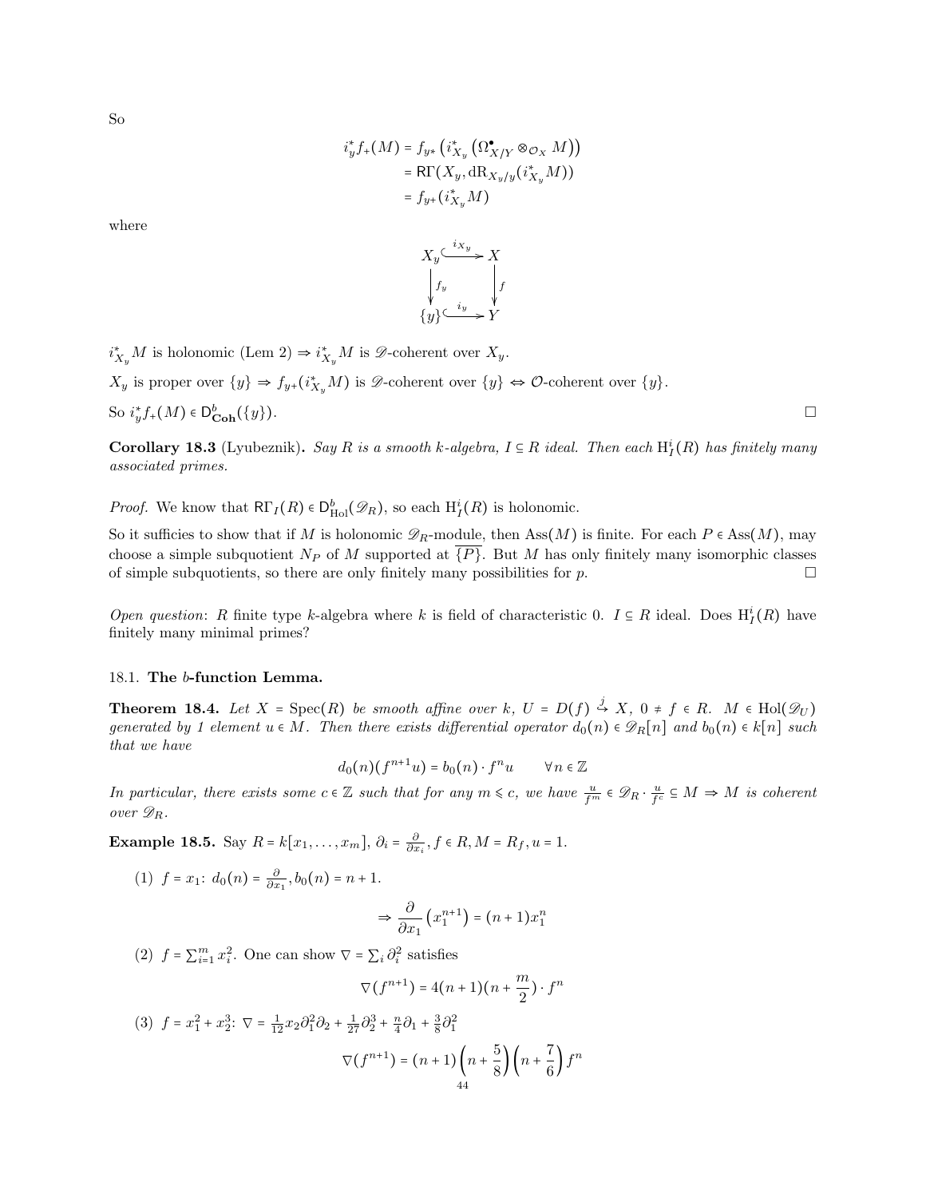So

$$
\begin{aligned}
i_y^\star f_+(M) &= f_{y\star}\left(i_{X_y}^\star\left(\Omega^\bullet_{X/Y}\otimes_{\mathcal{O}_X} M\right)\right)\\
&= \mathsf{R}\Gamma(X_y, \mathrm{dR}_{X_y/y}(i_{X_y}^\star M))\\
&= f_{y+}(i_{X_y}^\star M)
\end{aligned}
$$

where

$$
\begin{array}{ccc}
X_y & \overset{i_{X_y}}{\hookrightarrow} & X\\
\big\downarrow{\scriptstyle f_y} & & \big\downarrow{\scriptstyle f}\\
\{y\} & \overset{i_y}{\hookrightarrow} & Y
\end{array}
$$

$i_{X_y}^\star M$ is holonomic (Lem 2) $\Rightarrow i_{X_y}^\star M$ is $\mathscr{D}$-coherent over $X_y$.

$X_y$ is proper over $\{y\} \Rightarrow f_{y+}(i_{X_y}^\star M)$ is $\mathscr{D}$-coherent over $\{y\} \Leftrightarrow \mathcal{O}$-coherent over $\{y\}$.

So $i_y^\star f_+(M) \in \mathsf{D}^b_{\mathbf{Coh}}(\{y\})$. □

**Corollary 18.3** (Lyubeznik)**.** *Say $R$ is a smooth $k$-algebra, $I \subseteq R$ ideal. Then each $\mathrm{H}^i_I(R)$ has finitely many associated primes.*

*Proof.* We know that $\mathsf{R}\Gamma_I(R) \in \mathsf{D}^b_{\mathrm{Hol}}(\mathscr{D}_R)$, so each $\mathrm{H}^i_I(R)$ is holonomic.

So it suffices to show that if $M$ is holonomic $\mathscr{D}_R$-module, then $\mathrm{Ass}(M)$ is finite. For each $P \in \mathrm{Ass}(M)$, may choose a simple subquotient $N_P$ of $M$ supported at $\overline{\{P\}}$. But $M$ has only finitely many isomorphic classes of simple subquotients, so there are only finitely many possibilities for $p$. □

*Open question*: $R$ finite type $k$-algebra where $k$ is field of characteristic 0. $I \subseteq R$ ideal. Does $\mathrm{H}^i_I(R)$ have finitely many minimal primes?

### 18.1. The $b$-function Lemma.

**Theorem 18.4.** *Let $X = \mathrm{Spec}(R)$ be smooth affine over $k$, $U = D(f) \overset{j}{\hookrightarrow} X$, $0 \neq f \in R$. $M \in \mathrm{Hol}(\mathscr{D}_U)$ generated by 1 element $u \in M$. Then there exists differential operator $d_0(n) \in \mathscr{D}_R[n]$ and $b_0(n) \in k[n]$ such that we have*

$$d_0(n)(f^{n+1}u) = b_0(n)\cdot f^n u \qquad \forall n \in \mathbb{Z}$$

*In particular, there exists some $c \in \mathbb{Z}$ such that for any $m \leqslant c$, we have $\frac{u}{f^m} \in \mathscr{D}_R \cdot \frac{u}{f^c} \subseteq M \Rightarrow M$ is coherent over $\mathscr{D}_R$.*

**Example 18.5.** Say $R = k[x_1, \ldots, x_m]$, $\partial_i = \frac{\partial}{\partial x_i}$, $f \in R, M = R_f, u = 1$.

(1) $f = x_1$: $d_0(n) = \frac{\partial}{\partial x_1}, b_0(n) = n+1$.

$$\Rightarrow \frac{\partial}{\partial x_1}\left(x_1^{n+1}\right) = (n+1)x_1^n$$

(2) $f = \sum_{i=1}^m x_i^2$. One can show $\nabla = \sum_i \partial_i^2$ satisfies

$$\nabla(f^{n+1}) = 4(n+1)(n+\frac{m}{2})\cdot f^n$$

(3) $f = x_1^2 + x_2^3$: $\nabla = \frac{1}{12}x_2\partial_1^2\partial_2 + \frac{1}{27}\partial_2^3 + \frac{n}{4}\partial_1 + \frac{3}{8}\partial_1^2$

$$\nabla(f^{n+1}) = (n+1)\left(n+\frac{5}{8}\right)\left(n+\frac{7}{6}\right)f^n$$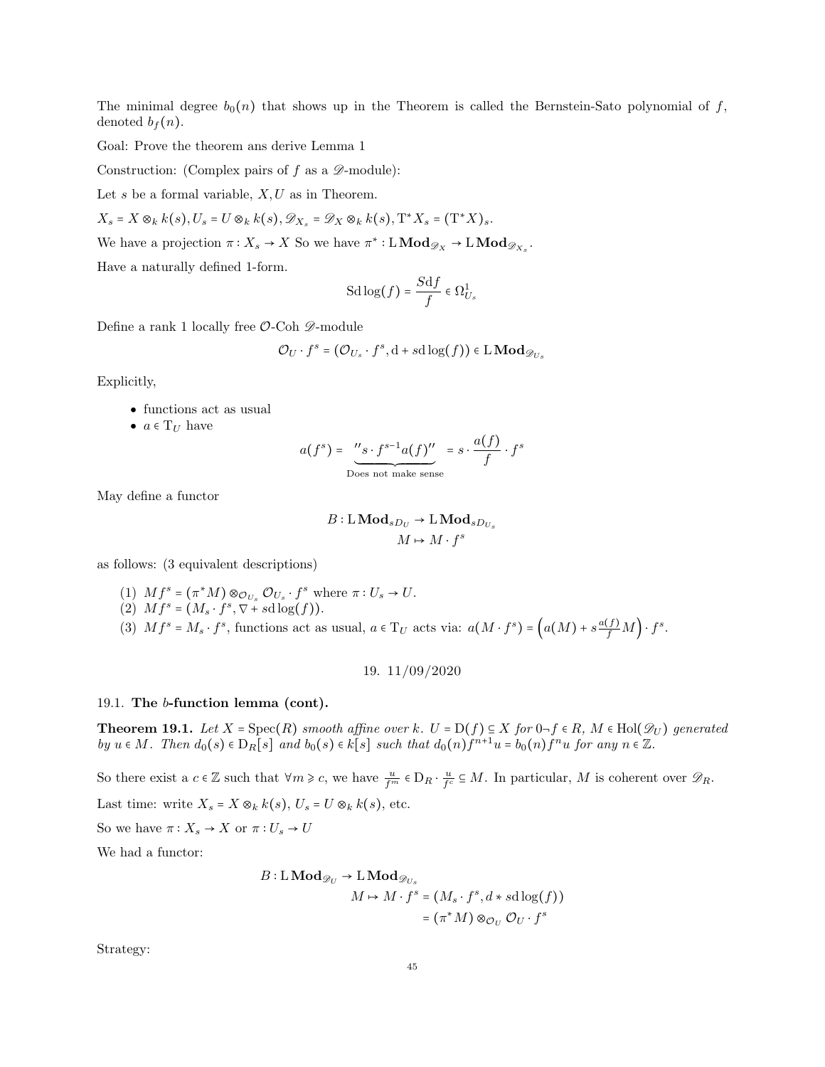The minimal degree $b_0(n)$ that shows up in the Theorem is called the Bernstein-Sato polynomial of $f$, denoted $b_f(n)$.

Goal: Prove the theorem ans derive Lemma 1

Construction: (Complex pairs of $f$ as a $\mathscr{D}$-module):

Let $s$ be a formal variable, $X, U$ as in Theorem.

$X_s = X \otimes_k k(s), U_s = U \otimes_k k(s), \mathscr{D}_{X_s} = \mathscr{D}_X \otimes_k k(s), \mathrm{T}^* X_s = (\mathrm{T}^* X)_s$.

We have a projection $\pi : X_s \to X$ So we have $\pi^* : \mathrm{L}\,\mathbf{Mod}_{\mathscr{D}_X} \to \mathrm{L}\,\mathbf{Mod}_{\mathscr{D}_{X_s}}$.

Have a naturally defined 1-form.

$$\mathrm{Sd}\log(f) = \frac{S\mathrm{d}f}{f} \in \Omega^1_{U_s}$$

Define a rank 1 locally free $\mathcal{O}$-Coh $\mathscr{D}$-module

$$\mathcal{O}_U \cdot f^s = (\mathcal{O}_{U_s} \cdot f^s, \mathrm{d} + s\mathrm{d}\log(f)) \in \mathrm{L}\,\mathbf{Mod}_{\mathscr{D}_{U_s}}$$

Explicitly,

- functions act as usual
- $a \in \mathrm{T}_U$ have

$$a(f^s) = \underbrace{{}''s \cdot f^{s-1} a(f)''}_{\text{Does not make sense}} = s \cdot \frac{a(f)}{f} \cdot f^s$$

May define a functor

$$B : \mathrm{L}\,\mathbf{Mod}_{sD_U} \to \mathrm{L}\,\mathbf{Mod}_{sD_{U_s}}$$
$$M \mapsto M \cdot f^s$$

as follows: (3 equivalent descriptions)

1. $Mf^s = (\pi^* M) \otimes_{\mathcal{O}_{U_s}} \mathcal{O}_{U_s} \cdot f^s$ where $\pi : U_s \to U$.
2. $Mf^s = (M_s \cdot f^s, \nabla + s\mathrm{d}\log(f))$.
3. $Mf^s = M_s \cdot f^s$, functions act as usual, $a \in \mathrm{T}_U$ acts via: $a(M \cdot f^s) = \left(a(M) + s\frac{a(f)}{f} M\right) \cdot f^s$.

## 19. 11/09/2020

### 19.1. The $b$-function lemma (cont).

**Theorem 19.1.** *Let $X = \mathrm{Spec}(R)$ smooth affine over $k$. $U = \mathrm{D}(f) \subseteq X$ for $0 \neg f \in R$, $M \in \mathrm{Hol}(\mathscr{D}_U)$ generated by $u \in M$. Then $d_0(s) \in \mathrm{D}_R[s]$ and $b_0(s) \in k[s]$ such that $d_0(n) f^{n+1} u = b_0(n) f^n u$ for any $n \in \mathbb{Z}$.*

So there exist a $c \in \mathbb{Z}$ such that $\forall m \geqslant c$, we have $\frac{u}{f^m} \in \mathrm{D}_R \cdot \frac{u}{f^c} \subseteq M$. In particular, $M$ is coherent over $\mathscr{D}_R$.

Last time: write $X_s = X \otimes_k k(s)$, $U_s = U \otimes_k k(s)$, etc.

So we have $\pi : X_s \to X$ or $\pi : U_s \to U$

We had a functor:

$$\begin{aligned} B : \mathrm{L}\,\mathbf{Mod}_{\mathscr{D}_U} &\to \mathrm{L}\,\mathbf{Mod}_{\mathscr{D}_{U_s}} \\ M &\mapsto M \cdot f^s = (M_s \cdot f^s, d * s\mathrm{d}\log(f)) \\ &= (\pi^* M) \otimes_{\mathcal{O}_U} \mathcal{O}_U \cdot f^s \end{aligned}$$

Strategy: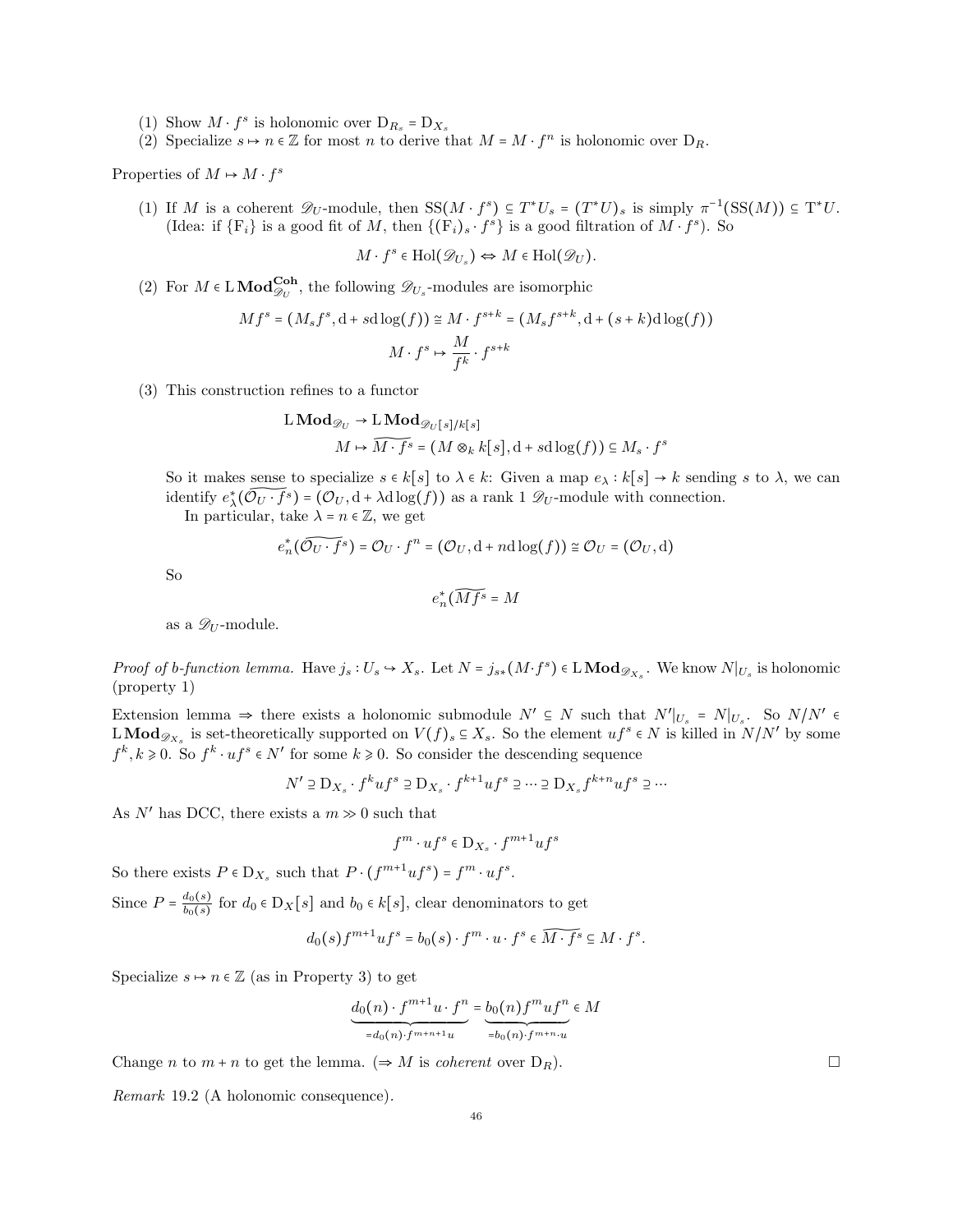(1) Show $M \cdot f^s$ is holonomic over $\mathrm{D}_{R_s} = \mathrm{D}_{X_s}$
(2) Specialize $s \mapsto n \in \mathbb{Z}$ for most $n$ to derive that $M = M \cdot f^n$ is holonomic over $\mathrm{D}_R$.

Properties of $M \mapsto M \cdot f^s$

(1) If $M$ is a coherent $\mathscr{D}_U$-module, then $\mathrm{SS}(M \cdot f^s) \subseteq T^*U_s = (T^*U)_s$ is simply $\pi^{-1}(\mathrm{SS}(M)) \subseteq \mathrm{T}^*U$. (Idea: if $\{\mathrm{F}_i\}$ is a good fit of $M$, then $\{(\mathrm{F}_i)_s \cdot f^s\}$ is a good filtration of $M \cdot f^s$). So

$$M \cdot f^s \in \mathrm{Hol}(\mathscr{D}_{U_s}) \Leftrightarrow M \in \mathrm{Hol}(\mathscr{D}_U).$$

(2) For $M \in \mathrm{L}\,\mathbf{Mod}^{\mathbf{Coh}}_{\mathscr{D}_U}$, the following $\mathscr{D}_{U_s}$-modules are isomorphic

$$Mf^s = (M_s f^s, \mathrm{d} + s\mathrm{d}\log(f)) \cong M \cdot f^{s+k} = (M_s f^{s+k}, \mathrm{d} + (s+k)\mathrm{d}\log(f))$$
$$M \cdot f^s \mapsto \frac{M}{f^k} \cdot f^{s+k}$$

(3) This construction refines to a functor

$$\mathrm{L}\,\mathbf{Mod}_{\mathscr{D}_U} \to \mathrm{L}\,\mathbf{Mod}_{\mathscr{D}_U[s]/k[s]}$$
$$M \mapsto \widetilde{M \cdot f^s} = (M \otimes_k k[s], \mathrm{d} + s\mathrm{d}\log(f)) \subseteq M_s \cdot f^s$$

So it makes sense to specialize $s \in k[s]$ to $\lambda \in k$: Given a map $e_\lambda : k[s] \to k$ sending $s$ to $\lambda$, we can identify $e_\lambda^*(\widetilde{\mathcal{O}_U \cdot f^s}) = (\mathcal{O}_U, \mathrm{d} + \lambda \mathrm{d}\log(f))$ as a rank 1 $\mathscr{D}_U$-module with connection.

In particular, take $\lambda = n \in \mathbb{Z}$, we get

$$e_n^*(\widetilde{\mathcal{O}_U \cdot f^s}) = \mathcal{O}_U \cdot f^n = (\mathcal{O}_U, \mathrm{d} + n\mathrm{d}\log(f)) \cong \mathcal{O}_U = (\mathcal{O}_U, \mathrm{d})$$

So

$$e_n^*(\widetilde{Mf^s} = M$$

as a $\mathscr{D}_U$-module.

*Proof of b-function lemma.* Have $j_s : U_s \hookrightarrow X_s$. Let $N = j_{s*}(M \cdot f^s) \in \mathrm{L}\,\mathbf{Mod}_{\mathscr{D}_{X_s}}$. We know $N|_{U_s}$ is holonomic (property 1)

Extension lemma $\Rightarrow$ there exists a holonomic submodule $N' \subseteq N$ such that $N'|_{U_s} = N|_{U_s}$. So $N/N' \in \mathrm{L}\,\mathbf{Mod}_{\mathscr{D}_{X_s}}$ is set-theoretically supported on $V(f)_s \subseteq X_s$. So the element $uf^s \in N$ is killed in $N/N'$ by some $f^k, k \geqslant 0$. So $f^k \cdot uf^s \in N'$ for some $k \geqslant 0$. So consider the descending sequence

$$N' \supseteq \mathrm{D}_{X_s} \cdot f^k uf^s \supseteq \mathrm{D}_{X_s} \cdot f^{k+1} uf^s \supseteq \cdots \supseteq \mathrm{D}_{X_s} f^{k+n} uf^s \supseteq \cdots$$

As $N'$ has DCC, there exists a $m \gg 0$ such that

$$f^m \cdot uf^s \in \mathrm{D}_{X_s} \cdot f^{m+1} uf^s$$

So there exists $P \in \mathrm{D}_{X_s}$ such that $P \cdot (f^{m+1} uf^s) = f^m \cdot uf^s$.

Since $P = \frac{d_0(s)}{b_0(s)}$ for $d_0 \in \mathrm{D}_X[s]$ and $b_0 \in k[s]$, clear denominators to get

$$d_0(s) f^{m+1} uf^s = b_0(s) \cdot f^m \cdot u \cdot f^s \in \widetilde{M \cdot f^s} \subseteq M \cdot f^s.$$

Specialize $s \mapsto n \in \mathbb{Z}$ (as in Property 3) to get

$$\underbrace{d_0(n) \cdot f^{m+1} u \cdot f^n}_{= d_0(n) \cdot f^{m+n+1} u} = \underbrace{b_0(n) f^m u f^n}_{= b_0(n) \cdot f^{m+n} \cdot u} \in M$$

Change $n$ to $m + n$ to get the lemma. ($\Rightarrow M$ is *coherent* over $\mathrm{D}_R$). □

*Remark* 19.2 (A holonomic consequence).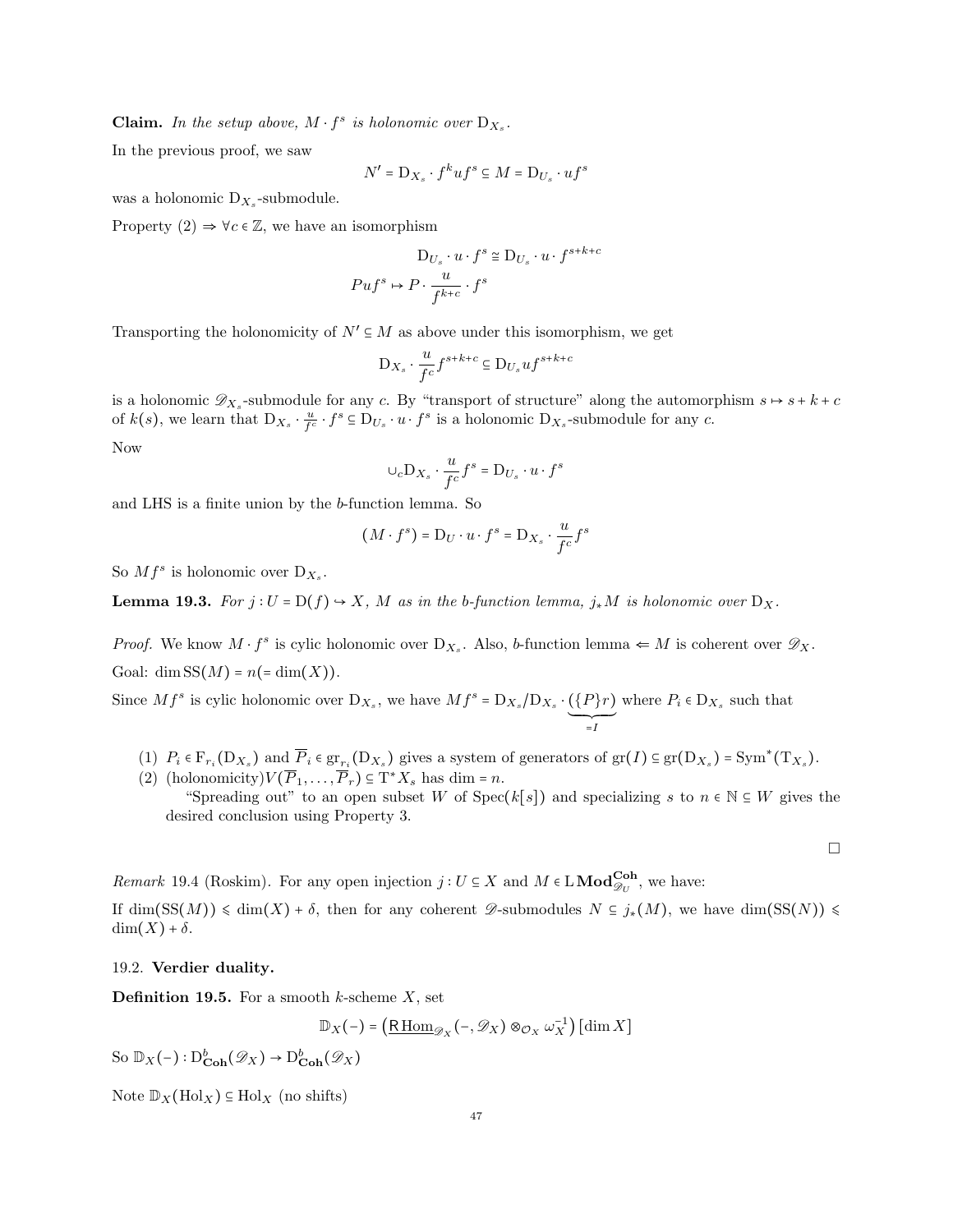**Claim.** *In the setup above, $M \cdot f^s$ is holonomic over $\mathrm{D}_{X_s}$.*

In the previous proof, we saw

$$N' = \mathrm{D}_{X_s} \cdot f^k u f^s \subseteq M = \mathrm{D}_{U_s} \cdot u f^s$$

was a holonomic $\mathrm{D}_{X_s}$-submodule.

Property (2) $\Rightarrow \forall c \in \mathbb{Z}$, we have an isomorphism

$$\mathrm{D}_{U_s} \cdot u \cdot f^s \cong \mathrm{D}_{U_s} \cdot u \cdot f^{s+k+c}$$
$$Puf^s \mapsto P \cdot \frac{u}{f^{k+c}} \cdot f^s$$

Transporting the holonomicity of $N' \subseteq M$ as above under this isomorphism, we get

$$\mathrm{D}_{X_s} \cdot \frac{u}{f^c} f^{s+k+c} \subseteq \mathrm{D}_{U_s} u f^{s+k+c}$$

is a holonomic $\mathscr{D}_{X_s}$-submodule for any $c$. By "transport of structure" along the automorphism $s \mapsto s+k+c$ of $k(s)$, we learn that $\mathrm{D}_{X_s} \cdot \frac{u}{f^c} \cdot f^s \subseteq \mathrm{D}_{U_s} \cdot u \cdot f^s$ is a holonomic $\mathrm{D}_{X_s}$-submodule for any $c$.

Now

$$\cup_c \mathrm{D}_{X_s} \cdot \frac{u}{f^c} f^s = \mathrm{D}_{U_s} \cdot u \cdot f^s$$

and LHS is a finite union by the $b$-function lemma. So

$$(M \cdot f^s) = \mathrm{D}_U \cdot u \cdot f^s = \mathrm{D}_{X_s} \cdot \frac{u}{f^c} f^s$$

So $Mf^s$ is holonomic over $\mathrm{D}_{X_s}$.

**Lemma 19.3.** *For $j : U = \mathrm{D}(f) \hookrightarrow X$, $M$ as in the b-function lemma, $j_* M$ is holonomic over $\mathrm{D}_X$.*

*Proof.* We know $M \cdot f^s$ is cylic holonomic over $\mathrm{D}_{X_s}$. Also, $b$-function lemma $\Leftarrow M$ is coherent over $\mathscr{D}_X$.

Goal: $\dim \mathrm{SS}(M) = n (= \dim(X))$.

Since $Mf^s$ is cylic holonomic over $\mathrm{D}_{X_s}$, we have $Mf^s = \mathrm{D}_{X_s} / \mathrm{D}_{X_s} \cdot \underbrace{(\{P\} r)}_{=I}$ where $P_i \in \mathrm{D}_{X_s}$ such that

1. $P_i \in \mathrm{F}_{r_i}(\mathrm{D}_{X_s})$ and $\overline{P}_i \in \mathrm{gr}_{r_i}(\mathrm{D}_{X_s})$ gives a system of generators of $\mathrm{gr}(I) \subseteq \mathrm{gr}(\mathrm{D}_{X_s}) = \mathrm{Sym}^*(\mathrm{T}_{X_s})$.
2. (holonomicity)$V(\overline{P}_1, \ldots, \overline{P}_r) \subseteq \mathrm{T}^* X_s$ has dim $= n$.
   "Spreading out" to an open subset $W$ of $\mathrm{Spec}(k[s])$ and specializing $s$ to $n \in \mathbb{N} \subseteq W$ gives the desired conclusion using Property 3.

□

*Remark* 19.4 (Roskim). For any open injection $j : U \subseteq X$ and $M \in \mathrm{L}\,\mathbf{Mod}^{\mathbf{Coh}}_{\mathscr{D}_U}$, we have:

If $\dim(\mathrm{SS}(M)) \leqslant \dim(X) + \delta$, then for any coherent $\mathscr{D}$-submodules $N \subseteq j_*(M)$, we have $\dim(\mathrm{SS}(N)) \leqslant \dim(X) + \delta$.

## 19.2. Verdier duality.

**Definition 19.5.** For a smooth $k$-scheme $X$, set

$$\mathbb{D}_X(-) = \left(\underline{\mathrm{R\,Hom}}_{\mathscr{D}_X}(-, \mathscr{D}_X) \otimes_{\mathcal{O}_X} \omega_X^{-1}\right)[\dim X]$$

So $\mathbb{D}_X(-) : \mathrm{D}^b_{\mathbf{Coh}}(\mathscr{D}_X) \to \mathrm{D}^b_{\mathbf{Coh}}(\mathscr{D}_X)$

Note $\mathbb{D}_X(\mathrm{Hol}_X) \subseteq \mathrm{Hol}_X$ (no shifts)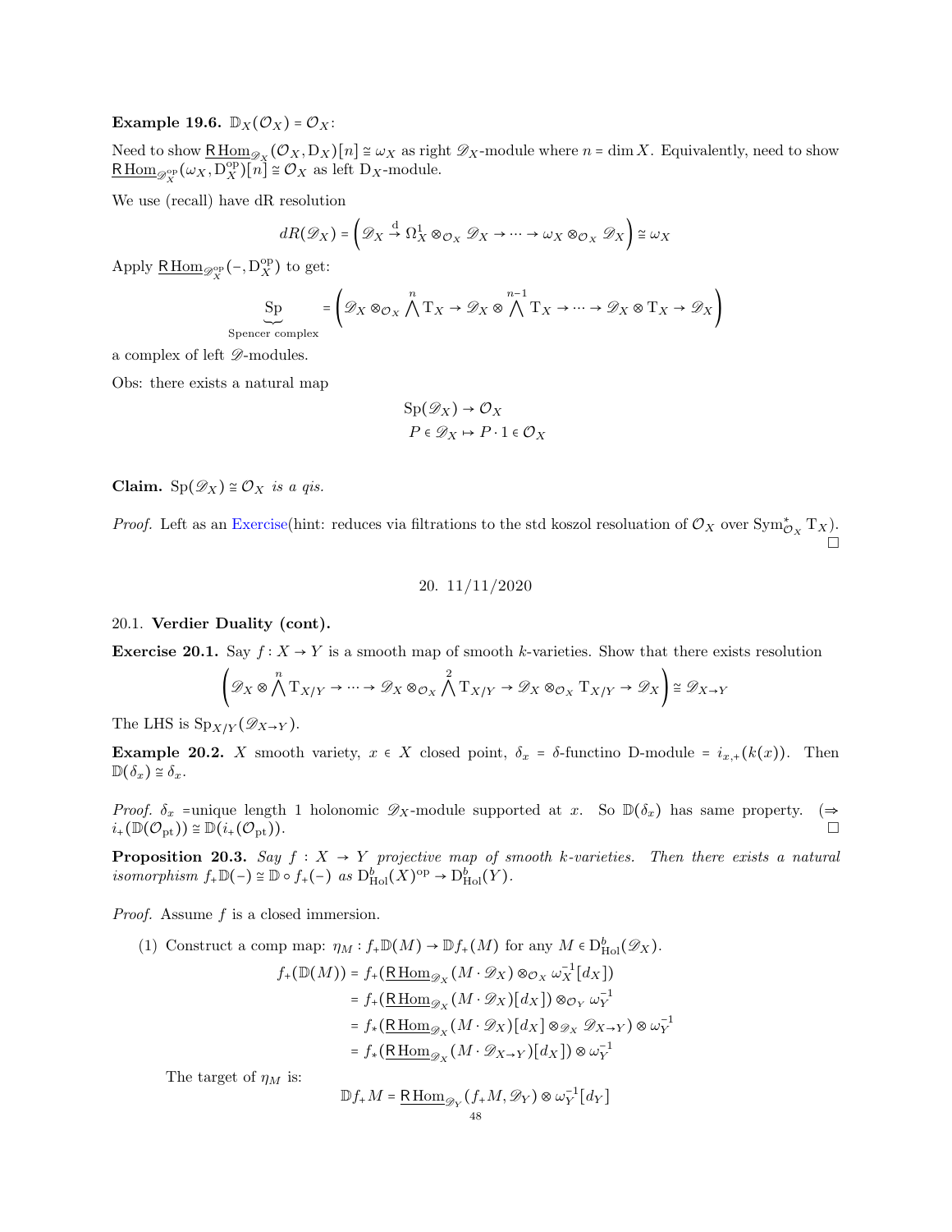**Example 19.6.** $\mathbb{D}_X(\mathcal{O}_X) = \mathcal{O}_X$:

Need to show $\underline{\mathrm{R\,Hom}}_{\mathscr{D}_X}(\mathcal{O}_X, \mathrm{D}_X)[n] \cong \omega_X$ as right $\mathscr{D}_X$-module where $n = \dim X$. Equivalently, need to show $\underline{\mathrm{R\,Hom}}_{\mathscr{D}_X^{\mathrm{op}}}(\omega_X, \mathrm{D}_X^{\mathrm{op}})[n] \cong \mathcal{O}_X$ as left $\mathrm{D}_X$-module.

We use (recall) have dR resolution

$$dR(\mathscr{D}_X) = \left(\mathscr{D}_X \overset{\mathrm{d}}{\to} \Omega_X^1 \otimes_{\mathcal{O}_X} \mathscr{D}_X \to \cdots \to \omega_X \otimes_{\mathcal{O}_X} \mathscr{D}_X\right) \cong \omega_X$$

Apply $\underline{\mathrm{R\,Hom}}_{\mathscr{D}_X^{\mathrm{op}}}(-, \mathrm{D}_X^{\mathrm{op}})$ to get:

$$\underbrace{\mathrm{Sp}}_{\text{Spencer complex}} = \left(\mathscr{D}_X \otimes_{\mathcal{O}_X} \bigwedge^n \mathrm{T}_X \to \mathscr{D}_X \otimes \bigwedge^{n-1} \mathrm{T}_X \to \cdots \to \mathscr{D}_X \otimes \mathrm{T}_X \to \mathscr{D}_X\right)$$

a complex of left $\mathscr{D}$-modules.

Obs: there exists a natural map

$$\begin{gathered} \mathrm{Sp}(\mathscr{D}_X) \to \mathcal{O}_X \\ P \in \mathscr{D}_X \mapsto P \cdot 1 \in \mathcal{O}_X \end{gathered}$$

**Claim.** *$\mathrm{Sp}(\mathscr{D}_X) \cong \mathcal{O}_X$ is a qis.*

*Proof.* Left as an Exercise(hint: reduces via filtrations to the std koszol resoluation of $\mathcal{O}_X$ over $\mathrm{Sym}^*_{\mathcal{O}_X} \mathrm{T}_X$). □

## 20. 11/11/2020

### 20.1. Verdier Duality (cont).

**Exercise 20.1.** Say $f : X \to Y$ is a smooth map of smooth $k$-varieties. Show that there exists resolution

$$\left(\mathscr{D}_X \otimes \bigwedge^n \mathrm{T}_{X/Y} \to \cdots \to \mathscr{D}_X \otimes_{\mathcal{O}_X} \bigwedge^2 \mathrm{T}_{X/Y} \to \mathscr{D}_X \otimes_{\mathcal{O}_X} \mathrm{T}_{X/Y} \to \mathscr{D}_X\right) \cong \mathscr{D}_{X\to Y}$$

The LHS is $\mathrm{Sp}_{X/Y}(\mathscr{D}_{X\to Y})$.

**Example 20.2.** $X$ smooth variety, $x \in X$ closed point, $\delta_x$ = $\delta$-functino D-module = $i_{x,+}(k(x))$. Then $\mathbb{D}(\delta_x) \cong \delta_x$.

*Proof.* $\delta_x$ =unique length 1 holonomic $\mathscr{D}_X$-module supported at $x$. So $\mathbb{D}(\delta_x)$ has same property. ($\Rightarrow$ $i_+(\mathbb{D}(\mathcal{O}_{\mathrm{pt}})) \cong \mathbb{D}(i_+(\mathcal{O}_{\mathrm{pt}}))$. □

**Proposition 20.3.** *Say $f : X \to Y$ projective map of smooth $k$-varieties. Then there exists a natural isomorphism $f_+\mathbb{D}(-) \cong \mathbb{D} \circ f_+(-)$ as $\mathrm{D}^b_{\mathrm{Hol}}(X)^{\mathrm{op}} \to \mathrm{D}^b_{\mathrm{Hol}}(Y)$.*

*Proof.* Assume $f$ is a closed immersion.

(1) Construct a comp map: $\eta_M : f_+\mathbb{D}(M) \to \mathbb{D}f_+(M)$ for any $M \in \mathrm{D}^b_{\mathrm{Hol}}(\mathscr{D}_X)$.

$$\begin{aligned} f_+(\mathbb{D}(M)) &= f_+(\underline{\mathrm{R\,Hom}}_{\mathscr{D}_X}(M \cdot \mathscr{D}_X) \otimes_{\mathcal{O}_X} \omega_X^{-1}[d_X]) \\ &= f_+(\underline{\mathrm{R\,Hom}}_{\mathscr{D}_X}(M \cdot \mathscr{D}_X)[d_X]) \otimes_{\mathcal{O}_Y} \omega_Y^{-1} \\ &= f_*(\underline{\mathrm{R\,Hom}}_{\mathscr{D}_X}(M \cdot \mathscr{D}_X)[d_X] \otimes_{\mathscr{D}_X} \mathscr{D}_{X\to Y}) \otimes \omega_Y^{-1} \\ &= f_*(\underline{\mathrm{R\,Hom}}_{\mathscr{D}_X}(M \cdot \mathscr{D}_{X\to Y})[d_X]) \otimes \omega_Y^{-1} \end{aligned}$$

The target of $\eta_M$ is:

$$\mathbb{D}f_+M = \underline{\mathrm{R\,Hom}}_{\mathscr{D}_Y}(f_+M, \mathscr{D}_Y) \otimes \omega_Y^{-1}[d_Y]$$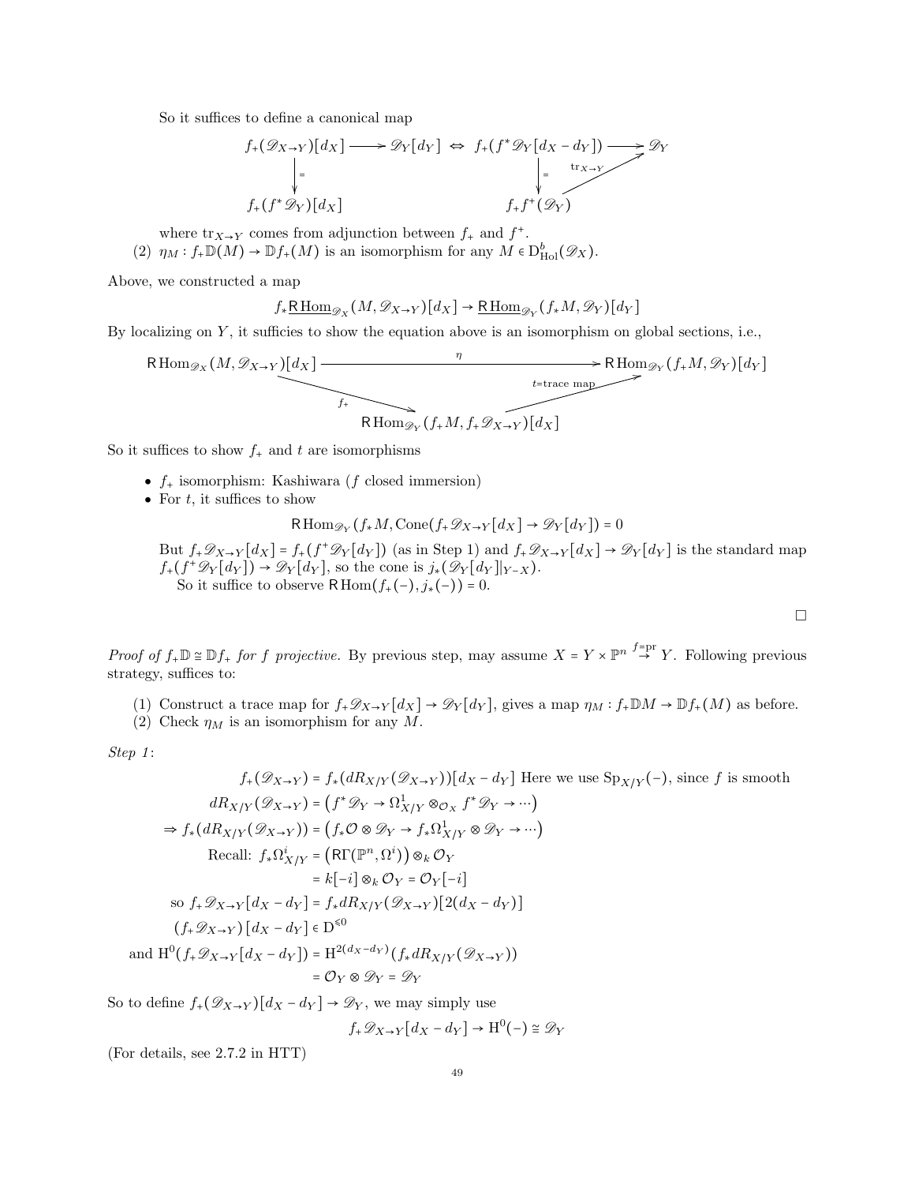So it suffices to define a canonical map

$$
\begin{array}{ccc}
f_+(\mathscr{D}_{X\to Y})[d_X] \longrightarrow \mathscr{D}_Y[d_Y] & \Leftrightarrow & f_+(f^*\mathscr{D}_Y[d_X - d_Y]) \longrightarrow \mathscr{D}_Y \\
\Big\downarrow = & & \Big\downarrow = \quad \nearrow_{\mathrm{tr}_{X\to Y}} \\
f_+(f^*\mathscr{D}_Y)[d_X] & & f_+f^+(\mathscr{D}_Y)
\end{array}
$$

where $\mathrm{tr}_{X\to Y}$ comes from adjunction between $f_+$ and $f^+$.

(2) $\eta_M : f_+\mathbb{D}(M) \to \mathbb{D}f_+(M)$ is an isomorphism for any $M \in \mathrm{D}^b_{\mathrm{Hol}}(\mathscr{D}_X)$.

Above, we constructed a map

$$f_*\underline{\mathrm{R\,Hom}}_{\mathscr{D}_X}(M, \mathscr{D}_{X\to Y})[d_X] \to \underline{\mathrm{R\,Hom}}_{\mathscr{D}_Y}(f_*M, \mathscr{D}_Y)[d_Y]$$

By localizing on $Y$, it sufficies to show the equation above is an isomorphism on global sections, i.e.,

$$
\begin{array}{ccc}
\mathrm{R\,Hom}_{\mathscr{D}_X}(M, \mathscr{D}_{X\to Y})[d_X] & \xrightarrow{\quad\eta\quad} & \mathrm{R\,Hom}_{\mathscr{D}_Y}(f_+M, \mathscr{D}_Y)[d_Y] \\
{}_{f_+}\searrow & & \nearrow_{t=\text{trace map}} \\
& \mathrm{R\,Hom}_{\mathscr{D}_Y}(f_+M, f_+\mathscr{D}_{X\to Y})[d_X] &
\end{array}
$$

So it suffices to show $f_+$ and $t$ are isomorphisms

- $f_+$ isomorphism: Kashiwara ($f$ closed immersion)
- For $t$, it suffices to show

$$\mathrm{R\,Hom}_{\mathscr{D}_Y}(f_*M, \mathrm{Cone}(f_+\mathscr{D}_{X\to Y}[d_X] \to \mathscr{D}_Y[d_Y]) = 0$$

  But $f_+\mathscr{D}_{X\to Y}[d_X] = f_+(f^+\mathscr{D}_Y[d_Y])$ (as in Step 1) and $f_+\mathscr{D}_{X\to Y}[d_X] \to \mathscr{D}_Y[d_Y]$ is the standard map $f_+(f^+\mathscr{D}_Y[d_Y]) \to \mathscr{D}_Y[d_Y]$, so the cone is $j_*(\mathscr{D}_Y[d_Y]|_{Y-X})$.

  So it suffice to observe $\mathrm{R\,Hom}(f_+(-), j_*(-)) = 0$.

□

*Proof of $f_+\mathbb{D} \cong \mathbb{D}f_+$ for $f$ projective.* By previous step, may assume $X = Y \times \mathbb{P}^n \overset{f=\mathrm{pr}}{\to} Y$. Following previous strategy, suffices to:

(1) Construct a trace map for $f_+\mathscr{D}_{X\to Y}[d_X] \to \mathscr{D}_Y[d_Y]$, gives a map $\eta_M : f_+\mathbb{D}M \to \mathbb{D}f_+(M)$ as before.
(2) Check $\eta_M$ is an isomorphism for any $M$.

*Step 1*:

$$
\begin{aligned}
f_+(\mathscr{D}_{X\to Y}) &= f_*(dR_{X/Y}(\mathscr{D}_{X\to Y}))[d_X - d_Y] \text{ Here we use } \mathrm{Sp}_{X/Y}(-) \text{, since } f \text{ is smooth} \\
dR_{X/Y}(\mathscr{D}_{X\to Y}) &= \left(f^*\mathscr{D}_Y \to \Omega^1_{X/Y} \otimes_{\mathcal{O}_X} f^*\mathscr{D}_Y \to \cdots\right) \\
\Rightarrow f_*(dR_{X/Y}(\mathscr{D}_{X\to Y})) &= \left(f_*\mathcal{O} \otimes \mathscr{D}_Y \to f_*\Omega^1_{X/Y} \otimes \mathscr{D}_Y \to \cdots\right) \\
\text{Recall: } f_*\Omega^i_{X/Y} &= \left(\mathrm{R\Gamma}(\mathbb{P}^n, \Omega^i)\right) \otimes_k \mathcal{O}_Y \\
&= k[-i] \otimes_k \mathcal{O}_Y = \mathcal{O}_Y[-i] \\
\text{so } f_+\mathscr{D}_{X\to Y}[d_X - d_Y] &= f_*dR_{X/Y}(\mathscr{D}_{X\to Y})[2(d_X - d_Y)] \\
(f_+\mathscr{D}_{X\to Y})[d_X - d_Y] &\in \mathrm{D}^{\leqslant 0} \\
\text{and } \mathrm{H}^0(f_+\mathscr{D}_{X\to Y}[d_X - d_Y]) &= \mathrm{H}^{2(d_X - d_Y)}(f_*dR_{X/Y}(\mathscr{D}_{X\to Y})) \\
&= \mathcal{O}_Y \otimes \mathscr{D}_Y = \mathscr{D}_Y
\end{aligned}
$$

So to define $f_+(\mathscr{D}_{X\to Y})[d_X - d_Y] \to \mathscr{D}_Y$, we may simply use

$$f_+\mathscr{D}_{X\to Y}[d_X - d_Y] \to \mathrm{H}^0(-) \cong \mathscr{D}_Y$$

(For details, see 2.7.2 in HTT)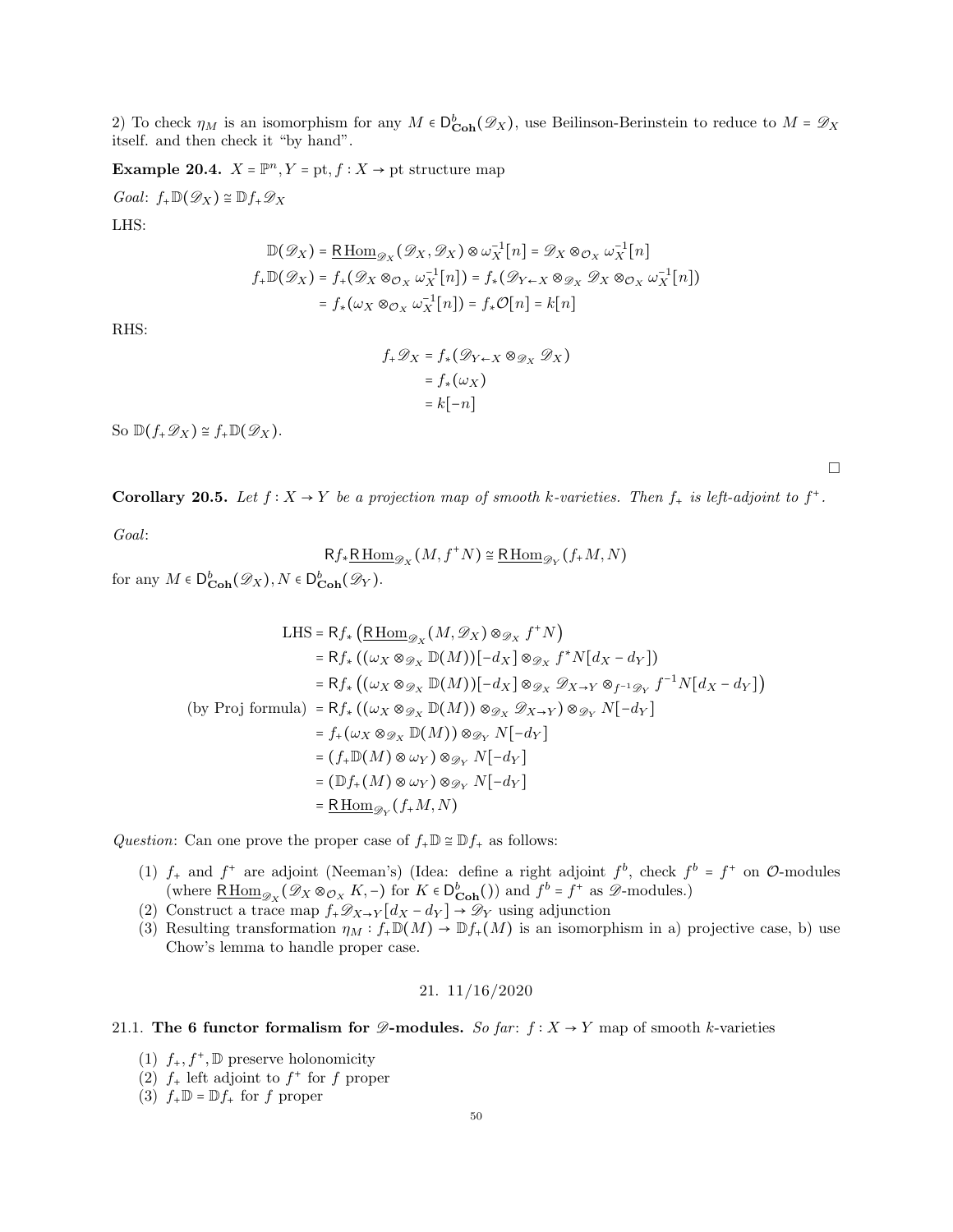2) To check $\eta_M$ is an isomorphism for any $M \in \mathsf{D}^b_{\mathbf{Coh}}(\mathscr{D}_X)$, use Beilinson-Berinstein to reduce to $M = \mathscr{D}_X$ itself. and then check it "by hand".

**Example 20.4.** $X = \mathbb{P}^n, Y = \mathrm{pt}, f : X \to \mathrm{pt}$ structure map

*Goal*: $f_+ \mathbb{D}(\mathscr{D}_X) \cong \mathbb{D} f_+ \mathscr{D}_X$

LHS:

$$\mathbb{D}(\mathscr{D}_X) = \underline{\mathsf{R}\,\mathrm{Hom}}_{\mathscr{D}_X}(\mathscr{D}_X, \mathscr{D}_X) \otimes \omega_X^{-1}[n] = \mathscr{D}_X \otimes_{\mathcal{O}_X} \omega_X^{-1}[n]$$
$$f_+ \mathbb{D}(\mathscr{D}_X) = f_+(\mathscr{D}_X \otimes_{\mathcal{O}_X} \omega_X^{-1}[n]) = f_*(\mathscr{D}_{Y \leftarrow X} \otimes_{\mathscr{D}_X} \mathscr{D}_X \otimes_{\mathcal{O}_X} \omega_X^{-1}[n])$$
$$= f_*(\omega_X \otimes_{\mathcal{O}_X} \omega_X^{-1}[n]) = f_* \mathcal{O}[n] = k[n]$$

RHS:

$$\begin{aligned} f_+ \mathscr{D}_X &= f_*(\mathscr{D}_{Y \leftarrow X} \otimes_{\mathscr{D}_X} \mathscr{D}_X) \\ &= f_*(\omega_X) \\ &= k[-n] \end{aligned}$$

So $\mathbb{D}(f_+ \mathscr{D}_X) \cong f_+ \mathbb{D}(\mathscr{D}_X)$.

□

**Corollary 20.5.** *Let $f : X \to Y$ be a projection map of smooth $k$-varieties. Then $f_+$ is left-adjoint to $f^+$.*

*Goal*:

$$\mathsf{R} f_* \underline{\mathsf{R}\,\mathrm{Hom}}_{\mathscr{D}_X}(M, f^+ N) \cong \underline{\mathsf{R}\,\mathrm{Hom}}_{\mathscr{D}_Y}(f_+ M, N)$$

for any $M \in \mathsf{D}^b_{\mathbf{Coh}}(\mathscr{D}_X), N \in \mathsf{D}^b_{\mathbf{Coh}}(\mathscr{D}_Y)$.

$$\begin{aligned}
\text{LHS} &= \mathsf{R} f_* \left( \underline{\mathsf{R}\,\mathrm{Hom}}_{\mathscr{D}_X}(M, \mathscr{D}_X) \otimes_{\mathscr{D}_X} f^+ N \right) \\
&= \mathsf{R} f_* \left( (\omega_X \otimes_{\mathscr{D}_X} \mathbb{D}(M))[-d_X] \otimes_{\mathscr{D}_X} f^* N[d_X - d_Y] \right) \\
&= \mathsf{R} f_* \left( (\omega_X \otimes_{\mathscr{D}_X} \mathbb{D}(M))[-d_X] \otimes_{\mathscr{D}_X} \mathscr{D}_{X \to Y} \otimes_{f^{-1}\mathscr{D}_Y} f^{-1} N[d_X - d_Y] \right) \\
\text{(by Proj formula)} &= \mathsf{R} f_* \left( (\omega_X \otimes_{\mathscr{D}_X} \mathbb{D}(M)) \otimes_{\mathscr{D}_X} \mathscr{D}_{X \to Y} \right) \otimes_{\mathscr{D}_Y} N[-d_Y] \\
&= f_+(\omega_X \otimes_{\mathscr{D}_X} \mathbb{D}(M)) \otimes_{\mathscr{D}_Y} N[-d_Y] \\
&= (f_+ \mathbb{D}(M) \otimes \omega_Y) \otimes_{\mathscr{D}_Y} N[-d_Y] \\
&= (\mathbb{D} f_+(M) \otimes \omega_Y) \otimes_{\mathscr{D}_Y} N[-d_Y] \\
&= \underline{\mathsf{R}\,\mathrm{Hom}}_{\mathscr{D}_Y}(f_+ M, N)
\end{aligned}$$

*Question*: Can one prove the proper case of $f_+ \mathbb{D} \cong \mathbb{D} f_+$ as follows:

1. $f_+$ and $f^+$ are adjoint (Neeman's) (Idea: define a right adjoint $f^b$, check $f^b = f^+$ on $\mathcal{O}$-modules (where $\underline{\mathsf{R}\,\mathrm{Hom}}_{\mathscr{D}_X}(\mathscr{D}_X \otimes_{\mathcal{O}_X} K, -)$ for $K \in \mathsf{D}^b_{\mathbf{Coh}}()$) and $f^b = f^+$ as $\mathscr{D}$-modules.)
2. Construct a trace map $f_+ \mathscr{D}_{X \to Y}[d_X - d_Y] \to \mathscr{D}_Y$ using adjunction
3. Resulting transformation $\eta_M : f_+ \mathbb{D}(M) \to \mathbb{D} f_+(M)$ is an isomorphism in a) projective case, b) use Chow's lemma to handle proper case.

## 21. 11/16/2020

### 21.1. The 6 functor formalism for $\mathscr{D}$-modules.

*So far*: $f : X \to Y$ map of smooth $k$-varieties

1. $f_+, f^+, \mathbb{D}$ preserve holonomicity
2. $f_+$ left adjoint to $f^+$ for $f$ proper
3. $f_+ \mathbb{D} = \mathbb{D} f_+$ for $f$ proper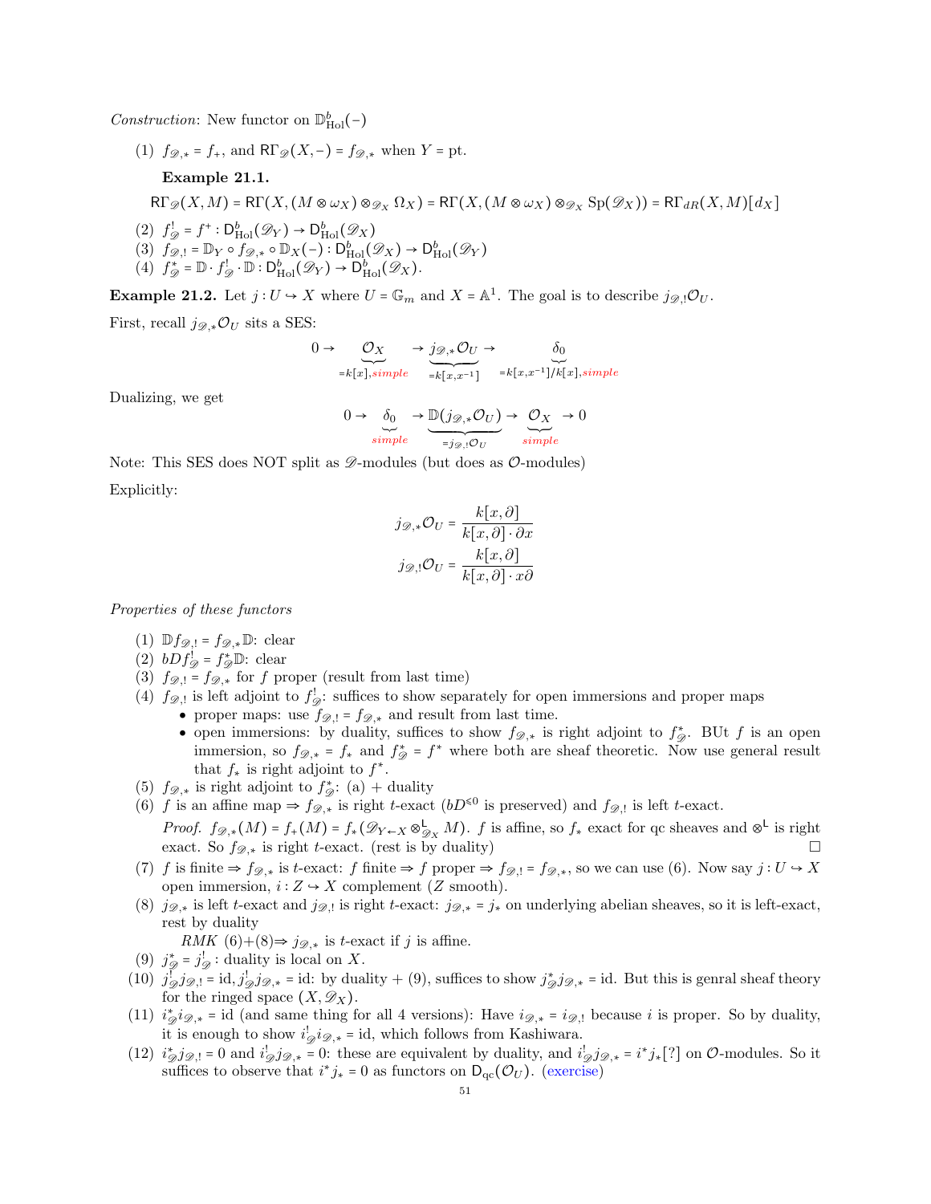*Construction*: New functor on $\mathbb{D}^b_{\mathrm{Hol}}(-)$

(1) $f_{\mathscr{D},*} = f_+$, and $\mathsf{R}\Gamma_{\mathscr{D}}(X,-) = f_{\mathscr{D},*}$ when $Y = \mathrm{pt}$.

**Example 21.1.**

$$\mathsf{R}\Gamma_{\mathscr{D}}(X,M) = \mathsf{R}\Gamma(X,(M \otimes \omega_X) \otimes_{\mathscr{D}_X} \Omega_X) = \mathsf{R}\Gamma(X,(M \otimes \omega_X) \otimes_{\mathscr{D}_X} \mathrm{Sp}(\mathscr{D}_X)) = \mathsf{R}\Gamma_{dR}(X,M)[d_X]$$

(2) $f^!_{\mathscr{D}} = f^+ : \mathsf{D}^b_{\mathrm{Hol}}(\mathscr{D}_Y) \to \mathsf{D}^b_{\mathrm{Hol}}(\mathscr{D}_X)$

(3) $f_{\mathscr{D},!} = \mathbb{D}_Y \circ f_{\mathscr{D},*} \circ \mathbb{D}_X(-) : \mathsf{D}^b_{\mathrm{Hol}}(\mathscr{D}_X) \to \mathsf{D}^b_{\mathrm{Hol}}(\mathscr{D}_Y)$

(4) $f^*_{\mathscr{D}} = \mathbb{D} \cdot f^!_{\mathscr{D}} \cdot \mathbb{D} : \mathsf{D}^b_{\mathrm{Hol}}(\mathscr{D}_Y) \to \mathsf{D}^b_{\mathrm{Hol}}(\mathscr{D}_X)$.

**Example 21.2.** Let $j : U \hookrightarrow X$ where $U = \mathbb{G}_m$ and $X = \mathbb{A}^1$. The goal is to describe $j_{\mathscr{D},!}\mathcal{O}_U$.

First, recall $j_{\mathscr{D},*}\mathcal{O}_U$ sits a SES:

$$0 \to \underbrace{\mathcal{O}_X}_{=k[x],\,simple} \to \underbrace{j_{\mathscr{D},*}\mathcal{O}_U}_{=k[x,x^{-1}]} \to \underbrace{\delta_0}_{=k[x,x^{-1}]/k[x],\,simple}$$

Dualizing, we get

$$0 \to \underbrace{\delta_0}_{simple} \to \underbrace{\mathbb{D}(j_{\mathscr{D},*}\mathcal{O}_U)}_{=j_{\mathscr{D},!}\mathcal{O}_U} \to \underbrace{\mathcal{O}_X}_{simple} \to 0$$

Note: This SES does NOT split as $\mathscr{D}$-modules (but does as $\mathcal{O}$-modules)

Explicitly:

$$j_{\mathscr{D},*}\mathcal{O}_U = \frac{k[x,\partial]}{k[x,\partial]\cdot \partial x}$$
$$j_{\mathscr{D},!}\mathcal{O}_U = \frac{k[x,\partial]}{k[x,\partial]\cdot x\partial}$$

*Properties of these functors*

(1) $\mathbb{D} f_{\mathscr{D},!} = f_{\mathscr{D},*}\mathbb{D}$: clear

(2) $bDf^!_{\mathscr{D}} = f^*_{\mathscr{D}}\mathbb{D}$: clear

(3) $f_{\mathscr{D},!} = f_{\mathscr{D},*}$ for $f$ proper (result from last time)

(4) $f_{\mathscr{D},!}$ is left adjoint to $f^!_{\mathscr{D}}$: suffices to show separately for open immersions and proper maps
- proper maps: use $f_{\mathscr{D},!} = f_{\mathscr{D},*}$ and result from last time.
- open immersions: by duality, suffices to show $f_{\mathscr{D},*}$ is right adjoint to $f^*_{\mathscr{D}}$. BUt $f$ is an open immersion, so $f_{\mathscr{D},*} = f_*$ and $f^*_{\mathscr{D}} = f^*$ where both are sheaf theoretic. Now use general result that $f_*$ is right adjoint to $f^*$.

(5) $f_{\mathscr{D},*}$ is right adjoint to $f^*_{\mathscr{D}}$: (a) + duality

(6) $f$ is an affine map $\Rightarrow f_{\mathscr{D},*}$ is right $t$-exact ($bD^{\leq 0}$ is preserved) and $f_{\mathscr{D},!}$ is left $t$-exact.

*Proof.* $f_{\mathscr{D},*}(M) = f_+(M) = f_*(\mathscr{D}_{Y\leftarrow X} \otimes^{\mathsf{L}}_{\mathscr{D}_X} M)$. $f$ is affine, so $f_*$ exact for qc sheaves and $\otimes^{\mathsf{L}}$ is right exact. So $f_{\mathscr{D},*}$ is right $t$-exact. (rest is by duality) □

(7) $f$ is finite $\Rightarrow f_{\mathscr{D},*}$ is $t$-exact: $f$ finite $\Rightarrow f$ proper $\Rightarrow f_{\mathscr{D},!} = f_{\mathscr{D},*}$, so we can use (6). Now say $j : U \hookrightarrow X$ open immersion, $i : Z \hookrightarrow X$ complement ($Z$ smooth).

(8) $j_{\mathscr{D},*}$ is left $t$-exact and $j_{\mathscr{D},!}$ is right $t$-exact: $j_{\mathscr{D},*} = j_*$ on underlying abelian sheaves, so it is left-exact, rest by duality

*RMK* (6)+(8)$\Rightarrow j_{\mathscr{D},*}$ is $t$-exact if $j$ is affine.

(9) $j^*_{\mathscr{D}} = j^!_{\mathscr{D}}$ : duality is local on $X$.

(10) $j^!_{\mathscr{D}} j_{\mathscr{D},!} = \mathrm{id}, j^!_{\mathscr{D}} j_{\mathscr{D},*} = \mathrm{id}$: by duality + (9), suffices to show $j^*_{\mathscr{D}} j_{\mathscr{D},*} = \mathrm{id}$. But this is genral sheaf theory for the ringed space $(X,\mathscr{D}_X)$.

(11) $i^*_{\mathscr{D}} i_{\mathscr{D},*} = \mathrm{id}$ (and same thing for all 4 versions): Have $i_{\mathscr{D},*} = i_{\mathscr{D},!}$ because $i$ is proper. So by duality, it is enough to show $i^!_{\mathscr{D}} i_{\mathscr{D},*} = \mathrm{id}$, which follows from Kashiwara.

(12) $i^*_{\mathscr{D}} j_{\mathscr{D},!} = 0$ and $i^!_{\mathscr{D}} j_{\mathscr{D},*} = 0$: these are equivalent by duality, and $i^!_{\mathscr{D}} j_{\mathscr{D},*} = i^* j_*[?]$ on $\mathcal{O}$-modules. So it suffices to observe that $i^* j_* = 0$ as functors on $\mathsf{D}_{\mathrm{qc}}(\mathcal{O}_U)$. (exercise)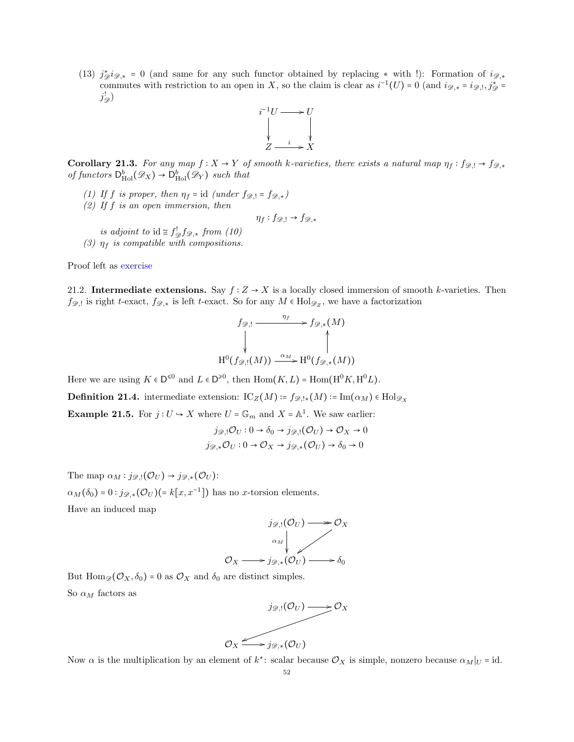(13) $j^*_{\mathscr{D}} i_{\mathscr{D},*} = 0$ (and same for any such functor obtained by replacing $*$ with $!$): Formation of $i_{\mathscr{D},*}$ commutes with restriction to an open in $X$, so the claim is clear as $i^{-1}(U) = 0$ (and $i_{\mathscr{D},*} = i_{\mathscr{D},!}, j^*_{\mathscr{D}} = j^!_{\mathscr{D}}$)

$$\begin{array}{ccc} i^{-1}U & \longrightarrow & U \\ \downarrow & & \downarrow \\ Z & \xrightarrow{i} & X \end{array}$$

**Corollary 21.3.** *For any map $f : X \to Y$ of smooth $k$-varieties, there exists a natural map $\eta_f : f_{\mathscr{D},!} \to f_{\mathscr{D},*}$ of functors $\mathsf{D}^b_{\mathrm{Hol}}(\mathscr{D}_X) \to \mathsf{D}^b_{\mathrm{Hol}}(\mathscr{D}_Y)$ such that*

*(1) If $f$ is proper, then $\eta_f = \mathrm{id}$ (under $f_{\mathscr{D},!} = f_{\mathscr{D},*}$)*
*(2) If $f$ is an open immersion, then*
$$\eta_f : f_{\mathscr{D},!} \to f_{\mathscr{D},*}$$
*is adjoint to $\mathrm{id} \cong f^!_{\mathscr{D}} f_{\mathscr{D},*}$ from (10)*
*(3) $\eta_f$ is compatible with compositions.*

Proof left as exercise

21.2. **Intermediate extensions.** Say $f : Z \to X$ is a locally closed immersion of smooth $k$-varieties. Then $f_{\mathscr{D},!}$ is right $t$-exact, $f_{\mathscr{D},*}$ is left $t$-exact. So for any $M \in \mathrm{Hol}_{\mathscr{D}_Z}$, we have a factorization

$$\begin{array}{ccc} f_{\mathscr{D},!} & \xrightarrow{\eta_f} & f_{\mathscr{D},*}(M) \\ \downarrow & & \uparrow \\ \mathrm{H}^0(f_{\mathscr{D},!}(M)) & \xrightarrow{\alpha_M} & \mathrm{H}^0(f_{\mathscr{D},*}(M)) \end{array}$$

Here we are using $K \in \mathsf{D}^{\leqslant 0}$ and $L \in \mathsf{D}^{\geqslant 0}$, then $\mathrm{Hom}(K, L) = \mathrm{Hom}(\mathrm{H}^0 K, \mathrm{H}^0 L)$.

**Definition 21.4.** intermediate extension: $\mathrm{IC}_Z(M) := f_{\mathscr{D},!*}(M) := \mathrm{Im}(\alpha_M) \in \mathrm{Hol}_{\mathscr{D}_X}$

**Example 21.5.** For $j : U \hookrightarrow X$ where $U = \mathbb{G}_m$ and $X = \mathbb{A}^1$. We saw earlier:

$$j_{\mathscr{D},!}\mathcal{O}_U : 0 \to \delta_0 \to j_{\mathscr{D},!}(\mathcal{O}_U) \to \mathcal{O}_X \to 0$$
$$j_{\mathscr{D},*}\mathcal{O}_U : 0 \to \mathcal{O}_X \to j_{\mathscr{D},*}(\mathcal{O}_U) \to \delta_0 \to 0$$

The map $\alpha_M : j_{\mathscr{D},!}(\mathcal{O}_U) \to j_{\mathscr{D},*}(\mathcal{O}_U)$:

$\alpha_M(\delta_0) = 0 : j_{\mathscr{D},*}(\mathcal{O}_U)(= k[x, x^{-1}])$ has no $x$-torsion elements.

Have an induced map

$$\begin{array}{ccccc} & & j_{\mathscr{D},!}(\mathcal{O}_U) & \twoheadrightarrow & \mathcal{O}_X \\ & & \downarrow \alpha_M & \swarrow & \\ \mathcal{O}_X & \longrightarrow & j_{\mathscr{D},*}(\mathcal{O}_U) & \longrightarrow & \delta_0 \end{array}$$

But $\mathrm{Hom}_{\mathscr{D}}(\mathcal{O}_X, \delta_0) = 0$ as $\mathcal{O}_X$ and $\delta_0$ are distinct simples.

So $\alpha_M$ factors as

$$\begin{array}{ccc} & j_{\mathscr{D},!}(\mathcal{O}_U) \longrightarrow & \mathcal{O}_X \\ & \swarrow & \\ \mathcal{O}_X \longrightarrow & j_{\mathscr{D},*}(\mathcal{O}_U) & \end{array}$$

Now $\alpha$ is the multiplication by an element of $k^*$: scalar because $\mathcal{O}_X$ is simple, nonzero because $\alpha_M|_U = \mathrm{id}$.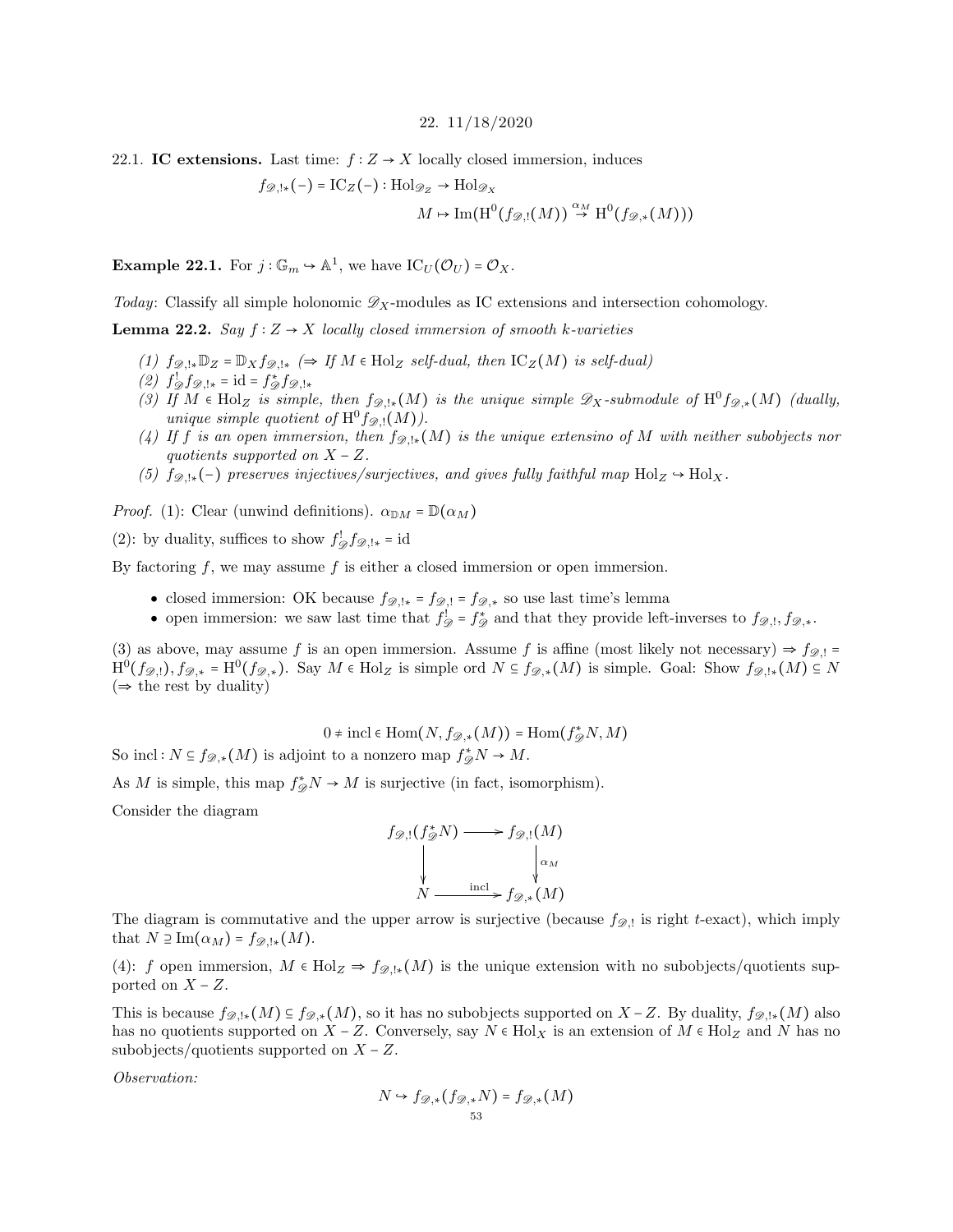# 22. 11/18/2020

**22.1. IC extensions.** Last time: $f : Z \to X$ locally closed immersion, induces

$$f_{\mathscr{D},!*}(-) = \mathrm{IC}_Z(-) : \mathrm{Hol}_{\mathscr{D}_Z} \to \mathrm{Hol}_{\mathscr{D}_X}$$

$$M \mapsto \mathrm{Im}(\mathrm{H}^0(f_{\mathscr{D},!}(M)) \overset{\alpha_M}{\to} \mathrm{H}^0(f_{\mathscr{D},*}(M)))$$

**Example 22.1.** For $j : \mathbb{G}_m \hookrightarrow \mathbb{A}^1$, we have $\mathrm{IC}_U(\mathcal{O}_U) = \mathcal{O}_X$.

*Today*: Classify all simple holonomic $\mathscr{D}_X$-modules as IC extensions and intersection cohomology.

**Lemma 22.2.** *Say $f : Z \to X$ locally closed immersion of smooth $k$-varieties*

1. *$f_{\mathscr{D},!*}\mathbb{D}_Z = \mathbb{D}_X f_{\mathscr{D},!*}$ ($\Rightarrow$ If $M \in \mathrm{Hol}_Z$ self-dual, then $\mathrm{IC}_Z(M)$ is self-dual)*
2. *$f^!_{\mathscr{D}} f_{\mathscr{D},!*} = \mathrm{id} = f^*_{\mathscr{D}} f_{\mathscr{D},!*}$*
3. *If $M \in \mathrm{Hol}_Z$ is simple, then $f_{\mathscr{D},!*}(M)$ is the unique simple $\mathscr{D}_X$-submodule of $\mathrm{H}^0 f_{\mathscr{D},*}(M)$ (dually, unique simple quotient of $\mathrm{H}^0 f_{\mathscr{D},!}(M)$).*
4. *If $f$ is an open immersion, then $f_{\mathscr{D},!*}(M)$ is the unique extensino of $M$ with neither subobjects nor quotients supported on $X - Z$.*
5. *$f_{\mathscr{D},!*}(-)$ preserves injectives/surjectives, and gives fully faithful map $\mathrm{Hol}_Z \hookrightarrow \mathrm{Hol}_X$.*

*Proof.* (1): Clear (unwind definitions). $\alpha_{\mathbb{D}M} = \mathbb{D}(\alpha_M)$

(2): by duality, suffices to show $f^!_{\mathscr{D}} f_{\mathscr{D},!*} = \mathrm{id}$

By factoring $f$, we may assume $f$ is either a closed immersion or open immersion.

- closed immersion: OK because $f_{\mathscr{D},!*} = f_{\mathscr{D},!} = f_{\mathscr{D},*}$ so use last time's lemma
- open immersion: we saw last time that $f^!_{\mathscr{D}} = f^*_{\mathscr{D}}$ and that they provide left-inverses to $f_{\mathscr{D},!}, f_{\mathscr{D},*}$.

(3) as above, may assume $f$ is an open immersion. Assume $f$ is affine (most likely not necessary) $\Rightarrow f_{\mathscr{D},!} = \mathrm{H}^0(f_{\mathscr{D},!}), f_{\mathscr{D},*} = \mathrm{H}^0(f_{\mathscr{D},*})$. Say $M \in \mathrm{Hol}_Z$ is simple ord $N \subseteq f_{\mathscr{D},*}(M)$ is simple. Goal: Show $f_{\mathscr{D},!*}(M) \subseteq N$ ($\Rightarrow$ the rest by duality)

$$0 \neq \mathrm{incl} \in \mathrm{Hom}(N, f_{\mathscr{D},*}(M)) = \mathrm{Hom}(f^*_{\mathscr{D}}N, M)$$

So $\mathrm{incl} : N \subseteq f_{\mathscr{D},*}(M)$ is adjoint to a nonzero map $f^*_{\mathscr{D}}N \to M$.

As $M$ is simple, this map $f^*_{\mathscr{D}}N \to M$ is surjective (in fact, isomorphism).

Consider the diagram

$$\begin{array}{ccc} f_{\mathscr{D},!}(f^*_{\mathscr{D}}N) & \longrightarrow & f_{\mathscr{D},!}(M) \\ \downarrow & & \downarrow \alpha_M \\ N & \xrightarrow{\mathrm{incl}} & f_{\mathscr{D},*}(M) \end{array}$$

The diagram is commutative and the upper arrow is surjective (because $f_{\mathscr{D},!}$ is right $t$-exact), which imply that $N \supseteq \mathrm{Im}(\alpha_M) = f_{\mathscr{D},!*}(M)$.

(4): $f$ open immersion, $M \in \mathrm{Hol}_Z \Rightarrow f_{\mathscr{D},!*}(M)$ is the unique extension with no subobjects/quotients supported on $X - Z$.

This is because $f_{\mathscr{D},!*}(M) \subseteq f_{\mathscr{D},*}(M)$, so it has no subobjects supported on $X - Z$. By duality, $f_{\mathscr{D},!*}(M)$ also has no quotients supported on $X - Z$. Conversely, say $N \in \mathrm{Hol}_X$ is an extension of $M \in \mathrm{Hol}_Z$ and $N$ has no subobjects/quotients supported on $X - Z$.

*Observation:*

$$N \hookrightarrow f_{\mathscr{D},*}(f_{\mathscr{D},*}N) = f_{\mathscr{D},*}(M)$$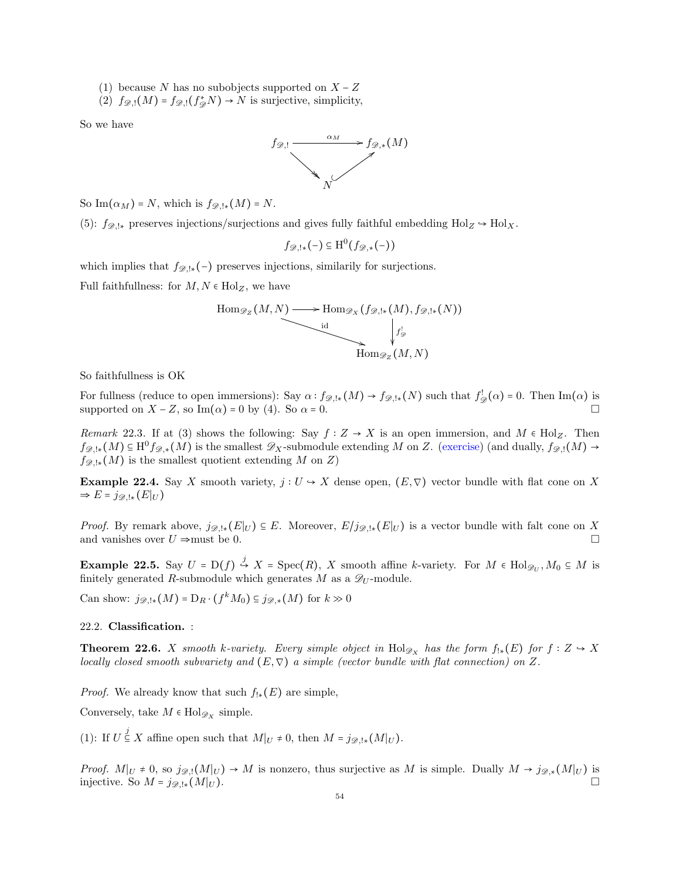(1) because $N$ has no subobjects supported on $X - Z$
(2) $f_{\mathscr{D},!}(M) = f_{\mathscr{D},!}(f^*_{\mathscr{D}}N) \to N$ is surjective, simplicity,

So we have

$$\begin{array}{ccc} f_{\mathscr{D},!} & \xrightarrow{\alpha_M} & f_{\mathscr{D},*}(M) \\ & \searrow \quad \nearrow & \\ & N & \end{array}$$

So $\mathrm{Im}(\alpha_M) = N$, which is $f_{\mathscr{D},!*}(M) = N$.

(5): $f_{\mathscr{D},!*}$ preserves injections/surjections and gives fully faithful embedding $\mathrm{Hol}_Z \hookrightarrow \mathrm{Hol}_X$.

$$f_{\mathscr{D},!*}(-) \subseteq \mathrm{H}^0(f_{\mathscr{D},*}(-))$$

which implies that $f_{\mathscr{D},!*}(-)$ preserves injections, similarly for surjections.

Full faithfullness: for $M, N \in \mathrm{Hol}_Z$, we have

$$\begin{array}{ccc} \mathrm{Hom}_{\mathscr{D}_Z}(M,N) & \longrightarrow & \mathrm{Hom}_{\mathscr{D}_X}(f_{\mathscr{D},!*}(M), f_{\mathscr{D},!*}(N)) \\ & \underset{\mathrm{id}}{\searrow} & \downarrow f^!_{\mathscr{D}} \\ & & \mathrm{Hom}_{\mathscr{D}_Z}(M,N) \end{array}$$

So faithfullness is OK

For fullness (reduce to open immersions): Say $\alpha : f_{\mathscr{D},!*}(M) \to f_{\mathscr{D},!*}(N)$ such that $f^!_{\mathscr{D}}(\alpha) = 0$. Then $\mathrm{Im}(\alpha)$ is supported on $X - Z$, so $\mathrm{Im}(\alpha) = 0$ by (4). So $\alpha = 0$. □

*Remark* 22.3. If at (3) shows the following: Say $f : Z \to X$ is an open immersion, and $M \in \mathrm{Hol}_Z$. Then $f_{\mathscr{D},!*}(M) \subseteq \mathrm{H}^0 f_{\mathscr{D},*}(M)$ is the smallest $\mathscr{D}_X$-submodule extending $M$ on $Z$. (exercise) (and dually, $f_{\mathscr{D},!}(M) \to f_{\mathscr{D},!*}(M)$ is the smallest quotient extending $M$ on $Z$)

**Example 22.4.** Say $X$ smooth variety, $j : U \hookrightarrow X$ dense open, $(E, \nabla)$ vector bundle with flat cone on $X$ $\Rightarrow E = j_{\mathscr{D},!*}(E|_U)$

*Proof.* By remark above, $j_{\mathscr{D},!*}(E|_U) \subseteq E$. Moreover, $E/j_{\mathscr{D},!*}(E|_U)$ is a vector bundle with falt cone on $X$ and vanishes over $U \Rightarrow$must be 0. □

**Example 22.5.** Say $U = \mathrm{D}(f) \overset{j}{\hookrightarrow} X = \mathrm{Spec}(R)$, $X$ smooth affine $k$-variety. For $M \in \mathrm{Hol}_{\mathscr{D}_U}, M_0 \subseteq M$ is finitely generated $R$-submodule which generates $M$ as a $\mathscr{D}_U$-module.

Can show: $j_{\mathscr{D},!*}(M) = \mathrm{D}_R \cdot (f^k M_0) \subseteq j_{\mathscr{D},*}(M)$ for $k \gg 0$

### 22.2. Classification. :

**Theorem 22.6.** *$X$ smooth $k$-variety. Every simple object in $\mathrm{Hol}_{\mathscr{D}_X}$ has the form $f_{!*}(E)$ for $f : Z \hookrightarrow X$ locally closed smooth subvariety and $(E, \nabla)$ a simple (vector bundle with flat connection) on $Z$.*

*Proof.* We already know that such $f_{!*}(E)$ are simple,

Conversely, take $M \in \mathrm{Hol}_{\mathscr{D}_X}$ simple.

(1): If $U \overset{j}{\subseteq} X$ affine open such that $M|_U \neq 0$, then $M = j_{\mathscr{D},!*}(M|_U)$.

*Proof.* $M|_U \neq 0$, so $j_{\mathscr{D},!}(M|_U) \to M$ is nonzero, thus surjective as $M$ is simple. Dually $M \to j_{\mathscr{D},*}(M|_U)$ is injective. So $M = j_{\mathscr{D},!*}(M|_U)$. □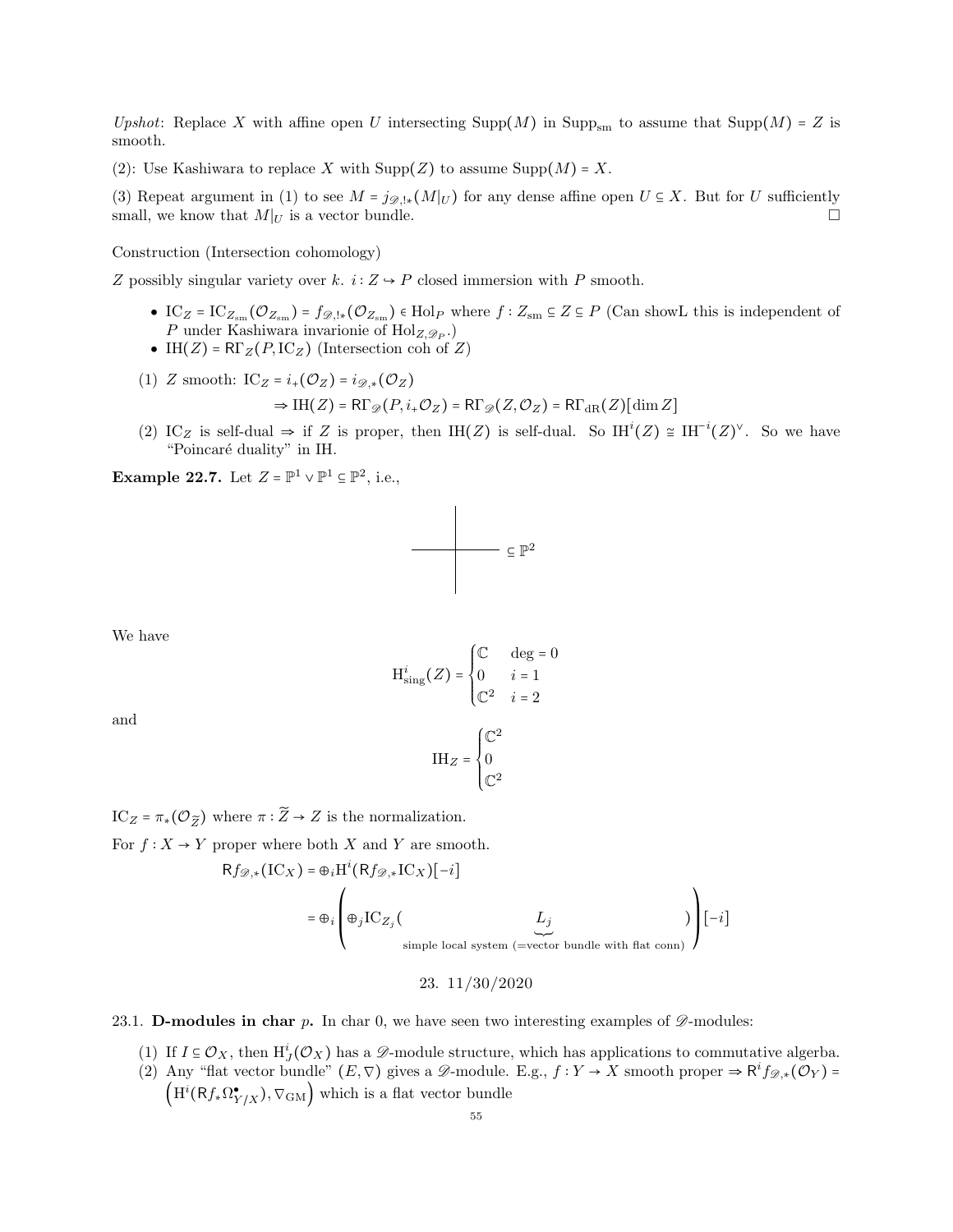*Upshot*: Replace $X$ with affine open $U$ intersecting $\mathrm{Supp}(M)$ in $\mathrm{Supp}_{\mathrm{sm}}$ to assume that $\mathrm{Supp}(M) = Z$ is smooth.

(2): Use Kashiwara to replace $X$ with $\mathrm{Supp}(Z)$ to assume $\mathrm{Supp}(M) = X$.

(3) Repeat argument in (1) to see $M = j_{\mathscr{D},!*}(M|_U)$ for any dense affine open $U \subseteq X$. But for $U$ sufficiently small, we know that $M|_U$ is a vector bundle. □

Construction (Intersection cohomology)

$Z$ possibly singular variety over $k$. $i : Z \hookrightarrow P$ closed immersion with $P$ smooth.

- $\mathrm{IC}_Z = \mathrm{IC}_{Z_{\mathrm{sm}}}(\mathcal{O}_{Z_{\mathrm{sm}}}) = f_{\mathscr{D},!*}(\mathcal{O}_{Z_{\mathrm{sm}}}) \in \mathrm{Hol}_P$ where $f : Z_{\mathrm{sm}} \subseteq Z \subseteq P$ (Can showL this is independent of $P$ under Kashiwara invarionie of $\mathrm{Hol}_{Z,\mathscr{D}_P}$.)
- $\mathrm{IH}(Z) = \mathsf{R}\Gamma_Z(P, \mathrm{IC}_Z)$ (Intersection coh of $Z$)

(1) $Z$ smooth: $\mathrm{IC}_Z = i_+(\mathcal{O}_Z) = i_{\mathscr{D},*}(\mathcal{O}_Z)$

$$\Rightarrow \mathrm{IH}(Z) = \mathsf{R}\Gamma_{\mathscr{D}}(P, i_+\mathcal{O}_Z) = \mathsf{R}\Gamma_{\mathscr{D}}(Z, \mathcal{O}_Z) = \mathsf{R}\Gamma_{\mathrm{dR}}(Z)[\dim Z]$$

(2) $\mathrm{IC}_Z$ is self-dual $\Rightarrow$ if $Z$ is proper, then $\mathrm{IH}(Z)$ is self-dual. So $\mathrm{IH}^i(Z) \cong \mathrm{IH}^{-i}(Z)^\vee$. So we have "Poincaré duality" in IH.

**Example 22.7.** Let $Z = \mathbb{P}^1 \vee \mathbb{P}^1 \subseteq \mathbb{P}^2$, i.e.,

$$\text{(two crossing lines)} \subseteq \mathbb{P}^2$$

We have

$$\mathrm{H}^i_{\mathrm{sing}}(Z) = \begin{cases} \mathbb{C} & \deg = 0 \\ 0 & i = 1 \\ \mathbb{C}^2 & i = 2 \end{cases}$$

and

$$\mathrm{IH}_Z = \begin{cases} \mathbb{C}^2 \\ 0 \\ \mathbb{C}^2 \end{cases}$$

$\mathrm{IC}_Z = \pi_*(\mathcal{O}_{\widetilde{Z}})$ where $\pi : \widetilde{Z} \to Z$ is the normalization.

For $f : X \to Y$ proper where both $X$ and $Y$ are smooth.

$$\begin{aligned} \mathsf{R}f_{\mathscr{D},*}(\mathrm{IC}_X) &= \oplus_i \mathrm{H}^i(\mathsf{R}f_{\mathscr{D},*}\mathrm{IC}_X)[-i] \\ &= \oplus_i \left( \oplus_j \mathrm{IC}_{Z_j}( \underbrace{L_j}_{\text{simple local system (=vector bundle with flat conn)}} ) \right)[-i] \end{aligned}$$

## 23. 11/30/2020

**23.1. D-modules in char $p$.** In char 0, we have seen two interesting examples of $\mathscr{D}$-modules:

1. If $I \subseteq \mathcal{O}_X$, then $\mathrm{H}^i_J(\mathcal{O}_X)$ has a $\mathscr{D}$-module structure, which has applications to commutative algerba.
2. Any "flat vector bundle" $(E, \nabla)$ gives a $\mathscr{D}$-module. E.g., $f : Y \to X$ smooth proper $\Rightarrow \mathsf{R}^i f_{\mathscr{D},*}(\mathcal{O}_Y) = \left(\mathrm{H}^i(\mathsf{R}f_*\Omega^\bullet_{Y/X}), \nabla_{\mathrm{GM}}\right)$ which is a flat vector bundle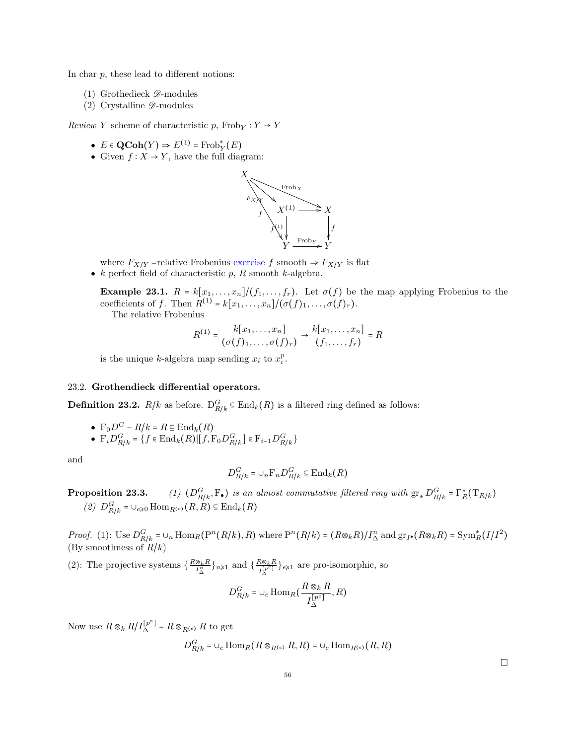In char $p$, these lead to different notions:

(1) Grothedieck $\mathscr{D}$-modules
(2) Crystalline $\mathscr{D}$-modules

*Review* $Y$ scheme of characteristic $p$, $\mathrm{Frob}_Y : Y \to Y$

- $E \in \mathbf{QCoh}(Y) \Rightarrow E^{(1)} = \mathrm{Frob}_Y^*(E)$
- Given $f : X \to Y$, have the full diagram:

$$\begin{array}{ccccc} X & & & & \\ & \searrow^{F_{X/Y}} & & \searrow^{\mathrm{Frob}_X} & \\ & & X^{(1)} & \longrightarrow & X \\ & {}_{f}\searrow & \downarrow f^{(1)} & & \downarrow f \\ & & Y & \xrightarrow{\mathrm{Frob}_Y} & Y \end{array}$$

where $F_{X/Y}$ =relative Frobenius exercise $f$ smooth $\Rightarrow F_{X/Y}$ is flat
- $k$ perfect field of characteristic $p$, $R$ smooth $k$-algebra.

**Example 23.1.** $R = k[x_1, \dots, x_n]/(f_1, \dots, f_r)$. Let $\sigma(f)$ be the map applying Frobenius to the coefficients of $f$. Then $R^{(1)} = k[x_1, \dots, x_n]/(\sigma(f)_1, \dots, \sigma(f)_r)$.

The relative Frobenius

$$R^{(1)} = \frac{k[x_1, \dots, x_n]}{(\sigma(f)_1, \dots, \sigma(f)_r)} \to \frac{k[x_1, \dots, x_n]}{(f_1, \dots, f_r)} = R$$

is the unique $k$-algebra map sending $x_i$ to $x_i^p$.

## 23.2. Grothendieck differential operators.

**Definition 23.2.** $R/k$ as before. $\mathrm{D}^G_{R/k} \subseteq \mathrm{End}_k(R)$ is a filtered ring defined as follows:

- $\mathrm{F}_0 D^G - R/k = R \subseteq \mathrm{End}_k(R)$
- $\mathrm{F}_i D^G_{R/k} = \{f \in \mathrm{End}_k(R) | [f, \mathrm{F}_0 D^G_{R/k}] \in \mathrm{F}_{i-1} D^G_{R/k}\}$

and

$$D^G_{R/k} = \cup_n \mathrm{F}_n D^G_{R/k} \subseteq \mathrm{End}_k(R)$$

**Proposition 23.3.** *(1) $(D^G_{R/k}, \mathrm{F}_\bullet)$ is an almost commutative filtered ring with $\mathrm{gr}_* D^G_{R/k} = \Gamma^*_R(\mathrm{T}_{R/k})$*
*(2) $D^G_{R/k} = \cup_{e \geqslant 0} \mathrm{Hom}_{R^{(e)}}(R, R) \subseteq \mathrm{End}_k(R)$*

*Proof.* (1): Use $D^G_{R/k} = \cup_n \mathrm{Hom}_R(\mathrm{P}^n(R/k), R)$ where $\mathrm{P}^n(R/k) = (R \otimes_k R)/I^n_\Delta$ and $\mathrm{gr}_{I^\bullet}(R \otimes_k R) = \mathrm{Sym}^*_R(I/I^2)$ (By smoothness of $R/k$)

(2): The projective systems $\{\frac{R \otimes_k R}{I^n_\Delta}\}_{n \geqslant 1}$ and $\{\frac{R \otimes_k R}{I^{[p^e]}_\Delta}\}_{e \geqslant 1}$ are pro-isomorphic, so

$$D^G_{R/k} = \cup_e \mathrm{Hom}_R(\frac{R \otimes_k R}{I^{[p^e]}_\Delta}, R)$$

Now use $R \otimes_k R/I^{[p^e]}_\Delta = R \otimes_{R^{(e)}} R$ to get

$$D^G_{R/k} = \cup_e \mathrm{Hom}_R(R \otimes_{R^{(e)}} R, R) = \cup_e \mathrm{Hom}_{R^{(e)}}(R, R)$$

□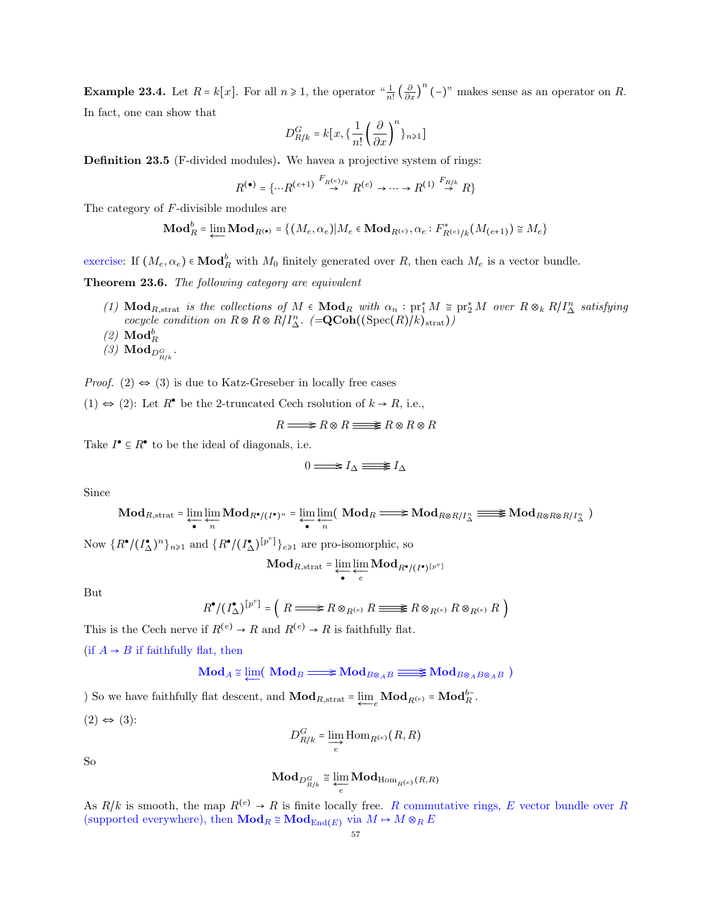**Example 23.4.** Let $R = k[x]$. For all $n \geqslant 1$, the operator "$\frac{1}{n!}\left(\frac{\partial}{\partial x}\right)^n(-)$" makes sense as an operator on $R$. In fact, one can show that

$$D^G_{R/k} = k[x, \{\frac{1}{n!}\left(\frac{\partial}{\partial x}\right)^n\}_{n\geqslant 1}]$$

**Definition 23.5** (F-divided modules)**.** We havea a projective system of rings:

$$R^{(\bullet)} = \{\cdots R^{(e+1)} \overset{F_{R^{(e)}/k}}{\to} R^{(e)} \to \cdots \to R^{(1)} \overset{F_{R/k}}{\to} R\}$$

The category of $F$-divisible modules are

$$\mathbf{Mod}^b_R = \varprojlim \mathbf{Mod}_{R^{(\bullet)}} = \{(M_e, \alpha_e) | M_e \in \mathbf{Mod}_{R^{(e)}}, \alpha_e : F^*_{R^{(e)}/k}(M_{(e+1)}) \cong M_e\}$$

exercise: If $(M_e, \alpha_e) \in \mathbf{Mod}^b_R$ with $M_0$ finitely generated over $R$, then each $M_e$ is a vector bundle.

**Theorem 23.6.** *The following category are equivalent*

1. $\mathbf{Mod}_{R,\mathrm{strat}}$ *is the collections of* $M \in \mathbf{Mod}_R$ *with* $\alpha_n : \mathrm{pr}_1^* M \cong \mathrm{pr}_2^* M$ *over* $R \otimes_k R/I^n_\Delta$ *satisfying cocycle condition on* $R \otimes R \otimes R/I^n_\Delta$*. (*$=\mathbf{QCoh}((\mathrm{Spec}(R)/k)_{\mathrm{strat}})$*)*
2. $\mathbf{Mod}^b_R$
3. $\mathbf{Mod}_{D^G_{R/k}}$.

*Proof.* (2) $\Leftrightarrow$ (3) is due to Katz-Greseber in locally free cases

(1) $\Leftrightarrow$ (2): Let $R^\bullet$ be the 2-truncated Cech rsolution of $k \to R$, i.e.,

$$R \rightrightarrows R \otimes R \overset{\to}{\rightrightarrows} R \otimes R \otimes R$$

Take $I^\bullet \subseteq R^\bullet$ to be the ideal of diagonals, i.e.

$$0 \rightrightarrows I_\Delta \overset{\to}{\rightrightarrows} I_\Delta$$

Since

$$\mathbf{Mod}_{R,\mathrm{strat}} = \varprojlim_{\bullet} \varprojlim_{n} \mathbf{Mod}_{R^\bullet/(I^\bullet)^n} = \varprojlim_{\bullet} \varprojlim_{n} \left( \mathbf{Mod}_R \rightrightarrows \mathbf{Mod}_{R\otimes R/I^n_\Delta} \overset{\to}{\rightrightarrows} \mathbf{Mod}_{R\otimes R \otimes R/I^n_\Delta} \right)$$

Now $\{R^\bullet/(I^\bullet_\Delta)^n\}_{n\geqslant 1}$ and $\{R^\bullet/(I^\bullet_\Delta)^{[p^e]}\}_{e\geqslant 1}$ are pro-isomorphic, so

$$\mathbf{Mod}_{R,\mathrm{strat}} = \varprojlim_{\bullet} \varprojlim_{e} \mathbf{Mod}_{R^\bullet/(I^\bullet)^{[p^e]}}$$

But

$$R^\bullet/(I^\bullet_\Delta)^{[p^e]} = \left( R \rightrightarrows R \otimes_{R^{(e)}} R \overset{\to}{\rightrightarrows} R \otimes_{R^{(e)}} R \otimes_{R^{(e)}} R \right)$$

This is the Cech nerve if $R^{(e)} \to R$ and $R^{(e)} \to R$ is faithfully flat.

(if $A \to B$ if faithfully flat, then

$$\mathbf{Mod}_A \cong \varprojlim \left( \mathbf{Mod}_B \rightrightarrows \mathbf{Mod}_{B\otimes_A B} \overset{\to}{\rightrightarrows} \mathbf{Mod}_{B\otimes_A B \otimes_A B} \right)$$

) So we have faithfully flat descent, and $\mathbf{Mod}_{R,\mathrm{strat}} = \varprojlim_e \mathbf{Mod}_{R^{(e)}} = \mathbf{Mod}^{b-}_R$.

(2) $\Leftrightarrow$ (3):

$$D^G_{R/k} = \varinjlim_{e} \mathrm{Hom}_{R^{(e)}}(R, R)$$

So

$$\mathbf{Mod}_{D^G_{R/k}} \cong \varprojlim_{e} \mathbf{Mod}_{\mathrm{Hom}_{R^{(e)}}(R,R)}$$

As $R/k$ is smooth, the map $R^{(e)} \to R$ is finite locally free. $R$ commutative rings, $E$ vector bundle over $R$ (supported everywhere), then $\mathbf{Mod}_R \cong \mathbf{Mod}_{\mathrm{End}(E)}$ via $M \mapsto M \otimes_R E$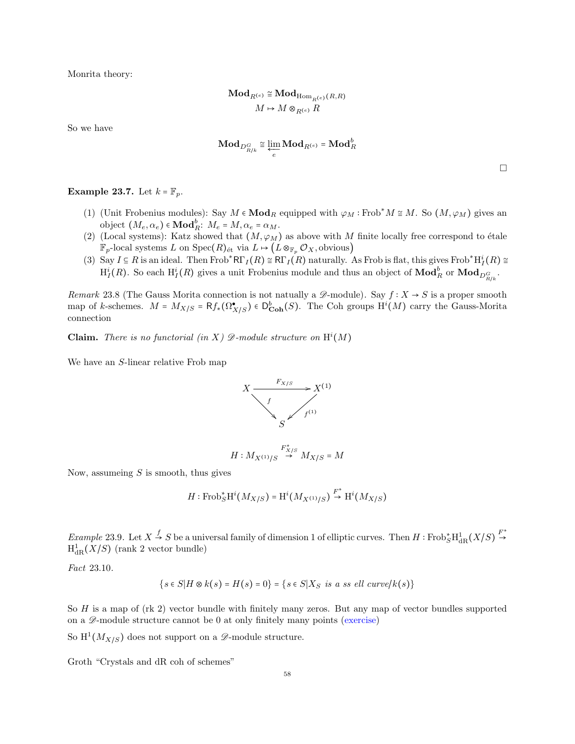Monrita theory:

$$\mathbf{Mod}_{R^{(e)}} \cong \mathbf{Mod}_{\mathrm{Hom}_{R^{(e)}}(R,R)}$$
$$M \mapsto M \otimes_{R^{(e)}} R$$

So we have

$$\mathbf{Mod}_{D^G_{R/k}} \cong \varprojlim_{e} \mathbf{Mod}_{R^{(e)}} = \mathbf{Mod}^b_R$$

□

**Example 23.7.** Let $k = \mathbb{F}_p$.

1. (Unit Frobenius modules): Say $M \in \mathbf{Mod}_R$ equipped with $\varphi_M : \mathrm{Frob}^* M \cong M$. So $(M, \varphi_M)$ gives an object $(M_e, \alpha_e) \in \mathbf{Mod}^b_R$: $M_e = M, \alpha_e = \alpha_M$.
2. (Local systems): Katz showed that $(M, \varphi_M)$ as above with $M$ finite locally free correspond to étale $\mathbb{F}_p$-local systems $L$ on $\mathrm{Spec}(R)_{\text{ét}}$ via $L \mapsto \left(L \otimes_{\mathbb{F}_p} \mathcal{O}_X, \text{obvious}\right)$
3. Say $I \subseteq R$ is an ideal. Then $\mathrm{Frob}^* \mathsf{R}\Gamma_I(R) \cong \mathsf{R}\Gamma_I(R)$ naturally. As Frob is flat, this gives $\mathrm{Frob}^* \mathrm{H}^i_I(R) \cong \mathrm{H}^i_I(R)$. So each $\mathrm{H}^i_I(R)$ gives a unit Frobenius module and thus an object of $\mathbf{Mod}^b_R$ or $\mathbf{Mod}_{D^G_{R/k}}$.

*Remark* 23.8 (The Gauss Morita connection is not natually a $\mathscr{D}$-module). Say $f : X \to S$ is a proper smooth map of $k$-schemes. $M = M_{X/S} = \mathsf{R}f_*(\Omega^\bullet_{X/S}) \in \mathsf{D}^b_{\mathbf{Coh}}(S)$. The Coh groups $\mathrm{H}^i(M)$ carry the Gauss-Morita connection

**Claim.** *There is no functorial (in $X$) $\mathscr{D}$-module structure on $\mathrm{H}^i(M)$*

We have an $S$-linear relative Frob map

$$\begin{array}{ccc} X & \xrightarrow{F_{X/S}} & X^{(1)} \\ & {\scriptstyle f}\searrow \quad \swarrow{\scriptstyle f^{(1)}} & \\ & S & \end{array}$$

$$H : M_{X^{(1)}/S} \overset{F^*_{X/S}}{\to} M_{X/S} = M$$

Now, assumeing $S$ is smooth, thus gives

$$H : \mathrm{Frob}^*_S \mathrm{H}^i(M_{X/S}) = \mathrm{H}^i(M_{X^{(1)}/S}) \overset{F^*}{\to} \mathrm{H}^i(M_{X/S})$$

*Example* 23.9. Let $X \overset{f}{\to} S$ be a universal family of dimension 1 of elliptic curves. Then $H : \mathrm{Frob}^*_S \mathrm{H}^1_{\mathrm{dR}}(X/S) \overset{F^*}{\to} \mathrm{H}^1_{\mathrm{dR}}(X/S)$ (rank 2 vector bundle)

*Fact* 23.10.

$$\{s \in S | H \otimes k(s) = H(s) = 0\} = \{s \in S | X_S \textit{ is a ss ell curve}/k(s)\}$$

So $H$ is a map of (rk 2) vector bundle with finitely many zeros. But any map of vector bundles supported on a $\mathscr{D}$-module structure cannot be 0 at only finitely many points (exercise)

So $\mathrm{H}^1(M_{X/S})$ does not support on a $\mathscr{D}$-module structure.

Groth "Crystals and dR coh of schemes"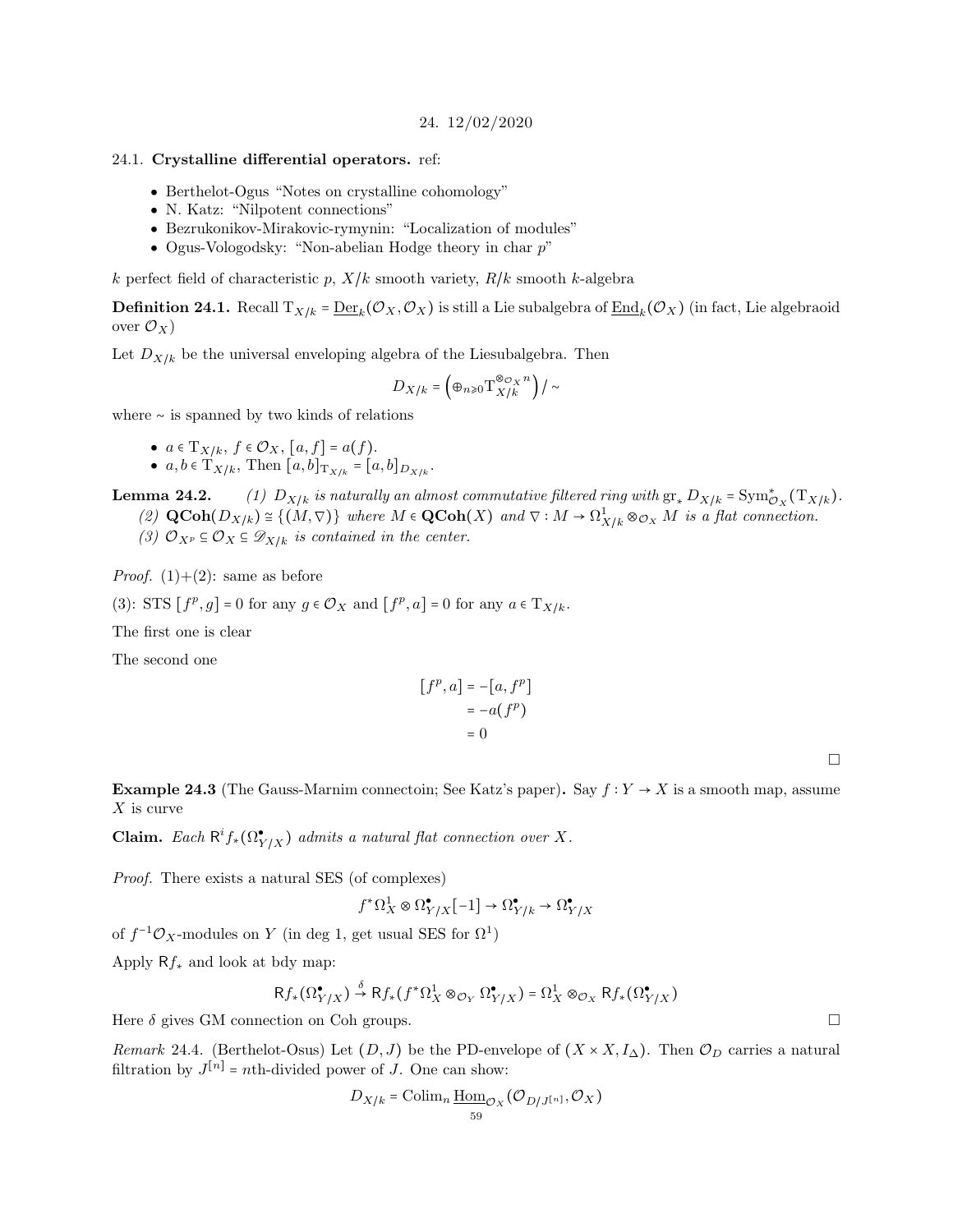# 24. 12/02/2020

## 24.1. **Crystalline differential operators.** ref:

- Berthelot-Ogus "Notes on crystalline cohomology"
- N. Katz: "Nilpotent connections"
- Bezrukonikov-Mirakovic-rymynin: "Localization of modules"
- Ogus-Vologodsky: "Non-abelian Hodge theory in char $p$"

$k$ perfect field of characteristic $p$, $X/k$ smooth variety, $R/k$ smooth $k$-algebra

**Definition 24.1.** Recall $\mathrm{T}_{X/k} = \underline{\mathrm{Der}}_k(\mathcal{O}_X, \mathcal{O}_X)$ is still a Lie subalgebra of $\underline{\mathrm{End}}_k(\mathcal{O}_X)$ (in fact, Lie algebraoid over $\mathcal{O}_X$)

Let $D_{X/k}$ be the universal enveloping algebra of the Liesubalgebra. Then

$$D_{X/k} = \left(\oplus_{n \geqslant 0} \mathrm{T}_{X/k}^{\otimes_{\mathcal{O}_X} n}\right) / \sim$$

where $\sim$ is spanned by two kinds of relations

- $a \in \mathrm{T}_{X/k}$, $f \in \mathcal{O}_X$, $[a, f] = a(f)$.
- $a, b \in \mathrm{T}_{X/k}$, Then $[a,b]_{\mathrm{T}_{X/k}} = [a,b]_{D_{X/k}}$.

**Lemma 24.2.** *(1) $D_{X/k}$ is naturally an almost commutative filtered ring with $\mathrm{gr}_* D_{X/k} = \mathrm{Sym}^*_{\mathcal{O}_X}(\mathrm{T}_{X/k})$.*
*(2) $\mathbf{QCoh}(D_{X/k}) \cong \{(M, \nabla)\}$ where $M \in \mathbf{QCoh}(X)$ and $\nabla : M \to \Omega^1_{X/k} \otimes_{\mathcal{O}_X} M$ is a flat connection.*
*(3) $\mathcal{O}_{X^p} \subseteq \mathcal{O}_X \subseteq \mathscr{D}_{X/k}$ is contained in the center.*

*Proof.* (1)+(2): same as before

(3): STS $[f^p, g] = 0$ for any $g \in \mathcal{O}_X$ and $[f^p, a] = 0$ for any $a \in \mathrm{T}_{X/k}$.

The first one is clear

The second one

$$\begin{aligned}
[f^p, a] &= -[a, f^p] \\
&= -a(f^p) \\
&= 0
\end{aligned}$$

□

**Example 24.3** (The Gauss-Marnim connectoin; See Katz's paper)**.** Say $f : Y \to X$ is a smooth map, assume $X$ is curve

**Claim.** *Each $\mathsf{R}^i f_*(\Omega^\bullet_{Y/X})$ admits a natural flat connection over $X$.*

*Proof.* There exists a natural SES (of complexes)

$$f^*\Omega^1_X \otimes \Omega^\bullet_{Y/X}[-1] \to \Omega^\bullet_{Y/k} \to \Omega^\bullet_{Y/X}$$

of $f^{-1}\mathcal{O}_X$-modules on $Y$ (in deg 1, get usual SES for $\Omega^1$)

Apply $\mathsf{R}f_*$ and look at bdy map:

$$\mathsf{R}f_*(\Omega^\bullet_{Y/X}) \xrightarrow{\delta} \mathsf{R}f_*(f^*\Omega^1_X \otimes_{\mathcal{O}_Y} \Omega^\bullet_{Y/X}) = \Omega^1_X \otimes_{\mathcal{O}_X} \mathsf{R}f_*(\Omega^\bullet_{Y/X})$$

Here $\delta$ gives GM connection on Coh groups. □

*Remark* 24.4. (Berthelot-Osus) Let $(D, J)$ be the PD-envelope of $(X \times X, I_\Delta)$. Then $\mathcal{O}_D$ carries a natural filtration by $J^{[n]}$ = $n$th-divided power of $J$. One can show:

$$D_{X/k} = \mathrm{Colim}_n \underline{\mathrm{Hom}}_{\mathcal{O}_X}(\mathcal{O}_{D/J^{[n]}}, \mathcal{O}_X)$$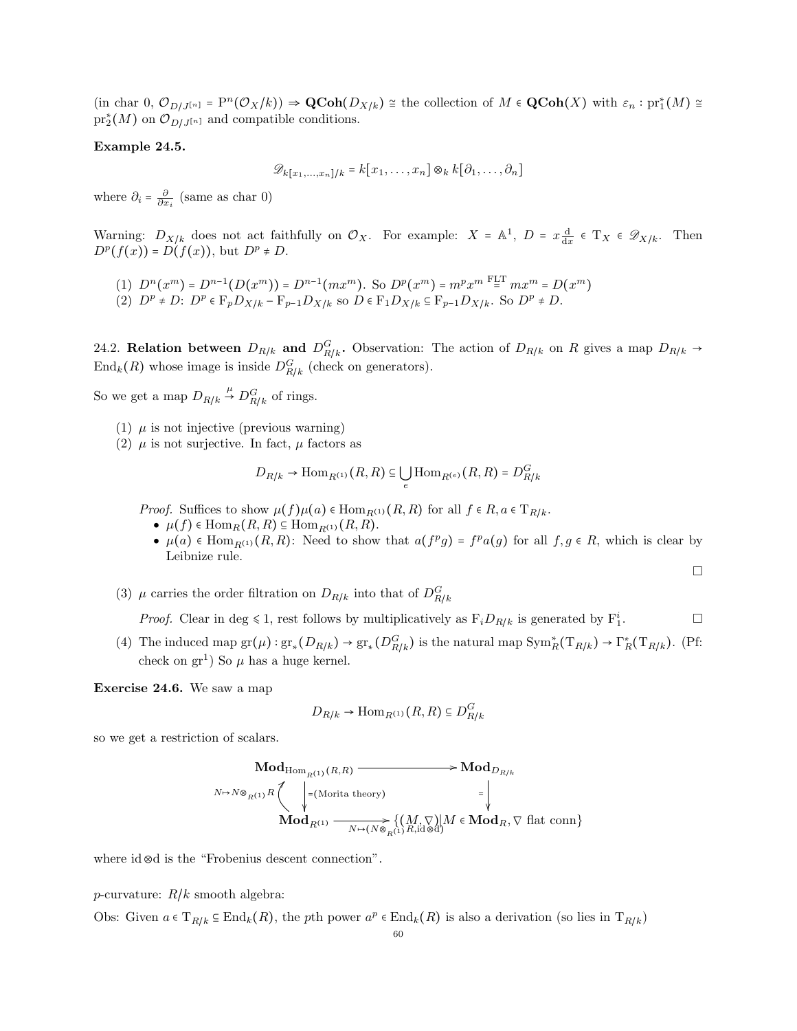(in char 0, $\mathcal{O}_{D/J^{[n]}} = \mathrm{P}^n(\mathcal{O}_X/k)) \Rightarrow \mathbf{QCoh}(D_{X/k}) \cong$ the collection of $M \in \mathbf{QCoh}(X)$ with $\varepsilon_n : \mathrm{pr}_1^*(M) \cong \mathrm{pr}_2^*(M)$ on $\mathcal{O}_{D/J^{[n]}}$ and compatible conditions.

**Example 24.5.**

$$\mathscr{D}_{k[x_1,\ldots,x_n]/k} = k[x_1,\ldots,x_n] \otimes_k k[\partial_1,\ldots,\partial_n]$$

where $\partial_i = \frac{\partial}{\partial x_i}$ (same as char 0)

Warning: $D_{X/k}$ does not act faithfully on $\mathcal{O}_X$. For example: $X = \mathbb{A}^1$, $D = x\frac{\mathrm{d}}{\mathrm{d}x} \in \mathrm{T}_X \in \mathscr{D}_{X/k}$. Then $D^p(f(x)) = D(f(x))$, but $D^p \neq D$.

(1) $D^n(x^m) = D^{n-1}(D(x^m)) = D^{n-1}(mx^m)$. So $D^p(x^m) = m^p x^m \overset{\text{FLT}}{=} mx^m = D(x^m)$
(2) $D^p \neq D$: $D^p \in \mathrm{F}_p D_{X/k} - \mathrm{F}_{p-1} D_{X/k}$ so $D \in \mathrm{F}_1 D_{X/k} \subseteq \mathrm{F}_{p-1} D_{X/k}$. So $D^p \neq D$.

24.2. **Relation between $D_{R/k}$ and $D^G_{R/k}$.** Observation: The action of $D_{R/k}$ on $R$ gives a map $D_{R/k} \to \mathrm{End}_k(R)$ whose image is inside $D^G_{R/k}$ (check on generators).

So we get a map $D_{R/k} \xrightarrow{\mu} D^G_{R/k}$ of rings.

(1) $\mu$ is not injective (previous warning)
(2) $\mu$ is not surjective. In fact, $\mu$ factors as

$$D_{R/k} \to \mathrm{Hom}_{R^{(1)}}(R,R) \subseteq \bigcup_e \mathrm{Hom}_{R^{(e)}}(R,R) = D^G_{R/k}$$

*Proof.* Suffices to show $\mu(f)\mu(a) \in \mathrm{Hom}_{R^{(1)}}(R,R)$ for all $f \in R, a \in \mathrm{T}_{R/k}$.
- $\mu(f) \in \mathrm{Hom}_R(R,R) \subseteq \mathrm{Hom}_{R^{(1)}}(R,R)$.
- $\mu(a) \in \mathrm{Hom}_{R^{(1)}}(R,R)$: Need to show that $a(f^p g) = f^p a(g)$ for all $f,g \in R$, which is clear by Leibnize rule.

□

(3) $\mu$ carries the order filtration on $D_{R/k}$ into that of $D^G_{R/k}$

*Proof.* Clear in deg $\leqslant 1$, rest follows by multiplicatively as $\mathrm{F}_i D_{R/k}$ is generated by $\mathrm{F}_1^i$. □

(4) The induced map $\mathrm{gr}(\mu) : \mathrm{gr}_*(D_{R/k}) \to \mathrm{gr}_*(D^G_{R/k})$ is the natural map $\mathrm{Sym}^*_R(\mathrm{T}_{R/k}) \to \Gamma^*_R(\mathrm{T}_{R/k})$. (Pf: check on $\mathrm{gr}^1$) So $\mu$ has a huge kernel.

**Exercise 24.6.** We saw a map

$$D_{R/k} \to \mathrm{Hom}_{R^{(1)}}(R,R) \subseteq D^G_{R/k}$$

so we get a restriction of scalars.

$$\begin{array}{ccc}
\mathbf{Mod}_{\mathrm{Hom}_{R^{(1)}}(R,R)} & \longrightarrow & \mathbf{Mod}_{D_{R/k}} \\
N \mapsto N \otimes_{R^{(1)}} R \uparrow \quad \big\downarrow = (\text{Morita theory}) & & \big\downarrow = \\
\mathbf{Mod}_{R^{(1)}} & \xrightarrow{N \mapsto (N \otimes_{R^{(1)}} R, \mathrm{id} \otimes \mathrm{d})} & \{(M,\nabla) \mid M \in \mathbf{Mod}_R, \nabla \text{ flat conn}\}
\end{array}$$

where $\mathrm{id} \otimes \mathrm{d}$ is the "Frobenius descent connection".

$p$-curvature: $R/k$ smooth algebra:

Obs: Given $a \in \mathrm{T}_{R/k} \subseteq \mathrm{End}_k(R)$, the $p$th power $a^p \in \mathrm{End}_k(R)$ is also a derivation (so lies in $\mathrm{T}_{R/k}$)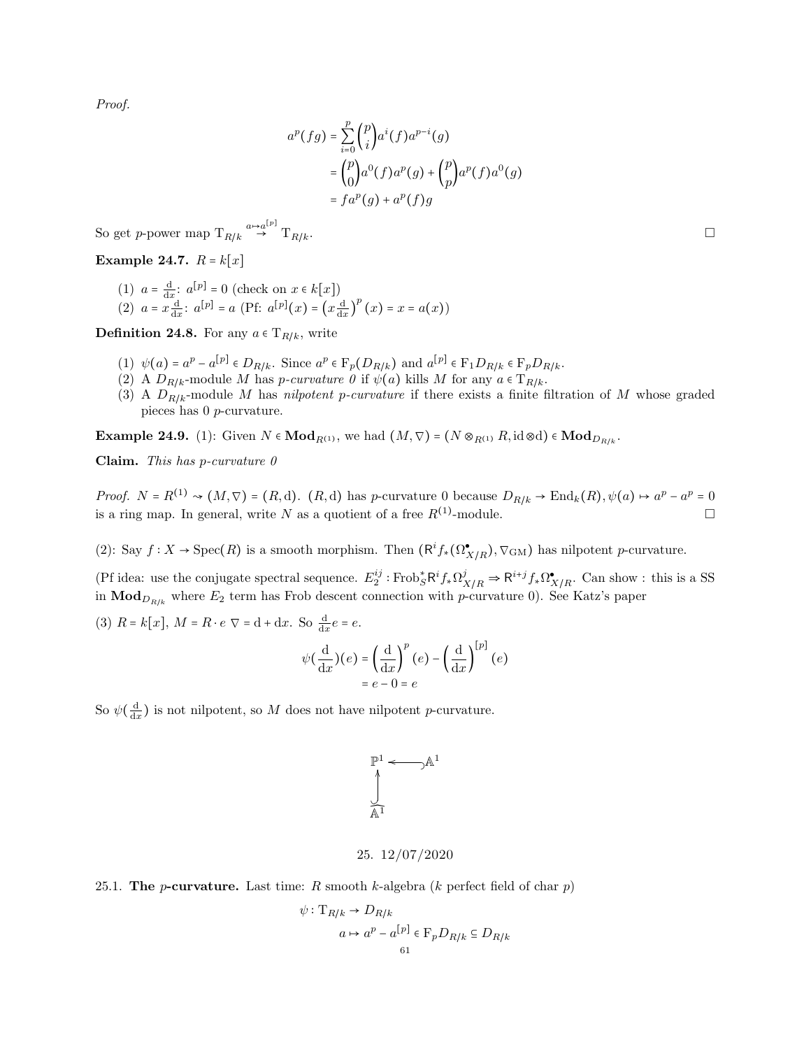*Proof.*

$$
\begin{aligned}
a^p(fg) &= \sum_{i=0}^{p} \binom{p}{i} a^i(f) a^{p-i}(g) \\
&= \binom{p}{0} a^0(f) a^p(g) + \binom{p}{p} a^p(f) a^0(g) \\
&= f a^p(g) + a^p(f) g
\end{aligned}
$$

So get $p$-power map $\mathrm{T}_{R/k} \overset{a \mapsto a^{[p]}}{\to} \mathrm{T}_{R/k}$. □

**Example 24.7.** $R = k[x]$

(1) $a = \frac{\mathrm{d}}{\mathrm{d}x}$: $a^{[p]} = 0$ (check on $x \in k[x]$)
(2) $a = x\frac{\mathrm{d}}{\mathrm{d}x}$: $a^{[p]} = a$ (Pf: $a^{[p]}(x) = \left(x\frac{\mathrm{d}}{\mathrm{d}x}\right)^p(x) = x = a(x)$)

**Definition 24.8.** For any $a \in \mathrm{T}_{R/k}$, write

(1) $\psi(a) = a^p - a^{[p]} \in D_{R/k}$. Since $a^p \in \mathrm{F}_p(D_{R/k})$ and $a^{[p]} \in \mathrm{F}_1 D_{R/k} \in \mathrm{F}_p D_{R/k}$.
(2) A $D_{R/k}$-module $M$ has *p-curvature 0* if $\psi(a)$ kills $M$ for any $a \in \mathrm{T}_{R/k}$.
(3) A $D_{R/k}$-module $M$ has *nilpotent p-curvature* if there exists a finite filtration of $M$ whose graded pieces has 0 $p$-curvature.

**Example 24.9.** (1): Given $N \in \mathbf{Mod}_{R^{(1)}}$, we had $(M, \nabla) = (N \otimes_{R^{(1)}} R, \mathrm{id} \otimes \mathrm{d}) \in \mathbf{Mod}_{D_{R/k}}$.

**Claim.** *This has p-curvature 0*

*Proof.* $N = R^{(1)} \rightsquigarrow (M, \nabla) = (R, \mathrm{d})$. $(R, \mathrm{d})$ has $p$-curvature 0 because $D_{R/k} \to \mathrm{End}_k(R), \psi(a) \mapsto a^p - a^p = 0$ is a ring map. In general, write $N$ as a quotient of a free $R^{(1)}$-module. □

(2): Say $f : X \to \mathrm{Spec}(R)$ is a smooth morphism. Then $(\mathsf{R}^i f_*(\Omega^\bullet_{X/R}), \nabla_{\mathrm{GM}})$ has nilpotent $p$-curvature.

(Pf idea: use the conjugate spectral sequence. $E_2^{ij} : \mathrm{Frob}_S^* \mathsf{R}^i f_* \Omega^j_{X/R} \Rightarrow \mathsf{R}^{i+j} f_* \Omega^\bullet_{X/R}$. Can show : this is a SS in $\mathbf{Mod}_{D_{R/k}}$ where $E_2$ term has Frob descent connection with $p$-curvature 0). See Katz's paper

(3) $R = k[x]$, $M = R \cdot e$ $\nabla = \mathrm{d} + \mathrm{d}x$. So $\frac{\mathrm{d}}{\mathrm{d}x} e = e$.

$$
\begin{aligned}
\psi\left(\frac{\mathrm{d}}{\mathrm{d}x}\right)(e) &= \left(\frac{\mathrm{d}}{\mathrm{d}x}\right)^p (e) - \left(\frac{\mathrm{d}}{\mathrm{d}x}\right)^{[p]} (e) \\
&= e - 0 = e
\end{aligned}
$$

So $\psi(\frac{\mathrm{d}}{\mathrm{d}x})$ is not nilpotent, so $M$ does not have nilpotent $p$-curvature.

$$
\begin{array}{ccc}
\mathbb{P}^1 & \hookleftarrow & \mathbb{A}^1 \\
\uparrow & & \\
\mathbb{A}^1 & &
\end{array}
$$

## 25. 12/07/2020

### 25.1. The $p$-curvature.

Last time: $R$ smooth $k$-algebra ($k$ perfect field of char $p$)

$$
\begin{aligned}
\psi : \mathrm{T}_{R/k} &\to D_{R/k} \\
a &\mapsto a^p - a^{[p]} \in \mathrm{F}_p D_{R/k} \subseteq D_{R/k}
\end{aligned}
$$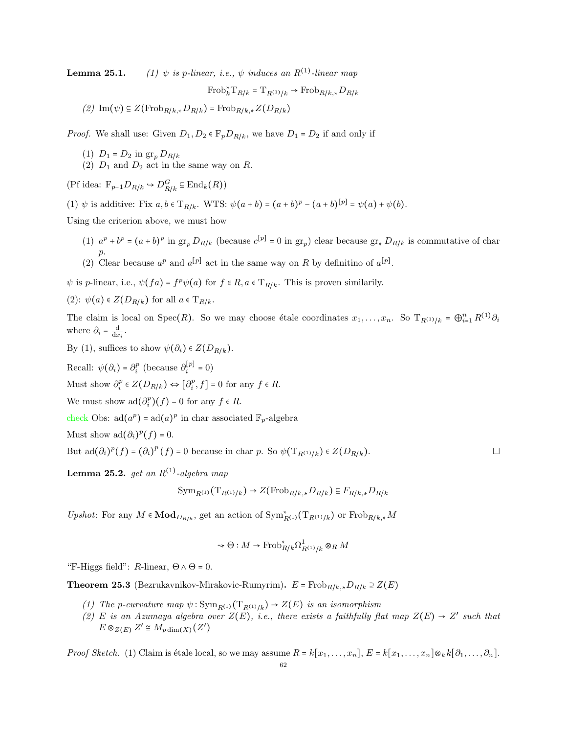**Lemma 25.1.** *(1) $\psi$ is p-linear, i.e., $\psi$ induces an $R^{(1)}$-linear map*

$$\mathrm{Frob}_k^* \mathrm{T}_{R/k} = \mathrm{T}_{R^{(1)}/k} \to \mathrm{Frob}_{R/k,*} D_{R/k}$$

*(2) $\mathrm{Im}(\psi) \subseteq Z(\mathrm{Frob}_{R/k,*} D_{R/k}) = \mathrm{Frob}_{R/k,*} Z(D_{R/k})$*

*Proof.* We shall use: Given $D_1, D_2 \in \mathrm{F}_p D_{R/k}$, we have $D_1 = D_2$ if and only if

(1) $D_1 = D_2$ in $\mathrm{gr}_p D_{R/k}$
(2) $D_1$ and $D_2$ act in the same way on $R$.

(Pf idea: $\mathrm{F}_{p-1} D_{R/k} \hookrightarrow D^G_{R/k} \subseteq \mathrm{End}_k(R)$)

(1) $\psi$ is additive: Fix $a, b \in \mathrm{T}_{R/k}$. WTS: $\psi(a+b) = (a+b)^p - (a+b)^{[p]} = \psi(a) + \psi(b)$.

Using the criterion above, we must how

(1) $a^p + b^p = (a+b)^p$ in $\mathrm{gr}_p D_{R/k}$ (because $c^{[p]} = 0$ in $\mathrm{gr}_p$) clear because $\mathrm{gr}_* D_{R/k}$ is commutative of char $p$.
(2) Clear because $a^p$ and $a^{[p]}$ act in the same way on $R$ by definitino of $a^{[p]}$.

$\psi$ is $p$-linear, i.e., $\psi(fa) = f^p \psi(a)$ for $f \in R, a \in \mathrm{T}_{R/k}$. This is proven similarily.

(2): $\psi(a) \in Z(D_{R/k})$ for all $a \in \mathrm{T}_{R/k}$.

The claim is local on $\mathrm{Spec}(R)$. So we may choose étale coordinates $x_1, \ldots, x_n$. So $\mathrm{T}_{R^{(1)}/k} = \bigoplus_{i=1}^n R^{(1)} \partial_i$ where $\partial_i = \frac{\mathrm{d}}{\mathrm{d}x_i}$.

By (1), suffices to show $\psi(\partial_i) \in Z(D_{R/k})$.

Recall: $\psi(\partial_i) = \partial_i^p$ (because $\partial_i^{[p]} = 0$)

Must show $\partial_i^p \in Z(D_{R/k}) \Leftrightarrow [\partial_i^p, f] = 0$ for any $f \in R$.

We must show $\mathrm{ad}(\partial_i^p)(f) = 0$ for any $f \in R$.

check Obs: $\mathrm{ad}(a^p) = \mathrm{ad}(a)^p$ in char associated $\mathbb{F}_p$-algebra

Must show $\mathrm{ad}(\partial_i)^p(f) = 0$.

But $\mathrm{ad}(\partial_i)^p(f) = (\partial_i)^p(f) = 0$ because in char $p$. So $\psi(\mathrm{T}_{R^{(1)}/k}) \in Z(D_{R/k})$. $\square$

**Lemma 25.2.** *get an $R^{(1)}$-algebra map*

$$\mathrm{Sym}_{R^{(1)}}(\mathrm{T}_{R^{(1)}/k}) \to Z(\mathrm{Frob}_{R/k,*} D_{R/k}) \subseteq F_{R/k,*} D_{R/k}$$

*Upshot*: For any $M \in \mathbf{Mod}_{D_{R/k}}$, get an action of $\mathrm{Sym}^*_{R^{(1)}}(\mathrm{T}_{R^{(1)}/k})$ or $\mathrm{Frob}_{R/k,*} M$

$$\rightsquigarrow \Theta : M \to \mathrm{Frob}^*_{R/k} \Omega^1_{R^{(1)}/k} \otimes_R M$$

"F-Higgs field": $R$-linear, $\Theta \wedge \Theta = 0$.

**Theorem 25.3** (Bezrukavnikov-Mirakovic-Rumyrim)**.** $E = \mathrm{Frob}_{R/k,*} D_{R/k} \supseteq Z(E)$

*(1) The p-curvature map $\psi : \mathrm{Sym}_{R^{(1)}}(\mathrm{T}_{R^{(1)}/k}) \to Z(E)$ is an isomorphism*
*(2) $E$ is an Azumaya algebra over $Z(E)$, i.e., there exists a faithfully flat map $Z(E) \to Z'$ such that $E \otimes_{Z(E)} Z' \cong M_{p \dim(X)}(Z')$*

*Proof Sketch.* (1) Claim is étale local, so we may assume $R = k[x_1, \ldots, x_n]$, $E = k[x_1, \ldots, x_n] \otimes_k k[\partial_1, \ldots, \partial_n]$.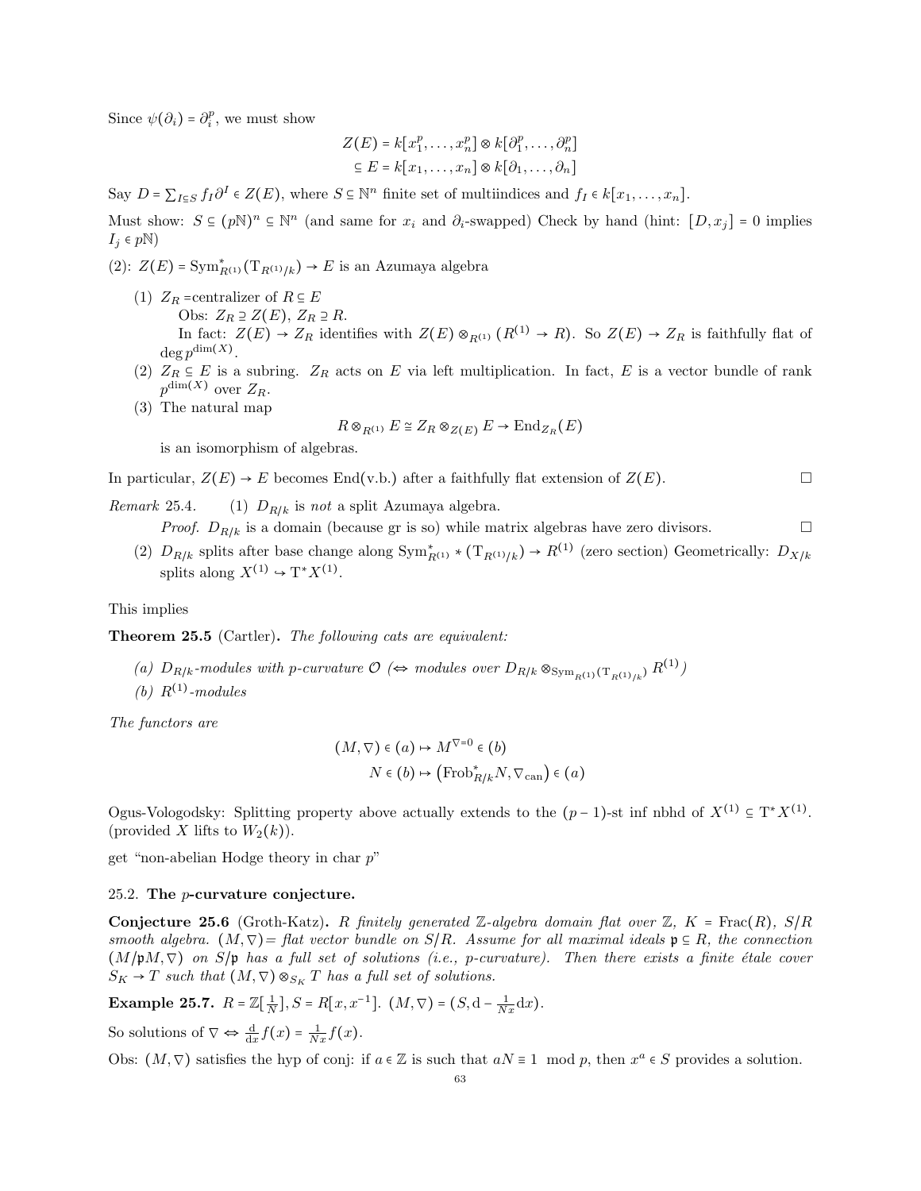Since $\psi(\partial_i) = \partial_i^p$, we must show

$$\begin{aligned} Z(E) &= k[x_1^p, \dots, x_n^p] \otimes k[\partial_1^p, \dots, \partial_n^p] \\ &\subseteq E = k[x_1, \dots, x_n] \otimes k[\partial_1, \dots, \partial_n] \end{aligned}$$

Say $D = \sum_{I \subseteq S} f_I \partial^I \in Z(E)$, where $S \subseteq \mathbb{N}^n$ finite set of multiindices and $f_I \in k[x_1, \dots, x_n]$.

Must show: $S \subseteq (p\mathbb{N})^n \subseteq \mathbb{N}^n$ (and same for $x_i$ and $\partial_i$-swapped) Check by hand (hint: $[D, x_j] = 0$ implies $I_j \in p\mathbb{N}$)

(2): $Z(E) = \mathrm{Sym}^*_{R^{(1)}}(\mathrm{T}_{R^{(1)}/k}) \to E$ is an Azumaya algebra

1. $Z_R$ =centralizer of $R \subseteq E$
   Obs: $Z_R \supseteq Z(E)$, $Z_R \supseteq R$.
   In fact: $Z(E) \to Z_R$ identifies with $Z(E) \otimes_{R^{(1)}} (R^{(1)} \to R)$. So $Z(E) \to Z_R$ is faithfully flat of deg $p^{\dim(X)}$.
2. $Z_R \subseteq E$ is a subring. $Z_R$ acts on $E$ via left multiplication. In fact, $E$ is a vector bundle of rank $p^{\dim(X)}$ over $Z_R$.
3. The natural map
   $$R \otimes_{R^{(1)}} E \cong Z_R \otimes_{Z(E)} E \to \mathrm{End}_{Z_R}(E)$$
   is an isomorphism of algebras.

In particular, $Z(E) \to E$ becomes End(v.b.) after a faithfully flat extension of $Z(E)$. □

*Remark* 25.4. (1) $D_{R/k}$ is *not* a split Azumaya algebra.
*Proof.* $D_{R/k}$ is a domain (because gr is so) while matrix algebras have zero divisors. □

(2) $D_{R/k}$ splits after base change along $\mathrm{Sym}^*_{R^{(1)}} * (\mathrm{T}_{R^{(1)}/k}) \to R^{(1)}$ (zero section) Geometrically: $D_{X/k}$ splits along $X^{(1)} \hookrightarrow \mathrm{T}^* X^{(1)}$.

This implies

**Theorem 25.5** (Cartler). *The following cats are equivalent:*

*(a) $D_{R/k}$-modules with p-curvature $\mathcal{O}$ ($\Leftrightarrow$ modules over $D_{R/k} \otimes_{\mathrm{Sym}_{R^{(1)}}(\mathrm{T}_{R^{(1)}/k})} R^{(1)}$)*
*(b) $R^{(1)}$-modules*

*The functors are*

$$\begin{aligned} (M, \nabla) \in (a) &\mapsto M^{\nabla = 0} \in (b) \\ N \in (b) &\mapsto \left(\mathrm{Frob}^*_{R/k} N, \nabla_{\mathrm{can}}\right) \in (a) \end{aligned}$$

Ogus-Vologodsky: Splitting property above actually extends to the $(p-1)$-st inf nbhd of $X^{(1)} \subseteq \mathrm{T}^* X^{(1)}$. (provided $X$ lifts to $W_2(k)$).

get "non-abelian Hodge theory in char $p$"

### 25.2. The $p$-curvature conjecture.

**Conjecture 25.6** (Groth-Katz). *$R$ finitely generated $\mathbb{Z}$-algebra domain flat over $\mathbb{Z}$, $K = \mathrm{Frac}(R)$, $S/R$ smooth algebra. $(M, \nabla)$= flat vector bundle on $S/R$. Assume for all maximal ideals $\mathfrak{p} \subseteq R$, the connection $(M/\mathfrak{p}M, \nabla)$ on $S/\mathfrak{p}$ has a full set of solutions (i.e., p-curvature). Then there exists a finite étale cover $S_K \to T$ such that $(M, \nabla) \otimes_{S_K} T$ has a full set of solutions.*

**Example 25.7.** $R = \mathbb{Z}[\frac{1}{N}], S = R[x, x^{-1}]$. $(M, \nabla) = (S, \mathrm{d} - \frac{1}{Nx}\mathrm{d}x)$.

So solutions of $\nabla \Leftrightarrow \frac{\mathrm{d}}{\mathrm{d}x} f(x) = \frac{1}{Nx} f(x)$.

Obs: $(M, \nabla)$ satisfies the hyp of conj: if $a \in \mathbb{Z}$ is such that $aN \equiv 1 \mod p$, then $x^a \in S$ provides a solution.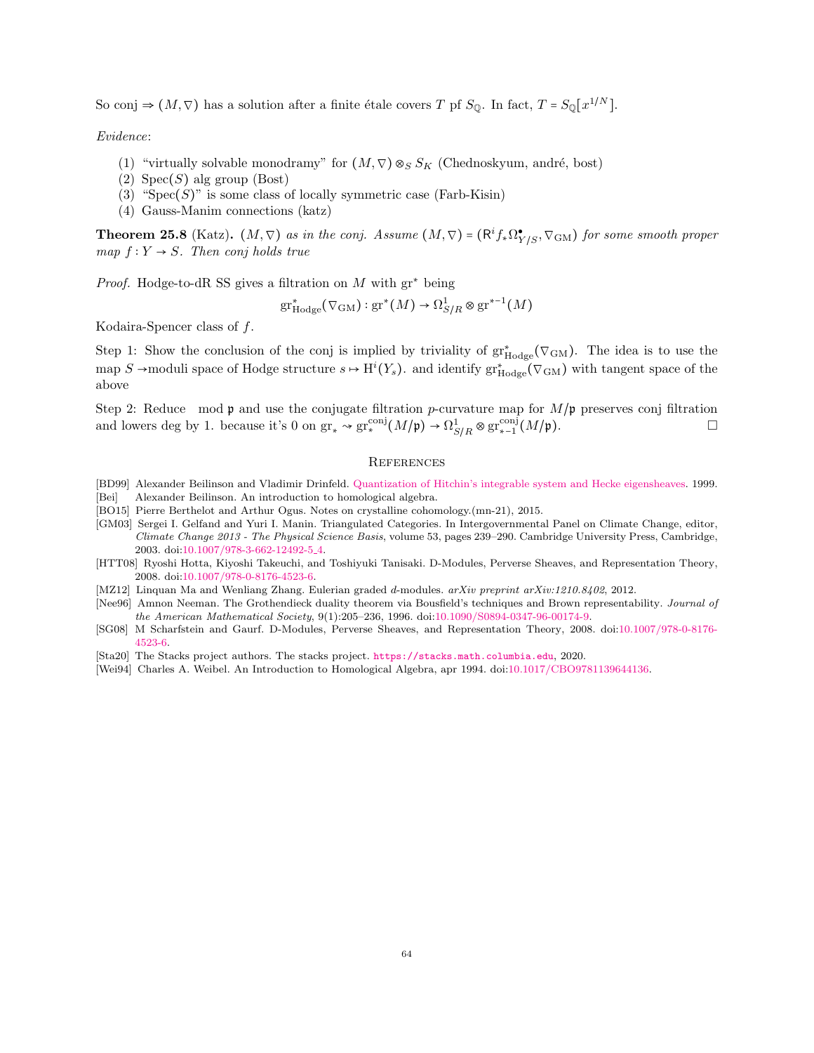So conj $\Rightarrow (M, \nabla)$ has a solution after a finite étale covers $T$ pf $S_{\mathbb{Q}}$. In fact, $T = S_{\mathbb{Q}}[x^{1/N}]$.

*Evidence*:

(1) "virtually solvable monodramy" for $(M, \nabla) \otimes_S S_K$ (Chednoskyum, andré, bost)
(2) $\mathrm{Spec}(S)$ alg group (Bost)
(3) "$\mathrm{Spec}(S)$" is some class of locally symmetric case (Farb-Kisin)
(4) Gauss-Manim connections (katz)

**Theorem 25.8** (Katz)**.** *$(M, \nabla)$ as in the conj. Assume $(M, \nabla) = (\mathsf{R}^i f_* \Omega^\bullet_{Y/S}, \nabla_{\mathrm{GM}})$ for some smooth proper map $f : Y \to S$. Then conj holds true*

*Proof.* Hodge-to-dR SS gives a filtration on $M$ with $\mathrm{gr}^*$ being

$$\mathrm{gr}^*_{\mathrm{Hodge}}(\nabla_{\mathrm{GM}}) : \mathrm{gr}^*(M) \to \Omega^1_{S/R} \otimes \mathrm{gr}^{*-1}(M)$$

Kodaira-Spencer class of $f$.

Step 1: Show the conclusion of the conj is implied by triviality of $\mathrm{gr}^*_{\mathrm{Hodge}}(\nabla_{\mathrm{GM}})$. The idea is to use the map $S \to$moduli space of Hodge structure $s \mapsto \mathrm{H}^i(Y_s)$. and identify $\mathrm{gr}^*_{\mathrm{Hodge}}(\nabla_{\mathrm{GM}})$ with tangent space of the above

Step 2: Reduce mod $\mathfrak{p}$ and use the conjugate filtration $p$-curvature map for $M/\mathfrak{p}$ preserves conj filtration and lowers deg by 1. because it's 0 on $\mathrm{gr}_* \rightsquigarrow \mathrm{gr}^{\mathrm{conj}}_*(M/\mathfrak{p}) \to \Omega^1_{S/R} \otimes \mathrm{gr}^{\mathrm{conj}}_{*-1}(M/\mathfrak{p})$. □

## References

[BD99] Alexander Beilinson and Vladimir Drinfeld. Quantization of Hitchin's integrable system and Hecke eigensheaves. 1999.

[Bei] Alexander Beilinson. An introduction to homological algebra.

[BO15] Pierre Berthelot and Arthur Ogus. Notes on crystalline cohomology.(mn-21), 2015.

[GM03] Sergei I. Gelfand and Yuri I. Manin. Triangulated Categories. In Intergovernmental Panel on Climate Change, editor, *Climate Change 2013 - The Physical Science Basis*, volume 53, pages 239–290. Cambridge University Press, Cambridge, 2003. doi:10.1007/978-3-662-12492-5_4.

[HTT08] Ryoshi Hotta, Kiyoshi Takeuchi, and Toshiyuki Tanisaki. D-Modules, Perverse Sheaves, and Representation Theory, 2008. doi:10.1007/978-0-8176-4523-6.

[MZ12] Linquan Ma and Wenliang Zhang. Eulerian graded $d$-modules. *arXiv preprint arXiv:1210.8402*, 2012.

[Nee96] Amnon Neeman. The Grothendieck duality theorem via Bousfield's techniques and Brown representability. *Journal of the American Mathematical Society*, 9(1):205–236, 1996. doi:10.1090/S0894-0347-96-00174-9.

[SG08] M Scharfstein and Gaurf. D-Modules, Perverse Sheaves, and Representation Theory, 2008. doi:10.1007/978-0-8176-4523-6.

[Sta20] The Stacks project authors. The stacks project. https://stacks.math.columbia.edu, 2020.

[Wei94] Charles A. Weibel. An Introduction to Homological Algebra, apr 1994. doi:10.1017/CBO9781139644136.